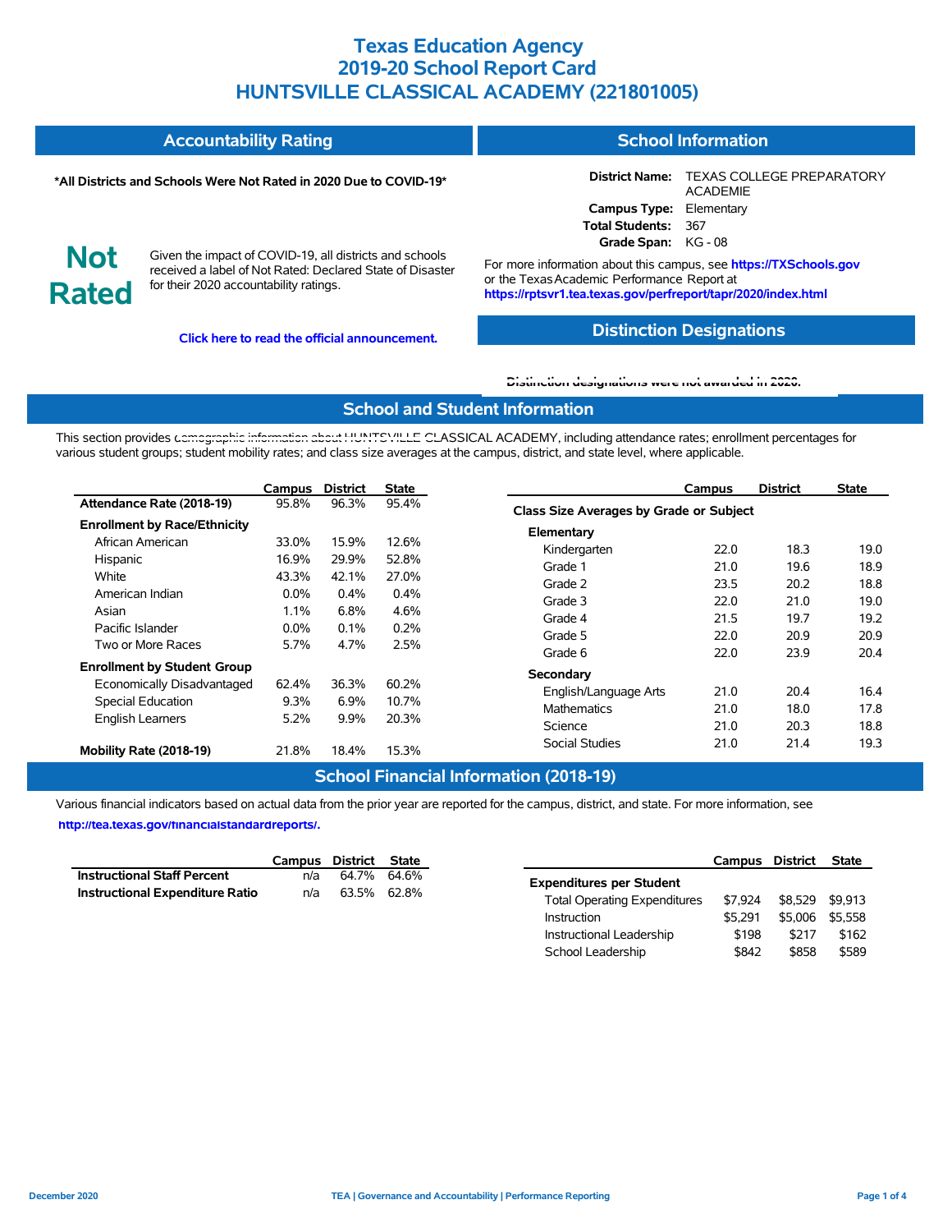# Texas Education Agency
# 2019-20 School Report Card
# HUNTSVILLE CLASSICAL ACADEMY (221801005)

## Accountability Rating

**\*All Districts and Schools Were Not Rated in 2020 Due to COVID-19\***

**Not Rated**

Given the impact of COVID-19, all districts and schools received a label of Not Rated: Declared State of Disaster for their 2020 accountability ratings.

**Click here to read the official announcement.**

## School Information

**District Name:** TEXAS COLLEGE PREPARATORY ACADEMIE
**Campus Type:** Elementary
**Total Students:** 367
**Grade Span:** KG - 08

For more information about this campus, see **https://TXSchools.gov** or the Texas Academic Performance Report at **https://rptsvr1.tea.texas.gov/perfreport/tapr/2020/index.html**

## Distinction Designations

**Distinction designations were not awarded in 2020.**

## School and Student Information

This section provides demographic information about HUNTSVILLE CLASSICAL ACADEMY, including attendance rates; enrollment percentages for various student groups; student mobility rates; and class size averages at the campus, district, and state level, where applicable.

| | Campus | District | State |
|---|---|---|---|
| **Attendance Rate (2018-19)** | 95.8% | 96.3% | 95.4% |
| **Enrollment by Race/Ethnicity** | | | |
| African American | 33.0% | 15.9% | 12.6% |
| Hispanic | 16.9% | 29.9% | 52.8% |
| White | 43.3% | 42.1% | 27.0% |
| American Indian | 0.0% | 0.4% | 0.4% |
| Asian | 1.1% | 6.8% | 4.6% |
| Pacific Islander | 0.0% | 0.1% | 0.2% |
| Two or More Races | 5.7% | 4.7% | 2.5% |
| **Enrollment by Student Group** | | | |
| Economically Disadvantaged | 62.4% | 36.3% | 60.2% |
| Special Education | 9.3% | 6.9% | 10.7% |
| English Learners | 5.2% | 9.9% | 20.3% |
| **Mobility Rate (2018-19)** | 21.8% | 18.4% | 15.3% |

| | Campus | District | State |
|---|---|---|---|
| **Class Size Averages by Grade or Subject** | | | |
| **Elementary** | | | |
| Kindergarten | 22.0 | 18.3 | 19.0 |
| Grade 1 | 21.0 | 19.6 | 18.9 |
| Grade 2 | 23.5 | 20.2 | 18.8 |
| Grade 3 | 22.0 | 21.0 | 19.0 |
| Grade 4 | 21.5 | 19.7 | 19.2 |
| Grade 5 | 22.0 | 20.9 | 20.9 |
| Grade 6 | 22.0 | 23.9 | 20.4 |
| **Secondary** | | | |
| English/Language Arts | 21.0 | 20.4 | 16.4 |
| Mathematics | 21.0 | 18.0 | 17.8 |
| Science | 21.0 | 20.3 | 18.8 |
| Social Studies | 21.0 | 21.4 | 19.3 |

## School Financial Information (2018-19)

Various financial indicators based on actual data from the prior year are reported for the campus, district, and state. For more information, see **http://tea.texas.gov/financialstandardreports/.**

| | Campus | District | State |
|---|---|---|---|
| **Instructional Staff Percent** | n/a | 64.7% | 64.6% |
| **Instructional Expenditure Ratio** | n/a | 63.5% | 62.8% |

| | Campus | District | State |
|---|---|---|---|
| **Expenditures per Student** | | | |
| Total Operating Expenditures | $7,924 | $8,529 | $9,913 |
| Instruction | $5,291 | $5,006 | $5,558 |
| Instructional Leadership | $198 | $217 | $162 |
| School Leadership | $842 | $858 | $589 |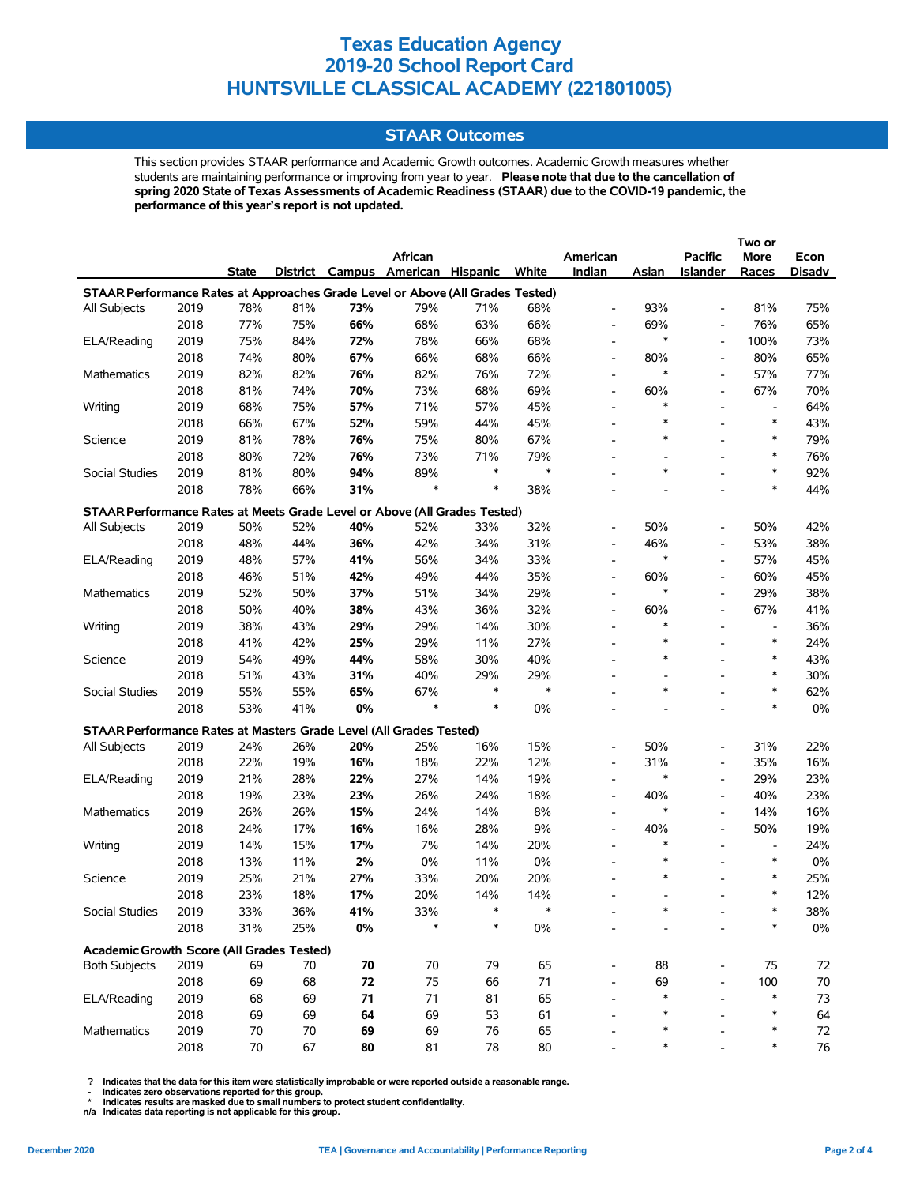# Texas Education Agency
# 2019-20 School Report Card
# HUNTSVILLE CLASSICAL ACADEMY (221801005)

## STAAR Outcomes

This section provides STAAR performance and Academic Growth outcomes. Academic Growth measures whether students are maintaining performance or improving from year to year. **Please note that due to the cancellation of spring 2020 State of Texas Assessments of Academic Readiness (STAAR) due to the COVID-19 pandemic, the performance of this year's report is not updated.**

| | | State | District | Campus | African American | Hispanic | White | American Indian | Asian | Pacific Islander | Two or More Races | Econ Disadv |
|---|---|---|---|---|---|---|---|---|---|---|---|---|
| **STAAR Performance Rates at Approaches Grade Level or Above (All Grades Tested)** | | | | | | | | | | | | |
| All Subjects | 2019 | 78% | 81% | **73%** | 79% | 71% | 68% | - | 93% | - | 81% | 75% |
| | 2018 | 77% | 75% | **66%** | 68% | 63% | 66% | - | 69% | - | 76% | 65% |
| ELA/Reading | 2019 | 75% | 84% | **72%** | 78% | 66% | 68% | - | * | - | 100% | 73% |
| | 2018 | 74% | 80% | **67%** | 66% | 68% | 66% | - | 80% | - | 80% | 65% |
| Mathematics | 2019 | 82% | 82% | **76%** | 82% | 76% | 72% | - | * | - | 57% | 77% |
| | 2018 | 81% | 74% | **70%** | 73% | 68% | 69% | - | 60% | - | 67% | 70% |
| Writing | 2019 | 68% | 75% | **57%** | 71% | 57% | 45% | - | * | - | - | 64% |
| | 2018 | 66% | 67% | **52%** | 59% | 44% | 45% | - | * | - | * | 43% |
| Science | 2019 | 81% | 78% | **76%** | 75% | 80% | 67% | - | * | - | * | 79% |
| | 2018 | 80% | 72% | **76%** | 73% | 71% | 79% | - | - | - | * | 76% |
| Social Studies | 2019 | 81% | 80% | **94%** | 89% | * | * | - | * | - | * | 92% |
| | 2018 | 78% | 66% | **31%** | * | * | 38% | - | - | - | * | 44% |
| **STAAR Performance Rates at Meets Grade Level or Above (All Grades Tested)** | | | | | | | | | | | | |
| All Subjects | 2019 | 50% | 52% | **40%** | 52% | 33% | 32% | - | 50% | - | 50% | 42% |
| | 2018 | 48% | 44% | **36%** | 42% | 34% | 31% | - | 46% | - | 53% | 38% |
| ELA/Reading | 2019 | 48% | 57% | **41%** | 56% | 34% | 33% | - | * | - | 57% | 45% |
| | 2018 | 46% | 51% | **42%** | 49% | 44% | 35% | - | 60% | - | 60% | 45% |
| Mathematics | 2019 | 52% | 50% | **37%** | 51% | 34% | 29% | - | * | - | 29% | 38% |
| | 2018 | 50% | 40% | **38%** | 43% | 36% | 32% | - | 60% | - | 67% | 41% |
| Writing | 2019 | 38% | 43% | **29%** | 29% | 14% | 30% | - | * | - | - | 36% |
| | 2018 | 41% | 42% | **25%** | 29% | 11% | 27% | - | * | - | * | 24% |
| Science | 2019 | 54% | 49% | **44%** | 58% | 30% | 40% | - | * | - | * | 43% |
| | 2018 | 51% | 43% | **31%** | 40% | 29% | 29% | - | - | - | * | 30% |
| Social Studies | 2019 | 55% | 55% | **65%** | 67% | * | * | - | * | - | * | 62% |
| | 2018 | 53% | 41% | **0%** | * | * | 0% | - | - | - | * | 0% |
| **STAAR Performance Rates at Masters Grade Level (All Grades Tested)** | | | | | | | | | | | | |
| All Subjects | 2019 | 24% | 26% | **20%** | 25% | 16% | 15% | - | 50% | - | 31% | 22% |
| | 2018 | 22% | 19% | **16%** | 18% | 22% | 12% | - | 31% | - | 35% | 16% |
| ELA/Reading | 2019 | 21% | 28% | **22%** | 27% | 14% | 19% | - | * | - | 29% | 23% |
| | 2018 | 19% | 23% | **23%** | 26% | 24% | 18% | - | 40% | - | 40% | 23% |
| Mathematics | 2019 | 26% | 26% | **15%** | 24% | 14% | 8% | - | * | - | 14% | 16% |
| | 2018 | 24% | 17% | **16%** | 16% | 28% | 9% | - | 40% | - | 50% | 19% |
| Writing | 2019 | 14% | 15% | **17%** | 7% | 14% | 20% | - | * | - | - | 24% |
| | 2018 | 13% | 11% | **2%** | 0% | 11% | 0% | - | * | - | * | 0% |
| Science | 2019 | 25% | 21% | **27%** | 33% | 20% | 20% | - | * | - | * | 25% |
| | 2018 | 23% | 18% | **17%** | 20% | 14% | 14% | - | - | - | * | 12% |
| Social Studies | 2019 | 33% | 36% | **41%** | 33% | * | * | - | * | - | * | 38% |
| | 2018 | 31% | 25% | **0%** | * | * | 0% | - | - | - | * | 0% |
| **Academic Growth Score (All Grades Tested)** | | | | | | | | | | | | |
| Both Subjects | 2019 | 69 | 70 | **70** | 70 | 79 | 65 | - | 88 | - | 75 | 72 |
| | 2018 | 69 | 68 | **72** | 75 | 66 | 71 | - | 69 | - | 100 | 70 |
| ELA/Reading | 2019 | 68 | 69 | **71** | 71 | 81 | 65 | - | * | - | * | 73 |
| | 2018 | 69 | 69 | **64** | 69 | 53 | 61 | - | * | - | * | 64 |
| Mathematics | 2019 | 70 | 70 | **69** | 69 | 76 | 65 | - | * | - | * | 72 |
| | 2018 | 70 | 67 | **80** | 81 | 78 | 80 | - | * | - | * | 76 |

**?** Indicates that the data for this item were statistically improbable or were reported outside a reasonable range.
**-** Indicates zero observations reported for this group.
**\*** Indicates results are masked due to small numbers to protect student confidentiality.
**n/a** Indicates data reporting is not applicable for this group.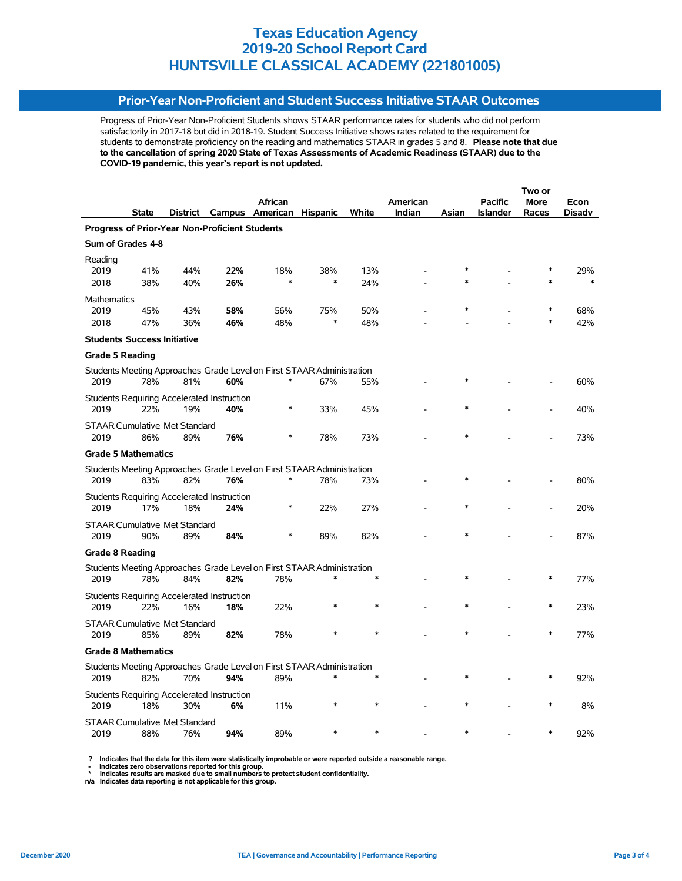# Texas Education Agency
# 2019-20 School Report Card
# HUNTSVILLE CLASSICAL ACADEMY (221801005)

## Prior-Year Non-Proficient and Student Success Initiative STAAR Outcomes

Progress of Prior-Year Non-Proficient Students shows STAAR performance rates for students who did not perform satisfactorily in 2017-18 but did in 2018-19. Student Success Initiative shows rates related to the requirement for students to demonstrate proficiency on the reading and mathematics STAAR in grades 5 and 8. **Please note that due to the cancellation of spring 2020 State of Texas Assessments of Academic Readiness (STAAR) due to the COVID-19 pandemic, this year's report is not updated.**

| | State | District | Campus | African American | Hispanic | White | American Indian | Asian | Pacific Islander | Two or More Races | Econ Disadv |
|---|---|---|---|---|---|---|---|---|---|---|---|
| **Progress of Prior-Year Non-Proficient Students** | | | | | | | | | | | |
| **Sum of Grades 4-8** | | | | | | | | | | | |
| Reading | | | | | | | | | | | |
| 2019 | 41% | 44% | **22%** | 18% | 38% | 13% | - | * | - | * | 29% |
| 2018 | 38% | 40% | **26%** | * | * | 24% | - | * | - | * | * |
| Mathematics | | | | | | | | | | | |
| 2019 | 45% | 43% | **58%** | 56% | 75% | 50% | - | * | - | * | 68% |
| 2018 | 47% | 36% | **46%** | 48% | * | 48% | - | - | - | * | 42% |
| **Students Success Initiative** | | | | | | | | | | | |
| **Grade 5 Reading** | | | | | | | | | | | |
| Students Meeting Approaches Grade Level on First STAAR Administration | | | | | | | | | | | |
| 2019 | 78% | 81% | **60%** | * | 67% | 55% | - | * | - | - | 60% |
| Students Requiring Accelerated Instruction | | | | | | | | | | | |
| 2019 | 22% | 19% | **40%** | * | 33% | 45% | - | * | - | - | 40% |
| STAAR Cumulative Met Standard | | | | | | | | | | | |
| 2019 | 86% | 89% | **76%** | * | 78% | 73% | - | * | - | - | 73% |
| **Grade 5 Mathematics** | | | | | | | | | | | |
| Students Meeting Approaches Grade Level on First STAAR Administration | | | | | | | | | | | |
| 2019 | 83% | 82% | **76%** | * | 78% | 73% | - | * | - | - | 80% |
| Students Requiring Accelerated Instruction | | | | | | | | | | | |
| 2019 | 17% | 18% | **24%** | * | 22% | 27% | - | * | - | - | 20% |
| STAAR Cumulative Met Standard | | | | | | | | | | | |
| 2019 | 90% | 89% | **84%** | * | 89% | 82% | - | * | - | - | 87% |
| **Grade 8 Reading** | | | | | | | | | | | |
| Students Meeting Approaches Grade Level on First STAAR Administration | | | | | | | | | | | |
| 2019 | 78% | 84% | **82%** | 78% | * | * | - | * | - | * | 77% |
| Students Requiring Accelerated Instruction | | | | | | | | | | | |
| 2019 | 22% | 16% | **18%** | 22% | * | * | - | * | - | * | 23% |
| STAAR Cumulative Met Standard | | | | | | | | | | | |
| 2019 | 85% | 89% | **82%** | 78% | * | * | - | * | - | * | 77% |
| **Grade 8 Mathematics** | | | | | | | | | | | |
| Students Meeting Approaches Grade Level on First STAAR Administration | | | | | | | | | | | |
| 2019 | 82% | 70% | **94%** | 89% | * | * | - | * | - | * | 92% |
| Students Requiring Accelerated Instruction | | | | | | | | | | | |
| 2019 | 18% | 30% | **6%** | 11% | * | * | - | * | - | * | 8% |
| STAAR Cumulative Met Standard | | | | | | | | | | | |
| 2019 | 88% | 76% | **94%** | 89% | * | * | - | * | - | * | 92% |

**?** Indicates that the data for this item were statistically improbable or were reported outside a reasonable range.
**-** Indicates zero observations reported for this group.
**\*** Indicates results are masked due to small numbers to protect student confidentiality.
**n/a** Indicates data reporting is not applicable for this group.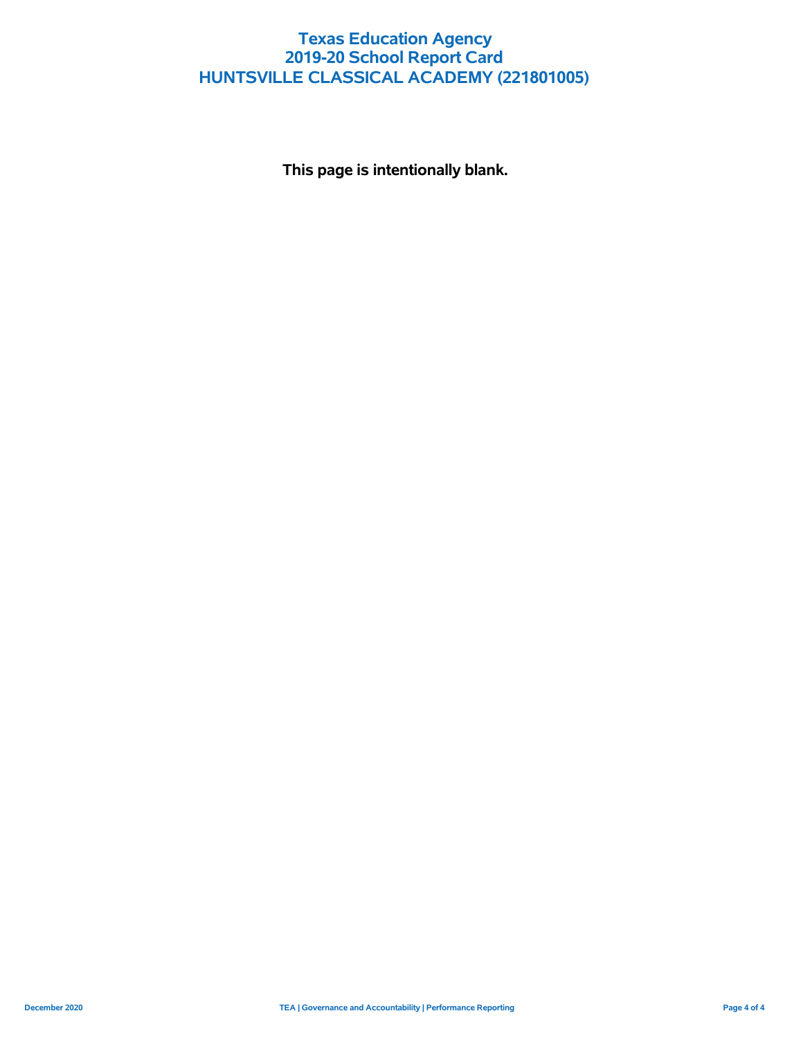# Texas Education Agency
## 2019-20 School Report Card
## HUNTSVILLE CLASSICAL ACADEMY (221801005)

**This page is intentionally blank.**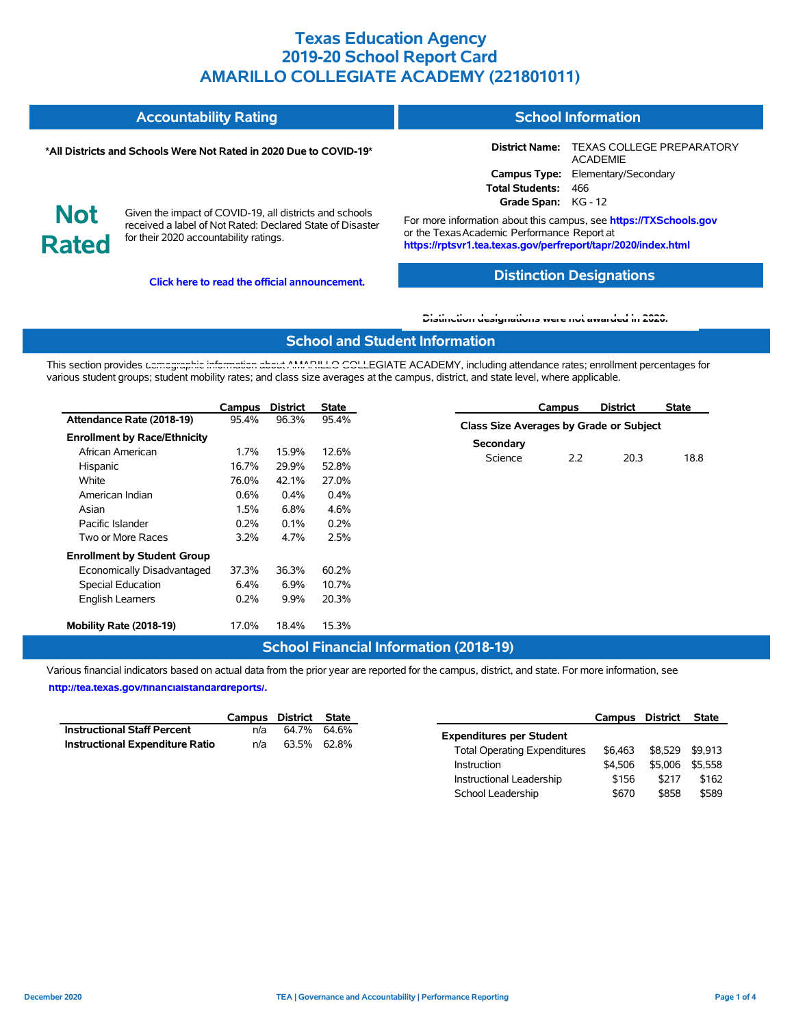# Texas Education Agency
# 2019-20 School Report Card
# AMARILLO COLLEGIATE ACADEMY (221801011)

## Accountability Rating

**\*All Districts and Schools Were Not Rated in 2020 Due to COVID-19\***

**Not Rated**

Given the impact of COVID-19, all districts and schools received a label of Not Rated: Declared State of Disaster for their 2020 accountability ratings.

**Click here to read the official announcement.**

## School Information

| | |
|---|---|
| **District Name:** | TEXAS COLLEGE PREPARATORY ACADEMIE |
| **Campus Type:** | Elementary/Secondary |
| **Total Students:** | 466 |
| **Grade Span:** | KG - 12 |

For more information about this campus, see **https://TXSchools.gov** or the Texas Academic Performance Report at **https://rptsvr1.tea.texas.gov/perfreport/tapr/2020/index.html**

## Distinction Designations

**Distinction designations were not awarded in 2020.**

## School and Student Information

This section provides demographic information about AMARILLO COLLEGIATE ACADEMY, including attendance rates; enrollment percentages for various student groups; student mobility rates; and class size averages at the campus, district, and state level, where applicable.

| | Campus | District | State |
|---|---|---|---|
| **Attendance Rate (2018-19)** | 95.4% | 96.3% | 95.4% |
| **Enrollment by Race/Ethnicity** | | | |
| African American | 1.7% | 15.9% | 12.6% |
| Hispanic | 16.7% | 29.9% | 52.8% |
| White | 76.0% | 42.1% | 27.0% |
| American Indian | 0.6% | 0.4% | 0.4% |
| Asian | 1.5% | 6.8% | 4.6% |
| Pacific Islander | 0.2% | 0.1% | 0.2% |
| Two or More Races | 3.2% | 4.7% | 2.5% |
| **Enrollment by Student Group** | | | |
| Economically Disadvantaged | 37.3% | 36.3% | 60.2% |
| Special Education | 6.4% | 6.9% | 10.7% |
| English Learners | 0.2% | 9.9% | 20.3% |
| **Mobility Rate (2018-19)** | 17.0% | 18.4% | 15.3% |

| | Campus | District | State |
|---|---|---|---|
| **Class Size Averages by Grade or Subject** | | | |
| **Secondary** | | | |
| Science | 2.2 | 20.3 | 18.8 |

## School Financial Information (2018-19)

Various financial indicators based on actual data from the prior year are reported for the campus, district, and state. For more information, see **http://tea.texas.gov/financialstandardreports/.**

| | Campus | District | State |
|---|---|---|---|
| **Instructional Staff Percent** | n/a | 64.7% | 64.6% |
| **Instructional Expenditure Ratio** | n/a | 63.5% | 62.8% |

| | Campus | District | State |
|---|---|---|---|
| **Expenditures per Student** | | | |
| Total Operating Expenditures | $6,463 | $8,529 | $9,913 |
| Instruction | $4,506 | $5,006 | $5,558 |
| Instructional Leadership | $156 | $217 | $162 |
| School Leadership | $670 | $858 | $589 |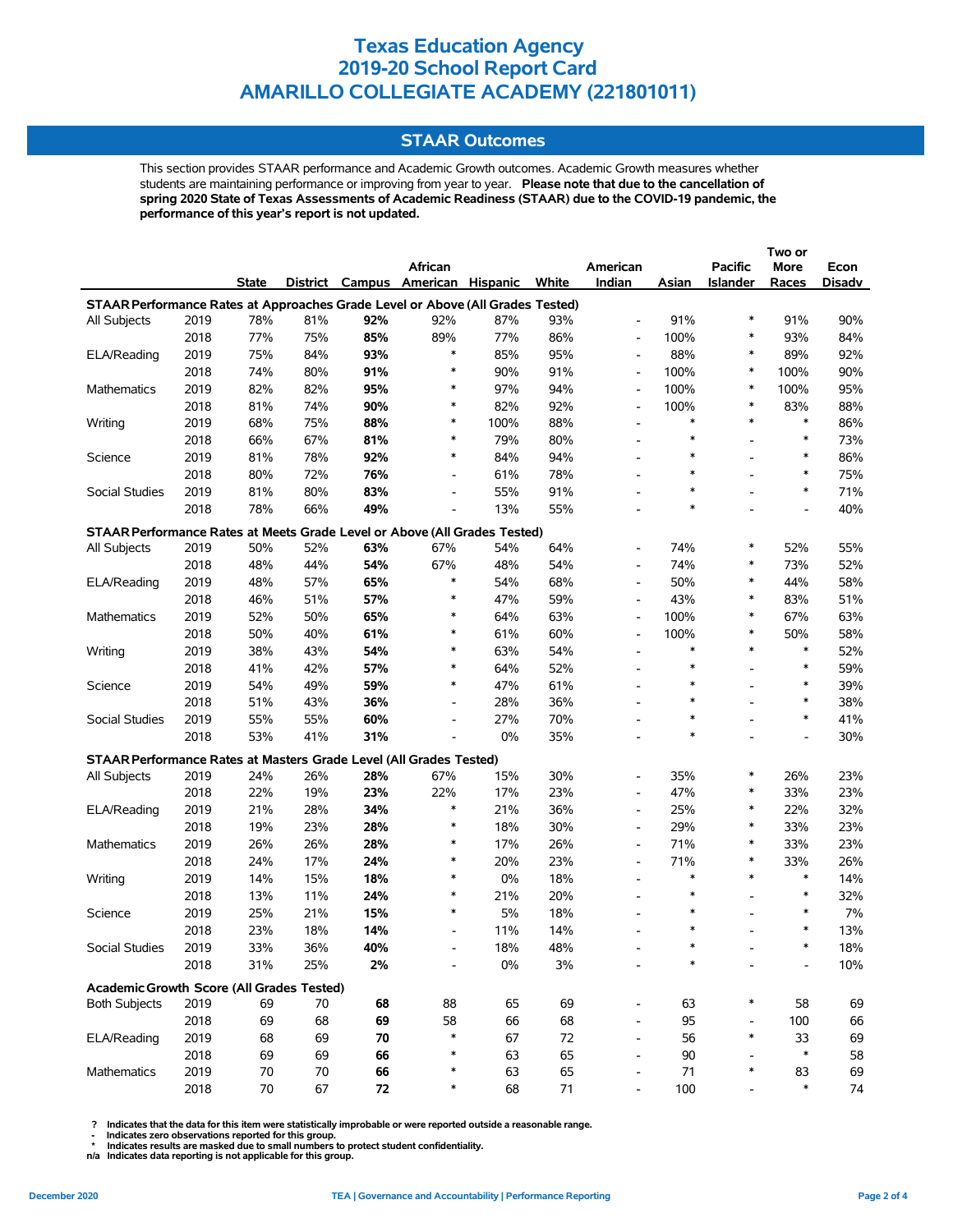# Texas Education Agency
# 2019-20 School Report Card
# AMARILLO COLLEGIATE ACADEMY (221801011)

## STAAR Outcomes

This section provides STAAR performance and Academic Growth outcomes. Academic Growth measures whether students are maintaining performance or improving from year to year. **Please note that due to the cancellation of spring 2020 State of Texas Assessments of Academic Readiness (STAAR) due to the COVID-19 pandemic, the performance of this year's report is not updated.**

| | | State | District | Campus | African American | Hispanic | White | American Indian | Asian | Pacific Islander | Two or More Races | Econ Disadv |
|---|---|---|---|---|---|---|---|---|---|---|---|---|
| **STAAR Performance Rates at Approaches Grade Level or Above (All Grades Tested)** | | | | | | | | | | | | |
| All Subjects | 2019 | 78% | 81% | **92%** | 92% | 87% | 93% | - | 91% | * | 91% | 90% |
| | 2018 | 77% | 75% | **85%** | 89% | 77% | 86% | - | 100% | * | 93% | 84% |
| ELA/Reading | 2019 | 75% | 84% | **93%** | * | 85% | 95% | - | 88% | * | 89% | 92% |
| | 2018 | 74% | 80% | **91%** | * | 90% | 91% | - | 100% | * | 100% | 90% |
| Mathematics | 2019 | 82% | 82% | **95%** | * | 97% | 94% | - | 100% | * | 100% | 95% |
| | 2018 | 81% | 74% | **90%** | * | 82% | 92% | - | 100% | * | 83% | 88% |
| Writing | 2019 | 68% | 75% | **88%** | * | 100% | 88% | - | * | * | * | 86% |
| | 2018 | 66% | 67% | **81%** | * | 79% | 80% | - | * | - | * | 73% |
| Science | 2019 | 81% | 78% | **92%** | * | 84% | 94% | - | * | - | * | 86% |
| | 2018 | 80% | 72% | **76%** | - | 61% | 78% | - | * | - | * | 75% |
| Social Studies | 2019 | 81% | 80% | **83%** | - | 55% | 91% | - | * | - | * | 71% |
| | 2018 | 78% | 66% | **49%** | - | 13% | 55% | - | * | - | - | 40% |
| **STAAR Performance Rates at Meets Grade Level or Above (All Grades Tested)** | | | | | | | | | | | | |
| All Subjects | 2019 | 50% | 52% | **63%** | 67% | 54% | 64% | - | 74% | * | 52% | 55% |
| | 2018 | 48% | 44% | **54%** | 67% | 48% | 54% | - | 74% | * | 73% | 52% |
| ELA/Reading | 2019 | 48% | 57% | **65%** | * | 54% | 68% | - | 50% | * | 44% | 58% |
| | 2018 | 46% | 51% | **57%** | * | 47% | 59% | - | 43% | * | 83% | 51% |
| Mathematics | 2019 | 52% | 50% | **65%** | * | 64% | 63% | - | 100% | * | 67% | 63% |
| | 2018 | 50% | 40% | **61%** | * | 61% | 60% | - | 100% | * | 50% | 58% |
| Writing | 2019 | 38% | 43% | **54%** | * | 63% | 54% | - | * | * | * | 52% |
| | 2018 | 41% | 42% | **57%** | * | 64% | 52% | - | * | - | * | 59% |
| Science | 2019 | 54% | 49% | **59%** | * | 47% | 61% | - | * | - | * | 39% |
| | 2018 | 51% | 43% | **36%** | - | 28% | 36% | - | * | - | * | 38% |
| Social Studies | 2019 | 55% | 55% | **60%** | - | 27% | 70% | - | * | - | * | 41% |
| | 2018 | 53% | 41% | **31%** | - | 0% | 35% | - | * | - | - | 30% |
| **STAAR Performance Rates at Masters Grade Level (All Grades Tested)** | | | | | | | | | | | | |
| All Subjects | 2019 | 24% | 26% | **28%** | 67% | 15% | 30% | - | 35% | * | 26% | 23% |
| | 2018 | 22% | 19% | **23%** | 22% | 17% | 23% | - | 47% | * | 33% | 23% |
| ELA/Reading | 2019 | 21% | 28% | **34%** | * | 21% | 36% | - | 25% | * | 22% | 32% |
| | 2018 | 19% | 23% | **28%** | * | 18% | 30% | - | 29% | * | 33% | 23% |
| Mathematics | 2019 | 26% | 26% | **28%** | * | 17% | 26% | - | 71% | * | 33% | 23% |
| | 2018 | 24% | 17% | **24%** | * | 20% | 23% | - | 71% | * | 33% | 26% |
| Writing | 2019 | 14% | 15% | **18%** | * | 0% | 18% | - | * | * | * | 14% |
| | 2018 | 13% | 11% | **24%** | * | 21% | 20% | - | * | - | * | 32% |
| Science | 2019 | 25% | 21% | **15%** | * | 5% | 18% | - | * | - | * | 7% |
| | 2018 | 23% | 18% | **14%** | - | 11% | 14% | - | * | - | * | 13% |
| Social Studies | 2019 | 33% | 36% | **40%** | - | 18% | 48% | - | * | - | * | 18% |
| | 2018 | 31% | 25% | **2%** | - | 0% | 3% | - | * | - | - | 10% |
| **Academic Growth Score (All Grades Tested)** | | | | | | | | | | | | |
| Both Subjects | 2019 | 69 | 70 | **68** | 88 | 65 | 69 | - | 63 | * | 58 | 69 |
| | 2018 | 69 | 68 | **69** | 58 | 66 | 68 | - | 95 | - | 100 | 66 |
| ELA/Reading | 2019 | 68 | 69 | **70** | * | 67 | 72 | - | 56 | * | 33 | 69 |
| | 2018 | 69 | 69 | **66** | * | 63 | 65 | - | 90 | - | * | 58 |
| Mathematics | 2019 | 70 | 70 | **66** | * | 63 | 65 | - | 71 | * | 83 | 69 |
| | 2018 | 70 | 67 | **72** | * | 68 | 71 | - | 100 | - | * | 74 |

? Indicates that the data for this item were statistically improbable or were reported outside a reasonable range.
- Indicates zero observations reported for this group.
* Indicates results are masked due to small numbers to protect student confidentiality.
n/a Indicates data reporting is not applicable for this group.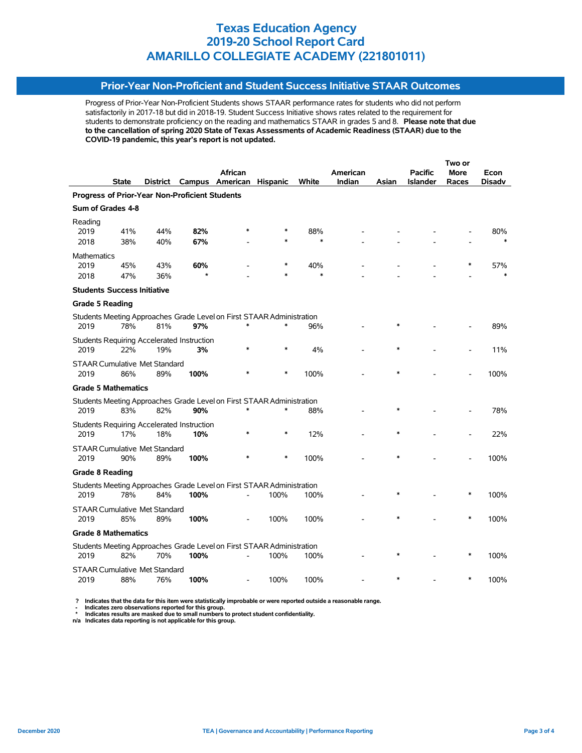# Texas Education Agency
# 2019-20 School Report Card
# AMARILLO COLLEGIATE ACADEMY (221801011)

## Prior-Year Non-Proficient and Student Success Initiative STAAR Outcomes

Progress of Prior-Year Non-Proficient Students shows STAAR performance rates for students who did not perform satisfactorily in 2017-18 but did in 2018-19. Student Success Initiative shows rates related to the requirement for students to demonstrate proficiency on the reading and mathematics STAAR in grades 5 and 8. **Please note that due to the cancellation of spring 2020 State of Texas Assessments of Academic Readiness (STAAR) due to the COVID-19 pandemic, this year's report is not updated.**

| | State | District | Campus | African American | Hispanic | White | American Indian | Asian | Pacific Islander | Two or More Races | Econ Disadv |
|---|---|---|---|---|---|---|---|---|---|---|---|
| **Progress of Prior-Year Non-Proficient Students** | | | | | | | | | | | |
| **Sum of Grades 4-8** | | | | | | | | | | | |
| Reading | | | | | | | | | | | |
| 2019 | 41% | 44% | **82%** | * | * | 88% | - | - | - | - | 80% |
| 2018 | 38% | 40% | **67%** | - | * | * | - | - | - | - | * |
| Mathematics | | | | | | | | | | | |
| 2019 | 45% | 43% | **60%** | - | * | 40% | - | - | - | * | 57% |
| 2018 | 47% | 36% | * | - | * | * | - | - | - | - | * |
| **Students Success Initiative** | | | | | | | | | | | |
| **Grade 5 Reading** | | | | | | | | | | | |
| Students Meeting Approaches Grade Level on First STAAR Administration | | | | | | | | | | | |
| 2019 | 78% | 81% | **97%** | * | * | 96% | - | * | - | - | 89% |
| Students Requiring Accelerated Instruction | | | | | | | | | | | |
| 2019 | 22% | 19% | **3%** | * | * | 4% | - | * | - | - | 11% |
| STAAR Cumulative Met Standard | | | | | | | | | | | |
| 2019 | 86% | 89% | **100%** | * | * | 100% | - | * | - | - | 100% |
| **Grade 5 Mathematics** | | | | | | | | | | | |
| Students Meeting Approaches Grade Level on First STAAR Administration | | | | | | | | | | | |
| 2019 | 83% | 82% | **90%** | * | * | 88% | - | * | - | - | 78% |
| Students Requiring Accelerated Instruction | | | | | | | | | | | |
| 2019 | 17% | 18% | **10%** | * | * | 12% | - | * | - | - | 22% |
| STAAR Cumulative Met Standard | | | | | | | | | | | |
| 2019 | 90% | 89% | **100%** | * | * | 100% | - | * | - | - | 100% |
| **Grade 8 Reading** | | | | | | | | | | | |
| Students Meeting Approaches Grade Level on First STAAR Administration | | | | | | | | | | | |
| 2019 | 78% | 84% | **100%** | - | 100% | 100% | - | * | - | * | 100% |
| STAAR Cumulative Met Standard | | | | | | | | | | | |
| 2019 | 85% | 89% | **100%** | - | 100% | 100% | - | * | - | * | 100% |
| **Grade 8 Mathematics** | | | | | | | | | | | |
| Students Meeting Approaches Grade Level on First STAAR Administration | | | | | | | | | | | |
| 2019 | 82% | 70% | **100%** | - | 100% | 100% | - | * | - | * | 100% |
| STAAR Cumulative Met Standard | | | | | | | | | | | |
| 2019 | 88% | 76% | **100%** | - | 100% | 100% | - | * | - | * | 100% |

**? Indicates that the data for this item were statistically improbable or were reported outside a reasonable range.**
**- Indicates zero observations reported for this group.**
*** Indicates results are masked due to small numbers to protect student confidentiality.**
**n/a Indicates data reporting is not applicable for this group.**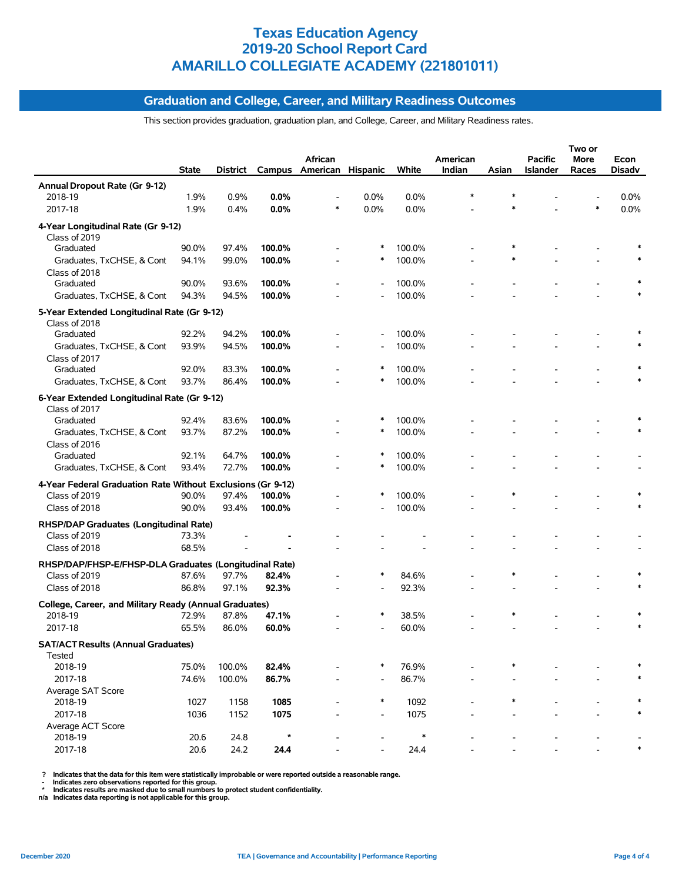# Texas Education Agency
# 2019-20 School Report Card
# AMARILLO COLLEGIATE ACADEMY (221801011)

## Graduation and College, Career, and Military Readiness Outcomes

This section provides graduation, graduation plan, and College, Career, and Military Readiness rates.

| | State | District | Campus | African American | Hispanic | White | American Indian | Asian | Pacific Islander | Two or More Races | Econ Disadv |
|---|---|---|---|---|---|---|---|---|---|---|---|
| **Annual Dropout Rate (Gr 9-12)** | | | | | | | | | | | |
| 2018-19 | 1.9% | 0.9% | **0.0%** | - | 0.0% | 0.0% | * | * | - | - | 0.0% |
| 2017-18 | 1.9% | 0.4% | **0.0%** | * | 0.0% | 0.0% | - | * | - | * | 0.0% |
| **4-Year Longitudinal Rate (Gr 9-12)** | | | | | | | | | | | |
| Class of 2019 | | | | | | | | | | | |
| Graduated | 90.0% | 97.4% | **100.0%** | - | * | 100.0% | - | * | - | - | * |
| Graduates, TxCHSE, & Cont | 94.1% | 99.0% | **100.0%** | - | * | 100.0% | - | * | - | - | * |
| Class of 2018 | | | | | | | | | | | |
| Graduated | 90.0% | 93.6% | **100.0%** | - | - | 100.0% | - | - | - | - | * |
| Graduates, TxCHSE, & Cont | 94.3% | 94.5% | **100.0%** | - | - | 100.0% | - | - | - | - | * |
| **5-Year Extended Longitudinal Rate (Gr 9-12)** | | | | | | | | | | | |
| Class of 2018 | | | | | | | | | | | |
| Graduated | 92.2% | 94.2% | **100.0%** | - | - | 100.0% | - | - | - | - | * |
| Graduates, TxCHSE, & Cont | 93.9% | 94.5% | **100.0%** | - | - | 100.0% | - | - | - | - | * |
| Class of 2017 | | | | | | | | | | | |
| Graduated | 92.0% | 83.3% | **100.0%** | - | * | 100.0% | - | - | - | - | * |
| Graduates, TxCHSE, & Cont | 93.7% | 86.4% | **100.0%** | - | * | 100.0% | - | - | - | - | * |
| **6-Year Extended Longitudinal Rate (Gr 9-12)** | | | | | | | | | | | |
| Class of 2017 | | | | | | | | | | | |
| Graduated | 92.4% | 83.6% | **100.0%** | - | * | 100.0% | - | - | - | - | * |
| Graduates, TxCHSE, & Cont | 93.7% | 87.2% | **100.0%** | - | * | 100.0% | - | - | - | - | * |
| Class of 2016 | | | | | | | | | | | |
| Graduated | 92.1% | 64.7% | **100.0%** | - | * | 100.0% | - | - | - | - | - |
| Graduates, TxCHSE, & Cont | 93.4% | 72.7% | **100.0%** | - | * | 100.0% | - | - | - | - | - |
| **4-Year Federal Graduation Rate Without Exclusions (Gr 9-12)** | | | | | | | | | | | |
| Class of 2019 | 90.0% | 97.4% | **100.0%** | - | * | 100.0% | - | * | - | - | * |
| Class of 2018 | 90.0% | 93.4% | **100.0%** | - | - | 100.0% | - | - | - | - | * |
| **RHSP/DAP Graduates (Longitudinal Rate)** | | | | | | | | | | | |
| Class of 2019 | 73.3% | - | **-** | - | - | - | - | - | - | - | - |
| Class of 2018 | 68.5% | - | **-** | - | - | - | - | - | - | - | - |
| **RHSP/DAP/FHSP-E/FHSP-DLA Graduates (Longitudinal Rate)** | | | | | | | | | | | |
| Class of 2019 | 87.6% | 97.7% | **82.4%** | - | * | 84.6% | - | * | - | - | * |
| Class of 2018 | 86.8% | 97.1% | **92.3%** | - | - | 92.3% | - | - | - | - | * |
| **College, Career, and Military Ready (Annual Graduates)** | | | | | | | | | | | |
| 2018-19 | 72.9% | 87.8% | **47.1%** | - | * | 38.5% | - | * | - | - | * |
| 2017-18 | 65.5% | 86.0% | **60.0%** | - | - | 60.0% | - | - | - | - | * |
| **SAT/ACT Results (Annual Graduates)** | | | | | | | | | | | |
| Tested | | | | | | | | | | | |
| 2018-19 | 75.0% | 100.0% | **82.4%** | - | * | 76.9% | - | * | - | - | * |
| 2017-18 | 74.6% | 100.0% | **86.7%** | - | - | 86.7% | - | - | - | - | * |
| Average SAT Score | | | | | | | | | | | |
| 2018-19 | 1027 | 1158 | **1085** | - | * | 1092 | - | * | - | - | * |
| 2017-18 | 1036 | 1152 | **1075** | - | - | 1075 | - | - | - | - | * |
| Average ACT Score | | | | | | | | | | | |
| 2018-19 | 20.6 | 24.8 | * | - | - | * | - | - | - | - | - |
| 2017-18 | 20.6 | 24.2 | **24.4** | - | - | 24.4 | - | - | - | - | * |

**?** Indicates that the data for this item were statistically improbable or were reported outside a reasonable range.
**-** Indicates zero observations reported for this group.
**\*** Indicates results are masked due to small numbers to protect student confidentiality.
**n/a** Indicates data reporting is not applicable for this group.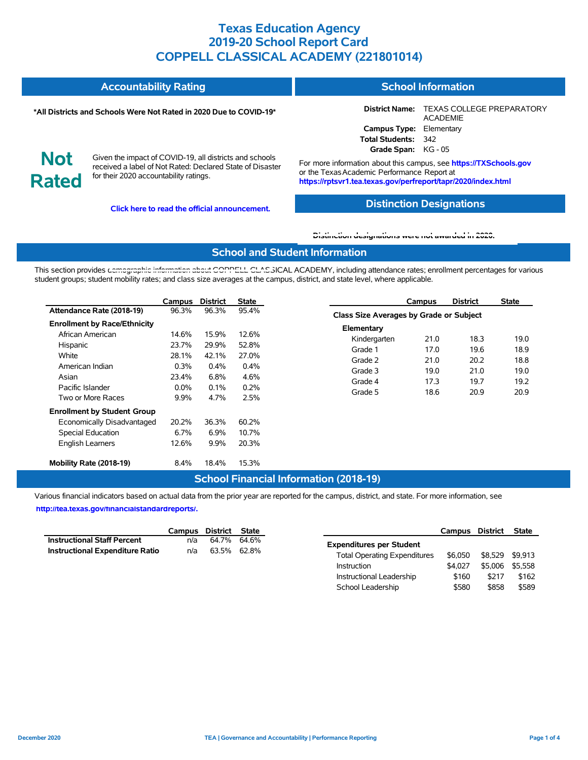# Texas Education Agency
# 2019-20 School Report Card
# COPPELL CLASSICAL ACADEMY (221801014)

## Accountability Rating

**\*All Districts and Schools Were Not Rated in 2020 Due to COVID-19\***

**Not Rated**

Given the impact of COVID-19, all districts and schools received a label of Not Rated: Declared State of Disaster for their 2020 accountability ratings.

**Click here to read the official announcement.**

## School Information

**District Name:** TEXAS COLLEGE PREPARATORY ACADEMIE
**Campus Type:** Elementary
**Total Students:** 342
**Grade Span:** KG - 05

For more information about this campus, see **https://TXSchools.gov** or the Texas Academic Performance Report at **https://rptsvr1.tea.texas.gov/perfreport/tapr/2020/index.html**

## Distinction Designations

**Distinction designations were not awarded in 2020.**

## School and Student Information

This section provides demographic information about COPPELL CLASSICAL ACADEMY, including attendance rates; enrollment percentages for various student groups; student mobility rates; and class size averages at the campus, district, and state level, where applicable.

| | Campus | District | State |
|---|---|---|---|
| **Attendance Rate (2018-19)** | 96.3% | 96.3% | 95.4% |
| **Enrollment by Race/Ethnicity** | | | |
| African American | 14.6% | 15.9% | 12.6% |
| Hispanic | 23.7% | 29.9% | 52.8% |
| White | 28.1% | 42.1% | 27.0% |
| American Indian | 0.3% | 0.4% | 0.4% |
| Asian | 23.4% | 6.8% | 4.6% |
| Pacific Islander | 0.0% | 0.1% | 0.2% |
| Two or More Races | 9.9% | 4.7% | 2.5% |
| **Enrollment by Student Group** | | | |
| Economically Disadvantaged | 20.2% | 36.3% | 60.2% |
| Special Education | 6.7% | 6.9% | 10.7% |
| English Learners | 12.6% | 9.9% | 20.3% |
| **Mobility Rate (2018-19)** | 8.4% | 18.4% | 15.3% |

| | Campus | District | State |
|---|---|---|---|
| **Class Size Averages by Grade or Subject** | | | |
| **Elementary** | | | |
| Kindergarten | 21.0 | 18.3 | 19.0 |
| Grade 1 | 17.0 | 19.6 | 18.9 |
| Grade 2 | 21.0 | 20.2 | 18.8 |
| Grade 3 | 19.0 | 21.0 | 19.0 |
| Grade 4 | 17.3 | 19.7 | 19.2 |
| Grade 5 | 18.6 | 20.9 | 20.9 |

## School Financial Information (2018-19)

Various financial indicators based on actual data from the prior year are reported for the campus, district, and state. For more information, see **http://tea.texas.gov/financialstandardreports/.**

| | Campus | District | State |
|---|---|---|---|
| **Instructional Staff Percent** | n/a | 64.7% | 64.6% |
| **Instructional Expenditure Ratio** | n/a | 63.5% | 62.8% |

| | Campus | District | State |
|---|---|---|---|
| **Expenditures per Student** | | | |
| Total Operating Expenditures | $6,050 | $8,529 | $9,913 |
| Instruction | $4,027 | $5,006 | $5,558 |
| Instructional Leadership | $160 | $217 | $162 |
| School Leadership | $580 | $858 | $589 |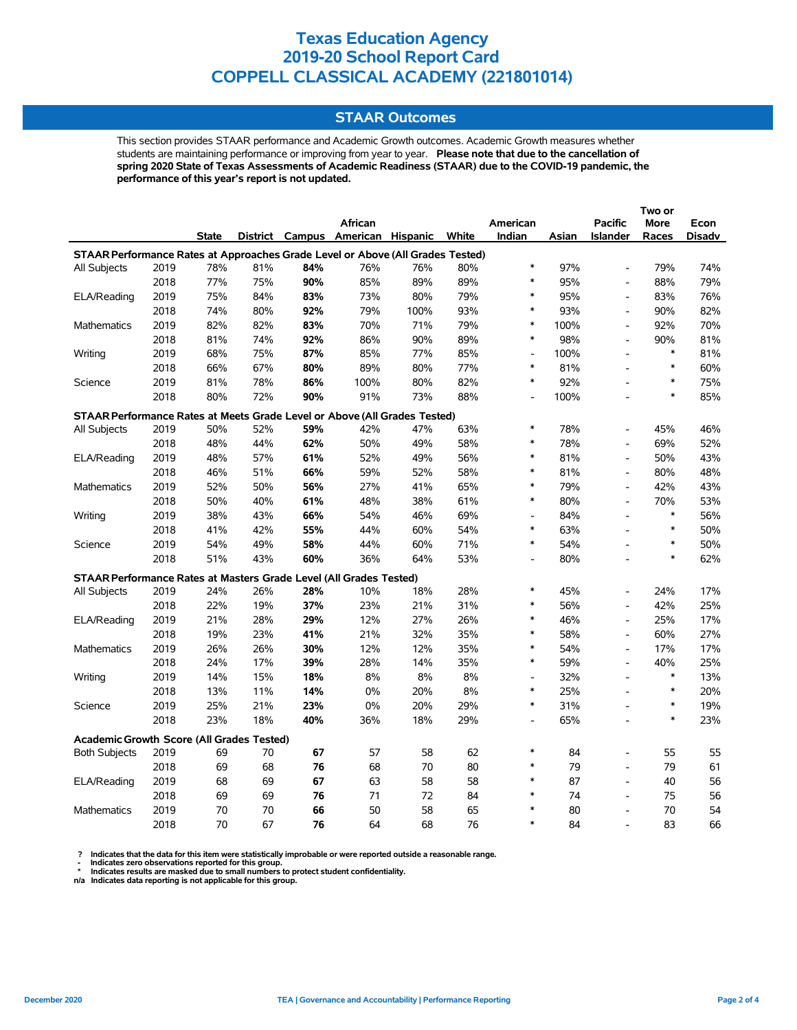# Texas Education Agency
# 2019-20 School Report Card
# COPPELL CLASSICAL ACADEMY (221801014)

## STAAR Outcomes

This section provides STAAR performance and Academic Growth outcomes. Academic Growth measures whether students are maintaining performance or improving from year to year. **Please note that due to the cancellation of spring 2020 State of Texas Assessments of Academic Readiness (STAAR) due to the COVID-19 pandemic, the performance of this year's report is not updated.**

| | | State | District | Campus | African American | Hispanic | White | American Indian | Asian | Pacific Islander | Two or More Races | Econ Disadv |
|---|---|---|---|---|---|---|---|---|---|---|---|---|
| **STAAR Performance Rates at Approaches Grade Level or Above (All Grades Tested)** | | | | | | | | | | | | |
| All Subjects | 2019 | 78% | 81% | **84%** | 76% | 76% | 80% | * | 97% | - | 79% | 74% |
| | 2018 | 77% | 75% | **90%** | 85% | 89% | 89% | * | 95% | - | 88% | 79% |
| ELA/Reading | 2019 | 75% | 84% | **83%** | 73% | 80% | 79% | * | 95% | - | 83% | 76% |
| | 2018 | 74% | 80% | **92%** | 79% | 100% | 93% | * | 93% | - | 90% | 82% |
| Mathematics | 2019 | 82% | 82% | **83%** | 70% | 71% | 79% | * | 100% | - | 92% | 70% |
| | 2018 | 81% | 74% | **92%** | 86% | 90% | 89% | * | 98% | - | 90% | 81% |
| Writing | 2019 | 68% | 75% | **87%** | 85% | 77% | 85% | - | 100% | - | * | 81% |
| | 2018 | 66% | 67% | **80%** | 89% | 80% | 77% | * | 81% | - | * | 60% |
| Science | 2019 | 81% | 78% | **86%** | 100% | 80% | 82% | * | 92% | - | * | 75% |
| | 2018 | 80% | 72% | **90%** | 91% | 73% | 88% | - | 100% | - | * | 85% |
| **STAAR Performance Rates at Meets Grade Level or Above (All Grades Tested)** | | | | | | | | | | | | |
| All Subjects | 2019 | 50% | 52% | **59%** | 42% | 47% | 63% | * | 78% | - | 45% | 46% |
| | 2018 | 48% | 44% | **62%** | 50% | 49% | 58% | * | 78% | - | 69% | 52% |
| ELA/Reading | 2019 | 48% | 57% | **61%** | 52% | 49% | 56% | * | 81% | - | 50% | 43% |
| | 2018 | 46% | 51% | **66%** | 59% | 52% | 58% | * | 81% | - | 80% | 48% |
| Mathematics | 2019 | 52% | 50% | **56%** | 27% | 41% | 65% | * | 79% | - | 42% | 43% |
| | 2018 | 50% | 40% | **61%** | 48% | 38% | 61% | * | 80% | - | 70% | 53% |
| Writing | 2019 | 38% | 43% | **66%** | 54% | 46% | 69% | - | 84% | - | * | 56% |
| | 2018 | 41% | 42% | **55%** | 44% | 60% | 54% | * | 63% | - | * | 50% |
| Science | 2019 | 54% | 49% | **58%** | 44% | 60% | 71% | * | 54% | - | * | 50% |
| | 2018 | 51% | 43% | **60%** | 36% | 64% | 53% | - | 80% | - | * | 62% |
| **STAAR Performance Rates at Masters Grade Level (All Grades Tested)** | | | | | | | | | | | | |
| All Subjects | 2019 | 24% | 26% | **28%** | 10% | 18% | 28% | * | 45% | - | 24% | 17% |
| | 2018 | 22% | 19% | **37%** | 23% | 21% | 31% | * | 56% | - | 42% | 25% |
| ELA/Reading | 2019 | 21% | 28% | **29%** | 12% | 27% | 26% | * | 46% | - | 25% | 17% |
| | 2018 | 19% | 23% | **41%** | 21% | 32% | 35% | * | 58% | - | 60% | 27% |
| Mathematics | 2019 | 26% | 26% | **30%** | 12% | 12% | 35% | * | 54% | - | 17% | 17% |
| | 2018 | 24% | 17% | **39%** | 28% | 14% | 35% | * | 59% | - | 40% | 25% |
| Writing | 2019 | 14% | 15% | **18%** | 8% | 8% | 8% | - | 32% | - | * | 13% |
| | 2018 | 13% | 11% | **14%** | 0% | 20% | 8% | * | 25% | - | * | 20% |
| Science | 2019 | 25% | 21% | **23%** | 0% | 20% | 29% | * | 31% | - | * | 19% |
| | 2018 | 23% | 18% | **40%** | 36% | 18% | 29% | - | 65% | - | * | 23% |
| **Academic Growth Score (All Grades Tested)** | | | | | | | | | | | | |
| Both Subjects | 2019 | 69 | 70 | **67** | 57 | 58 | 62 | * | 84 | - | 55 | 55 |
| | 2018 | 69 | 68 | **76** | 68 | 70 | 80 | * | 79 | - | 79 | 61 |
| ELA/Reading | 2019 | 68 | 69 | **67** | 63 | 58 | 58 | * | 87 | - | 40 | 56 |
| | 2018 | 69 | 69 | **76** | 71 | 72 | 84 | * | 74 | - | 75 | 56 |
| Mathematics | 2019 | 70 | 70 | **66** | 50 | 58 | 65 | * | 80 | - | 70 | 54 |
| | 2018 | 70 | 67 | **76** | 64 | 68 | 76 | * | 84 | - | 83 | 66 |

**?** Indicates that the data for this item were statistically improbable or were reported outside a reasonable range.
**-** Indicates zero observations reported for this group.
**\*** Indicates results are masked due to small numbers to protect student confidentiality.
**n/a** Indicates data reporting is not applicable for this group.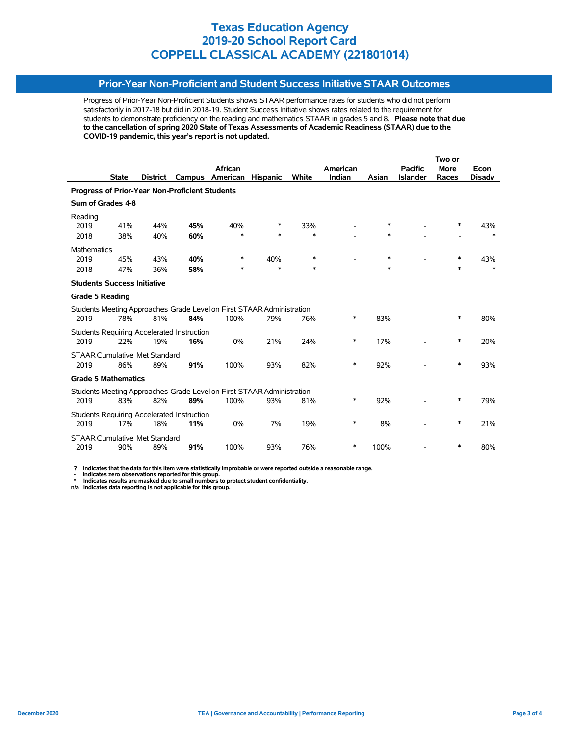# Texas Education Agency
# 2019-20 School Report Card
# COPPELL CLASSICAL ACADEMY (221801014)

## Prior-Year Non-Proficient and Student Success Initiative STAAR Outcomes

Progress of Prior-Year Non-Proficient Students shows STAAR performance rates for students who did not perform satisfactorily in 2017-18 but did in 2018-19. Student Success Initiative shows rates related to the requirement for students to demonstrate proficiency on the reading and mathematics STAAR in grades 5 and 8. **Please note that due to the cancellation of spring 2020 State of Texas Assessments of Academic Readiness (STAAR) due to the COVID-19 pandemic, this year's report is not updated.**

| | State | District | Campus | African American | Hispanic | White | American Indian | Asian | Pacific Islander | Two or More Races | Econ Disadv |
|---|---|---|---|---|---|---|---|---|---|---|---|
| **Progress of Prior-Year Non-Proficient Students** | | | | | | | | | | | |
| **Sum of Grades 4-8** | | | | | | | | | | | |
| Reading | | | | | | | | | | | |
| 2019 | 41% | 44% | **45%** | 40% | * | 33% | - | * | - | * | 43% |
| 2018 | 38% | 40% | **60%** | * | * | * | - | * | - | - | * |
| Mathematics | | | | | | | | | | | |
| 2019 | 45% | 43% | **40%** | * | 40% | * | - | * | - | * | 43% |
| 2018 | 47% | 36% | **58%** | * | * | * | - | * | - | * | * |
| **Students Success Initiative** | | | | | | | | | | | |
| **Grade 5 Reading** | | | | | | | | | | | |
| Students Meeting Approaches Grade Level on First STAAR Administration | | | | | | | | | | | |
| 2019 | 78% | 81% | **84%** | 100% | 79% | 76% | * | 83% | - | * | 80% |
| Students Requiring Accelerated Instruction | | | | | | | | | | | |
| 2019 | 22% | 19% | **16%** | 0% | 21% | 24% | * | 17% | - | * | 20% |
| STAAR Cumulative Met Standard | | | | | | | | | | | |
| 2019 | 86% | 89% | **91%** | 100% | 93% | 82% | * | 92% | - | * | 93% |
| **Grade 5 Mathematics** | | | | | | | | | | | |
| Students Meeting Approaches Grade Level on First STAAR Administration | | | | | | | | | | | |
| 2019 | 83% | 82% | **89%** | 100% | 93% | 81% | * | 92% | - | * | 79% |
| Students Requiring Accelerated Instruction | | | | | | | | | | | |
| 2019 | 17% | 18% | **11%** | 0% | 7% | 19% | * | 8% | - | * | 21% |
| STAAR Cumulative Met Standard | | | | | | | | | | | |
| 2019 | 90% | 89% | **91%** | 100% | 93% | 76% | * | 100% | - | * | 80% |

**?** Indicates that the data for this item were statistically improbable or were reported outside a reasonable range.
**-** Indicates zero observations reported for this group.
**\*** Indicates results are masked due to small numbers to protect student confidentiality.
**n/a** Indicates data reporting is not applicable for this group.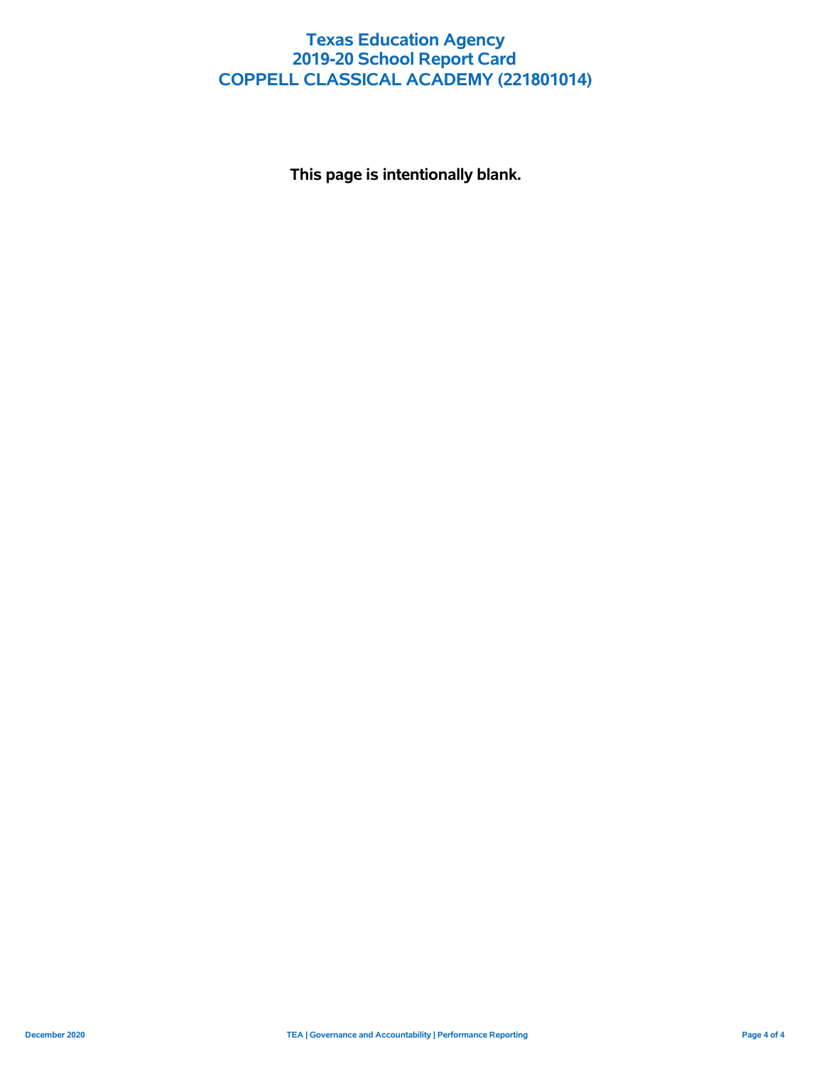# Texas Education Agency
# 2019-20 School Report Card
# COPPELL CLASSICAL ACADEMY (221801014)

**This page is intentionally blank.**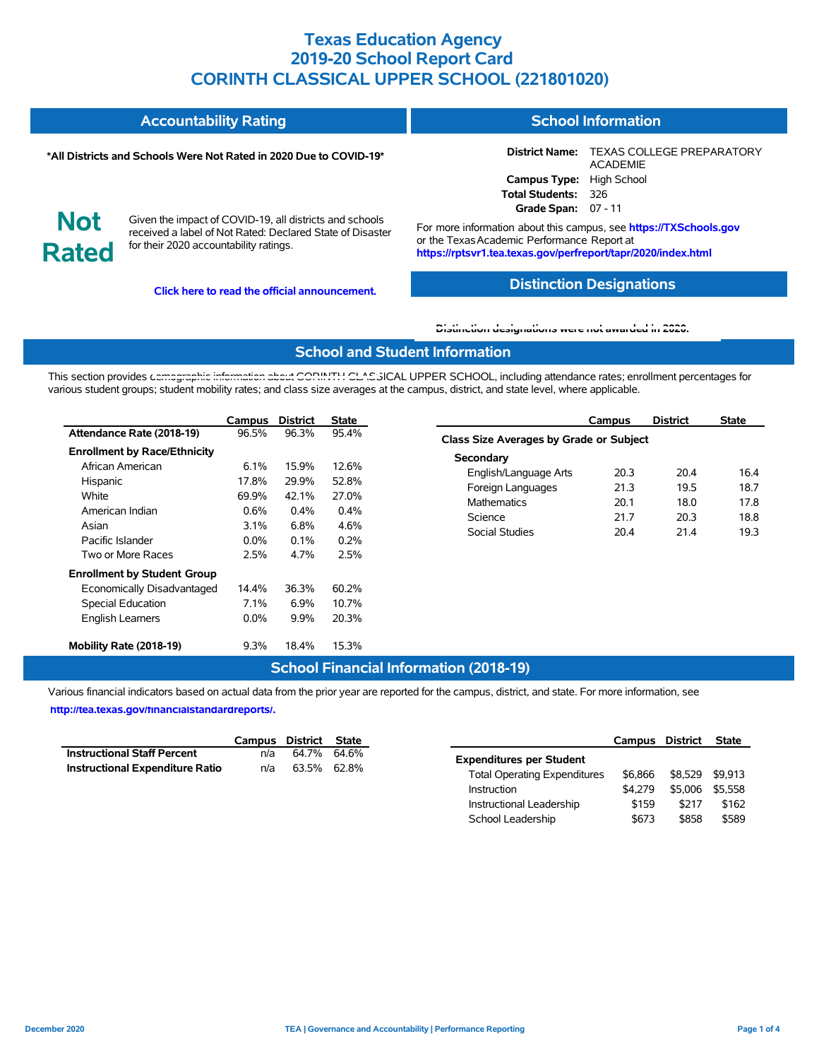# Texas Education Agency
# 2019-20 School Report Card
# CORINTH CLASSICAL UPPER SCHOOL (221801020)

## Accountability Rating

**\*All Districts and Schools Were Not Rated in 2020 Due to COVID-19\***

**Not Rated**

Given the impact of COVID-19, all districts and schools received a label of Not Rated: Declared State of Disaster for their 2020 accountability ratings.

**Click here to read the official announcement.**

## School Information

**District Name:** TEXAS COLLEGE PREPARATORY ACADEMIE
**Campus Type:** High School
**Total Students:** 326
**Grade Span:** 07 - 11

For more information about this campus, see **https://TXSchools.gov** or the Texas Academic Performance Report at **https://rptsvr1.tea.texas.gov/perfreport/tapr/2020/index.html**

## Distinction Designations

**Distinction designations were not awarded in 2020.**

## School and Student Information

This section provides demographic information about CORINTH CLASSICAL UPPER SCHOOL, including attendance rates; enrollment percentages for various student groups; student mobility rates; and class size averages at the campus, district, and state level, where applicable.

| | Campus | District | State |
|---|---|---|---|
| **Attendance Rate (2018-19)** | 96.5% | 96.3% | 95.4% |
| **Enrollment by Race/Ethnicity** | | | |
| African American | 6.1% | 15.9% | 12.6% |
| Hispanic | 17.8% | 29.9% | 52.8% |
| White | 69.9% | 42.1% | 27.0% |
| American Indian | 0.6% | 0.4% | 0.4% |
| Asian | 3.1% | 6.8% | 4.6% |
| Pacific Islander | 0.0% | 0.1% | 0.2% |
| Two or More Races | 2.5% | 4.7% | 2.5% |
| **Enrollment by Student Group** | | | |
| Economically Disadvantaged | 14.4% | 36.3% | 60.2% |
| Special Education | 7.1% | 6.9% | 10.7% |
| English Learners | 0.0% | 9.9% | 20.3% |
| **Mobility Rate (2018-19)** | 9.3% | 18.4% | 15.3% |

| | Campus | District | State |
|---|---|---|---|
| **Class Size Averages by Grade or Subject** | | | |
| **Secondary** | | | |
| English/Language Arts | 20.3 | 20.4 | 16.4 |
| Foreign Languages | 21.3 | 19.5 | 18.7 |
| Mathematics | 20.1 | 18.0 | 17.8 |
| Science | 21.7 | 20.3 | 18.8 |
| Social Studies | 20.4 | 21.4 | 19.3 |

## School Financial Information (2018-19)

Various financial indicators based on actual data from the prior year are reported for the campus, district, and state. For more information, see **http://tea.texas.gov/financialstandardreports/.**

| | Campus | District | State |
|---|---|---|---|
| **Instructional Staff Percent** | n/a | 64.7% | 64.6% |
| **Instructional Expenditure Ratio** | n/a | 63.5% | 62.8% |

| | Campus | District | State |
|---|---|---|---|
| **Expenditures per Student** | | | |
| Total Operating Expenditures | $6,866 | $8,529 | $9,913 |
| Instruction | $4,279 | $5,006 | $5,558 |
| Instructional Leadership | $159 | $217 | $162 |
| School Leadership | $673 | $858 | $589 |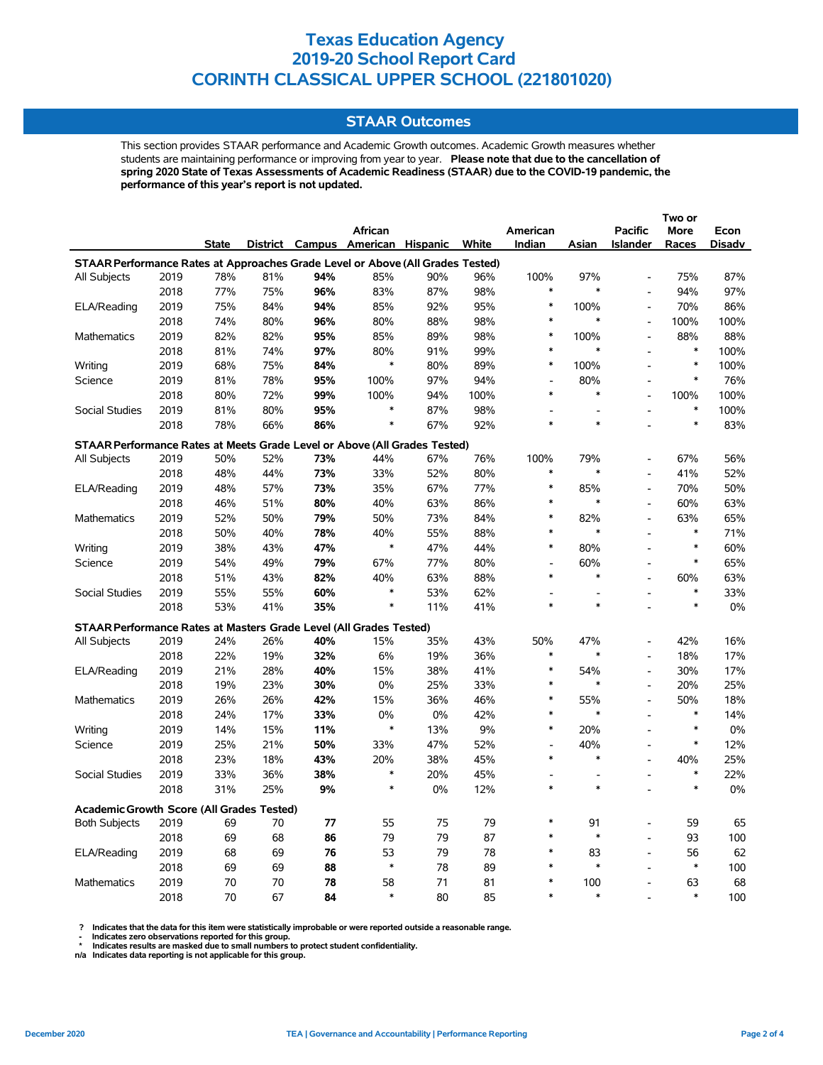# Texas Education Agency
# 2019-20 School Report Card
# CORINTH CLASSICAL UPPER SCHOOL (221801020)

## STAAR Outcomes

This section provides STAAR performance and Academic Growth outcomes. Academic Growth measures whether students are maintaining performance or improving from year to year. **Please note that due to the cancellation of spring 2020 State of Texas Assessments of Academic Readiness (STAAR) due to the COVID-19 pandemic, the performance of this year's report is not updated.**

| | | State | District | Campus | African American | Hispanic | White | American Indian | Asian | Pacific Islander | Two or More Races | Econ Disadv |
|---|---|---|---|---|---|---|---|---|---|---|---|---|
| **STAAR Performance Rates at Approaches Grade Level or Above (All Grades Tested)** | | | | | | | | | | | | |
| All Subjects | 2019 | 78% | 81% | **94%** | 85% | 90% | 96% | 100% | 97% | - | 75% | 87% |
| | 2018 | 77% | 75% | **96%** | 83% | 87% | 98% | * | * | - | 94% | 97% |
| ELA/Reading | 2019 | 75% | 84% | **94%** | 85% | 92% | 95% | * | 100% | - | 70% | 86% |
| | 2018 | 74% | 80% | **96%** | 80% | 88% | 98% | * | * | - | 100% | 100% |
| Mathematics | 2019 | 82% | 82% | **95%** | 85% | 89% | 98% | * | 100% | - | 88% | 88% |
| | 2018 | 81% | 74% | **97%** | 80% | 91% | 99% | * | * | - | * | 100% |
| Writing | 2019 | 68% | 75% | **84%** | * | 80% | 89% | * | 100% | - | * | 100% |
| Science | 2019 | 81% | 78% | **95%** | 100% | 97% | 94% | - | 80% | - | * | 76% |
| | 2018 | 80% | 72% | **99%** | 100% | 94% | 100% | * | * | - | 100% | 100% |
| Social Studies | 2019 | 81% | 80% | **95%** | * | 87% | 98% | - | - | - | * | 100% |
| | 2018 | 78% | 66% | **86%** | * | 67% | 92% | * | * | - | * | 83% |
| **STAAR Performance Rates at Meets Grade Level or Above (All Grades Tested)** | | | | | | | | | | | | |
| All Subjects | 2019 | 50% | 52% | **73%** | 44% | 67% | 76% | 100% | 79% | - | 67% | 56% |
| | 2018 | 48% | 44% | **73%** | 33% | 52% | 80% | * | * | - | 41% | 52% |
| ELA/Reading | 2019 | 48% | 57% | **73%** | 35% | 67% | 77% | * | 85% | - | 70% | 50% |
| | 2018 | 46% | 51% | **80%** | 40% | 63% | 86% | * | * | - | 60% | 63% |
| Mathematics | 2019 | 52% | 50% | **79%** | 50% | 73% | 84% | * | 82% | - | 63% | 65% |
| | 2018 | 50% | 40% | **78%** | 40% | 55% | 88% | * | * | - | * | 71% |
| Writing | 2019 | 38% | 43% | **47%** | * | 47% | 44% | * | 80% | - | * | 60% |
| Science | 2019 | 54% | 49% | **79%** | 67% | 77% | 80% | - | 60% | - | * | 65% |
| | 2018 | 51% | 43% | **82%** | 40% | 63% | 88% | * | * | - | 60% | 63% |
| Social Studies | 2019 | 55% | 55% | **60%** | * | 53% | 62% | - | - | - | * | 33% |
| | 2018 | 53% | 41% | **35%** | * | 11% | 41% | * | * | - | * | 0% |
| **STAAR Performance Rates at Masters Grade Level (All Grades Tested)** | | | | | | | | | | | | |
| All Subjects | 2019 | 24% | 26% | **40%** | 15% | 35% | 43% | 50% | 47% | - | 42% | 16% |
| | 2018 | 22% | 19% | **32%** | 6% | 19% | 36% | * | * | - | 18% | 17% |
| ELA/Reading | 2019 | 21% | 28% | **40%** | 15% | 38% | 41% | * | 54% | - | 30% | 17% |
| | 2018 | 19% | 23% | **30%** | 0% | 25% | 33% | * | * | - | 20% | 25% |
| Mathematics | 2019 | 26% | 26% | **42%** | 15% | 36% | 46% | * | 55% | - | 50% | 18% |
| | 2018 | 24% | 17% | **33%** | 0% | 0% | 42% | * | * | - | * | 14% |
| Writing | 2019 | 14% | 15% | **11%** | * | 13% | 9% | * | 20% | - | * | 0% |
| Science | 2019 | 25% | 21% | **50%** | 33% | 47% | 52% | - | 40% | - | * | 12% |
| | 2018 | 23% | 18% | **43%** | 20% | 38% | 45% | * | * | - | 40% | 25% |
| Social Studies | 2019 | 33% | 36% | **38%** | * | 20% | 45% | - | - | - | * | 22% |
| | 2018 | 31% | 25% | **9%** | * | 0% | 12% | * | * | - | * | 0% |
| **Academic Growth Score (All Grades Tested)** | | | | | | | | | | | | |
| Both Subjects | 2019 | 69 | 70 | **77** | 55 | 75 | 79 | * | 91 | - | 59 | 65 |
| | 2018 | 69 | 68 | **86** | 79 | 79 | 87 | * | * | - | 93 | 100 |
| ELA/Reading | 2019 | 68 | 69 | **76** | 53 | 79 | 78 | * | 83 | - | 56 | 62 |
| | 2018 | 69 | 69 | **88** | * | 78 | 89 | * | * | - | * | 100 |
| Mathematics | 2019 | 70 | 70 | **78** | 58 | 71 | 81 | * | 100 | - | 63 | 68 |
| | 2018 | 70 | 67 | **84** | * | 80 | 85 | * | * | - | * | 100 |

? Indicates that the data for this item were statistically improbable or were reported outside a reasonable range.
- Indicates zero observations reported for this group.
* Indicates results are masked due to small numbers to protect student confidentiality.
n/a Indicates data reporting is not applicable for this group.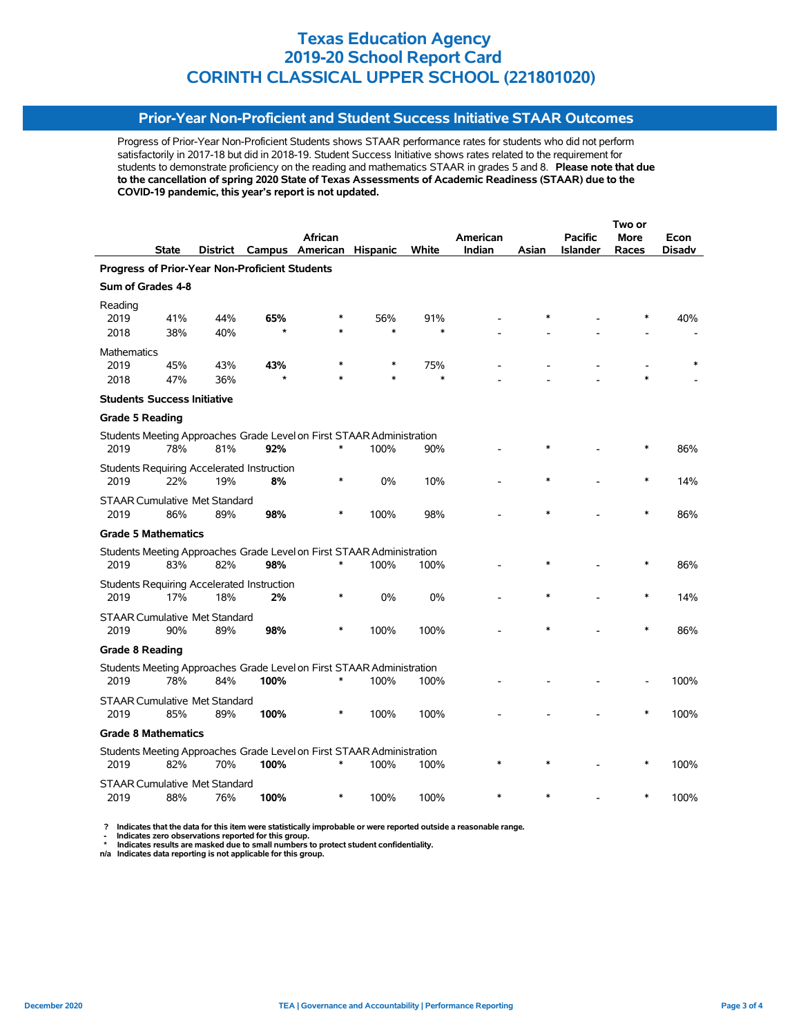# Texas Education Agency
# 2019-20 School Report Card
# CORINTH CLASSICAL UPPER SCHOOL (221801020)

## Prior-Year Non-Proficient and Student Success Initiative STAAR Outcomes

Progress of Prior-Year Non-Proficient Students shows STAAR performance rates for students who did not perform satisfactorily in 2017-18 but did in 2018-19. Student Success Initiative shows rates related to the requirement for students to demonstrate proficiency on the reading and mathematics STAAR in grades 5 and 8. **Please note that due to the cancellation of spring 2020 State of Texas Assessments of Academic Readiness (STAAR) due to the COVID-19 pandemic, this year's report is not updated.**

| | State | District | Campus | African American | Hispanic | White | American Indian | Asian | Pacific Islander | Two or More Races | Econ Disadv |
|---|---|---|---|---|---|---|---|---|---|---|---|
| **Progress of Prior-Year Non-Proficient Students** | | | | | | | | | | | |
| **Sum of Grades 4-8** | | | | | | | | | | | |
| Reading | | | | | | | | | | | |
| 2019 | 41% | 44% | **65%** | * | 56% | 91% | - | * | - | * | 40% |
| 2018 | 38% | 40% | * | * | * | * | - | - | - | - | - |
| Mathematics | | | | | | | | | | | |
| 2019 | 45% | 43% | **43%** | * | * | 75% | - | - | - | - | * |
| 2018 | 47% | 36% | * | * | * | * | - | - | - | * | - |
| **Students Success Initiative** | | | | | | | | | | | |
| **Grade 5 Reading** | | | | | | | | | | | |
| Students Meeting Approaches Grade Level on First STAAR Administration | | | | | | | | | | | |
| 2019 | 78% | 81% | **92%** | * | 100% | 90% | - | * | - | * | 86% |
| Students Requiring Accelerated Instruction | | | | | | | | | | | |
| 2019 | 22% | 19% | **8%** | * | 0% | 10% | - | * | - | * | 14% |
| STAAR Cumulative Met Standard | | | | | | | | | | | |
| 2019 | 86% | 89% | **98%** | * | 100% | 98% | - | * | - | * | 86% |
| **Grade 5 Mathematics** | | | | | | | | | | | |
| Students Meeting Approaches Grade Level on First STAAR Administration | | | | | | | | | | | |
| 2019 | 83% | 82% | **98%** | * | 100% | 100% | - | * | - | * | 86% |
| Students Requiring Accelerated Instruction | | | | | | | | | | | |
| 2019 | 17% | 18% | **2%** | * | 0% | 0% | - | * | - | * | 14% |
| STAAR Cumulative Met Standard | | | | | | | | | | | |
| 2019 | 90% | 89% | **98%** | * | 100% | 100% | - | * | - | * | 86% |
| **Grade 8 Reading** | | | | | | | | | | | |
| Students Meeting Approaches Grade Level on First STAAR Administration | | | | | | | | | | | |
| 2019 | 78% | 84% | **100%** | * | 100% | 100% | - | - | - | - | 100% |
| STAAR Cumulative Met Standard | | | | | | | | | | | |
| 2019 | 85% | 89% | **100%** | * | 100% | 100% | - | - | - | * | 100% |
| **Grade 8 Mathematics** | | | | | | | | | | | |
| Students Meeting Approaches Grade Level on First STAAR Administration | | | | | | | | | | | |
| 2019 | 82% | 70% | **100%** | * | 100% | 100% | * | * | - | * | 100% |
| STAAR Cumulative Met Standard | | | | | | | | | | | |
| 2019 | 88% | 76% | **100%** | * | 100% | 100% | * | * | - | * | 100% |

? Indicates that the data for this item were statistically improbable or were reported outside a reasonable range.
- Indicates zero observations reported for this group.
* Indicates results are masked due to small numbers to protect student confidentiality.
n/a Indicates data reporting is not applicable for this group.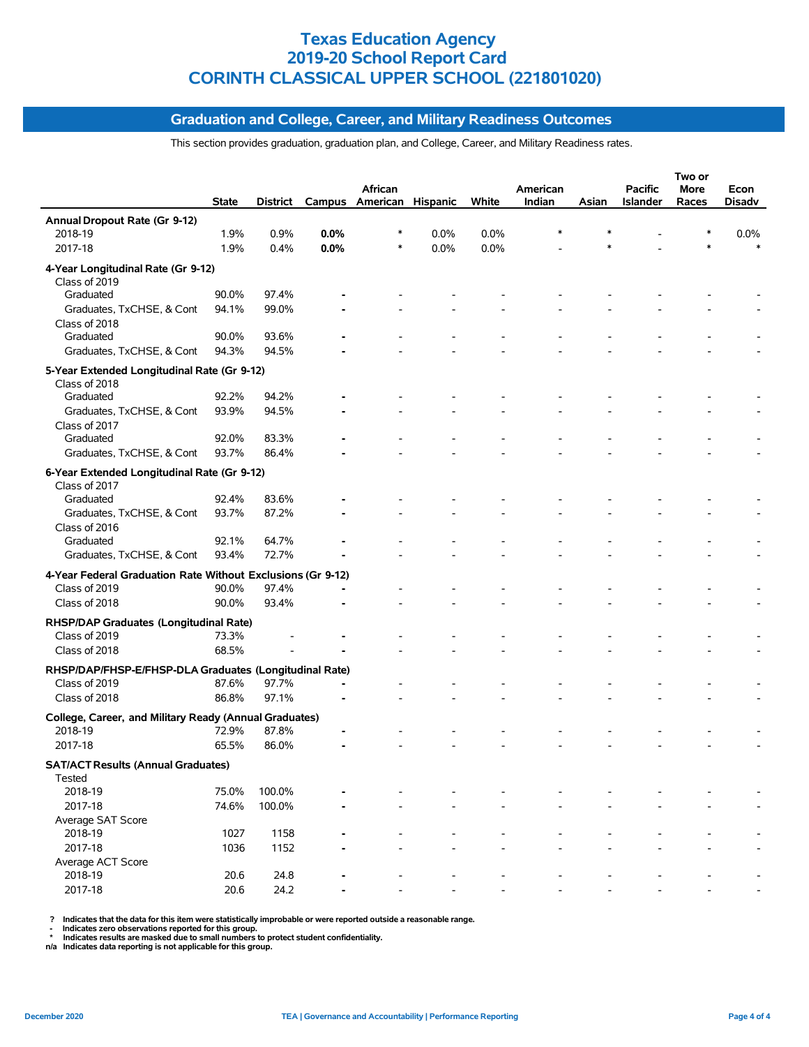# Texas Education Agency
# 2019-20 School Report Card
# CORINTH CLASSICAL UPPER SCHOOL (221801020)

## Graduation and College, Career, and Military Readiness Outcomes

This section provides graduation, graduation plan, and College, Career, and Military Readiness rates.

| | State | District | Campus | African American | Hispanic | White | American Indian | Asian | Pacific Islander | Two or More Races | Econ Disadv |
|---|---|---|---|---|---|---|---|---|---|---|---|
| **Annual Dropout Rate (Gr 9-12)** | | | | | | | | | | | |
| 2018-19 | 1.9% | 0.9% | **0.0%** | * | 0.0% | 0.0% | * | * | - | * | 0.0% |
| 2017-18 | 1.9% | 0.4% | **0.0%** | * | 0.0% | 0.0% | - | * | - | * | * |
| **4-Year Longitudinal Rate (Gr 9-12)** | | | | | | | | | | | |
| Class of 2019 | | | | | | | | | | | |
| Graduated | 90.0% | 97.4% | **-** | - | - | - | - | - | - | - | - |
| Graduates, TxCHSE, & Cont | 94.1% | 99.0% | **-** | - | - | - | - | - | - | - | - |
| Class of 2018 | | | | | | | | | | | |
| Graduated | 90.0% | 93.6% | **-** | - | - | - | - | - | - | - | - |
| Graduates, TxCHSE, & Cont | 94.3% | 94.5% | **-** | - | - | - | - | - | - | - | - |
| **5-Year Extended Longitudinal Rate (Gr 9-12)** | | | | | | | | | | | |
| Class of 2018 | | | | | | | | | | | |
| Graduated | 92.2% | 94.2% | **-** | - | - | - | - | - | - | - | - |
| Graduates, TxCHSE, & Cont | 93.9% | 94.5% | **-** | - | - | - | - | - | - | - | - |
| Class of 2017 | | | | | | | | | | | |
| Graduated | 92.0% | 83.3% | **-** | - | - | - | - | - | - | - | - |
| Graduates, TxCHSE, & Cont | 93.7% | 86.4% | **-** | - | - | - | - | - | - | - | - |
| **6-Year Extended Longitudinal Rate (Gr 9-12)** | | | | | | | | | | | |
| Class of 2017 | | | | | | | | | | | |
| Graduated | 92.4% | 83.6% | **-** | - | - | - | - | - | - | - | - |
| Graduates, TxCHSE, & Cont | 93.7% | 87.2% | **-** | - | - | - | - | - | - | - | - |
| Class of 2016 | | | | | | | | | | | |
| Graduated | 92.1% | 64.7% | **-** | - | - | - | - | - | - | - | - |
| Graduates, TxCHSE, & Cont | 93.4% | 72.7% | **-** | - | - | - | - | - | - | - | - |
| **4-Year Federal Graduation Rate Without Exclusions (Gr 9-12)** | | | | | | | | | | | |
| Class of 2019 | 90.0% | 97.4% | **-** | - | - | - | - | - | - | - | - |
| Class of 2018 | 90.0% | 93.4% | **-** | - | - | - | - | - | - | - | - |
| **RHSP/DAP Graduates (Longitudinal Rate)** | | | | | | | | | | | |
| Class of 2019 | 73.3% | - | **-** | - | - | - | - | - | - | - | - |
| Class of 2018 | 68.5% | - | **-** | - | - | - | - | - | - | - | - |
| **RHSP/DAP/FHSP-E/FHSP-DLA Graduates (Longitudinal Rate)** | | | | | | | | | | | |
| Class of 2019 | 87.6% | 97.7% | **-** | - | - | - | - | - | - | - | - |
| Class of 2018 | 86.8% | 97.1% | **-** | - | - | - | - | - | - | - | - |
| **College, Career, and Military Ready (Annual Graduates)** | | | | | | | | | | | |
| 2018-19 | 72.9% | 87.8% | **-** | - | - | - | - | - | - | - | - |
| 2017-18 | 65.5% | 86.0% | **-** | - | - | - | - | - | - | - | - |
| **SAT/ACT Results (Annual Graduates)** | | | | | | | | | | | |
| Tested | | | | | | | | | | | |
| 2018-19 | 75.0% | 100.0% | **-** | - | - | - | - | - | - | - | - |
| 2017-18 | 74.6% | 100.0% | **-** | - | - | - | - | - | - | - | - |
| Average SAT Score | | | | | | | | | | | |
| 2018-19 | 1027 | 1158 | **-** | - | - | - | - | - | - | - | - |
| 2017-18 | 1036 | 1152 | **-** | - | - | - | - | - | - | - | - |
| Average ACT Score | | | | | | | | | | | |
| 2018-19 | 20.6 | 24.8 | **-** | - | - | - | - | - | - | - | - |
| 2017-18 | 20.6 | 24.2 | **-** | - | - | - | - | - | - | - | - |

? Indicates that the data for this item were statistically improbable or were reported outside a reasonable range.
- Indicates zero observations reported for this group.
* Indicates results are masked due to small numbers to protect student confidentiality.
n/a Indicates data reporting is not applicable for this group.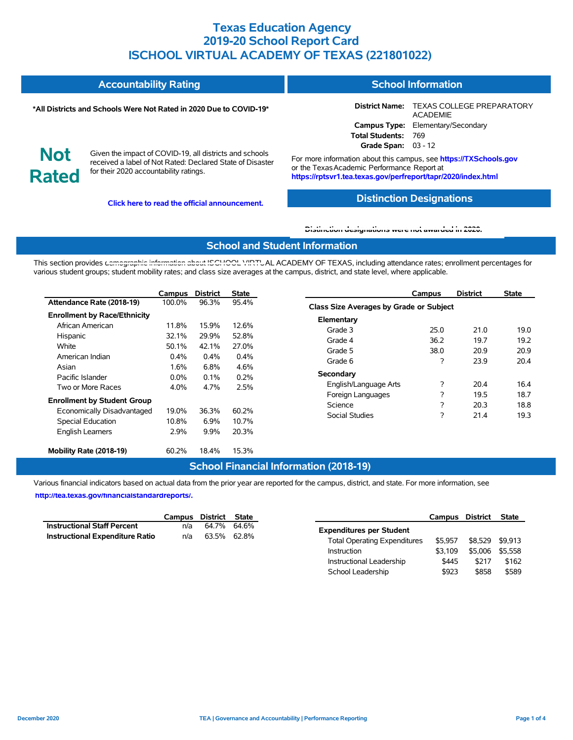# Texas Education Agency
# 2019-20 School Report Card
# ISCHOOL VIRTUAL ACADEMY OF TEXAS (221801022)

## Accountability Rating

**\*All Districts and Schools Were Not Rated in 2020 Due to COVID-19\***

**Not Rated**

Given the impact of COVID-19, all districts and schools received a label of Not Rated: Declared State of Disaster for their 2020 accountability ratings.

**Click here to read the official announcement.**

## School Information

**District Name:** TEXAS COLLEGE PREPARATORY ACADEMIE
**Campus Type:** Elementary/Secondary
**Total Students:** 769
**Grade Span:** 03 - 12

For more information about this campus, see **https://TXSchools.gov** or the Texas Academic Performance Report at **https://rptsvr1.tea.texas.gov/perfreport/tapr/2020/index.html**

## Distinction Designations

**Distinction designations were not awarded in 2020.**

## School and Student Information

This section provides demographic information about ISCHOOL VIRTUAL ACADEMY OF TEXAS, including attendance rates; enrollment percentages for various student groups; student mobility rates; and class size averages at the campus, district, and state level, where applicable.

| | Campus | District | State |
|---|---|---|---|
| **Attendance Rate (2018-19)** | 100.0% | 96.3% | 95.4% |
| **Enrollment by Race/Ethnicity** | | | |
| African American | 11.8% | 15.9% | 12.6% |
| Hispanic | 32.1% | 29.9% | 52.8% |
| White | 50.1% | 42.1% | 27.0% |
| American Indian | 0.4% | 0.4% | 0.4% |
| Asian | 1.6% | 6.8% | 4.6% |
| Pacific Islander | 0.0% | 0.1% | 0.2% |
| Two or More Races | 4.0% | 4.7% | 2.5% |
| **Enrollment by Student Group** | | | |
| Economically Disadvantaged | 19.0% | 36.3% | 60.2% |
| Special Education | 10.8% | 6.9% | 10.7% |
| English Learners | 2.9% | 9.9% | 20.3% |
| **Mobility Rate (2018-19)** | 60.2% | 18.4% | 15.3% |

| | Campus | District | State |
|---|---|---|---|
| **Class Size Averages by Grade or Subject** | | | |
| **Elementary** | | | |
| Grade 3 | 25.0 | 21.0 | 19.0 |
| Grade 4 | 36.2 | 19.7 | 19.2 |
| Grade 5 | 38.0 | 20.9 | 20.9 |
| Grade 6 | ? | 23.9 | 20.4 |
| **Secondary** | | | |
| English/Language Arts | ? | 20.4 | 16.4 |
| Foreign Languages | ? | 19.5 | 18.7 |
| Science | ? | 20.3 | 18.8 |
| Social Studies | ? | 21.4 | 19.3 |

## School Financial Information (2018-19)

Various financial indicators based on actual data from the prior year are reported for the campus, district, and state. For more information, see **http://tea.texas.gov/financialstandardreports/.**

| | Campus | District | State |
|---|---|---|---|
| **Instructional Staff Percent** | n/a | 64.7% | 64.6% |
| **Instructional Expenditure Ratio** | n/a | 63.5% | 62.8% |

| | Campus | District | State |
|---|---|---|---|
| **Expenditures per Student** | | | |
| Total Operating Expenditures | $5,957 | $8,529 | $9,913 |
| Instruction | $3,109 | $5,006 | $5,558 |
| Instructional Leadership | $445 | $217 | $162 |
| School Leadership | $923 | $858 | $589 |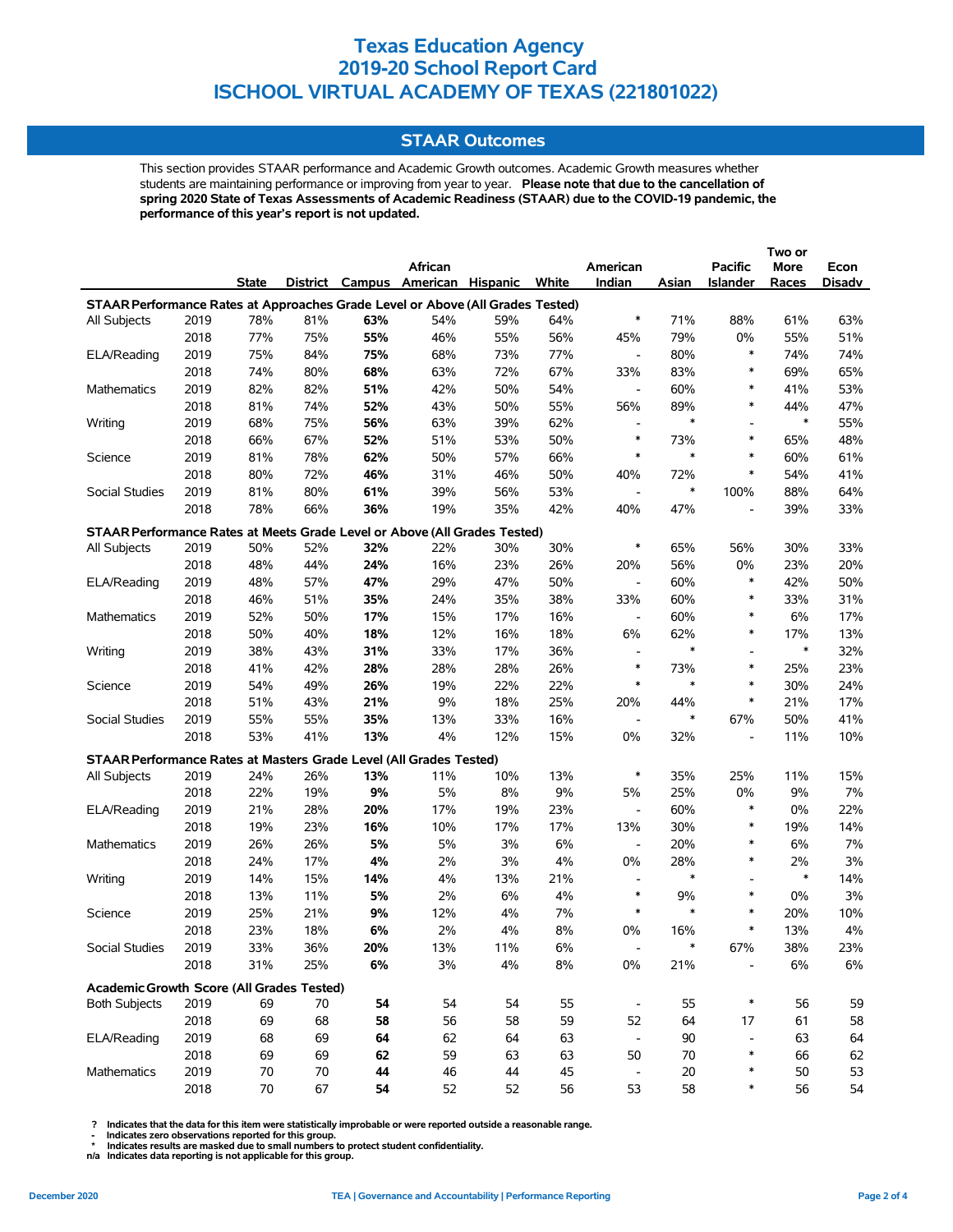# Texas Education Agency
# 2019-20 School Report Card
# ISCHOOL VIRTUAL ACADEMY OF TEXAS (221801022)

## STAAR Outcomes

This section provides STAAR performance and Academic Growth outcomes. Academic Growth measures whether students are maintaining performance or improving from year to year. **Please note that due to the cancellation of spring 2020 State of Texas Assessments of Academic Readiness (STAAR) due to the COVID-19 pandemic, the performance of this year's report is not updated.**

| | | State | District | Campus | African American | Hispanic | White | American Indian | Asian | Pacific Islander | Two or More Races | Econ Disadv |
|---|---|---|---|---|---|---|---|---|---|---|---|---|
| **STAAR Performance Rates at Approaches Grade Level or Above (All Grades Tested)** | | | | | | | | | | | | |
| All Subjects | 2019 | 78% | 81% | **63%** | 54% | 59% | 64% | * | 71% | 88% | 61% | 63% |
| | 2018 | 77% | 75% | **55%** | 46% | 55% | 56% | 45% | 79% | 0% | 55% | 51% |
| ELA/Reading | 2019 | 75% | 84% | **75%** | 68% | 73% | 77% | - | 80% | * | 74% | 74% |
| | 2018 | 74% | 80% | **68%** | 63% | 72% | 67% | 33% | 83% | * | 69% | 65% |
| Mathematics | 2019 | 82% | 82% | **51%** | 42% | 50% | 54% | - | 60% | * | 41% | 53% |
| | 2018 | 81% | 74% | **52%** | 43% | 50% | 55% | 56% | 89% | * | 44% | 47% |
| Writing | 2019 | 68% | 75% | **56%** | 63% | 39% | 62% | - | * | - | * | 55% |
| | 2018 | 66% | 67% | **52%** | 51% | 53% | 50% | * | 73% | * | 65% | 48% |
| Science | 2019 | 81% | 78% | **62%** | 50% | 57% | 66% | * | * | * | 60% | 61% |
| | 2018 | 80% | 72% | **46%** | 31% | 46% | 50% | 40% | 72% | * | 54% | 41% |
| Social Studies | 2019 | 81% | 80% | **61%** | 39% | 56% | 53% | - | * | 100% | 88% | 64% |
| | 2018 | 78% | 66% | **36%** | 19% | 35% | 42% | 40% | 47% | - | 39% | 33% |
| **STAAR Performance Rates at Meets Grade Level or Above (All Grades Tested)** | | | | | | | | | | | | |
| All Subjects | 2019 | 50% | 52% | **32%** | 22% | 30% | 30% | * | 65% | 56% | 30% | 33% |
| | 2018 | 48% | 44% | **24%** | 16% | 23% | 26% | 20% | 56% | 0% | 23% | 20% |
| ELA/Reading | 2019 | 48% | 57% | **47%** | 29% | 47% | 50% | - | 60% | * | 42% | 50% |
| | 2018 | 46% | 51% | **35%** | 24% | 35% | 38% | 33% | 60% | * | 33% | 31% |
| Mathematics | 2019 | 52% | 50% | **17%** | 15% | 17% | 16% | - | 60% | * | 6% | 17% |
| | 2018 | 50% | 40% | **18%** | 12% | 16% | 18% | 6% | 62% | * | 17% | 13% |
| Writing | 2019 | 38% | 43% | **31%** | 33% | 17% | 36% | - | * | - | * | 32% |
| | 2018 | 41% | 42% | **28%** | 28% | 28% | 26% | * | 73% | * | 25% | 23% |
| Science | 2019 | 54% | 49% | **26%** | 19% | 22% | 22% | * | * | * | 30% | 24% |
| | 2018 | 51% | 43% | **21%** | 9% | 18% | 25% | 20% | 44% | * | 21% | 17% |
| Social Studies | 2019 | 55% | 55% | **35%** | 13% | 33% | 16% | - | * | 67% | 50% | 41% |
| | 2018 | 53% | 41% | **13%** | 4% | 12% | 15% | 0% | 32% | - | 11% | 10% |
| **STAAR Performance Rates at Masters Grade Level (All Grades Tested)** | | | | | | | | | | | | |
| All Subjects | 2019 | 24% | 26% | **13%** | 11% | 10% | 13% | * | 35% | 25% | 11% | 15% |
| | 2018 | 22% | 19% | **9%** | 5% | 8% | 9% | 5% | 25% | 0% | 9% | 7% |
| ELA/Reading | 2019 | 21% | 28% | **20%** | 17% | 19% | 23% | - | 60% | * | 0% | 22% |
| | 2018 | 19% | 23% | **16%** | 10% | 17% | 17% | 13% | 30% | * | 19% | 14% |
| Mathematics | 2019 | 26% | 26% | **5%** | 5% | 3% | 6% | - | 20% | * | 6% | 7% |
| | 2018 | 24% | 17% | **4%** | 2% | 3% | 4% | 0% | 28% | * | 2% | 3% |
| Writing | 2019 | 14% | 15% | **14%** | 4% | 13% | 21% | - | * | - | * | 14% |
| | 2018 | 13% | 11% | **5%** | 2% | 6% | 4% | * | 9% | * | 0% | 3% |
| Science | 2019 | 25% | 21% | **9%** | 12% | 4% | 7% | * | * | * | 20% | 10% |
| | 2018 | 23% | 18% | **6%** | 2% | 4% | 8% | 0% | 16% | * | 13% | 4% |
| Social Studies | 2019 | 33% | 36% | **20%** | 13% | 11% | 6% | - | * | 67% | 38% | 23% |
| | 2018 | 31% | 25% | **6%** | 3% | 4% | 8% | 0% | 21% | - | 6% | 6% |
| **Academic Growth Score (All Grades Tested)** | | | | | | | | | | | | |
| Both Subjects | 2019 | 69 | 70 | **54** | 54 | 54 | 55 | - | 55 | * | 56 | 59 |
| | 2018 | 69 | 68 | **58** | 56 | 58 | 59 | 52 | 64 | 17 | 61 | 58 |
| ELA/Reading | 2019 | 68 | 69 | **64** | 62 | 64 | 63 | - | 90 | - | 63 | 64 |
| | 2018 | 69 | 69 | **62** | 59 | 63 | 63 | 50 | 70 | * | 66 | 62 |
| Mathematics | 2019 | 70 | 70 | **44** | 46 | 44 | 45 | - | 20 | * | 50 | 53 |
| | 2018 | 70 | 67 | **54** | 52 | 52 | 56 | 53 | 58 | * | 56 | 54 |

? Indicates that the data for this item were statistically improbable or were reported outside a reasonable range.
- Indicates zero observations reported for this group.
* Indicates results are masked due to small numbers to protect student confidentiality.
n/a Indicates data reporting is not applicable for this group.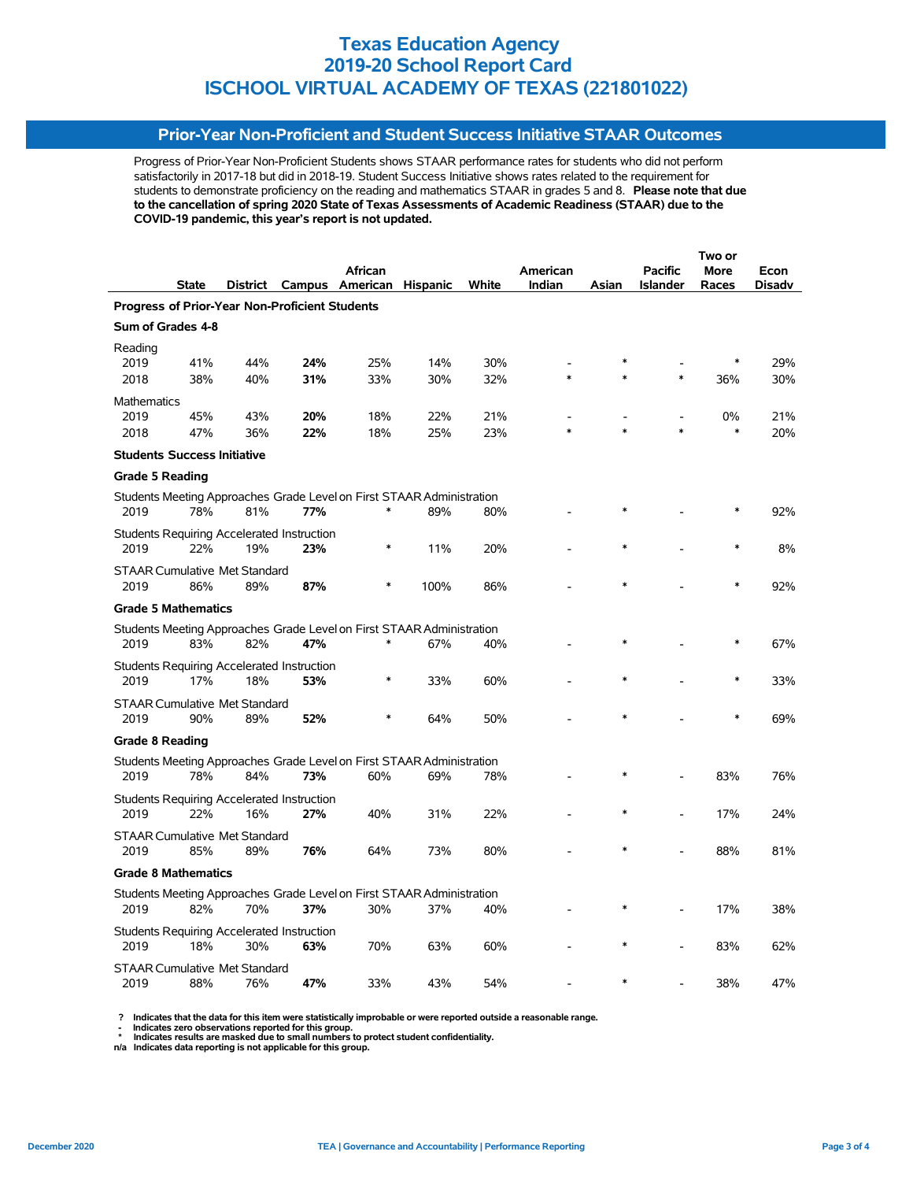# Texas Education Agency
# 2019-20 School Report Card
# ISCHOOL VIRTUAL ACADEMY OF TEXAS (221801022)

## Prior-Year Non-Proficient and Student Success Initiative STAAR Outcomes

Progress of Prior-Year Non-Proficient Students shows STAAR performance rates for students who did not perform satisfactorily in 2017-18 but did in 2018-19. Student Success Initiative shows rates related to the requirement for students to demonstrate proficiency on the reading and mathematics STAAR in grades 5 and 8. **Please note that due to the cancellation of spring 2020 State of Texas Assessments of Academic Readiness (STAAR) due to the COVID-19 pandemic, this year's report is not updated.**

| | State | District | Campus | African American | Hispanic | White | American Indian | Asian | Pacific Islander | Two or More Races | Econ Disadv |
|---|---|---|---|---|---|---|---|---|---|---|---|
| **Progress of Prior-Year Non-Proficient Students** | | | | | | | | | | | |
| **Sum of Grades 4-8** | | | | | | | | | | | |
| Reading | | | | | | | | | | | |
| 2019 | 41% | 44% | **24%** | 25% | 14% | 30% | - | * | - | * | 29% |
| 2018 | 38% | 40% | **31%** | 33% | 30% | 32% | * | * | * | 36% | 30% |
| Mathematics | | | | | | | | | | | |
| 2019 | 45% | 43% | **20%** | 18% | 22% | 21% | - | - | - | 0% | 21% |
| 2018 | 47% | 36% | **22%** | 18% | 25% | 23% | * | * | * | * | 20% |
| **Students Success Initiative** | | | | | | | | | | | |
| **Grade 5 Reading** | | | | | | | | | | | |
| Students Meeting Approaches Grade Level on First STAAR Administration | | | | | | | | | | | |
| 2019 | 78% | 81% | **77%** | * | 89% | 80% | - | * | - | * | 92% |
| Students Requiring Accelerated Instruction | | | | | | | | | | | |
| 2019 | 22% | 19% | **23%** | * | 11% | 20% | - | * | - | * | 8% |
| STAAR Cumulative Met Standard | | | | | | | | | | | |
| 2019 | 86% | 89% | **87%** | * | 100% | 86% | - | * | - | * | 92% |
| **Grade 5 Mathematics** | | | | | | | | | | | |
| Students Meeting Approaches Grade Level on First STAAR Administration | | | | | | | | | | | |
| 2019 | 83% | 82% | **47%** | * | 67% | 40% | - | * | - | * | 67% |
| Students Requiring Accelerated Instruction | | | | | | | | | | | |
| 2019 | 17% | 18% | **53%** | * | 33% | 60% | - | * | - | * | 33% |
| STAAR Cumulative Met Standard | | | | | | | | | | | |
| 2019 | 90% | 89% | **52%** | * | 64% | 50% | - | * | - | * | 69% |
| **Grade 8 Reading** | | | | | | | | | | | |
| Students Meeting Approaches Grade Level on First STAAR Administration | | | | | | | | | | | |
| 2019 | 78% | 84% | **73%** | 60% | 69% | 78% | - | * | - | 83% | 76% |
| Students Requiring Accelerated Instruction | | | | | | | | | | | |
| 2019 | 22% | 16% | **27%** | 40% | 31% | 22% | - | * | - | 17% | 24% |
| STAAR Cumulative Met Standard | | | | | | | | | | | |
| 2019 | 85% | 89% | **76%** | 64% | 73% | 80% | - | * | - | 88% | 81% |
| **Grade 8 Mathematics** | | | | | | | | | | | |
| Students Meeting Approaches Grade Level on First STAAR Administration | | | | | | | | | | | |
| 2019 | 82% | 70% | **37%** | 30% | 37% | 40% | - | * | - | 17% | 38% |
| Students Requiring Accelerated Instruction | | | | | | | | | | | |
| 2019 | 18% | 30% | **63%** | 70% | 63% | 60% | - | * | - | 83% | 62% |
| STAAR Cumulative Met Standard | | | | | | | | | | | |
| 2019 | 88% | 76% | **47%** | 33% | 43% | 54% | - | * | - | 38% | 47% |

**?** Indicates that the data for this item were statistically improbable or were reported outside a reasonable range.
**-** Indicates zero observations reported for this group.
**\*** Indicates results are masked due to small numbers to protect student confidentiality.
**n/a** Indicates data reporting is not applicable for this group.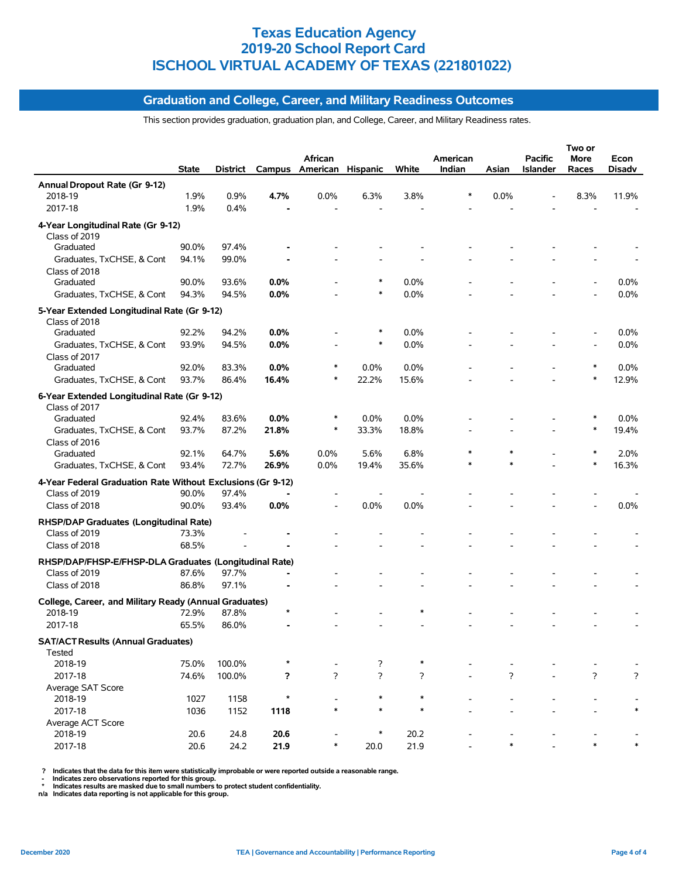# Texas Education Agency
# 2019-20 School Report Card
# ISCHOOL VIRTUAL ACADEMY OF TEXAS (221801022)

## Graduation and College, Career, and Military Readiness Outcomes

This section provides graduation, graduation plan, and College, Career, and Military Readiness rates.

| | State | District | Campus | African American | Hispanic | White | American Indian | Asian | Pacific Islander | Two or More Races | Econ Disadv |
|---|---|---|---|---|---|---|---|---|---|---|---|
| **Annual Dropout Rate (Gr 9-12)** | | | | | | | | | | | |
| 2018-19 | 1.9% | 0.9% | **4.7%** | 0.0% | 6.3% | 3.8% | * | 0.0% | - | 8.3% | 11.9% |
| 2017-18 | 1.9% | 0.4% | **-** | - | - | - | - | - | - | - | - |
| **4-Year Longitudinal Rate (Gr 9-12)** | | | | | | | | | | | |
| Class of 2019 | | | | | | | | | | | |
| Graduated | 90.0% | 97.4% | **-** | - | - | - | - | - | - | - | - |
| Graduates, TxCHSE, & Cont | 94.1% | 99.0% | **-** | - | - | - | - | - | - | - | - |
| Class of 2018 | | | | | | | | | | | |
| Graduated | 90.0% | 93.6% | **0.0%** | - | * | 0.0% | - | - | - | - | 0.0% |
| Graduates, TxCHSE, & Cont | 94.3% | 94.5% | **0.0%** | - | * | 0.0% | - | - | - | - | 0.0% |
| **5-Year Extended Longitudinal Rate (Gr 9-12)** | | | | | | | | | | | |
| Class of 2018 | | | | | | | | | | | |
| Graduated | 92.2% | 94.2% | **0.0%** | - | * | 0.0% | - | - | - | - | 0.0% |
| Graduates, TxCHSE, & Cont | 93.9% | 94.5% | **0.0%** | - | * | 0.0% | - | - | - | - | 0.0% |
| Class of 2017 | | | | | | | | | | | |
| Graduated | 92.0% | 83.3% | **0.0%** | * | 0.0% | 0.0% | - | - | - | * | 0.0% |
| Graduates, TxCHSE, & Cont | 93.7% | 86.4% | **16.4%** | * | 22.2% | 15.6% | - | - | - | * | 12.9% |
| **6-Year Extended Longitudinal Rate (Gr 9-12)** | | | | | | | | | | | |
| Class of 2017 | | | | | | | | | | | |
| Graduated | 92.4% | 83.6% | **0.0%** | * | 0.0% | 0.0% | - | - | - | * | 0.0% |
| Graduates, TxCHSE, & Cont | 93.7% | 87.2% | **21.8%** | * | 33.3% | 18.8% | - | - | - | * | 19.4% |
| Class of 2016 | | | | | | | | | | | |
| Graduated | 92.1% | 64.7% | **5.6%** | 0.0% | 5.6% | 6.8% | * | * | - | * | 2.0% |
| Graduates, TxCHSE, & Cont | 93.4% | 72.7% | **26.9%** | 0.0% | 19.4% | 35.6% | * | * | - | * | 16.3% |
| **4-Year Federal Graduation Rate Without Exclusions (Gr 9-12)** | | | | | | | | | | | |
| Class of 2019 | 90.0% | 97.4% | **-** | - | - | - | - | - | - | - | - |
| Class of 2018 | 90.0% | 93.4% | **0.0%** | - | 0.0% | 0.0% | - | - | - | - | 0.0% |
| **RHSP/DAP Graduates (Longitudinal Rate)** | | | | | | | | | | | |
| Class of 2019 | 73.3% | - | **-** | - | - | - | - | - | - | - | - |
| Class of 2018 | 68.5% | - | **-** | - | - | - | - | - | - | - | - |
| **RHSP/DAP/FHSP-E/FHSP-DLA Graduates (Longitudinal Rate)** | | | | | | | | | | | |
| Class of 2019 | 87.6% | 97.7% | **-** | - | - | - | - | - | - | - | - |
| Class of 2018 | 86.8% | 97.1% | **-** | - | - | - | - | - | - | - | - |
| **College, Career, and Military Ready (Annual Graduates)** | | | | | | | | | | | |
| 2018-19 | 72.9% | 87.8% | ***** | - | - | * | - | - | - | - | - |
| 2017-18 | 65.5% | 86.0% | **-** | - | - | - | - | - | - | - | - |
| **SAT/ACT Results (Annual Graduates)** | | | | | | | | | | | |
| Tested | | | | | | | | | | | |
| 2018-19 | 75.0% | 100.0% | ***** | - | ? | * | - | - | - | - | - |
| 2017-18 | 74.6% | 100.0% | **?** | ? | ? | ? | - | ? | - | ? | ? |
| Average SAT Score | | | | | | | | | | | |
| 2018-19 | 1027 | 1158 | ***** | - | * | * | - | - | - | - | - |
| 2017-18 | 1036 | 1152 | **1118** | * | * | * | - | - | - | - | * |
| Average ACT Score | | | | | | | | | | | |
| 2018-19 | 20.6 | 24.8 | **20.6** | - | * | 20.2 | - | - | - | - | - |
| 2017-18 | 20.6 | 24.2 | **21.9** | * | 20.0 | 21.9 | - | * | - | * | * |

? Indicates that the data for this item were statistically improbable or were reported outside a reasonable range.
- Indicates zero observations reported for this group.
* Indicates results are masked due to small numbers to protect student confidentiality.
n/a Indicates data reporting is not applicable for this group.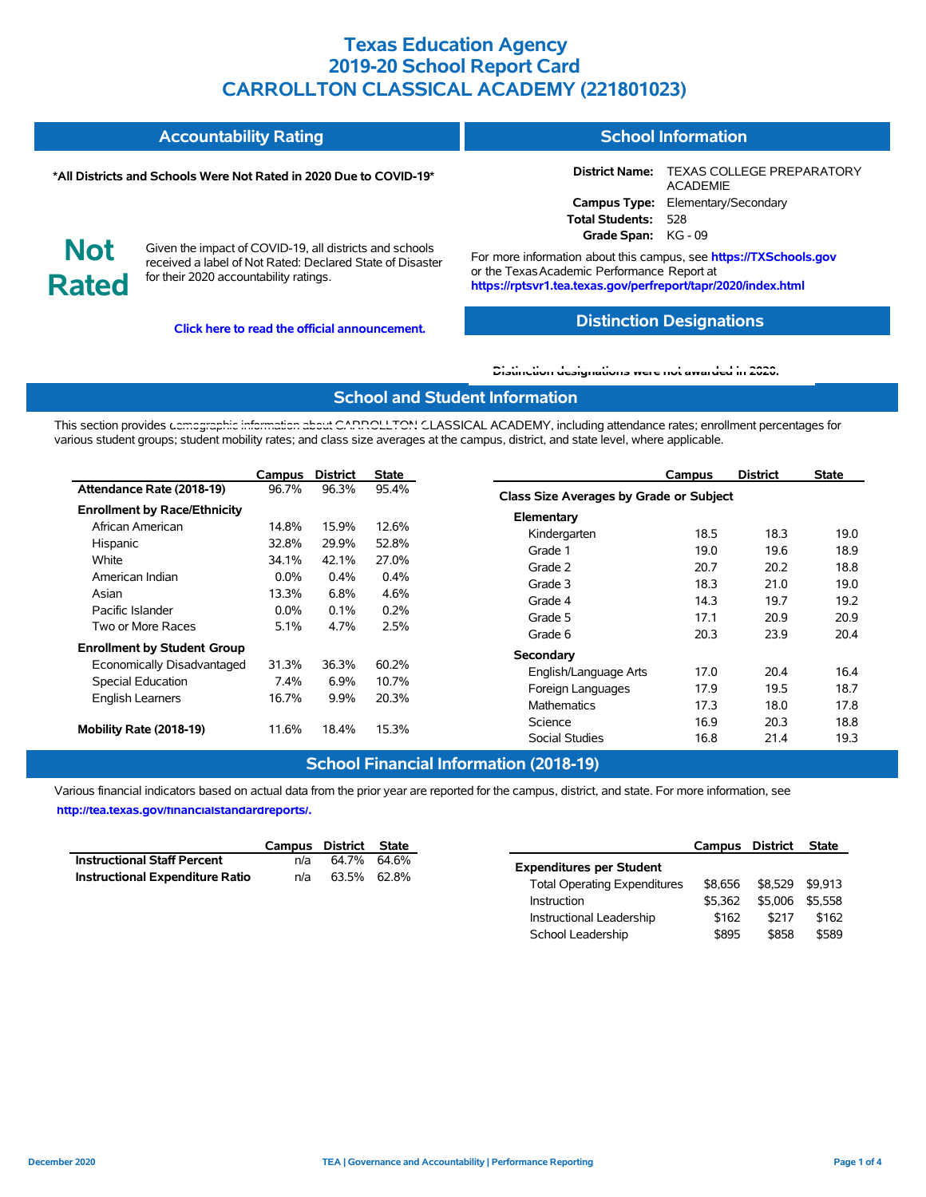# Texas Education Agency
# 2019-20 School Report Card
# CARROLLTON CLASSICAL ACADEMY (221801023)

## Accountability Rating

**\*All Districts and Schools Were Not Rated in 2020 Due to COVID-19\***

**Not Rated**

Given the impact of COVID-19, all districts and schools received a label of Not Rated: Declared State of Disaster for their 2020 accountability ratings.

**Click here to read the official announcement.**

## School Information

**District Name:** TEXAS COLLEGE PREPARATORY ACADEMIE
**Campus Type:** Elementary/Secondary
**Total Students:** 528
**Grade Span:** KG - 09

For more information about this campus, see **https://TXSchools.gov** or the Texas Academic Performance Report at **https://rptsvr1.tea.texas.gov/perfreport/tapr/2020/index.html**

## Distinction Designations

**Distinction designations were not awarded in 2020.**

## School and Student Information

This section provides demographic information about CARROLLTON CLASSICAL ACADEMY, including attendance rates; enrollment percentages for various student groups; student mobility rates; and class size averages at the campus, district, and state level, where applicable.

| | Campus | District | State |
|---|---|---|---|
| **Attendance Rate (2018-19)** | 96.7% | 96.3% | 95.4% |
| **Enrollment by Race/Ethnicity** | | | |
| African American | 14.8% | 15.9% | 12.6% |
| Hispanic | 32.8% | 29.9% | 52.8% |
| White | 34.1% | 42.1% | 27.0% |
| American Indian | 0.0% | 0.4% | 0.4% |
| Asian | 13.3% | 6.8% | 4.6% |
| Pacific Islander | 0.0% | 0.1% | 0.2% |
| Two or More Races | 5.1% | 4.7% | 2.5% |
| **Enrollment by Student Group** | | | |
| Economically Disadvantaged | 31.3% | 36.3% | 60.2% |
| Special Education | 7.4% | 6.9% | 10.7% |
| English Learners | 16.7% | 9.9% | 20.3% |
| **Mobility Rate (2018-19)** | 11.6% | 18.4% | 15.3% |

| | Campus | District | State |
|---|---|---|---|
| **Class Size Averages by Grade or Subject** | | | |
| **Elementary** | | | |
| Kindergarten | 18.5 | 18.3 | 19.0 |
| Grade 1 | 19.0 | 19.6 | 18.9 |
| Grade 2 | 20.7 | 20.2 | 18.8 |
| Grade 3 | 18.3 | 21.0 | 19.0 |
| Grade 4 | 14.3 | 19.7 | 19.2 |
| Grade 5 | 17.1 | 20.9 | 20.9 |
| Grade 6 | 20.3 | 23.9 | 20.4 |
| **Secondary** | | | |
| English/Language Arts | 17.0 | 20.4 | 16.4 |
| Foreign Languages | 17.9 | 19.5 | 18.7 |
| Mathematics | 17.3 | 18.0 | 17.8 |
| Science | 16.9 | 20.3 | 18.8 |
| Social Studies | 16.8 | 21.4 | 19.3 |

## School Financial Information (2018-19)

Various financial indicators based on actual data from the prior year are reported for the campus, district, and state. For more information, see **http://tea.texas.gov/financialstandardreports/.**

| | Campus | District | State |
|---|---|---|---|
| **Instructional Staff Percent** | n/a | 64.7% | 64.6% |
| **Instructional Expenditure Ratio** | n/a | 63.5% | 62.8% |

| | Campus | District | State |
|---|---|---|---|
| **Expenditures per Student** | | | |
| Total Operating Expenditures | $8,656 | $8,529 | $9,913 |
| Instruction | $5,362 | $5,006 | $5,558 |
| Instructional Leadership | $162 | $217 | $162 |
| School Leadership | $895 | $858 | $589 |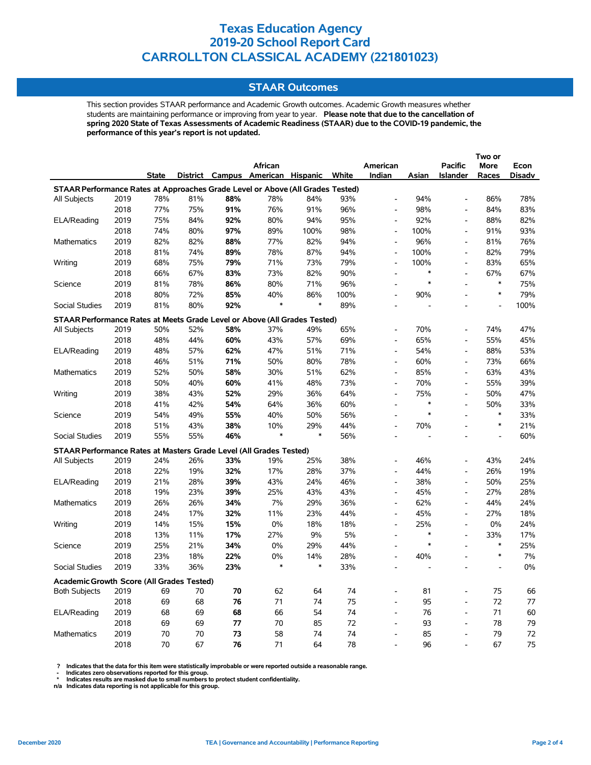# Texas Education Agency
# 2019-20 School Report Card
# CARROLLTON CLASSICAL ACADEMY (221801023)

## STAAR Outcomes

This section provides STAAR performance and Academic Growth outcomes. Academic Growth measures whether students are maintaining performance or improving from year to year. **Please note that due to the cancellation of spring 2020 State of Texas Assessments of Academic Readiness (STAAR) due to the COVID-19 pandemic, the performance of this year's report is not updated.**

| | | State | District | Campus | African American | Hispanic | White | American Indian | Asian | Pacific Islander | Two or More Races | Econ Disadv |
|---|---|---|---|---|---|---|---|---|---|---|---|---|
| **STAAR Performance Rates at Approaches Grade Level or Above (All Grades Tested)** | | | | | | | | | | | | |
| All Subjects | 2019 | 78% | 81% | **88%** | 78% | 84% | 93% | - | 94% | - | 86% | 78% |
| | 2018 | 77% | 75% | **91%** | 76% | 91% | 96% | - | 98% | - | 84% | 83% |
| ELA/Reading | 2019 | 75% | 84% | **92%** | 80% | 94% | 95% | - | 92% | - | 88% | 82% |
| | 2018 | 74% | 80% | **97%** | 89% | 100% | 98% | - | 100% | - | 91% | 93% |
| Mathematics | 2019 | 82% | 82% | **88%** | 77% | 82% | 94% | - | 96% | - | 81% | 76% |
| | 2018 | 81% | 74% | **89%** | 78% | 87% | 94% | - | 100% | - | 82% | 79% |
| Writing | 2019 | 68% | 75% | **79%** | 71% | 73% | 79% | - | 100% | - | 83% | 65% |
| | 2018 | 66% | 67% | **83%** | 73% | 82% | 90% | - | * | - | 67% | 67% |
| Science | 2019 | 81% | 78% | **86%** | 80% | 71% | 96% | - | * | - | * | 75% |
| | 2018 | 80% | 72% | **85%** | 40% | 86% | 100% | - | 90% | - | * | 79% |
| Social Studies | 2019 | 81% | 80% | **92%** | * | * | 89% | - | - | - | - | 100% |
| **STAAR Performance Rates at Meets Grade Level or Above (All Grades Tested)** | | | | | | | | | | | | |
| All Subjects | 2019 | 50% | 52% | **58%** | 37% | 49% | 65% | - | 70% | - | 74% | 47% |
| | 2018 | 48% | 44% | **60%** | 43% | 57% | 69% | - | 65% | - | 55% | 45% |
| ELA/Reading | 2019 | 48% | 57% | **62%** | 47% | 51% | 71% | - | 54% | - | 88% | 53% |
| | 2018 | 46% | 51% | **71%** | 50% | 80% | 78% | - | 60% | - | 73% | 66% |
| Mathematics | 2019 | 52% | 50% | **58%** | 30% | 51% | 62% | - | 85% | - | 63% | 43% |
| | 2018 | 50% | 40% | **60%** | 41% | 48% | 73% | - | 70% | - | 55% | 39% |
| Writing | 2019 | 38% | 43% | **52%** | 29% | 36% | 64% | - | 75% | - | 50% | 47% |
| | 2018 | 41% | 42% | **54%** | 64% | 36% | 60% | - | * | - | 50% | 33% |
| Science | 2019 | 54% | 49% | **55%** | 40% | 50% | 56% | - | * | - | * | 33% |
| | 2018 | 51% | 43% | **38%** | 10% | 29% | 44% | - | 70% | - | * | 21% |
| Social Studies | 2019 | 55% | 55% | **46%** | * | * | 56% | - | - | - | - | 60% |
| **STAAR Performance Rates at Masters Grade Level (All Grades Tested)** | | | | | | | | | | | | |
| All Subjects | 2019 | 24% | 26% | **33%** | 19% | 25% | 38% | - | 46% | - | 43% | 24% |
| | 2018 | 22% | 19% | **32%** | 17% | 28% | 37% | - | 44% | - | 26% | 19% |
| ELA/Reading | 2019 | 21% | 28% | **39%** | 43% | 24% | 46% | - | 38% | - | 50% | 25% |
| | 2018 | 19% | 23% | **39%** | 25% | 43% | 43% | - | 45% | - | 27% | 28% |
| Mathematics | 2019 | 26% | 26% | **34%** | 7% | 29% | 36% | - | 62% | - | 44% | 24% |
| | 2018 | 24% | 17% | **32%** | 11% | 23% | 44% | - | 45% | - | 27% | 18% |
| Writing | 2019 | 14% | 15% | **15%** | 0% | 18% | 18% | - | 25% | - | 0% | 24% |
| | 2018 | 13% | 11% | **17%** | 27% | 9% | 5% | - | * | - | 33% | 17% |
| Science | 2019 | 25% | 21% | **34%** | 0% | 29% | 44% | - | * | - | * | 25% |
| | 2018 | 23% | 18% | **22%** | 0% | 14% | 28% | - | 40% | - | * | 7% |
| Social Studies | 2019 | 33% | 36% | **23%** | * | * | 33% | - | - | - | - | 0% |
| **Academic Growth Score (All Grades Tested)** | | | | | | | | | | | | |
| Both Subjects | 2019 | 69 | 70 | **70** | 62 | 64 | 74 | - | 81 | - | 75 | 66 |
| | 2018 | 69 | 68 | **76** | 71 | 74 | 75 | - | 95 | - | 72 | 77 |
| ELA/Reading | 2019 | 68 | 69 | **68** | 66 | 54 | 74 | - | 76 | - | 71 | 60 |
| | 2018 | 69 | 69 | **77** | 70 | 85 | 72 | - | 93 | - | 78 | 79 |
| Mathematics | 2019 | 70 | 70 | **73** | 58 | 74 | 74 | - | 85 | - | 79 | 72 |
| | 2018 | 70 | 67 | **76** | 71 | 64 | 78 | - | 96 | - | 67 | 75 |

**?** Indicates that the data for this item were statistically improbable or were reported outside a reasonable range.
**-** Indicates zero observations reported for this group.
**\*** Indicates results are masked due to small numbers to protect student confidentiality.
**n/a** Indicates data reporting is not applicable for this group.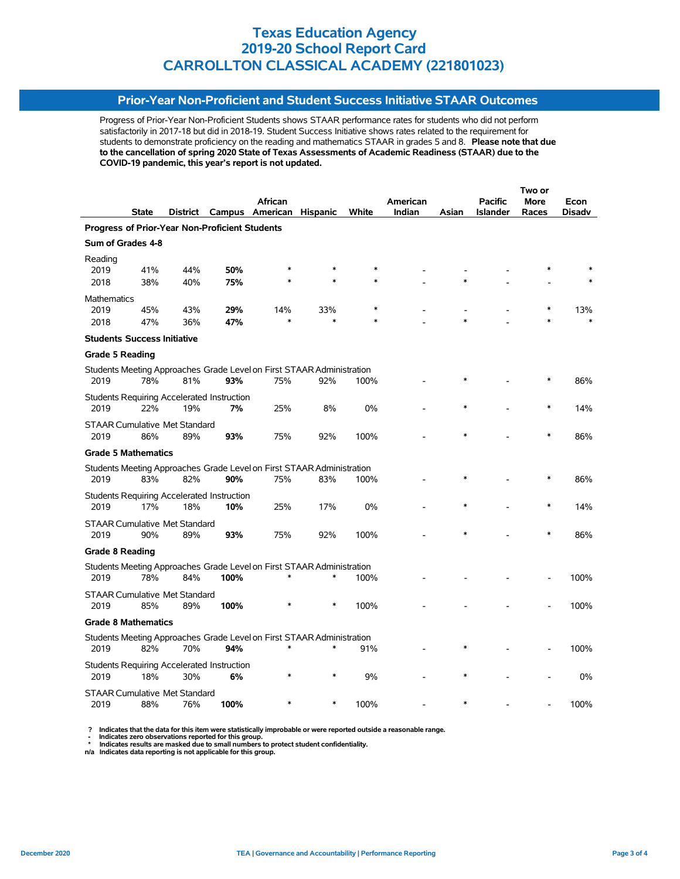# Texas Education Agency
# 2019-20 School Report Card
# CARROLLTON CLASSICAL ACADEMY (221801023)

## Prior-Year Non-Proficient and Student Success Initiative STAAR Outcomes

Progress of Prior-Year Non-Proficient Students shows STAAR performance rates for students who did not perform satisfactorily in 2017-18 but did in 2018-19. Student Success Initiative shows rates related to the requirement for students to demonstrate proficiency on the reading and mathematics STAAR in grades 5 and 8. **Please note that due to the cancellation of spring 2020 State of Texas Assessments of Academic Readiness (STAAR) due to the COVID-19 pandemic, this year's report is not updated.**

| | State | District | Campus | African American | Hispanic | White | American Indian | Asian | Pacific Islander | Two or More Races | Econ Disadv |
|---|---|---|---|---|---|---|---|---|---|---|---|
| **Progress of Prior-Year Non-Proficient Students** | | | | | | | | | | | |
| **Sum of Grades 4-8** | | | | | | | | | | | |
| Reading | | | | | | | | | | | |
| 2019 | 41% | 44% | **50%** | * | * | * | - | - | - | * | * |
| 2018 | 38% | 40% | **75%** | * | * | * | - | * | - | - | * |
| Mathematics | | | | | | | | | | | |
| 2019 | 45% | 43% | **29%** | 14% | 33% | * | - | - | - | * | 13% |
| 2018 | 47% | 36% | **47%** | * | * | * | - | * | - | * | * |
| **Students Success Initiative** | | | | | | | | | | | |
| **Grade 5 Reading** | | | | | | | | | | | |
| Students Meeting Approaches Grade Level on First STAAR Administration | | | | | | | | | | | |
| 2019 | 78% | 81% | **93%** | 75% | 92% | 100% | - | * | - | * | 86% |
| Students Requiring Accelerated Instruction | | | | | | | | | | | |
| 2019 | 22% | 19% | **7%** | 25% | 8% | 0% | - | * | - | * | 14% |
| STAAR Cumulative Met Standard | | | | | | | | | | | |
| 2019 | 86% | 89% | **93%** | 75% | 92% | 100% | - | * | - | * | 86% |
| **Grade 5 Mathematics** | | | | | | | | | | | |
| Students Meeting Approaches Grade Level on First STAAR Administration | | | | | | | | | | | |
| 2019 | 83% | 82% | **90%** | 75% | 83% | 100% | - | * | - | * | 86% |
| Students Requiring Accelerated Instruction | | | | | | | | | | | |
| 2019 | 17% | 18% | **10%** | 25% | 17% | 0% | - | * | - | * | 14% |
| STAAR Cumulative Met Standard | | | | | | | | | | | |
| 2019 | 90% | 89% | **93%** | 75% | 92% | 100% | - | * | - | * | 86% |
| **Grade 8 Reading** | | | | | | | | | | | |
| Students Meeting Approaches Grade Level on First STAAR Administration | | | | | | | | | | | |
| 2019 | 78% | 84% | **100%** | * | * | 100% | - | - | - | - | 100% |
| STAAR Cumulative Met Standard | | | | | | | | | | | |
| 2019 | 85% | 89% | **100%** | * | * | 100% | - | - | - | - | 100% |
| **Grade 8 Mathematics** | | | | | | | | | | | |
| Students Meeting Approaches Grade Level on First STAAR Administration | | | | | | | | | | | |
| 2019 | 82% | 70% | **94%** | * | * | 91% | - | * | - | - | 100% |
| Students Requiring Accelerated Instruction | | | | | | | | | | | |
| 2019 | 18% | 30% | **6%** | * | * | 9% | - | * | - | - | 0% |
| STAAR Cumulative Met Standard | | | | | | | | | | | |
| 2019 | 88% | 76% | **100%** | * | * | 100% | - | * | - | - | 100% |

**?** Indicates that the data for this item were statistically improbable or were reported outside a reasonable range.
**-** Indicates zero observations reported for this group.
**\*** Indicates results are masked due to small numbers to protect student confidentiality.
**n/a** Indicates data reporting is not applicable for this group.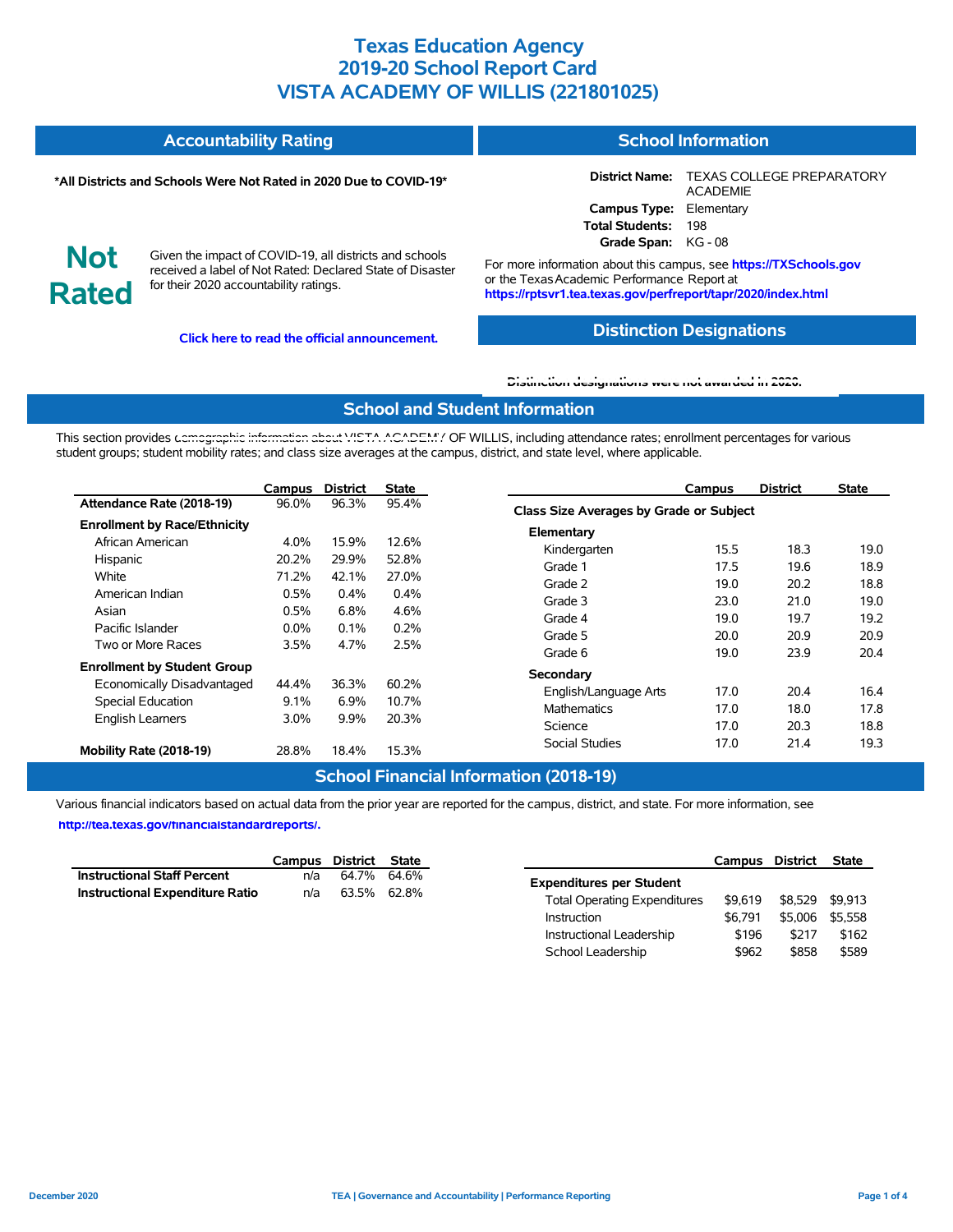# Texas Education Agency
# 2019-20 School Report Card
# VISTA ACADEMY OF WILLIS (221801025)

## Accountability Rating

***All Districts and Schools Were Not Rated in 2020 Due to COVID-19***

**Not Rated**

Given the impact of COVID-19, all districts and schools received a label of Not Rated: Declared State of Disaster for their 2020 accountability ratings.

**Click here to read the official announcement.**

## School Information

**District Name:** TEXAS COLLEGE PREPARATORY ACADEMIE
**Campus Type:** Elementary
**Total Students:** 198
**Grade Span:** KG - 08

For more information about this campus, see **https://TXSchools.gov** or the Texas Academic Performance Report at **https://rptsvr1.tea.texas.gov/perfreport/tapr/2020/index.html**

## Distinction Designations

**Distinction designations were not awarded in 2020.**

## School and Student Information

This section provides demographic information about VISTA ACADEMY OF WILLIS, including attendance rates; enrollment percentages for various student groups; student mobility rates; and class size averages at the campus, district, and state level, where applicable.

| | Campus | District | State |
|---|---|---|---|
| **Attendance Rate (2018-19)** | 96.0% | 96.3% | 95.4% |
| **Enrollment by Race/Ethnicity** | | | |
| African American | 4.0% | 15.9% | 12.6% |
| Hispanic | 20.2% | 29.9% | 52.8% |
| White | 71.2% | 42.1% | 27.0% |
| American Indian | 0.5% | 0.4% | 0.4% |
| Asian | 0.5% | 6.8% | 4.6% |
| Pacific Islander | 0.0% | 0.1% | 0.2% |
| Two or More Races | 3.5% | 4.7% | 2.5% |
| **Enrollment by Student Group** | | | |
| Economically Disadvantaged | 44.4% | 36.3% | 60.2% |
| Special Education | 9.1% | 6.9% | 10.7% |
| English Learners | 3.0% | 9.9% | 20.3% |
| **Mobility Rate (2018-19)** | 28.8% | 18.4% | 15.3% |

| | Campus | District | State |
|---|---|---|---|
| **Class Size Averages by Grade or Subject** | | | |
| **Elementary** | | | |
| Kindergarten | 15.5 | 18.3 | 19.0 |
| Grade 1 | 17.5 | 19.6 | 18.9 |
| Grade 2 | 19.0 | 20.2 | 18.8 |
| Grade 3 | 23.0 | 21.0 | 19.0 |
| Grade 4 | 19.0 | 19.7 | 19.2 |
| Grade 5 | 20.0 | 20.9 | 20.9 |
| Grade 6 | 19.0 | 23.9 | 20.4 |
| **Secondary** | | | |
| English/Language Arts | 17.0 | 20.4 | 16.4 |
| Mathematics | 17.0 | 18.0 | 17.8 |
| Science | 17.0 | 20.3 | 18.8 |
| Social Studies | 17.0 | 21.4 | 19.3 |

## School Financial Information (2018-19)

Various financial indicators based on actual data from the prior year are reported for the campus, district, and state. For more information, see **http://tea.texas.gov/financialstandardreports/.**

| | Campus | District | State |
|---|---|---|---|
| **Instructional Staff Percent** | n/a | 64.7% | 64.6% |
| **Instructional Expenditure Ratio** | n/a | 63.5% | 62.8% |

| | Campus | District | State |
|---|---|---|---|
| **Expenditures per Student** | | | |
| Total Operating Expenditures | $9,619 | $8,529 | $9,913 |
| Instruction | $6,791 | $5,006 | $5,558 |
| Instructional Leadership | $196 | $217 | $162 |
| School Leadership | $962 | $858 | $589 |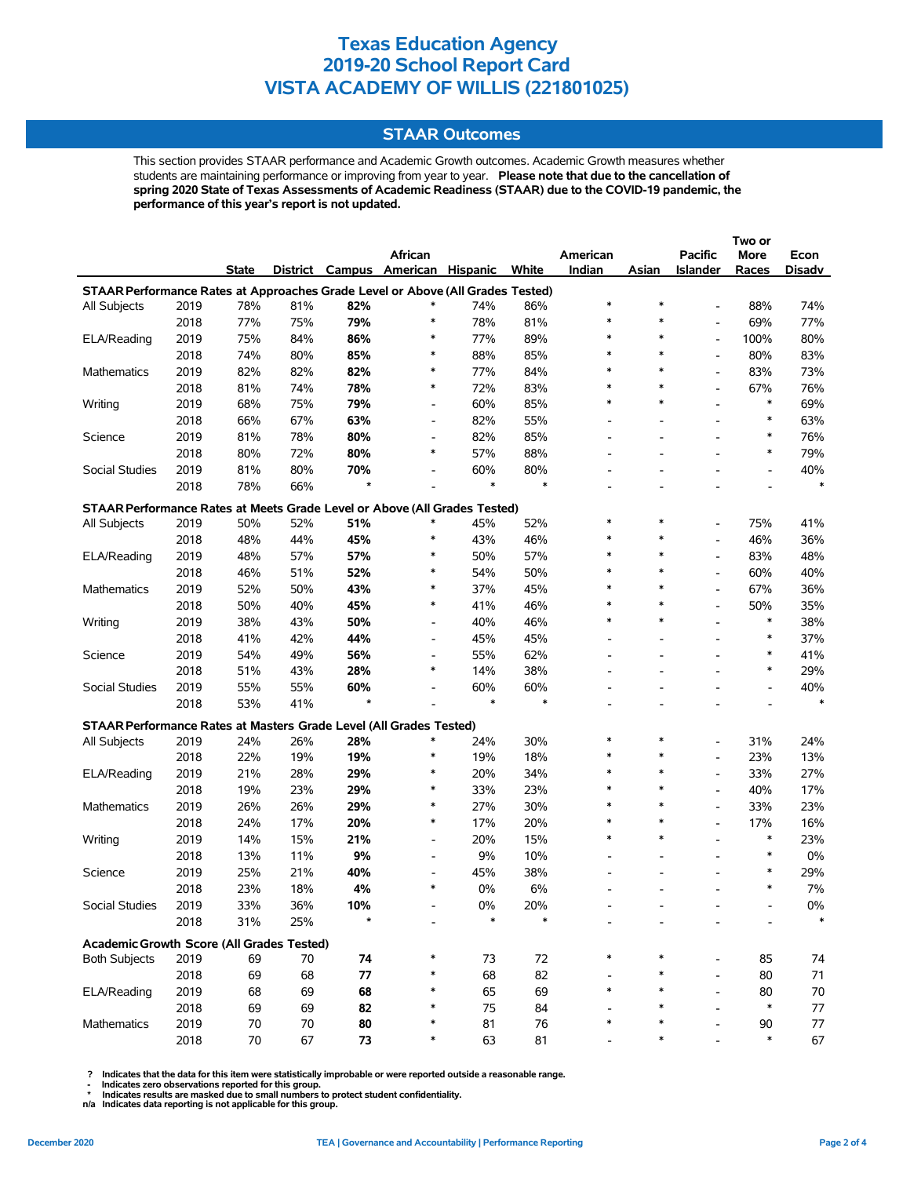# Texas Education Agency
# 2019-20 School Report Card
# VISTA ACADEMY OF WILLIS (221801025)

## STAAR Outcomes

This section provides STAAR performance and Academic Growth outcomes. Academic Growth measures whether students are maintaining performance or improving from year to year. **Please note that due to the cancellation of spring 2020 State of Texas Assessments of Academic Readiness (STAAR) due to the COVID-19 pandemic, the performance of this year's report is not updated.**

| | | State | District | Campus | African American | Hispanic | White | American Indian | Asian | Pacific Islander | Two or More Races | Econ Disadv |
|---|---|---|---|---|---|---|---|---|---|---|---|---|
| **STAAR Performance Rates at Approaches Grade Level or Above (All Grades Tested)** | | | | | | | | | | | | |
| All Subjects | 2019 | 78% | 81% | **82%** | * | 74% | 86% | * | * | - | 88% | 74% |
| | 2018 | 77% | 75% | **79%** | * | 78% | 81% | * | * | - | 69% | 77% |
| ELA/Reading | 2019 | 75% | 84% | **86%** | * | 77% | 89% | * | * | - | 100% | 80% |
| | 2018 | 74% | 80% | **85%** | * | 88% | 85% | * | * | - | 80% | 83% |
| Mathematics | 2019 | 82% | 82% | **82%** | * | 77% | 84% | * | * | - | 83% | 73% |
| | 2018 | 81% | 74% | **78%** | * | 72% | 83% | * | * | - | 67% | 76% |
| Writing | 2019 | 68% | 75% | **79%** | - | 60% | 85% | * | * | - | * | 69% |
| | 2018 | 66% | 67% | **63%** | - | 82% | 55% | - | - | - | * | 63% |
| Science | 2019 | 81% | 78% | **80%** | - | 82% | 85% | - | - | - | * | 76% |
| | 2018 | 80% | 72% | **80%** | * | 57% | 88% | - | - | - | * | 79% |
| Social Studies | 2019 | 81% | 80% | **70%** | - | 60% | 80% | - | - | - | - | 40% |
| | 2018 | 78% | 66% | * | - | * | * | - | - | - | - | * |
| **STAAR Performance Rates at Meets Grade Level or Above (All Grades Tested)** | | | | | | | | | | | | |
| All Subjects | 2019 | 50% | 52% | **51%** | * | 45% | 52% | * | * | - | 75% | 41% |
| | 2018 | 48% | 44% | **45%** | * | 43% | 46% | * | * | - | 46% | 36% |
| ELA/Reading | 2019 | 48% | 57% | **57%** | * | 50% | 57% | * | * | - | 83% | 48% |
| | 2018 | 46% | 51% | **52%** | * | 54% | 50% | * | * | - | 60% | 40% |
| Mathematics | 2019 | 52% | 50% | **43%** | * | 37% | 45% | * | * | - | 67% | 36% |
| | 2018 | 50% | 40% | **45%** | * | 41% | 46% | * | * | - | 50% | 35% |
| Writing | 2019 | 38% | 43% | **50%** | - | 40% | 46% | * | * | - | * | 38% |
| | 2018 | 41% | 42% | **44%** | - | 45% | 45% | - | - | - | * | 37% |
| Science | 2019 | 54% | 49% | **56%** | - | 55% | 62% | - | - | - | * | 41% |
| | 2018 | 51% | 43% | **28%** | * | 14% | 38% | - | - | - | * | 29% |
| Social Studies | 2019 | 55% | 55% | **60%** | - | 60% | 60% | - | - | - | - | 40% |
| | 2018 | 53% | 41% | * | - | * | * | - | - | - | - | * |
| **STAAR Performance Rates at Masters Grade Level (All Grades Tested)** | | | | | | | | | | | | |
| All Subjects | 2019 | 24% | 26% | **28%** | * | 24% | 30% | * | * | - | 31% | 24% |
| | 2018 | 22% | 19% | **19%** | * | 19% | 18% | * | * | - | 23% | 13% |
| ELA/Reading | 2019 | 21% | 28% | **29%** | * | 20% | 34% | * | * | - | 33% | 27% |
| | 2018 | 19% | 23% | **29%** | * | 33% | 23% | * | * | - | 40% | 17% |
| Mathematics | 2019 | 26% | 26% | **29%** | * | 27% | 30% | * | * | - | 33% | 23% |
| | 2018 | 24% | 17% | **20%** | * | 17% | 20% | * | * | - | 17% | 16% |
| Writing | 2019 | 14% | 15% | **21%** | - | 20% | 15% | * | * | - | * | 23% |
| | 2018 | 13% | 11% | **9%** | - | 9% | 10% | - | - | - | * | 0% |
| Science | 2019 | 25% | 21% | **40%** | - | 45% | 38% | - | - | - | * | 29% |
| | 2018 | 23% | 18% | **4%** | * | 0% | 6% | - | - | - | * | 7% |
| Social Studies | 2019 | 33% | 36% | **10%** | - | 0% | 20% | - | - | - | - | 0% |
| | 2018 | 31% | 25% | * | - | * | * | - | - | - | - | * |
| **Academic Growth Score (All Grades Tested)** | | | | | | | | | | | | |
| Both Subjects | 2019 | 69 | 70 | **74** | * | 73 | 72 | * | * | - | 85 | 74 |
| | 2018 | 69 | 68 | **77** | * | 68 | 82 | - | * | - | 80 | 71 |
| ELA/Reading | 2019 | 68 | 69 | **68** | * | 65 | 69 | * | * | - | 80 | 70 |
| | 2018 | 69 | 69 | **82** | * | 75 | 84 | - | * | - | * | 77 |
| Mathematics | 2019 | 70 | 70 | **80** | * | 81 | 76 | * | * | - | 90 | 77 |
| | 2018 | 70 | 67 | **73** | * | 63 | 81 | - | * | - | * | 67 |

? Indicates that the data for this item were statistically improbable or were reported outside a reasonable range.
\- Indicates zero observations reported for this group.
\* Indicates results are masked due to small numbers to protect student confidentiality.
n/a Indicates data reporting is not applicable for this group.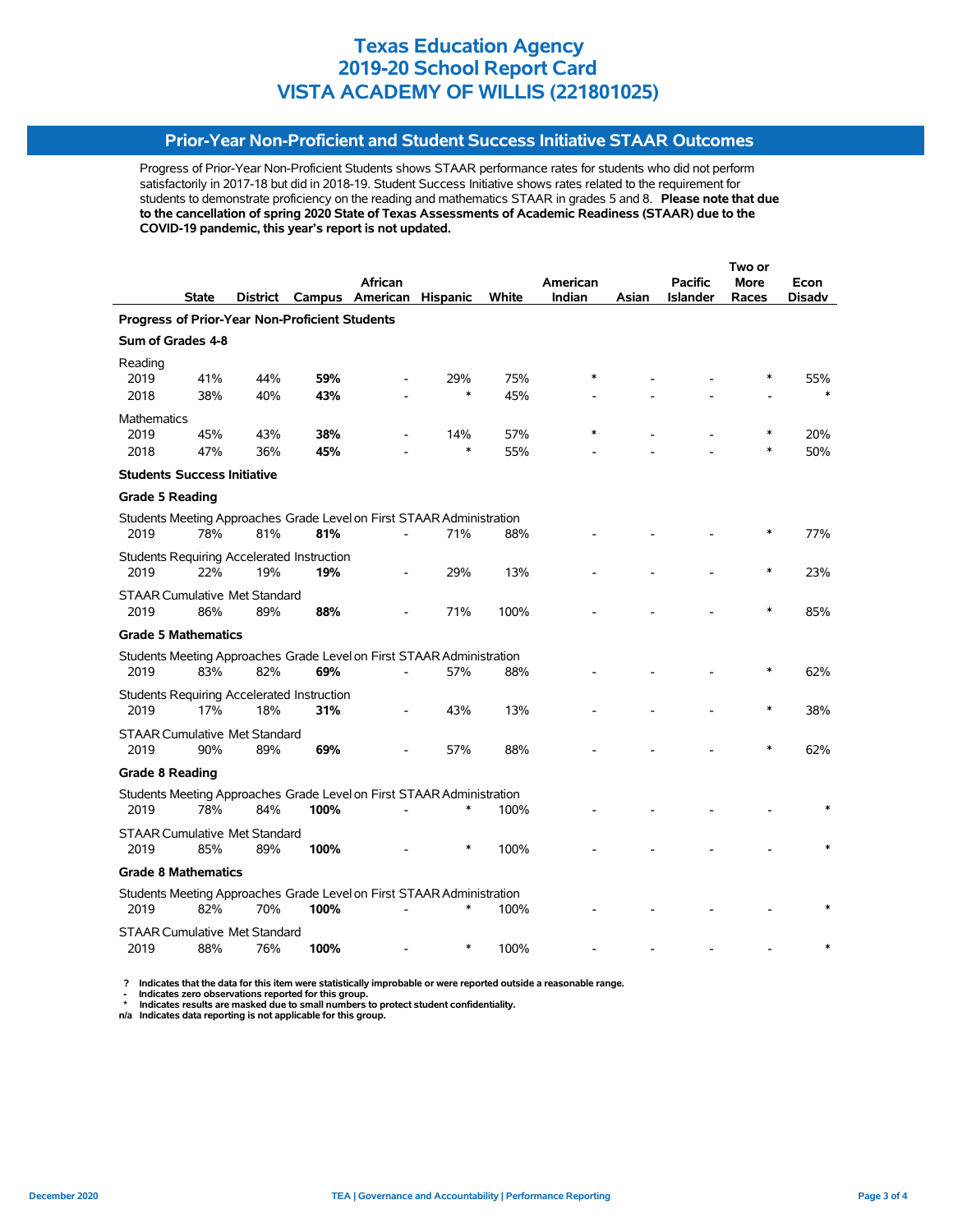# Texas Education Agency
# 2019-20 School Report Card
# VISTA ACADEMY OF WILLIS (221801025)

## Prior-Year Non-Proficient and Student Success Initiative STAAR Outcomes

Progress of Prior-Year Non-Proficient Students shows STAAR performance rates for students who did not perform satisfactorily in 2017-18 but did in 2018-19. Student Success Initiative shows rates related to the requirement for students to demonstrate proficiency on the reading and mathematics STAAR in grades 5 and 8. **Please note that due to the cancellation of spring 2020 State of Texas Assessments of Academic Readiness (STAAR) due to the COVID-19 pandemic, this year's report is not updated.**

| | State | District | Campus | African American | Hispanic | White | American Indian | Asian | Pacific Islander | Two or More Races | Econ Disadv |
|---|---|---|---|---|---|---|---|---|---|---|---|
| **Progress of Prior-Year Non-Proficient Students** | | | | | | | | | | | |
| **Sum of Grades 4-8** | | | | | | | | | | | |
| Reading | | | | | | | | | | | |
| 2019 | 41% | 44% | **59%** | - | 29% | 75% | * | - | - | * | 55% |
| 2018 | 38% | 40% | **43%** | - | * | 45% | - | - | - | - | * |
| Mathematics | | | | | | | | | | | |
| 2019 | 45% | 43% | **38%** | - | 14% | 57% | * | - | - | * | 20% |
| 2018 | 47% | 36% | **45%** | - | * | 55% | - | - | - | * | 50% |
| **Students Success Initiative** | | | | | | | | | | | |
| **Grade 5 Reading** | | | | | | | | | | | |
| Students Meeting Approaches Grade Level on First STAAR Administration | | | | | | | | | | | |
| 2019 | 78% | 81% | **81%** | - | 71% | 88% | - | - | - | * | 77% |
| Students Requiring Accelerated Instruction | | | | | | | | | | | |
| 2019 | 22% | 19% | **19%** | - | 29% | 13% | - | - | - | * | 23% |
| STAAR Cumulative Met Standard | | | | | | | | | | | |
| 2019 | 86% | 89% | **88%** | - | 71% | 100% | - | - | - | * | 85% |
| **Grade 5 Mathematics** | | | | | | | | | | | |
| Students Meeting Approaches Grade Level on First STAAR Administration | | | | | | | | | | | |
| 2019 | 83% | 82% | **69%** | - | 57% | 88% | - | - | - | * | 62% |
| Students Requiring Accelerated Instruction | | | | | | | | | | | |
| 2019 | 17% | 18% | **31%** | - | 43% | 13% | - | - | - | * | 38% |
| STAAR Cumulative Met Standard | | | | | | | | | | | |
| 2019 | 90% | 89% | **69%** | - | 57% | 88% | - | - | - | * | 62% |
| **Grade 8 Reading** | | | | | | | | | | | |
| Students Meeting Approaches Grade Level on First STAAR Administration | | | | | | | | | | | |
| 2019 | 78% | 84% | **100%** | - | * | 100% | - | - | - | - | * |
| STAAR Cumulative Met Standard | | | | | | | | | | | |
| 2019 | 85% | 89% | **100%** | - | * | 100% | - | - | - | - | * |
| **Grade 8 Mathematics** | | | | | | | | | | | |
| Students Meeting Approaches Grade Level on First STAAR Administration | | | | | | | | | | | |
| 2019 | 82% | 70% | **100%** | - | * | 100% | - | - | - | - | * |
| STAAR Cumulative Met Standard | | | | | | | | | | | |
| 2019 | 88% | 76% | **100%** | - | * | 100% | - | - | - | - | * |

? Indicates that the data for this item were statistically improbable or were reported outside a reasonable range.
- Indicates zero observations reported for this group.
* Indicates results are masked due to small numbers to protect student confidentiality.
n/a Indicates data reporting is not applicable for this group.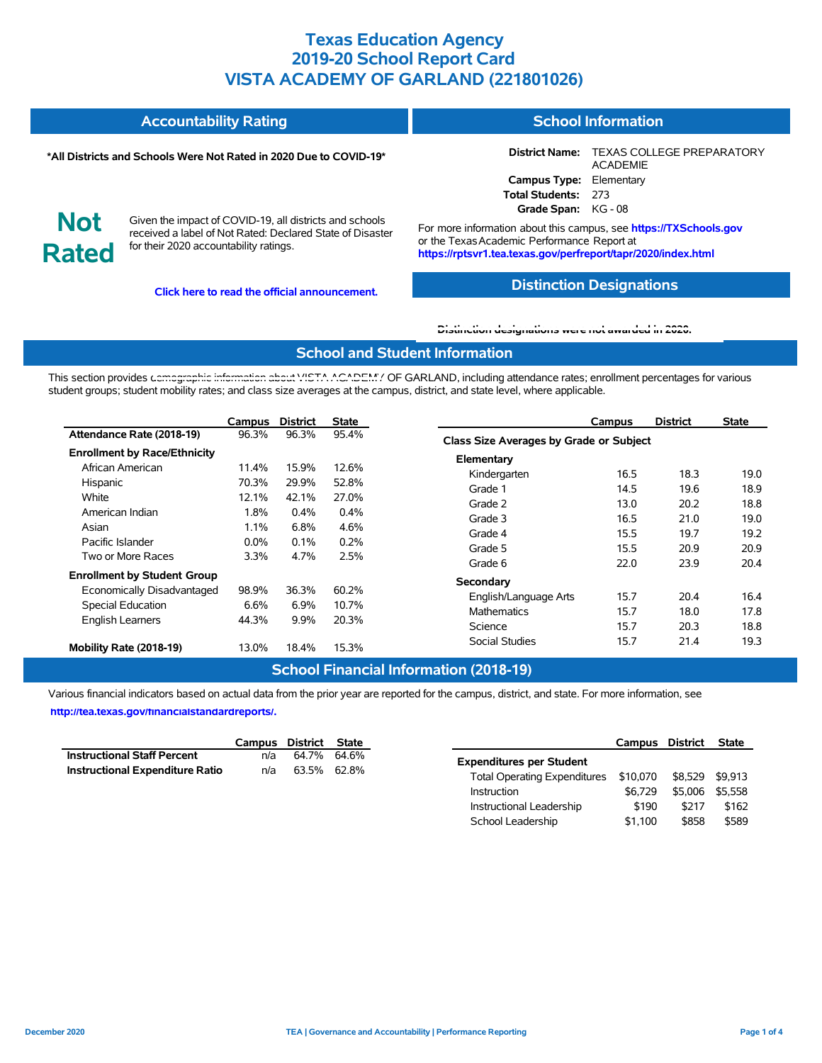# Texas Education Agency
# 2019-20 School Report Card
# VISTA ACADEMY OF GARLAND (221801026)

## Accountability Rating

**\*All Districts and Schools Were Not Rated in 2020 Due to COVID-19\***

**Not Rated**

Given the impact of COVID-19, all districts and schools received a label of Not Rated: Declared State of Disaster for their 2020 accountability ratings.

**Click here to read the official announcement.**

## School Information

| | |
|---|---|
| **District Name:** | TEXAS COLLEGE PREPARATORY ACADEMIE |
| **Campus Type:** | Elementary |
| **Total Students:** | 273 |
| **Grade Span:** | KG - 08 |

For more information about this campus, see **https://TXSchools.gov** or the Texas Academic Performance Report at **https://rptsvr1.tea.texas.gov/perfreport/tapr/2020/index.html**

## Distinction Designations

**Distinction designations were not awarded in 2020.**

## School and Student Information

This section provides demographic information about VISTA ACADEMY OF GARLAND, including attendance rates; enrollment percentages for various student groups; student mobility rates; and class size averages at the campus, district, and state level, where applicable.

| | Campus | District | State |
|---|---|---|---|
| **Attendance Rate (2018-19)** | 96.3% | 96.3% | 95.4% |
| **Enrollment by Race/Ethnicity** | | | |
| African American | 11.4% | 15.9% | 12.6% |
| Hispanic | 70.3% | 29.9% | 52.8% |
| White | 12.1% | 42.1% | 27.0% |
| American Indian | 1.8% | 0.4% | 0.4% |
| Asian | 1.1% | 6.8% | 4.6% |
| Pacific Islander | 0.0% | 0.1% | 0.2% |
| Two or More Races | 3.3% | 4.7% | 2.5% |
| **Enrollment by Student Group** | | | |
| Economically Disadvantaged | 98.9% | 36.3% | 60.2% |
| Special Education | 6.6% | 6.9% | 10.7% |
| English Learners | 44.3% | 9.9% | 20.3% |
| **Mobility Rate (2018-19)** | 13.0% | 18.4% | 15.3% |

| | Campus | District | State |
|---|---|---|---|
| **Class Size Averages by Grade or Subject** | | | |
| **Elementary** | | | |
| Kindergarten | 16.5 | 18.3 | 19.0 |
| Grade 1 | 14.5 | 19.6 | 18.9 |
| Grade 2 | 13.0 | 20.2 | 18.8 |
| Grade 3 | 16.5 | 21.0 | 19.0 |
| Grade 4 | 15.5 | 19.7 | 19.2 |
| Grade 5 | 15.5 | 20.9 | 20.9 |
| Grade 6 | 22.0 | 23.9 | 20.4 |
| **Secondary** | | | |
| English/Language Arts | 15.7 | 20.4 | 16.4 |
| Mathematics | 15.7 | 18.0 | 17.8 |
| Science | 15.7 | 20.3 | 18.8 |
| Social Studies | 15.7 | 21.4 | 19.3 |

## School Financial Information (2018-19)

Various financial indicators based on actual data from the prior year are reported for the campus, district, and state. For more information, see **http://tea.texas.gov/financialstandardreports/.**

| | Campus | District | State |
|---|---|---|---|
| **Instructional Staff Percent** | n/a | 64.7% | 64.6% |
| **Instructional Expenditure Ratio** | n/a | 63.5% | 62.8% |

| | Campus | District | State |
|---|---|---|---|
| **Expenditures per Student** | | | |
| Total Operating Expenditures | $10,070 | $8,529 | $9,913 |
| Instruction | $6,729 | $5,006 | $5,558 |
| Instructional Leadership | $190 | $217 | $162 |
| School Leadership | $1,100 | $858 | $589 |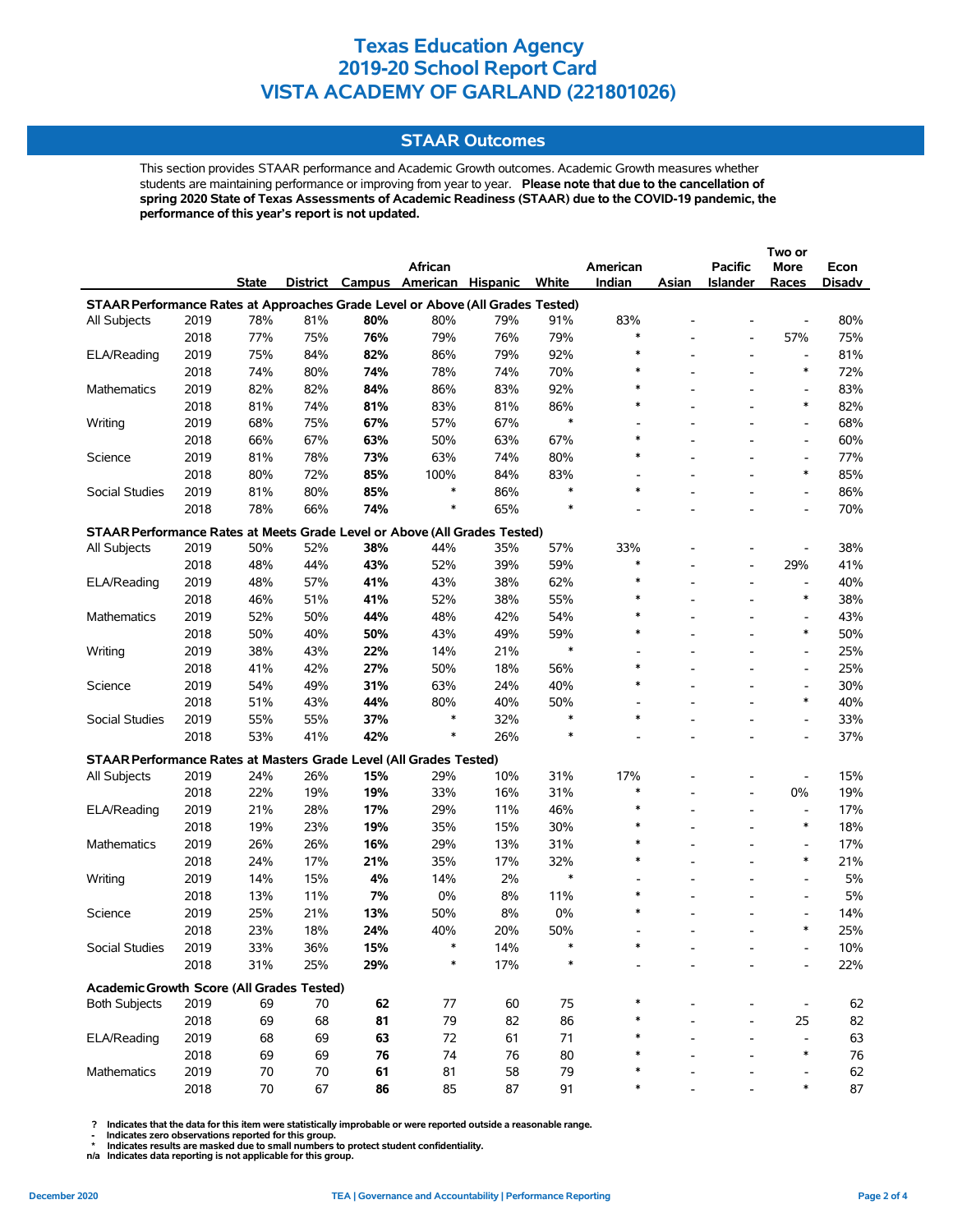# Texas Education Agency
# 2019-20 School Report Card
# VISTA ACADEMY OF GARLAND (221801026)

## STAAR Outcomes

This section provides STAAR performance and Academic Growth outcomes. Academic Growth measures whether students are maintaining performance or improving from year to year. **Please note that due to the cancellation of spring 2020 State of Texas Assessments of Academic Readiness (STAAR) due to the COVID-19 pandemic, the performance of this year's report is not updated.**

| | | State | District | Campus | African American | Hispanic | White | American Indian | Asian | Pacific Islander | Two or More Races | Econ Disadv |
|---|---|---|---|---|---|---|---|---|---|---|---|---|
| **STAAR Performance Rates at Approaches Grade Level or Above (All Grades Tested)** | | | | | | | | | | | | |
| All Subjects | 2019 | 78% | 81% | **80%** | 80% | 79% | 91% | 83% | - | - | - | 80% |
| | 2018 | 77% | 75% | **76%** | 79% | 76% | 79% | * | - | - | 57% | 75% |
| ELA/Reading | 2019 | 75% | 84% | **82%** | 86% | 79% | 92% | * | - | - | - | 81% |
| | 2018 | 74% | 80% | **74%** | 78% | 74% | 70% | * | - | - | * | 72% |
| Mathematics | 2019 | 82% | 82% | **84%** | 86% | 83% | 92% | * | - | - | - | 83% |
| | 2018 | 81% | 74% | **81%** | 83% | 81% | 86% | * | - | - | * | 82% |
| Writing | 2019 | 68% | 75% | **67%** | 57% | 67% | * | - | - | - | - | 68% |
| | 2018 | 66% | 67% | **63%** | 50% | 63% | 67% | * | - | - | - | 60% |
| Science | 2019 | 81% | 78% | **73%** | 63% | 74% | 80% | * | - | - | - | 77% |
| | 2018 | 80% | 72% | **85%** | 100% | 84% | 83% | - | - | - | * | 85% |
| Social Studies | 2019 | 81% | 80% | **85%** | * | 86% | * | * | - | - | - | 86% |
| | 2018 | 78% | 66% | **74%** | * | 65% | * | - | - | - | - | 70% |
| **STAAR Performance Rates at Meets Grade Level or Above (All Grades Tested)** | | | | | | | | | | | | |
| All Subjects | 2019 | 50% | 52% | **38%** | 44% | 35% | 57% | 33% | - | - | - | 38% |
| | 2018 | 48% | 44% | **43%** | 52% | 39% | 59% | * | - | - | 29% | 41% |
| ELA/Reading | 2019 | 48% | 57% | **41%** | 43% | 38% | 62% | * | - | - | - | 40% |
| | 2018 | 46% | 51% | **41%** | 52% | 38% | 55% | * | - | - | * | 38% |
| Mathematics | 2019 | 52% | 50% | **44%** | 48% | 42% | 54% | * | - | - | - | 43% |
| | 2018 | 50% | 40% | **50%** | 43% | 49% | 59% | * | - | - | * | 50% |
| Writing | 2019 | 38% | 43% | **22%** | 14% | 21% | * | - | - | - | - | 25% |
| | 2018 | 41% | 42% | **27%** | 50% | 18% | 56% | * | - | - | - | 25% |
| Science | 2019 | 54% | 49% | **31%** | 63% | 24% | 40% | * | - | - | - | 30% |
| | 2018 | 51% | 43% | **44%** | 80% | 40% | 50% | - | - | - | * | 40% |
| Social Studies | 2019 | 55% | 55% | **37%** | * | 32% | * | * | - | - | - | 33% |
| | 2018 | 53% | 41% | **42%** | * | 26% | * | - | - | - | - | 37% |
| **STAAR Performance Rates at Masters Grade Level (All Grades Tested)** | | | | | | | | | | | | |
| All Subjects | 2019 | 24% | 26% | **15%** | 29% | 10% | 31% | 17% | - | - | - | 15% |
| | 2018 | 22% | 19% | **19%** | 33% | 16% | 31% | * | - | - | 0% | 19% |
| ELA/Reading | 2019 | 21% | 28% | **17%** | 29% | 11% | 46% | * | - | - | - | 17% |
| | 2018 | 19% | 23% | **19%** | 35% | 15% | 30% | * | - | - | * | 18% |
| Mathematics | 2019 | 26% | 26% | **16%** | 29% | 13% | 31% | * | - | - | - | 17% |
| | 2018 | 24% | 17% | **21%** | 35% | 17% | 32% | * | - | - | * | 21% |
| Writing | 2019 | 14% | 15% | **4%** | 14% | 2% | * | - | - | - | - | 5% |
| | 2018 | 13% | 11% | **7%** | 0% | 8% | 11% | * | - | - | - | 5% |
| Science | 2019 | 25% | 21% | **13%** | 50% | 8% | 0% | * | - | - | - | 14% |
| | 2018 | 23% | 18% | **24%** | 40% | 20% | 50% | - | - | - | * | 25% |
| Social Studies | 2019 | 33% | 36% | **15%** | * | 14% | * | * | - | - | - | 10% |
| | 2018 | 31% | 25% | **29%** | * | 17% | * | - | - | - | - | 22% |
| **Academic Growth Score (All Grades Tested)** | | | | | | | | | | | | |
| Both Subjects | 2019 | 69 | 70 | **62** | 77 | 60 | 75 | * | - | - | - | 62 |
| | 2018 | 69 | 68 | **81** | 79 | 82 | 86 | * | - | - | 25 | 82 |
| ELA/Reading | 2019 | 68 | 69 | **63** | 72 | 61 | 71 | * | - | - | - | 63 |
| | 2018 | 69 | 69 | **76** | 74 | 76 | 80 | * | - | - | * | 76 |
| Mathematics | 2019 | 70 | 70 | **61** | 81 | 58 | 79 | * | - | - | - | 62 |
| | 2018 | 70 | 67 | **86** | 85 | 87 | 91 | * | - | - | * | 87 |

? Indicates that the data for this item were statistically improbable or were reported outside a reasonable range.
\- Indicates zero observations reported for this group.
\* Indicates results are masked due to small numbers to protect student confidentiality.
n/a Indicates data reporting is not applicable for this group.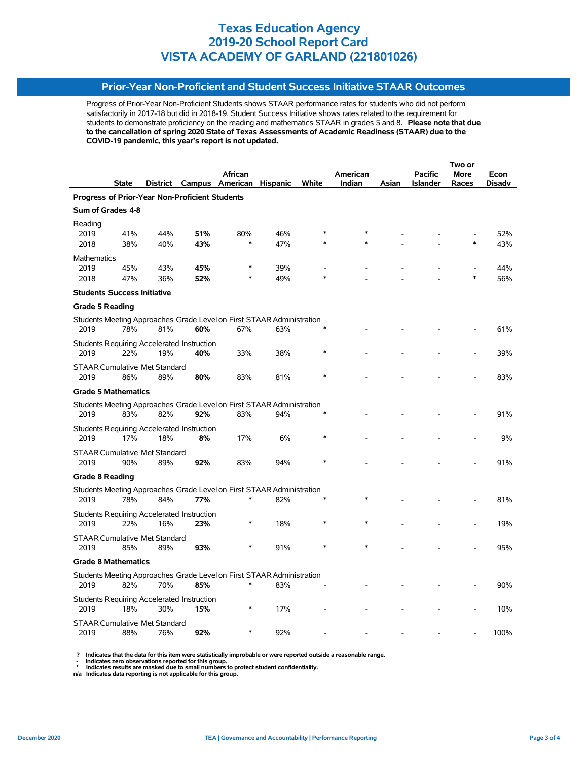# Texas Education Agency
# 2019-20 School Report Card
# VISTA ACADEMY OF GARLAND (221801026)

## Prior-Year Non-Proficient and Student Success Initiative STAAR Outcomes

Progress of Prior-Year Non-Proficient Students shows STAAR performance rates for students who did not perform satisfactorily in 2017-18 but did in 2018-19. Student Success Initiative shows rates related to the requirement for students to demonstrate proficiency on the reading and mathematics STAAR in grades 5 and 8. **Please note that due to the cancellation of spring 2020 State of Texas Assessments of Academic Readiness (STAAR) due to the COVID-19 pandemic, this year's report is not updated.**

| | State | District | Campus | African American | Hispanic | White | American Indian | Asian | Pacific Islander | Two or More Races | Econ Disadv |
|---|---|---|---|---|---|---|---|---|---|---|---|
| **Progress of Prior-Year Non-Proficient Students** | | | | | | | | | | | |
| **Sum of Grades 4-8** | | | | | | | | | | | |
| Reading | | | | | | | | | | | |
| 2019 | 41% | 44% | **51%** | 80% | 46% | * | * | - | - | - | 52% |
| 2018 | 38% | 40% | **43%** | * | 47% | * | * | - | - | * | 43% |
| Mathematics | | | | | | | | | | | |
| 2019 | 45% | 43% | **45%** | * | 39% | - | - | - | - | - | 44% |
| 2018 | 47% | 36% | **52%** | * | 49% | * | - | - | - | * | 56% |
| **Students Success Initiative** | | | | | | | | | | | |
| **Grade 5 Reading** | | | | | | | | | | | |
| Students Meeting Approaches Grade Level on First STAAR Administration | | | | | | | | | | | |
| 2019 | 78% | 81% | **60%** | 67% | 63% | * | - | - | - | - | 61% |
| Students Requiring Accelerated Instruction | | | | | | | | | | | |
| 2019 | 22% | 19% | **40%** | 33% | 38% | * | - | - | - | - | 39% |
| STAAR Cumulative Met Standard | | | | | | | | | | | |
| 2019 | 86% | 89% | **80%** | 83% | 81% | * | - | - | - | - | 83% |
| **Grade 5 Mathematics** | | | | | | | | | | | |
| Students Meeting Approaches Grade Level on First STAAR Administration | | | | | | | | | | | |
| 2019 | 83% | 82% | **92%** | 83% | 94% | * | - | - | - | - | 91% |
| Students Requiring Accelerated Instruction | | | | | | | | | | | |
| 2019 | 17% | 18% | **8%** | 17% | 6% | * | - | - | - | - | 9% |
| STAAR Cumulative Met Standard | | | | | | | | | | | |
| 2019 | 90% | 89% | **92%** | 83% | 94% | * | - | - | - | - | 91% |
| **Grade 8 Reading** | | | | | | | | | | | |
| Students Meeting Approaches Grade Level on First STAAR Administration | | | | | | | | | | | |
| 2019 | 78% | 84% | **77%** | * | 82% | * | * | - | - | - | 81% |
| Students Requiring Accelerated Instruction | | | | | | | | | | | |
| 2019 | 22% | 16% | **23%** | * | 18% | * | * | - | - | - | 19% |
| STAAR Cumulative Met Standard | | | | | | | | | | | |
| 2019 | 85% | 89% | **93%** | * | 91% | * | * | - | - | - | 95% |
| **Grade 8 Mathematics** | | | | | | | | | | | |
| Students Meeting Approaches Grade Level on First STAAR Administration | | | | | | | | | | | |
| 2019 | 82% | 70% | **85%** | * | 83% | - | - | - | - | - | 90% |
| Students Requiring Accelerated Instruction | | | | | | | | | | | |
| 2019 | 18% | 30% | **15%** | * | 17% | - | - | - | - | - | 10% |
| STAAR Cumulative Met Standard | | | | | | | | | | | |
| 2019 | 88% | 76% | **92%** | * | 92% | - | - | - | - | - | 100% |

**? Indicates that the data for this item were statistically improbable or were reported outside a reasonable range.**
**- Indicates zero observations reported for this group.**
**\* Indicates results are masked due to small numbers to protect student confidentiality.**
**n/a Indicates data reporting is not applicable for this group.**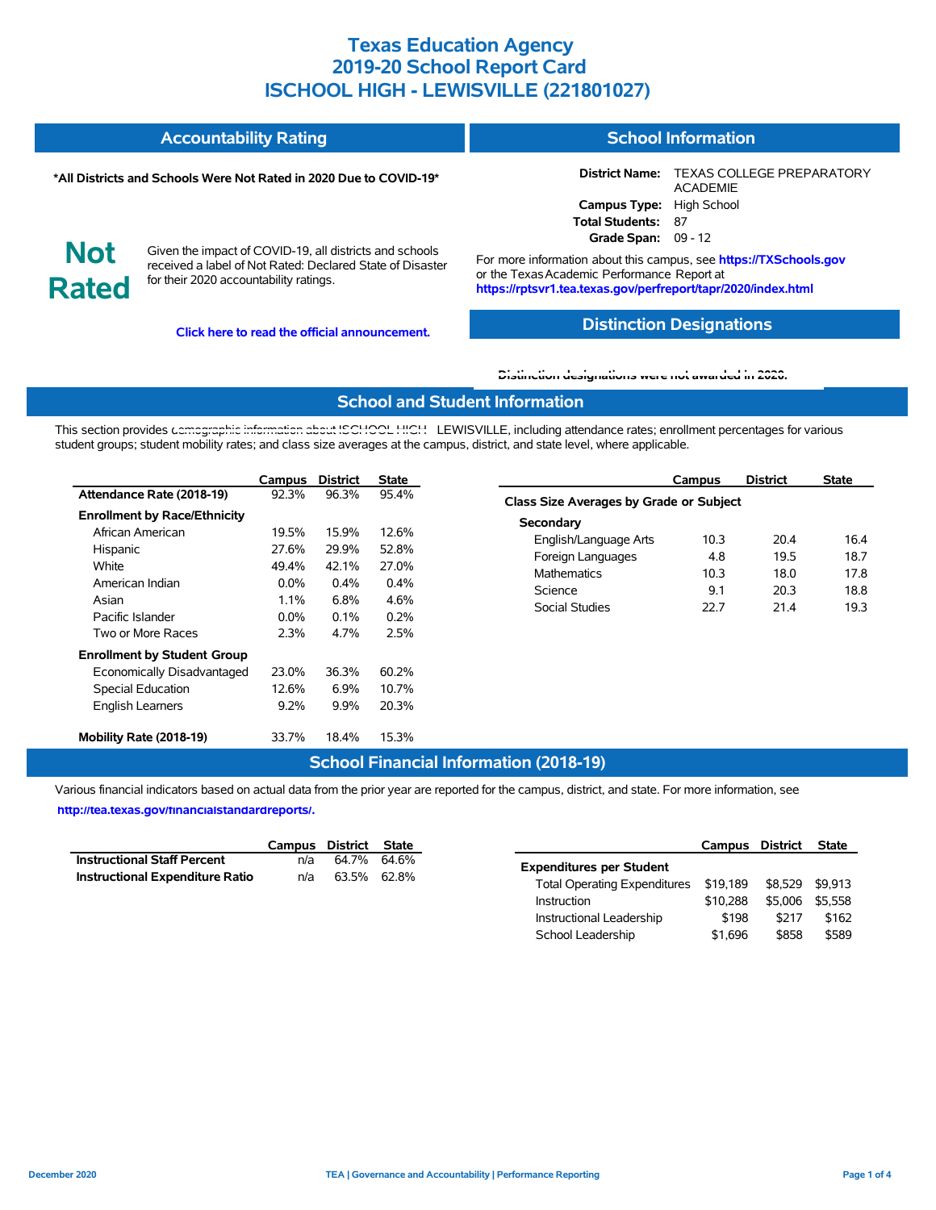# Texas Education Agency
# 2019-20 School Report Card
# ISCHOOL HIGH - LEWISVILLE (221801027)

## Accountability Rating

**\*All Districts and Schools Were Not Rated in 2020 Due to COVID-19\***

**Not Rated**

Given the impact of COVID-19, all districts and schools received a label of Not Rated: Declared State of Disaster for their 2020 accountability ratings.

**Click here to read the official announcement.**

## School Information

**District Name:** TEXAS COLLEGE PREPARATORY ACADEMIE
**Campus Type:** High School
**Total Students:** 87
**Grade Span:** 09 - 12

For more information about this campus, see **https://TXSchools.gov** or the Texas Academic Performance Report at **https://rptsvr1.tea.texas.gov/perfreport/tapr/2020/index.html**

## Distinction Designations

**Distinction designations were not awarded in 2020.**

## School and Student Information

This section provides demographic information about ISCHOOL HIGH - LEWISVILLE, including attendance rates; enrollment percentages for various student groups; student mobility rates; and class size averages at the campus, district, and state level, where applicable.

| | Campus | District | State |
|---|---|---|---|
| **Attendance Rate (2018-19)** | 92.3% | 96.3% | 95.4% |
| **Enrollment by Race/Ethnicity** | | | |
| African American | 19.5% | 15.9% | 12.6% |
| Hispanic | 27.6% | 29.9% | 52.8% |
| White | 49.4% | 42.1% | 27.0% |
| American Indian | 0.0% | 0.4% | 0.4% |
| Asian | 1.1% | 6.8% | 4.6% |
| Pacific Islander | 0.0% | 0.1% | 0.2% |
| Two or More Races | 2.3% | 4.7% | 2.5% |
| **Enrollment by Student Group** | | | |
| Economically Disadvantaged | 23.0% | 36.3% | 60.2% |
| Special Education | 12.6% | 6.9% | 10.7% |
| English Learners | 9.2% | 9.9% | 20.3% |
| **Mobility Rate (2018-19)** | 33.7% | 18.4% | 15.3% |

| | Campus | District | State |
|---|---|---|---|
| **Class Size Averages by Grade or Subject** | | | |
| **Secondary** | | | |
| English/Language Arts | 10.3 | 20.4 | 16.4 |
| Foreign Languages | 4.8 | 19.5 | 18.7 |
| Mathematics | 10.3 | 18.0 | 17.8 |
| Science | 9.1 | 20.3 | 18.8 |
| Social Studies | 22.7 | 21.4 | 19.3 |

## School Financial Information (2018-19)

Various financial indicators based on actual data from the prior year are reported for the campus, district, and state. For more information, see **http://tea.texas.gov/financialstandardreports/.**

| | Campus | District | State |
|---|---|---|---|
| **Instructional Staff Percent** | n/a | 64.7% | 64.6% |
| **Instructional Expenditure Ratio** | n/a | 63.5% | 62.8% |

| | Campus | District | State |
|---|---|---|---|
| **Expenditures per Student** | | | |
| Total Operating Expenditures | $19,189 | $8,529 | $9,913 |
| Instruction | $10,288 | $5,006 | $5,558 |
| Instructional Leadership | $198 | $217 | $162 |
| School Leadership | $1,696 | $858 | $589 |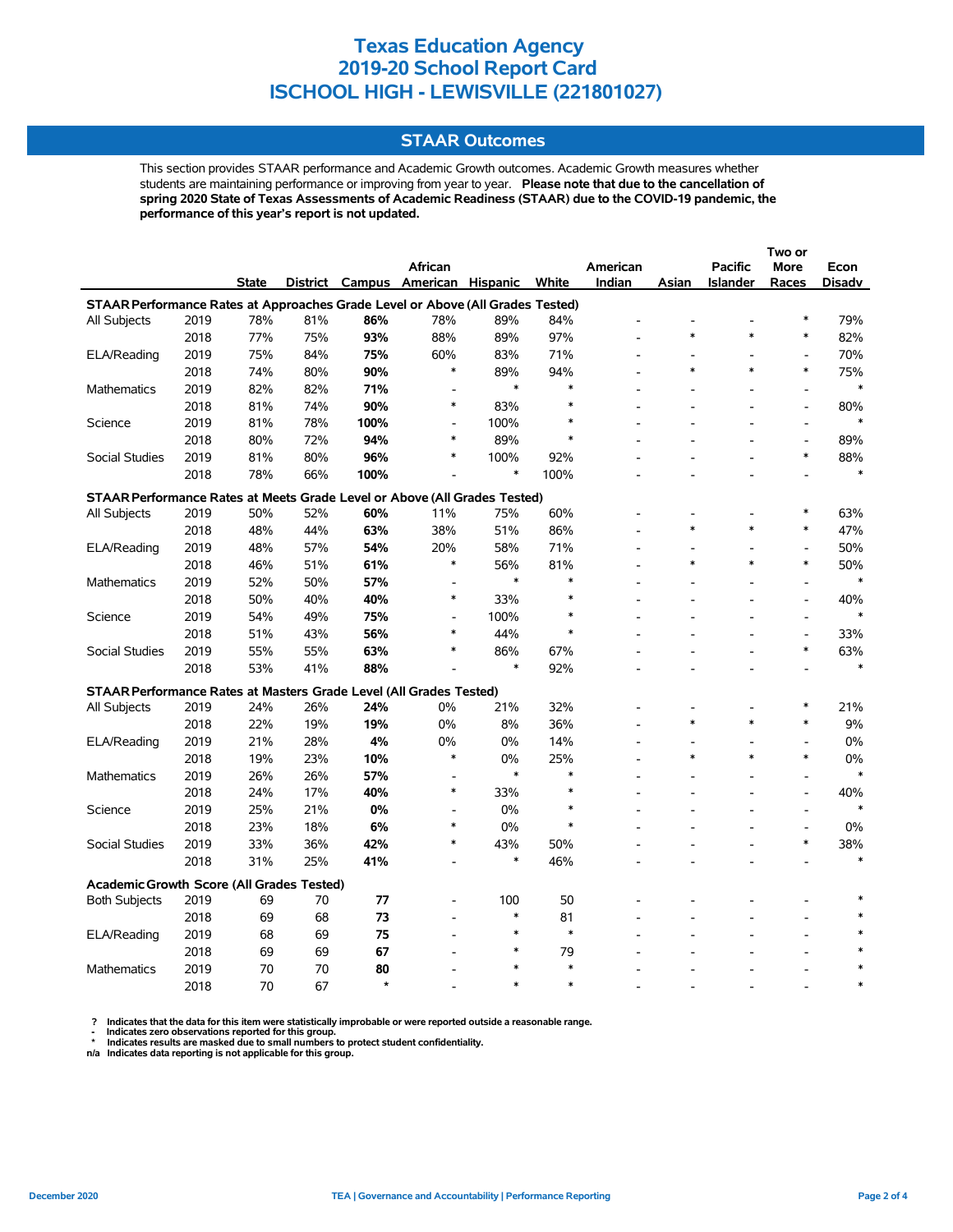# Texas Education Agency
# 2019-20 School Report Card
# ISCHOOL HIGH - LEWISVILLE (221801027)

## STAAR Outcomes

This section provides STAAR performance and Academic Growth outcomes. Academic Growth measures whether students are maintaining performance or improving from year to year. **Please note that due to the cancellation of spring 2020 State of Texas Assessments of Academic Readiness (STAAR) due to the COVID-19 pandemic, the performance of this year's report is not updated.**

| | | State | District | Campus | African American | Hispanic | White | American Indian | Asian | Pacific Islander | Two or More Races | Econ Disadv |
|---|---|---|---|---|---|---|---|---|---|---|---|---|
| **STAAR Performance Rates at Approaches Grade Level or Above (All Grades Tested)** | | | | | | | | | | | | |
| All Subjects | 2019 | 78% | 81% | **86%** | 78% | 89% | 84% | - | - | - | * | 79% |
| | 2018 | 77% | 75% | **93%** | 88% | 89% | 97% | - | * | * | * | 82% |
| ELA/Reading | 2019 | 75% | 84% | **75%** | 60% | 83% | 71% | - | - | - | - | 70% |
| | 2018 | 74% | 80% | **90%** | * | 89% | 94% | - | * | * | * | 75% |
| Mathematics | 2019 | 82% | 82% | **71%** | - | * | * | - | - | - | - | * |
| | 2018 | 81% | 74% | **90%** | * | 83% | * | - | - | - | - | 80% |
| Science | 2019 | 81% | 78% | **100%** | - | 100% | * | - | - | - | - | * |
| | 2018 | 80% | 72% | **94%** | * | 89% | * | - | - | - | - | 89% |
| Social Studies | 2019 | 81% | 80% | **96%** | * | 100% | 92% | - | - | - | * | 88% |
| | 2018 | 78% | 66% | **100%** | - | * | 100% | - | - | - | - | * |
| **STAAR Performance Rates at Meets Grade Level or Above (All Grades Tested)** | | | | | | | | | | | | |
| All Subjects | 2019 | 50% | 52% | **60%** | 11% | 75% | 60% | - | - | - | * | 63% |
| | 2018 | 48% | 44% | **63%** | 38% | 51% | 86% | - | * | * | * | 47% |
| ELA/Reading | 2019 | 48% | 57% | **54%** | 20% | 58% | 71% | - | - | - | - | 50% |
| | 2018 | 46% | 51% | **61%** | * | 56% | 81% | - | * | * | * | 50% |
| Mathematics | 2019 | 52% | 50% | **57%** | - | * | * | - | - | - | - | * |
| | 2018 | 50% | 40% | **40%** | * | 33% | * | - | - | - | - | 40% |
| Science | 2019 | 54% | 49% | **75%** | - | 100% | * | - | - | - | - | * |
| | 2018 | 51% | 43% | **56%** | * | 44% | * | - | - | - | - | 33% |
| Social Studies | 2019 | 55% | 55% | **63%** | * | 86% | 67% | - | - | - | * | 63% |
| | 2018 | 53% | 41% | **88%** | - | * | 92% | - | - | - | - | * |
| **STAAR Performance Rates at Masters Grade Level (All Grades Tested)** | | | | | | | | | | | | |
| All Subjects | 2019 | 24% | 26% | **24%** | 0% | 21% | 32% | - | - | - | * | 21% |
| | 2018 | 22% | 19% | **19%** | 0% | 8% | 36% | - | * | * | * | 9% |
| ELA/Reading | 2019 | 21% | 28% | **4%** | 0% | 0% | 14% | - | - | - | - | 0% |
| | 2018 | 19% | 23% | **10%** | * | 0% | 25% | - | * | * | * | 0% |
| Mathematics | 2019 | 26% | 26% | **57%** | - | * | * | - | - | - | - | * |
| | 2018 | 24% | 17% | **40%** | * | 33% | * | - | - | - | - | 40% |
| Science | 2019 | 25% | 21% | **0%** | - | 0% | * | - | - | - | - | * |
| | 2018 | 23% | 18% | **6%** | * | 0% | * | - | - | - | - | 0% |
| Social Studies | 2019 | 33% | 36% | **42%** | * | 43% | 50% | - | - | - | * | 38% |
| | 2018 | 31% | 25% | **41%** | - | * | 46% | - | - | - | - | * |
| **Academic Growth Score (All Grades Tested)** | | | | | | | | | | | | |
| Both Subjects | 2019 | 69 | 70 | **77** | - | 100 | 50 | - | - | - | - | * |
| | 2018 | 69 | 68 | **73** | - | * | 81 | - | - | - | - | * |
| ELA/Reading | 2019 | 68 | 69 | **75** | - | * | * | - | - | - | - | * |
| | 2018 | 69 | 69 | **67** | - | * | 79 | - | - | - | - | * |
| Mathematics | 2019 | 70 | 70 | **80** | - | * | * | - | - | - | - | * |
| | 2018 | 70 | 67 | * | - | * | * | - | - | - | - | * |

? Indicates that the data for this item were statistically improbable or were reported outside a reasonable range.
- Indicates zero observations reported for this group.
* Indicates results are masked due to small numbers to protect student confidentiality.
n/a Indicates data reporting is not applicable for this group.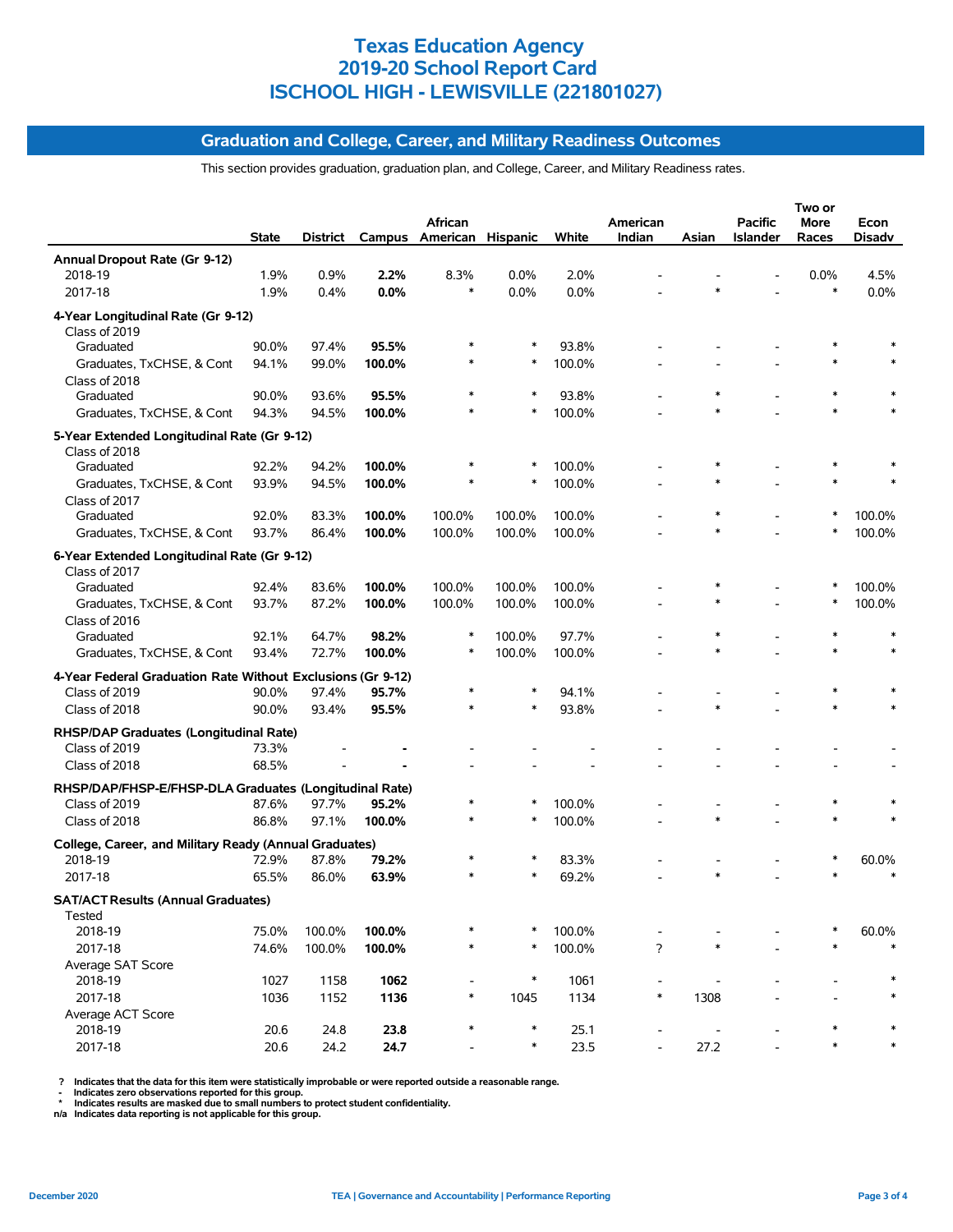# Texas Education Agency
# 2019-20 School Report Card
# ISCHOOL HIGH - LEWISVILLE (221801027)

## Graduation and College, Career, and Military Readiness Outcomes

This section provides graduation, graduation plan, and College, Career, and Military Readiness rates.

| | State | District | Campus | African American | Hispanic | White | American Indian | Asian | Pacific Islander | Two or More Races | Econ Disadv |
|---|---|---|---|---|---|---|---|---|---|---|---|
| **Annual Dropout Rate (Gr 9-12)** | | | | | | | | | | | |
| 2018-19 | 1.9% | 0.9% | **2.2%** | 8.3% | 0.0% | 2.0% | - | - | - | 0.0% | 4.5% |
| 2017-18 | 1.9% | 0.4% | **0.0%** | * | 0.0% | 0.0% | - | * | - | * | 0.0% |
| **4-Year Longitudinal Rate (Gr 9-12)** | | | | | | | | | | | |
| Class of 2019 | | | | | | | | | | | |
| Graduated | 90.0% | 97.4% | **95.5%** | * | * | 93.8% | - | - | - | * | * |
| Graduates, TxCHSE, & Cont | 94.1% | 99.0% | **100.0%** | * | * | 100.0% | - | - | - | * | * |
| Class of 2018 | | | | | | | | | | | |
| Graduated | 90.0% | 93.6% | **95.5%** | * | * | 93.8% | - | * | - | * | * |
| Graduates, TxCHSE, & Cont | 94.3% | 94.5% | **100.0%** | * | * | 100.0% | - | * | - | * | * |
| **5-Year Extended Longitudinal Rate (Gr 9-12)** | | | | | | | | | | | |
| Class of 2018 | | | | | | | | | | | |
| Graduated | 92.2% | 94.2% | **100.0%** | * | * | 100.0% | - | * | - | * | * |
| Graduates, TxCHSE, & Cont | 93.9% | 94.5% | **100.0%** | * | * | 100.0% | - | * | - | * | * |
| Class of 2017 | | | | | | | | | | | |
| Graduated | 92.0% | 83.3% | **100.0%** | 100.0% | 100.0% | 100.0% | - | * | - | * | 100.0% |
| Graduates, TxCHSE, & Cont | 93.7% | 86.4% | **100.0%** | 100.0% | 100.0% | 100.0% | - | * | - | * | 100.0% |
| **6-Year Extended Longitudinal Rate (Gr 9-12)** | | | | | | | | | | | |
| Class of 2017 | | | | | | | | | | | |
| Graduated | 92.4% | 83.6% | **100.0%** | 100.0% | 100.0% | 100.0% | - | * | - | * | 100.0% |
| Graduates, TxCHSE, & Cont | 93.7% | 87.2% | **100.0%** | 100.0% | 100.0% | 100.0% | - | * | - | * | 100.0% |
| Class of 2016 | | | | | | | | | | | |
| Graduated | 92.1% | 64.7% | **98.2%** | * | 100.0% | 97.7% | - | * | - | * | * |
| Graduates, TxCHSE, & Cont | 93.4% | 72.7% | **100.0%** | * | 100.0% | 100.0% | - | * | - | * | * |
| **4-Year Federal Graduation Rate Without Exclusions (Gr 9-12)** | | | | | | | | | | | |
| Class of 2019 | 90.0% | 97.4% | **95.7%** | * | * | 94.1% | - | - | - | * | * |
| Class of 2018 | 90.0% | 93.4% | **95.5%** | * | * | 93.8% | - | * | - | * | * |
| **RHSP/DAP Graduates (Longitudinal Rate)** | | | | | | | | | | | |
| Class of 2019 | 73.3% | - | **-** | - | - | - | - | - | - | - | - |
| Class of 2018 | 68.5% | - | **-** | - | - | - | - | - | - | - | - |
| **RHSP/DAP/FHSP-E/FHSP-DLA Graduates (Longitudinal Rate)** | | | | | | | | | | | |
| Class of 2019 | 87.6% | 97.7% | **95.2%** | * | * | 100.0% | - | - | - | * | * |
| Class of 2018 | 86.8% | 97.1% | **100.0%** | * | * | 100.0% | - | * | - | * | * |
| **College, Career, and Military Ready (Annual Graduates)** | | | | | | | | | | | |
| 2018-19 | 72.9% | 87.8% | **79.2%** | * | * | 83.3% | - | - | - | * | 60.0% |
| 2017-18 | 65.5% | 86.0% | **63.9%** | * | * | 69.2% | - | * | - | * | * |
| **SAT/ACT Results (Annual Graduates)** | | | | | | | | | | | |
| Tested | | | | | | | | | | | |
| 2018-19 | 75.0% | 100.0% | **100.0%** | * | * | 100.0% | - | - | - | * | 60.0% |
| 2017-18 | 74.6% | 100.0% | **100.0%** | * | * | 100.0% | ? | * | - | * | * |
| Average SAT Score | | | | | | | | | | | |
| 2018-19 | 1027 | 1158 | **1062** | - | * | 1061 | - | - | - | - | * |
| 2017-18 | 1036 | 1152 | **1136** | * | 1045 | 1134 | * | 1308 | - | - | * |
| Average ACT Score | | | | | | | | | | | |
| 2018-19 | 20.6 | 24.8 | **23.8** | * | * | 25.1 | - | - | - | * | * |
| 2017-18 | 20.6 | 24.2 | **24.7** | - | * | 23.5 | - | 27.2 | - | * | * |

? Indicates that the data for this item were statistically improbable or were reported outside a reasonable range.
- Indicates zero observations reported for this group.
* Indicates results are masked due to small numbers to protect student confidentiality.
n/a Indicates data reporting is not applicable for this group.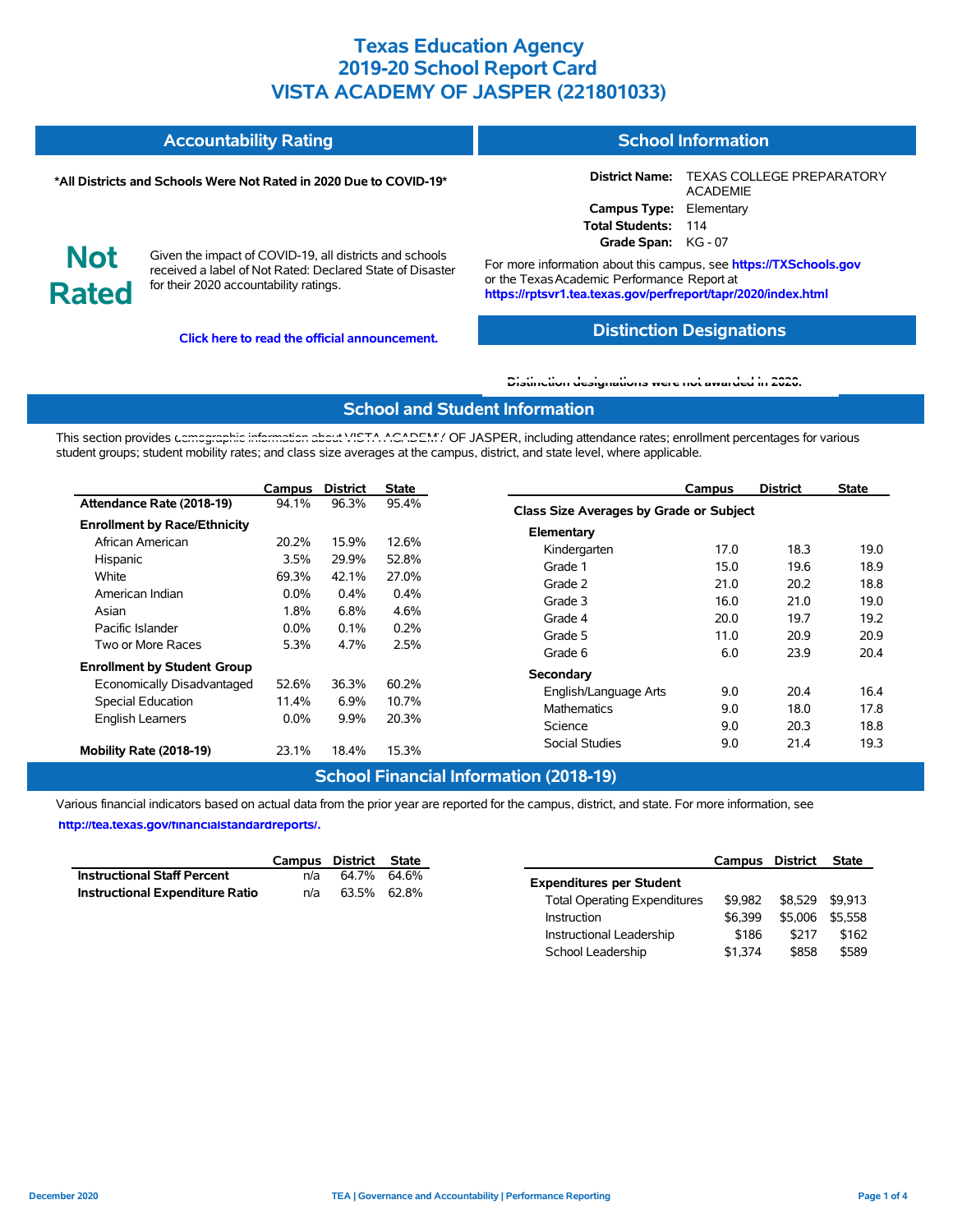# Texas Education Agency
# 2019-20 School Report Card
# VISTA ACADEMY OF JASPER (221801033)

## Accountability Rating

**\*All Districts and Schools Were Not Rated in 2020 Due to COVID-19\***

**Not Rated**

Given the impact of COVID-19, all districts and schools received a label of Not Rated: Declared State of Disaster for their 2020 accountability ratings.

**Click here to read the official announcement.**

## School Information

**District Name:** TEXAS COLLEGE PREPARATORY ACADEMIE
**Campus Type:** Elementary
**Total Students:** 114
**Grade Span:** KG - 07

For more information about this campus, see **https://TXSchools.gov** or the Texas Academic Performance Report at **https://rptsvr1.tea.texas.gov/perfreport/tapr/2020/index.html**

## Distinction Designations

**Distinction designations were not awarded in 2020.**

## School and Student Information

This section provides demographic information about VISTA ACADEMY OF JASPER, including attendance rates; enrollment percentages for various student groups; student mobility rates; and class size averages at the campus, district, and state level, where applicable.

| | Campus | District | State |
|---|---|---|---|
| **Attendance Rate (2018-19)** | 94.1% | 96.3% | 95.4% |
| **Enrollment by Race/Ethnicity** | | | |
| African American | 20.2% | 15.9% | 12.6% |
| Hispanic | 3.5% | 29.9% | 52.8% |
| White | 69.3% | 42.1% | 27.0% |
| American Indian | 0.0% | 0.4% | 0.4% |
| Asian | 1.8% | 6.8% | 4.6% |
| Pacific Islander | 0.0% | 0.1% | 0.2% |
| Two or More Races | 5.3% | 4.7% | 2.5% |
| **Enrollment by Student Group** | | | |
| Economically Disadvantaged | 52.6% | 36.3% | 60.2% |
| Special Education | 11.4% | 6.9% | 10.7% |
| English Learners | 0.0% | 9.9% | 20.3% |
| **Mobility Rate (2018-19)** | 23.1% | 18.4% | 15.3% |

| | Campus | District | State |
|---|---|---|---|
| **Class Size Averages by Grade or Subject** | | | |
| **Elementary** | | | |
| Kindergarten | 17.0 | 18.3 | 19.0 |
| Grade 1 | 15.0 | 19.6 | 18.9 |
| Grade 2 | 21.0 | 20.2 | 18.8 |
| Grade 3 | 16.0 | 21.0 | 19.0 |
| Grade 4 | 20.0 | 19.7 | 19.2 |
| Grade 5 | 11.0 | 20.9 | 20.9 |
| Grade 6 | 6.0 | 23.9 | 20.4 |
| **Secondary** | | | |
| English/Language Arts | 9.0 | 20.4 | 16.4 |
| Mathematics | 9.0 | 18.0 | 17.8 |
| Science | 9.0 | 20.3 | 18.8 |
| Social Studies | 9.0 | 21.4 | 19.3 |

## School Financial Information (2018-19)

Various financial indicators based on actual data from the prior year are reported for the campus, district, and state. For more information, see **http://tea.texas.gov/financialstandardreports/.**

| | Campus | District | State |
|---|---|---|---|
| **Instructional Staff Percent** | n/a | 64.7% | 64.6% |
| **Instructional Expenditure Ratio** | n/a | 63.5% | 62.8% |

| | Campus | District | State |
|---|---|---|---|
| **Expenditures per Student** | | | |
| Total Operating Expenditures | $9,982 | $8,529 | $9,913 |
| Instruction | $6,399 | $5,006 | $5,558 |
| Instructional Leadership | $186 | $217 | $162 |
| School Leadership | $1,374 | $858 | $589 |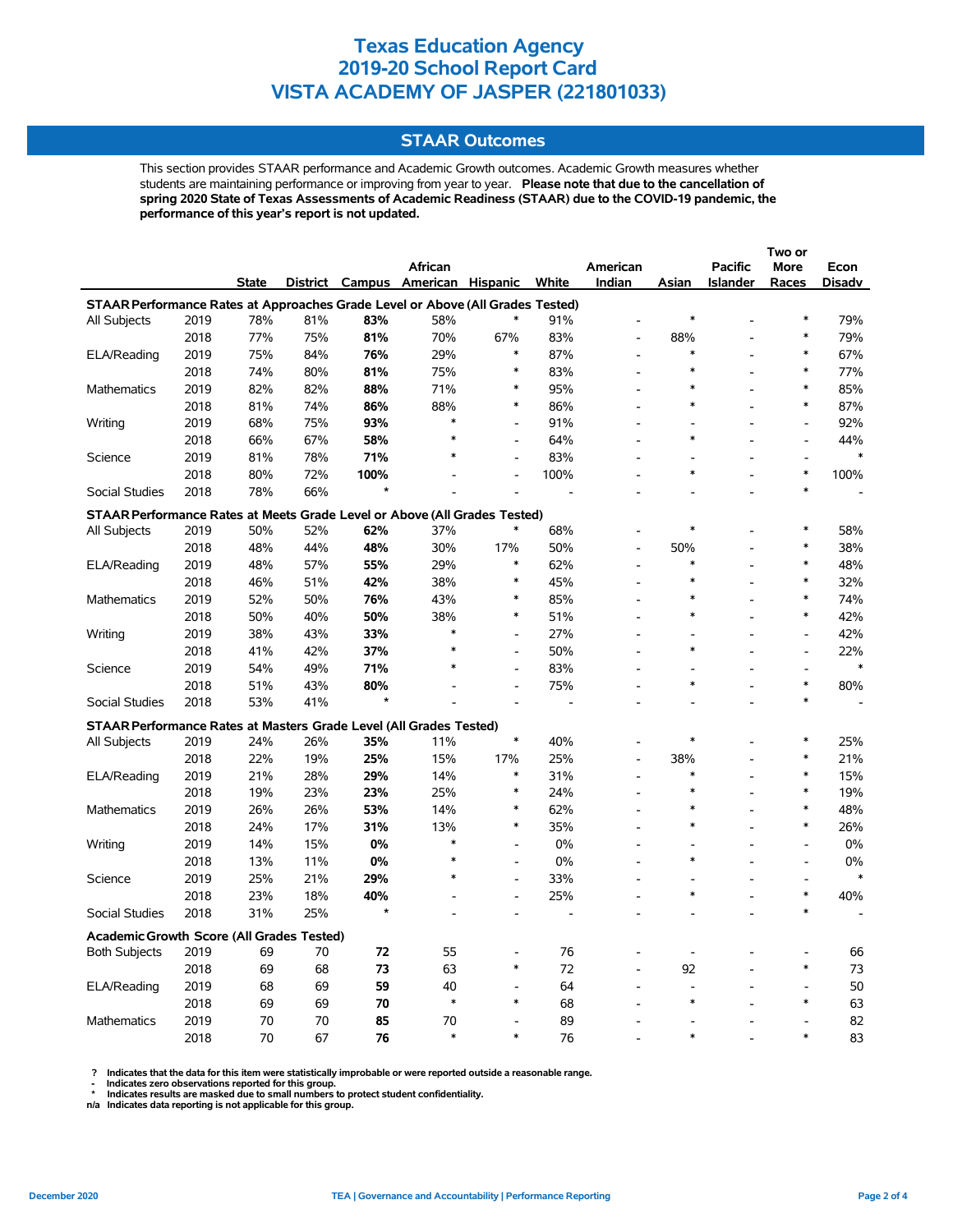# Texas Education Agency
# 2019-20 School Report Card
# VISTA ACADEMY OF JASPER (221801033)

## STAAR Outcomes

This section provides STAAR performance and Academic Growth outcomes. Academic Growth measures whether students are maintaining performance or improving from year to year. **Please note that due to the cancellation of spring 2020 State of Texas Assessments of Academic Readiness (STAAR) due to the COVID-19 pandemic, the performance of this year's report is not updated.**

| | | State | District | Campus | African American | Hispanic | White | American Indian | Asian | Pacific Islander | Two or More Races | Econ Disadv |
|---|---|---|---|---|---|---|---|---|---|---|---|---|
| **STAAR Performance Rates at Approaches Grade Level or Above (All Grades Tested)** | | | | | | | | | | | | |
| All Subjects | 2019 | 78% | 81% | **83%** | 58% | * | 91% | - | * | - | * | 79% |
| | 2018 | 77% | 75% | **81%** | 70% | 67% | 83% | - | 88% | - | * | 79% |
| ELA/Reading | 2019 | 75% | 84% | **76%** | 29% | * | 87% | - | * | - | * | 67% |
| | 2018 | 74% | 80% | **81%** | 75% | * | 83% | - | * | - | * | 77% |
| Mathematics | 2019 | 82% | 82% | **88%** | 71% | * | 95% | - | * | - | * | 85% |
| | 2018 | 81% | 74% | **86%** | 88% | * | 86% | - | * | - | * | 87% |
| Writing | 2019 | 68% | 75% | **93%** | * | - | 91% | - | - | - | - | 92% |
| | 2018 | 66% | 67% | **58%** | * | - | 64% | - | * | - | - | 44% |
| Science | 2019 | 81% | 78% | **71%** | * | - | 83% | - | - | - | - | * |
| | 2018 | 80% | 72% | **100%** | - | - | 100% | - | * | - | * | 100% |
| Social Studies | 2018 | 78% | 66% | * | - | - | - | - | - | - | * | - |
| **STAAR Performance Rates at Meets Grade Level or Above (All Grades Tested)** | | | | | | | | | | | | |
| All Subjects | 2019 | 50% | 52% | **62%** | 37% | * | 68% | - | * | - | * | 58% |
| | 2018 | 48% | 44% | **48%** | 30% | 17% | 50% | - | 50% | - | * | 38% |
| ELA/Reading | 2019 | 48% | 57% | **55%** | 29% | * | 62% | - | * | - | * | 48% |
| | 2018 | 46% | 51% | **42%** | 38% | * | 45% | - | * | - | * | 32% |
| Mathematics | 2019 | 52% | 50% | **76%** | 43% | * | 85% | - | * | - | * | 74% |
| | 2018 | 50% | 40% | **50%** | 38% | * | 51% | - | * | - | * | 42% |
| Writing | 2019 | 38% | 43% | **33%** | * | - | 27% | - | - | - | - | 42% |
| | 2018 | 41% | 42% | **37%** | * | - | 50% | - | * | - | - | 22% |
| Science | 2019 | 54% | 49% | **71%** | * | - | 83% | - | - | - | - | * |
| | 2018 | 51% | 43% | **80%** | - | - | 75% | - | * | - | * | 80% |
| Social Studies | 2018 | 53% | 41% | * | - | - | - | - | - | - | * | - |
| **STAAR Performance Rates at Masters Grade Level (All Grades Tested)** | | | | | | | | | | | | |
| All Subjects | 2019 | 24% | 26% | **35%** | 11% | * | 40% | - | * | - | * | 25% |
| | 2018 | 22% | 19% | **25%** | 15% | 17% | 25% | - | 38% | - | * | 21% |
| ELA/Reading | 2019 | 21% | 28% | **29%** | 14% | * | 31% | - | * | - | * | 15% |
| | 2018 | 19% | 23% | **23%** | 25% | * | 24% | - | * | - | * | 19% |
| Mathematics | 2019 | 26% | 26% | **53%** | 14% | * | 62% | - | * | - | * | 48% |
| | 2018 | 24% | 17% | **31%** | 13% | * | 35% | - | * | - | * | 26% |
| Writing | 2019 | 14% | 15% | **0%** | * | - | 0% | - | - | - | - | 0% |
| | 2018 | 13% | 11% | **0%** | * | - | 0% | - | * | - | - | 0% |
| Science | 2019 | 25% | 21% | **29%** | * | - | 33% | - | - | - | - | * |
| | 2018 | 23% | 18% | **40%** | - | - | 25% | - | * | - | * | 40% |
| Social Studies | 2018 | 31% | 25% | * | - | - | - | - | - | - | * | - |
| **Academic Growth Score (All Grades Tested)** | | | | | | | | | | | | |
| Both Subjects | 2019 | 69 | 70 | **72** | 55 | - | 76 | - | - | - | - | 66 |
| | 2018 | 69 | 68 | **73** | 63 | * | 72 | - | 92 | - | * | 73 |
| ELA/Reading | 2019 | 68 | 69 | **59** | 40 | - | 64 | - | - | - | - | 50 |
| | 2018 | 69 | 69 | **70** | * | * | 68 | - | * | - | * | 63 |
| Mathematics | 2019 | 70 | 70 | **85** | 70 | - | 89 | - | - | - | - | 82 |
| | 2018 | 70 | 67 | **76** | * | * | 76 | - | * | - | * | 83 |

? Indicates that the data for this item were statistically improbable or were reported outside a reasonable range.
- Indicates zero observations reported for this group.
* Indicates results are masked due to small numbers to protect student confidentiality.
n/a Indicates data reporting is not applicable for this group.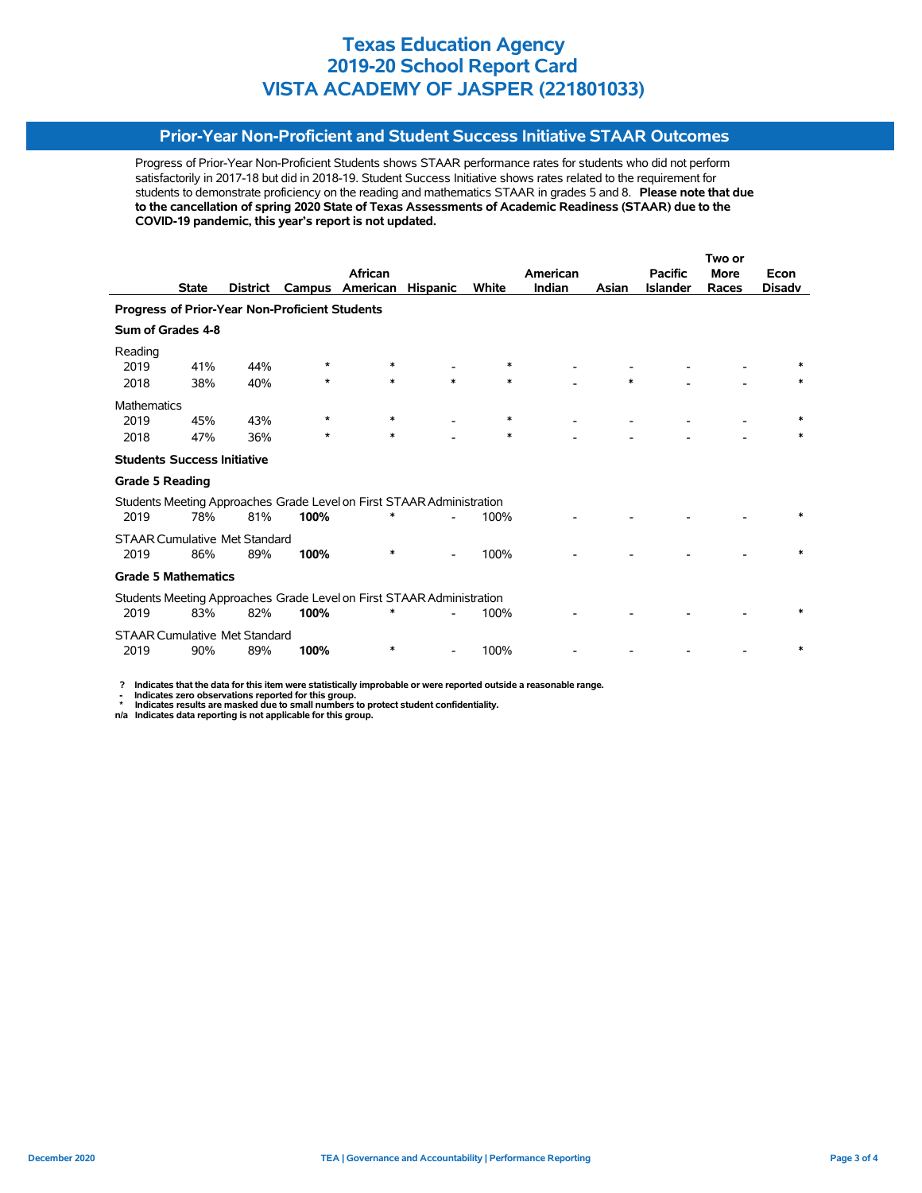# Texas Education Agency
# 2019-20 School Report Card
# VISTA ACADEMY OF JASPER (221801033)

## Prior-Year Non-Proficient and Student Success Initiative STAAR Outcomes

Progress of Prior-Year Non-Proficient Students shows STAAR performance rates for students who did not perform satisfactorily in 2017-18 but did in 2018-19. Student Success Initiative shows rates related to the requirement for students to demonstrate proficiency on the reading and mathematics STAAR in grades 5 and 8. **Please note that due to the cancellation of spring 2020 State of Texas Assessments of Academic Readiness (STAAR) due to the COVID-19 pandemic, this year's report is not updated.**

| | State | District | Campus | African American | Hispanic | White | American Indian | Asian | Pacific Islander | Two or More Races | Econ Disadv |
|---|---|---|---|---|---|---|---|---|---|---|---|
| **Progress of Prior-Year Non-Proficient Students** | | | | | | | | | | | |
| **Sum of Grades 4-8** | | | | | | | | | | | |
| Reading | | | | | | | | | | | |
| 2019 | 41% | 44% | * | * | - | * | - | - | - | - | * |
| 2018 | 38% | 40% | * | * | * | * | - | * | - | - | * |
| Mathematics | | | | | | | | | | | |
| 2019 | 45% | 43% | * | * | - | * | - | - | - | - | * |
| 2018 | 47% | 36% | * | * | - | * | - | - | - | - | * |
| **Students Success Initiative** | | | | | | | | | | | |
| **Grade 5 Reading** | | | | | | | | | | | |
| Students Meeting Approaches Grade Level on First STAAR Administration | | | | | | | | | | | |
| 2019 | 78% | 81% | **100%** | * | - | 100% | - | - | - | - | * |
| STAAR Cumulative Met Standard | | | | | | | | | | | |
| 2019 | 86% | 89% | **100%** | * | - | 100% | - | - | - | - | * |
| **Grade 5 Mathematics** | | | | | | | | | | | |
| Students Meeting Approaches Grade Level on First STAAR Administration | | | | | | | | | | | |
| 2019 | 83% | 82% | **100%** | * | - | 100% | - | - | - | - | * |
| STAAR Cumulative Met Standard | | | | | | | | | | | |
| 2019 | 90% | 89% | **100%** | * | - | 100% | - | - | - | - | * |

**?** Indicates that the data for this item were statistically improbable or were reported outside a reasonable range.
**-** Indicates zero observations reported for this group.
**\*** Indicates results are masked due to small numbers to protect student confidentiality.
**n/a** Indicates data reporting is not applicable for this group.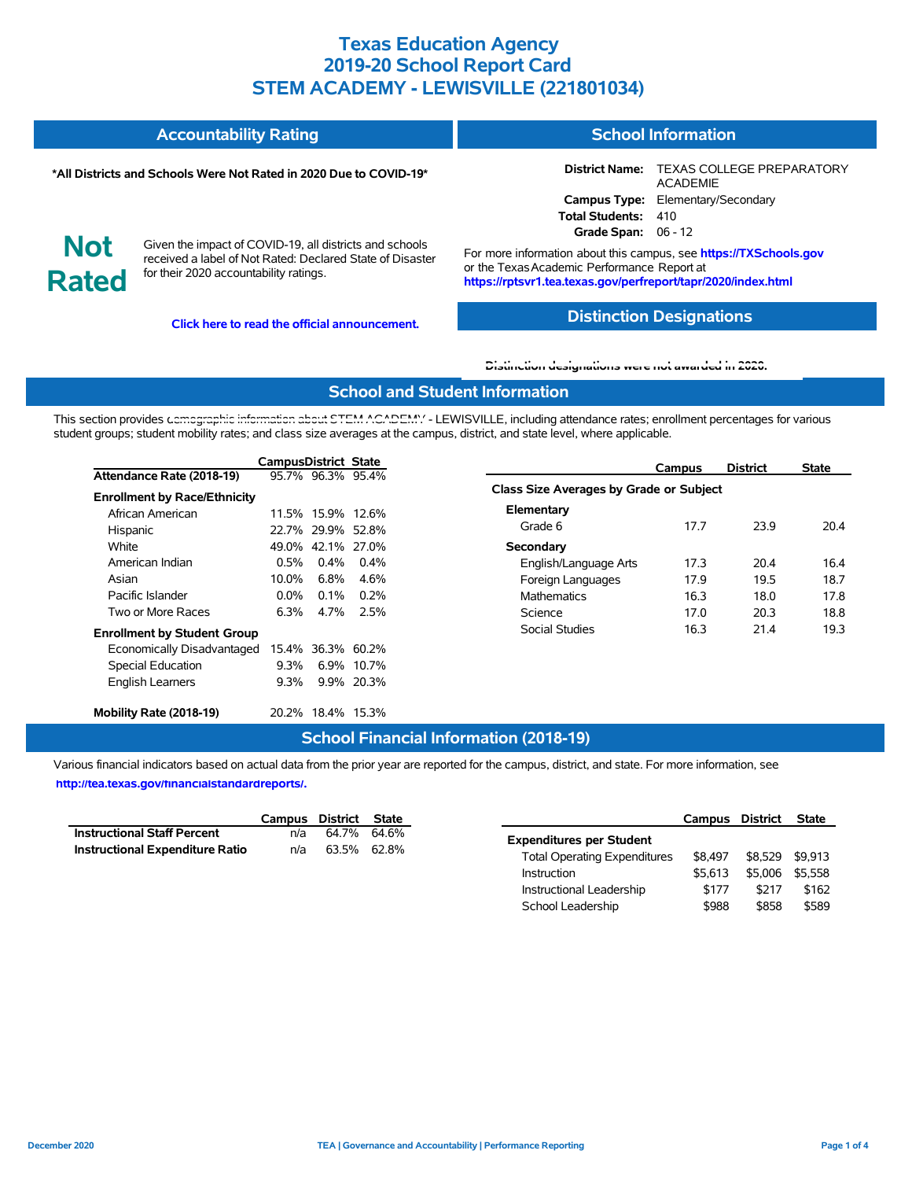# Texas Education Agency
# 2019-20 School Report Card
# STEM ACADEMY - LEWISVILLE (221801034)

## Accountability Rating

**\*All Districts and Schools Were Not Rated in 2020 Due to COVID-19\***

**Not Rated**

Given the impact of COVID-19, all districts and schools received a label of Not Rated: Declared State of Disaster for their 2020 accountability ratings.

**Click here to read the official announcement.**

## School Information

**District Name:** TEXAS COLLEGE PREPARATORY ACADEMIE
**Campus Type:** Elementary/Secondary
**Total Students:** 410
**Grade Span:** 06 - 12

For more information about this campus, see **https://TXSchools.gov** or the Texas Academic Performance Report at **https://rptsvr1.tea.texas.gov/perfreport/tapr/2020/index.html**

## Distinction Designations

**Distinction designations were not awarded in 2020.**

## School and Student Information

This section provides demographic information about STEM ACADEMY - LEWISVILLE, including attendance rates; enrollment percentages for various student groups; student mobility rates; and class size averages at the campus, district, and state level, where applicable.

| | Campus | District | State |
|---|---|---|---|
| **Attendance Rate (2018-19)** | 95.7% | 96.3% | 95.4% |
| **Enrollment by Race/Ethnicity** | | | |
| African American | 11.5% | 15.9% | 12.6% |
| Hispanic | 22.7% | 29.9% | 52.8% |
| White | 49.0% | 42.1% | 27.0% |
| American Indian | 0.5% | 0.4% | 0.4% |
| Asian | 10.0% | 6.8% | 4.6% |
| Pacific Islander | 0.0% | 0.1% | 0.2% |
| Two or More Races | 6.3% | 4.7% | 2.5% |
| **Enrollment by Student Group** | | | |
| Economically Disadvantaged | 15.4% | 36.3% | 60.2% |
| Special Education | 9.3% | 6.9% | 10.7% |
| English Learners | 9.3% | 9.9% | 20.3% |
| **Mobility Rate (2018-19)** | 20.2% | 18.4% | 15.3% |

| | Campus | District | State |
|---|---|---|---|
| **Class Size Averages by Grade or Subject** | | | |
| **Elementary** | | | |
| Grade 6 | 17.7 | 23.9 | 20.4 |
| **Secondary** | | | |
| English/Language Arts | 17.3 | 20.4 | 16.4 |
| Foreign Languages | 17.9 | 19.5 | 18.7 |
| Mathematics | 16.3 | 18.0 | 17.8 |
| Science | 17.0 | 20.3 | 18.8 |
| Social Studies | 16.3 | 21.4 | 19.3 |

## School Financial Information (2018-19)

Various financial indicators based on actual data from the prior year are reported for the campus, district, and state. For more information, see **http://tea.texas.gov/financialstandardreports/.**

| | Campus | District | State |
|---|---|---|---|
| **Instructional Staff Percent** | n/a | 64.7% | 64.6% |
| **Instructional Expenditure Ratio** | n/a | 63.5% | 62.8% |

| | Campus | District | State |
|---|---|---|---|
| **Expenditures per Student** | | | |
| Total Operating Expenditures | $8,497 | $8,529 | $9,913 |
| Instruction | $5,613 | $5,006 | $5,558 |
| Instructional Leadership | $177 | $217 | $162 |
| School Leadership | $988 | $858 | $589 |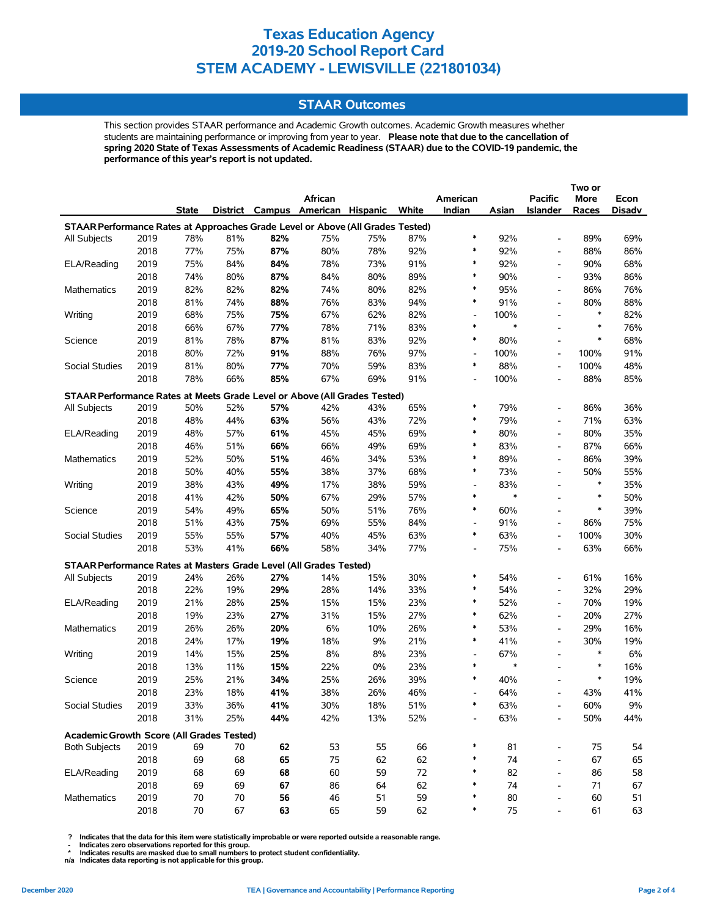# Texas Education Agency
# 2019-20 School Report Card
# STEM ACADEMY - LEWISVILLE (221801034)

## STAAR Outcomes

This section provides STAAR performance and Academic Growth outcomes. Academic Growth measures whether students are maintaining performance or improving from year to year. **Please note that due to the cancellation of spring 2020 State of Texas Assessments of Academic Readiness (STAAR) due to the COVID-19 pandemic, the performance of this year's report is not updated.**

| | | State | District | Campus | African American | Hispanic | White | American Indian | Asian | Pacific Islander | Two or More Races | Econ Disadv |
|---|---|---|---|---|---|---|---|---|---|---|---|---|
| **STAAR Performance Rates at Approaches Grade Level or Above (All Grades Tested)** | | | | | | | | | | | | |
| All Subjects | 2019 | 78% | 81% | **82%** | 75% | 75% | 87% | * | 92% | - | 89% | 69% |
| | 2018 | 77% | 75% | **87%** | 80% | 78% | 92% | * | 92% | - | 88% | 86% |
| ELA/Reading | 2019 | 75% | 84% | **84%** | 78% | 73% | 91% | * | 92% | - | 90% | 68% |
| | 2018 | 74% | 80% | **87%** | 84% | 80% | 89% | * | 90% | - | 93% | 86% |
| Mathematics | 2019 | 82% | 82% | **82%** | 74% | 80% | 82% | * | 95% | - | 86% | 76% |
| | 2018 | 81% | 74% | **88%** | 76% | 83% | 94% | * | 91% | - | 80% | 88% |
| Writing | 2019 | 68% | 75% | **75%** | 67% | 62% | 82% | - | 100% | - | * | 82% |
| | 2018 | 66% | 67% | **77%** | 78% | 71% | 83% | * | * | - | * | 76% |
| Science | 2019 | 81% | 78% | **87%** | 81% | 83% | 92% | * | 80% | - | * | 68% |
| | 2018 | 80% | 72% | **91%** | 88% | 76% | 97% | - | 100% | - | 100% | 91% |
| Social Studies | 2019 | 81% | 80% | **77%** | 70% | 59% | 83% | * | 88% | - | 100% | 48% |
| | 2018 | 78% | 66% | **85%** | 67% | 69% | 91% | - | 100% | - | 88% | 85% |
| **STAAR Performance Rates at Meets Grade Level or Above (All Grades Tested)** | | | | | | | | | | | | |
| All Subjects | 2019 | 50% | 52% | **57%** | 42% | 43% | 65% | * | 79% | - | 86% | 36% |
| | 2018 | 48% | 44% | **63%** | 56% | 43% | 72% | * | 79% | - | 71% | 63% |
| ELA/Reading | 2019 | 48% | 57% | **61%** | 45% | 45% | 69% | * | 80% | - | 80% | 35% |
| | 2018 | 46% | 51% | **66%** | 66% | 49% | 69% | * | 83% | - | 87% | 66% |
| Mathematics | 2019 | 52% | 50% | **51%** | 46% | 34% | 53% | * | 89% | - | 86% | 39% |
| | 2018 | 50% | 40% | **55%** | 38% | 37% | 68% | * | 73% | - | 50% | 55% |
| Writing | 2019 | 38% | 43% | **49%** | 17% | 38% | 59% | - | 83% | - | * | 35% |
| | 2018 | 41% | 42% | **50%** | 67% | 29% | 57% | * | * | - | * | 50% |
| Science | 2019 | 54% | 49% | **65%** | 50% | 51% | 76% | * | 60% | - | * | 39% |
| | 2018 | 51% | 43% | **75%** | 69% | 55% | 84% | - | 91% | - | 86% | 75% |
| Social Studies | 2019 | 55% | 55% | **57%** | 40% | 45% | 63% | * | 63% | - | 100% | 30% |
| | 2018 | 53% | 41% | **66%** | 58% | 34% | 77% | - | 75% | - | 63% | 66% |
| **STAAR Performance Rates at Masters Grade Level (All Grades Tested)** | | | | | | | | | | | | |
| All Subjects | 2019 | 24% | 26% | **27%** | 14% | 15% | 30% | * | 54% | - | 61% | 16% |
| | 2018 | 22% | 19% | **29%** | 28% | 14% | 33% | * | 54% | - | 32% | 29% |
| ELA/Reading | 2019 | 21% | 28% | **25%** | 15% | 15% | 23% | * | 52% | - | 70% | 19% |
| | 2018 | 19% | 23% | **27%** | 31% | 15% | 27% | * | 62% | - | 20% | 27% |
| Mathematics | 2019 | 26% | 26% | **20%** | 6% | 10% | 26% | * | 53% | - | 29% | 16% |
| | 2018 | 24% | 17% | **19%** | 18% | 9% | 21% | * | 41% | - | 30% | 19% |
| Writing | 2019 | 14% | 15% | **25%** | 8% | 8% | 23% | - | 67% | - | * | 6% |
| | 2018 | 13% | 11% | **15%** | 22% | 0% | 23% | * | * | - | * | 16% |
| Science | 2019 | 25% | 21% | **34%** | 25% | 26% | 39% | * | 40% | - | * | 19% |
| | 2018 | 23% | 18% | **41%** | 38% | 26% | 46% | - | 64% | - | 43% | 41% |
| Social Studies | 2019 | 33% | 36% | **41%** | 30% | 18% | 51% | * | 63% | - | 60% | 9% |
| | 2018 | 31% | 25% | **44%** | 42% | 13% | 52% | - | 63% | - | 50% | 44% |
| **Academic Growth Score (All Grades Tested)** | | | | | | | | | | | | |
| Both Subjects | 2019 | 69 | 70 | **62** | 53 | 55 | 66 | * | 81 | - | 75 | 54 |
| | 2018 | 69 | 68 | **65** | 75 | 62 | 62 | * | 74 | - | 67 | 65 |
| ELA/Reading | 2019 | 68 | 69 | **68** | 60 | 59 | 72 | * | 82 | - | 86 | 58 |
| | 2018 | 69 | 69 | **67** | 86 | 64 | 62 | * | 74 | - | 71 | 67 |
| Mathematics | 2019 | 70 | 70 | **56** | 46 | 51 | 59 | * | 80 | - | 60 | 51 |
| | 2018 | 70 | 67 | **63** | 65 | 59 | 62 | * | 75 | - | 61 | 63 |

? Indicates that the data for this item were statistically improbable or were reported outside a reasonable range.
- Indicates zero observations reported for this group.
* Indicates results are masked due to small numbers to protect student confidentiality.
n/a Indicates data reporting is not applicable for this group.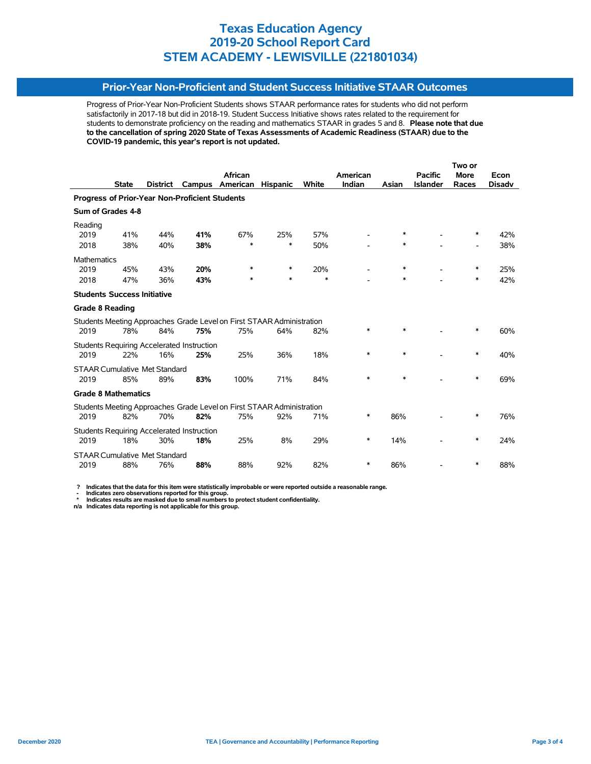# Texas Education Agency
# 2019-20 School Report Card
# STEM ACADEMY - LEWISVILLE (221801034)

## Prior-Year Non-Proficient and Student Success Initiative STAAR Outcomes

Progress of Prior-Year Non-Proficient Students shows STAAR performance rates for students who did not perform satisfactorily in 2017-18 but did in 2018-19. Student Success Initiative shows rates related to the requirement for students to demonstrate proficiency on the reading and mathematics STAAR in grades 5 and 8. **Please note that due to the cancellation of spring 2020 State of Texas Assessments of Academic Readiness (STAAR) due to the COVID-19 pandemic, this year's report is not updated.**

| | State | District | Campus | African American | Hispanic | White | American Indian | Asian | Pacific Islander | Two or More Races | Econ Disadv |
|---|---|---|---|---|---|---|---|---|---|---|---|
| **Progress of Prior-Year Non-Proficient Students** | | | | | | | | | | | |
| **Sum of Grades 4-8** | | | | | | | | | | | |
| Reading | | | | | | | | | | | |
| 2019 | 41% | 44% | **41%** | 67% | 25% | 57% | - | * | - | * | 42% |
| 2018 | 38% | 40% | **38%** | * | * | 50% | - | * | - | - | 38% |
| Mathematics | | | | | | | | | | | |
| 2019 | 45% | 43% | **20%** | * | * | 20% | - | * | - | * | 25% |
| 2018 | 47% | 36% | **43%** | * | * | * | - | * | - | * | 42% |
| **Students Success Initiative** | | | | | | | | | | | |
| **Grade 8 Reading** | | | | | | | | | | | |
| Students Meeting Approaches Grade Level on First STAAR Administration | | | | | | | | | | | |
| 2019 | 78% | 84% | **75%** | 75% | 64% | 82% | * | * | - | * | 60% |
| Students Requiring Accelerated Instruction | | | | | | | | | | | |
| 2019 | 22% | 16% | **25%** | 25% | 36% | 18% | * | * | - | * | 40% |
| STAAR Cumulative Met Standard | | | | | | | | | | | |
| 2019 | 85% | 89% | **83%** | 100% | 71% | 84% | * | * | - | * | 69% |
| **Grade 8 Mathematics** | | | | | | | | | | | |
| Students Meeting Approaches Grade Level on First STAAR Administration | | | | | | | | | | | |
| 2019 | 82% | 70% | **82%** | 75% | 92% | 71% | * | 86% | - | * | 76% |
| Students Requiring Accelerated Instruction | | | | | | | | | | | |
| 2019 | 18% | 30% | **18%** | 25% | 8% | 29% | * | 14% | - | * | 24% |
| STAAR Cumulative Met Standard | | | | | | | | | | | |
| 2019 | 88% | 76% | **88%** | 88% | 92% | 82% | * | 86% | - | * | 88% |

**? Indicates that the data for this item were statistically improbable or were reported outside a reasonable range.**
**- Indicates zero observations reported for this group.**
**\* Indicates results are masked due to small numbers to protect student confidentiality.**
**n/a Indicates data reporting is not applicable for this group.**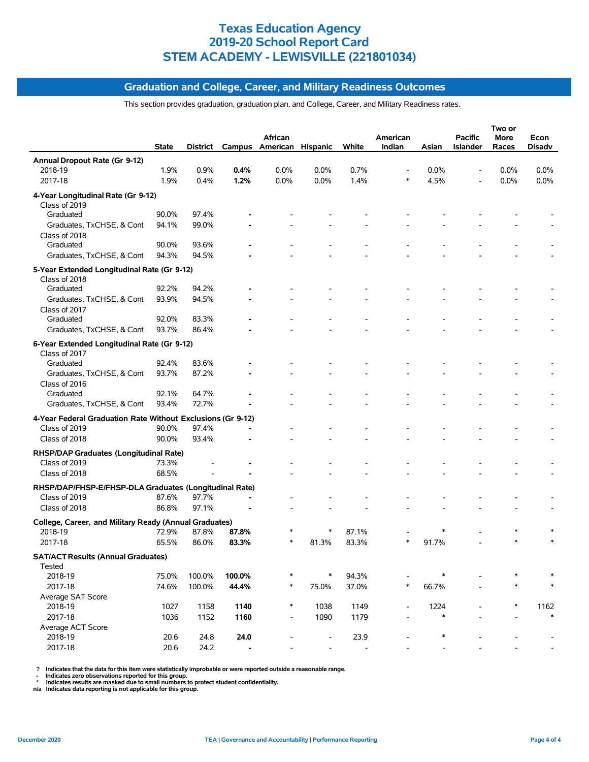# Texas Education Agency
# 2019-20 School Report Card
# STEM ACADEMY - LEWISVILLE (221801034)

## Graduation and College, Career, and Military Readiness Outcomes

This section provides graduation, graduation plan, and College, Career, and Military Readiness rates.

| | State | District | Campus | African American | Hispanic | White | American Indian | Asian | Pacific Islander | Two or More Races | Econ Disadv |
|---|---|---|---|---|---|---|---|---|---|---|---|
| **Annual Dropout Rate (Gr 9-12)** | | | | | | | | | | | |
| 2018-19 | 1.9% | 0.9% | **0.4%** | 0.0% | 0.0% | 0.7% | - | 0.0% | - | 0.0% | 0.0% |
| 2017-18 | 1.9% | 0.4% | **1.2%** | 0.0% | 0.0% | 1.4% | * | 4.5% | - | 0.0% | 0.0% |
| **4-Year Longitudinal Rate (Gr 9-12)** | | | | | | | | | | | |
| Class of 2019 | | | | | | | | | | | |
| Graduated | 90.0% | 97.4% | **-** | - | - | - | - | - | - | - | - |
| Graduates, TxCHSE, & Cont | 94.1% | 99.0% | **-** | - | - | - | - | - | - | - | - |
| Class of 2018 | | | | | | | | | | | |
| Graduated | 90.0% | 93.6% | **-** | - | - | - | - | - | - | - | - |
| Graduates, TxCHSE, & Cont | 94.3% | 94.5% | **-** | - | - | - | - | - | - | - | - |
| **5-Year Extended Longitudinal Rate (Gr 9-12)** | | | | | | | | | | | |
| Class of 2018 | | | | | | | | | | | |
| Graduated | 92.2% | 94.2% | **-** | - | - | - | - | - | - | - | - |
| Graduates, TxCHSE, & Cont | 93.9% | 94.5% | **-** | - | - | - | - | - | - | - | - |
| Class of 2017 | | | | | | | | | | | |
| Graduated | 92.0% | 83.3% | **-** | - | - | - | - | - | - | - | - |
| Graduates, TxCHSE, & Cont | 93.7% | 86.4% | **-** | - | - | - | - | - | - | - | - |
| **6-Year Extended Longitudinal Rate (Gr 9-12)** | | | | | | | | | | | |
| Class of 2017 | | | | | | | | | | | |
| Graduated | 92.4% | 83.6% | **-** | - | - | - | - | - | - | - | - |
| Graduates, TxCHSE, & Cont | 93.7% | 87.2% | **-** | - | - | - | - | - | - | - | - |
| Class of 2016 | | | | | | | | | | | |
| Graduated | 92.1% | 64.7% | **-** | - | - | - | - | - | - | - | - |
| Graduates, TxCHSE, & Cont | 93.4% | 72.7% | **-** | - | - | - | - | - | - | - | - |
| **4-Year Federal Graduation Rate Without Exclusions (Gr 9-12)** | | | | | | | | | | | |
| Class of 2019 | 90.0% | 97.4% | **-** | - | - | - | - | - | - | - | - |
| Class of 2018 | 90.0% | 93.4% | **-** | - | - | - | - | - | - | - | - |
| **RHSP/DAP Graduates (Longitudinal Rate)** | | | | | | | | | | | |
| Class of 2019 | 73.3% | - | **-** | - | - | - | - | - | - | - | - |
| Class of 2018 | 68.5% | - | **-** | - | - | - | - | - | - | - | - |
| **RHSP/DAP/FHSP-E/FHSP-DLA Graduates (Longitudinal Rate)** | | | | | | | | | | | |
| Class of 2019 | 87.6% | 97.7% | **-** | - | - | - | - | - | - | - | - |
| Class of 2018 | 86.8% | 97.1% | **-** | - | - | - | - | - | - | - | - |
| **College, Career, and Military Ready (Annual Graduates)** | | | | | | | | | | | |
| 2018-19 | 72.9% | 87.8% | **87.8%** | * | * | 87.1% | - | * | - | * | * |
| 2017-18 | 65.5% | 86.0% | **83.3%** | * | 81.3% | 83.3% | * | 91.7% | - | * | * |
| **SAT/ACT Results (Annual Graduates)** | | | | | | | | | | | |
| Tested | | | | | | | | | | | |
| 2018-19 | 75.0% | 100.0% | **100.0%** | * | * | 94.3% | - | * | - | * | * |
| 2017-18 | 74.6% | 100.0% | **44.4%** | * | 75.0% | 37.0% | * | 66.7% | - | * | * |
| Average SAT Score | | | | | | | | | | | |
| 2018-19 | 1027 | 1158 | **1140** | * | 1038 | 1149 | - | 1224 | - | * | 1162 |
| 2017-18 | 1036 | 1152 | **1160** | - | 1090 | 1179 | - | * | - | - | * |
| Average ACT Score | | | | | | | | | | | |
| 2018-19 | 20.6 | 24.8 | **24.0** | - | - | 23.9 | - | * | - | - | - |
| 2017-18 | 20.6 | 24.2 | **-** | - | - | - | - | - | - | - | - |

? Indicates that the data for this item were statistically improbable or were reported outside a reasonable range.
- Indicates zero observations reported for this group.
* Indicates results are masked due to small numbers to protect student confidentiality.
n/a Indicates data reporting is not applicable for this group.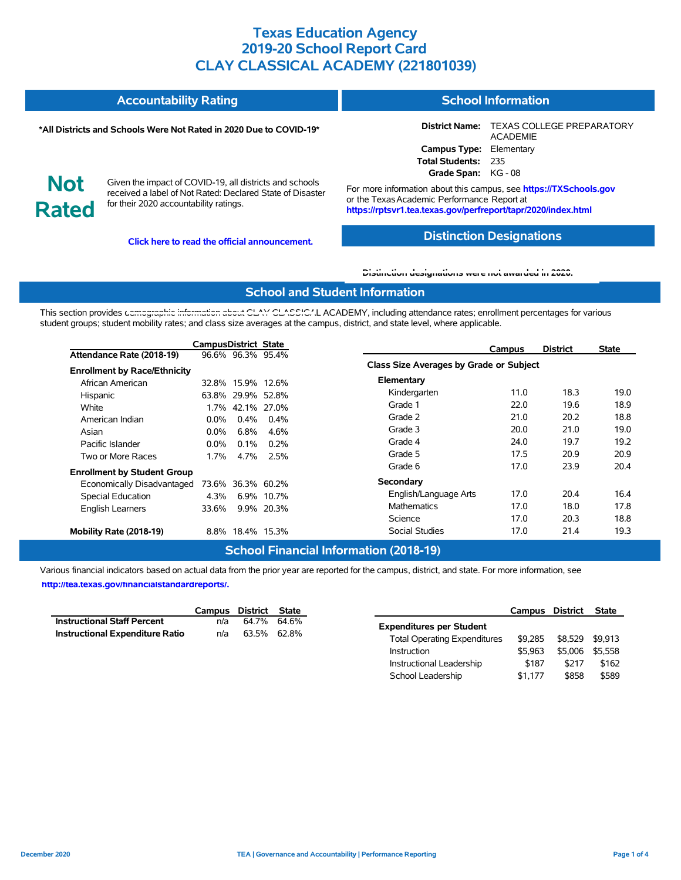# Texas Education Agency
# 2019-20 School Report Card
# CLAY CLASSICAL ACADEMY (221801039)

## Accountability Rating

**\*All Districts and Schools Were Not Rated in 2020 Due to COVID-19\***

**Not Rated**

Given the impact of COVID-19, all districts and schools received a label of Not Rated: Declared State of Disaster for their 2020 accountability ratings.

**Click here to read the official announcement.**

## School Information

**District Name:** TEXAS COLLEGE PREPARATORY ACADEMIE
**Campus Type:** Elementary
**Total Students:** 235
**Grade Span:** KG - 08

For more information about this campus, see **https://TXSchools.gov** or the Texas Academic Performance Report at **https://rptsvr1.tea.texas.gov/perfreport/tapr/2020/index.html**

## Distinction Designations

Distinction designations were not awarded in 2020.

## School and Student Information

This section provides demographic information about CLAY CLASSICAL ACADEMY, including attendance rates; enrollment percentages for various student groups; student mobility rates; and class size averages at the campus, district, and state level, where applicable.

| | Campus | District | State |
|---|---|---|---|
| **Attendance Rate (2018-19)** | 96.6% | 96.3% | 95.4% |
| **Enrollment by Race/Ethnicity** | | | |
| African American | 32.8% | 15.9% | 12.6% |
| Hispanic | 63.8% | 29.9% | 52.8% |
| White | 1.7% | 42.1% | 27.0% |
| American Indian | 0.0% | 0.4% | 0.4% |
| Asian | 0.0% | 6.8% | 4.6% |
| Pacific Islander | 0.0% | 0.1% | 0.2% |
| Two or More Races | 1.7% | 4.7% | 2.5% |
| **Enrollment by Student Group** | | | |
| Economically Disadvantaged | 73.6% | 36.3% | 60.2% |
| Special Education | 4.3% | 6.9% | 10.7% |
| English Learners | 33.6% | 9.9% | 20.3% |
| **Mobility Rate (2018-19)** | 8.8% | 18.4% | 15.3% |

| | Campus | District | State |
|---|---|---|---|
| **Class Size Averages by Grade or Subject** | | | |
| **Elementary** | | | |
| Kindergarten | 11.0 | 18.3 | 19.0 |
| Grade 1 | 22.0 | 19.6 | 18.9 |
| Grade 2 | 21.0 | 20.2 | 18.8 |
| Grade 3 | 20.0 | 21.0 | 19.0 |
| Grade 4 | 24.0 | 19.7 | 19.2 |
| Grade 5 | 17.5 | 20.9 | 20.9 |
| Grade 6 | 17.0 | 23.9 | 20.4 |
| **Secondary** | | | |
| English/Language Arts | 17.0 | 20.4 | 16.4 |
| Mathematics | 17.0 | 18.0 | 17.8 |
| Science | 17.0 | 20.3 | 18.8 |
| Social Studies | 17.0 | 21.4 | 19.3 |

## School Financial Information (2018-19)

Various financial indicators based on actual data from the prior year are reported for the campus, district, and state. For more information, see **http://tea.texas.gov/financialstandardreports/.**

| | Campus | District | State |
|---|---|---|---|
| **Instructional Staff Percent** | n/a | 64.7% | 64.6% |
| **Instructional Expenditure Ratio** | n/a | 63.5% | 62.8% |

| | Campus | District | State |
|---|---|---|---|
| **Expenditures per Student** | | | |
| Total Operating Expenditures | $9,285 | $8,529 | $9,913 |
| Instruction | $5,963 | $5,006 | $5,558 |
| Instructional Leadership | $187 | $217 | $162 |
| School Leadership | $1,177 | $858 | $589 |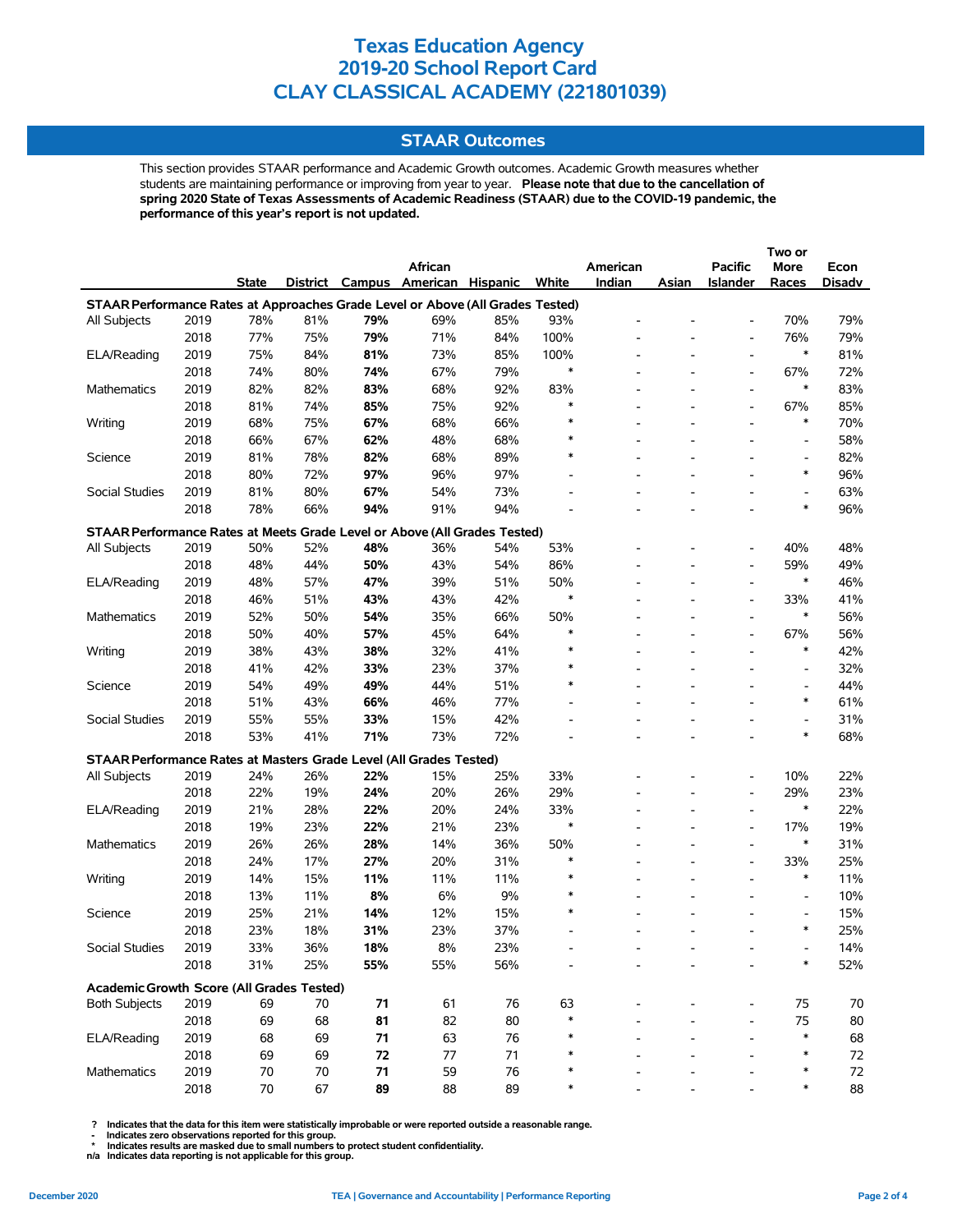# Texas Education Agency
# 2019-20 School Report Card
# CLAY CLASSICAL ACADEMY (221801039)

## STAAR Outcomes

This section provides STAAR performance and Academic Growth outcomes. Academic Growth measures whether students are maintaining performance or improving from year to year. **Please note that due to the cancellation of spring 2020 State of Texas Assessments of Academic Readiness (STAAR) due to the COVID-19 pandemic, the performance of this year's report is not updated.**

| | | State | District | Campus | African American | Hispanic | White | American Indian | Asian | Pacific Islander | Two or More Races | Econ Disadv |
|---|---|---|---|---|---|---|---|---|---|---|---|---|
| **STAAR Performance Rates at Approaches Grade Level or Above (All Grades Tested)** | | | | | | | | | | | | |
| All Subjects | 2019 | 78% | 81% | **79%** | 69% | 85% | 93% | - | - | - | 70% | 79% |
| | 2018 | 77% | 75% | **79%** | 71% | 84% | 100% | - | - | - | 76% | 79% |
| ELA/Reading | 2019 | 75% | 84% | **81%** | 73% | 85% | 100% | - | - | - | * | 81% |
| | 2018 | 74% | 80% | **74%** | 67% | 79% | * | - | - | - | 67% | 72% |
| Mathematics | 2019 | 82% | 82% | **83%** | 68% | 92% | 83% | - | - | - | * | 83% |
| | 2018 | 81% | 74% | **85%** | 75% | 92% | * | - | - | - | 67% | 85% |
| Writing | 2019 | 68% | 75% | **67%** | 68% | 66% | * | - | - | - | * | 70% |
| | 2018 | 66% | 67% | **62%** | 48% | 68% | * | - | - | - | - | 58% |
| Science | 2019 | 81% | 78% | **82%** | 68% | 89% | * | - | - | - | - | 82% |
| | 2018 | 80% | 72% | **97%** | 96% | 97% | - | - | - | - | * | 96% |
| Social Studies | 2019 | 81% | 80% | **67%** | 54% | 73% | - | - | - | - | - | 63% |
| | 2018 | 78% | 66% | **94%** | 91% | 94% | - | - | - | - | * | 96% |
| **STAAR Performance Rates at Meets Grade Level or Above (All Grades Tested)** | | | | | | | | | | | | |
| All Subjects | 2019 | 50% | 52% | **48%** | 36% | 54% | 53% | - | - | - | 40% | 48% |
| | 2018 | 48% | 44% | **50%** | 43% | 54% | 86% | - | - | - | 59% | 49% |
| ELA/Reading | 2019 | 48% | 57% | **47%** | 39% | 51% | 50% | - | - | - | * | 46% |
| | 2018 | 46% | 51% | **43%** | 43% | 42% | * | - | - | - | 33% | 41% |
| Mathematics | 2019 | 52% | 50% | **54%** | 35% | 66% | 50% | - | - | - | * | 56% |
| | 2018 | 50% | 40% | **57%** | 45% | 64% | * | - | - | - | 67% | 56% |
| Writing | 2019 | 38% | 43% | **38%** | 32% | 41% | * | - | - | - | * | 42% |
| | 2018 | 41% | 42% | **33%** | 23% | 37% | * | - | - | - | - | 32% |
| Science | 2019 | 54% | 49% | **49%** | 44% | 51% | * | - | - | - | - | 44% |
| | 2018 | 51% | 43% | **66%** | 46% | 77% | - | - | - | - | * | 61% |
| Social Studies | 2019 | 55% | 55% | **33%** | 15% | 42% | - | - | - | - | - | 31% |
| | 2018 | 53% | 41% | **71%** | 73% | 72% | - | - | - | - | * | 68% |
| **STAAR Performance Rates at Masters Grade Level (All Grades Tested)** | | | | | | | | | | | | |
| All Subjects | 2019 | 24% | 26% | **22%** | 15% | 25% | 33% | - | - | - | 10% | 22% |
| | 2018 | 22% | 19% | **24%** | 20% | 26% | 29% | - | - | - | 29% | 23% |
| ELA/Reading | 2019 | 21% | 28% | **22%** | 20% | 24% | 33% | - | - | - | * | 22% |
| | 2018 | 19% | 23% | **22%** | 21% | 23% | * | - | - | - | 17% | 19% |
| Mathematics | 2019 | 26% | 26% | **28%** | 14% | 36% | 50% | - | - | - | * | 31% |
| | 2018 | 24% | 17% | **27%** | 20% | 31% | * | - | - | - | 33% | 25% |
| Writing | 2019 | 14% | 15% | **11%** | 11% | 11% | * | - | - | - | * | 11% |
| | 2018 | 13% | 11% | **8%** | 6% | 9% | * | - | - | - | - | 10% |
| Science | 2019 | 25% | 21% | **14%** | 12% | 15% | * | - | - | - | - | 15% |
| | 2018 | 23% | 18% | **31%** | 23% | 37% | - | - | - | - | * | 25% |
| Social Studies | 2019 | 33% | 36% | **18%** | 8% | 23% | - | - | - | - | - | 14% |
| | 2018 | 31% | 25% | **55%** | 55% | 56% | - | - | - | - | * | 52% |
| **Academic Growth Score (All Grades Tested)** | | | | | | | | | | | | |
| Both Subjects | 2019 | 69 | 70 | **71** | 61 | 76 | 63 | - | - | - | 75 | 70 |
| | 2018 | 69 | 68 | **81** | 82 | 80 | * | - | - | - | 75 | 80 |
| ELA/Reading | 2019 | 68 | 69 | **71** | 63 | 76 | * | - | - | - | * | 68 |
| | 2018 | 69 | 69 | **72** | 77 | 71 | * | - | - | - | * | 72 |
| Mathematics | 2019 | 70 | 70 | **71** | 59 | 76 | * | - | - | - | * | 72 |
| | 2018 | 70 | 67 | **89** | 88 | 89 | * | - | - | - | * | 88 |

**?** Indicates that the data for this item were statistically improbable or were reported outside a reasonable range.
**-** Indicates zero observations reported for this group.
**\*** Indicates results are masked due to small numbers to protect student confidentiality.
**n/a** Indicates data reporting is not applicable for this group.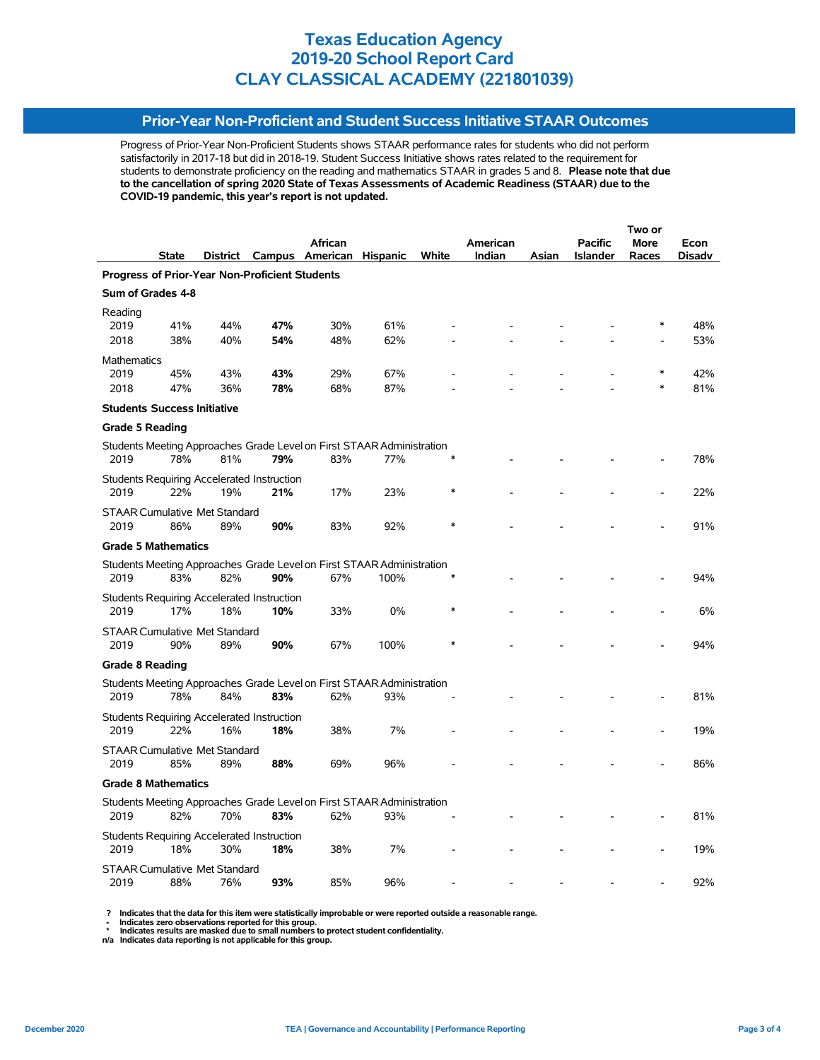# Texas Education Agency
# 2019-20 School Report Card
# CLAY CLASSICAL ACADEMY (221801039)

## Prior-Year Non-Proficient and Student Success Initiative STAAR Outcomes

Progress of Prior-Year Non-Proficient Students shows STAAR performance rates for students who did not perform satisfactorily in 2017-18 but did in 2018-19. Student Success Initiative shows rates related to the requirement for students to demonstrate proficiency on the reading and mathematics STAAR in grades 5 and 8. **Please note that due to the cancellation of spring 2020 State of Texas Assessments of Academic Readiness (STAAR) due to the COVID-19 pandemic, this year's report is not updated.**

| | State | District | Campus | African American | Hispanic | White | American Indian | Asian | Pacific Islander | Two or More Races | Econ Disadv |
|---|---|---|---|---|---|---|---|---|---|---|---|
| **Progress of Prior-Year Non-Proficient Students** | | | | | | | | | | | |
| **Sum of Grades 4-8** | | | | | | | | | | | |
| Reading | | | | | | | | | | | |
| 2019 | 41% | 44% | **47%** | 30% | 61% | - | - | - | - | * | 48% |
| 2018 | 38% | 40% | **54%** | 48% | 62% | - | - | - | - | - | 53% |
| Mathematics | | | | | | | | | | | |
| 2019 | 45% | 43% | **43%** | 29% | 67% | - | - | - | - | * | 42% |
| 2018 | 47% | 36% | **78%** | 68% | 87% | - | - | - | - | * | 81% |
| **Students Success Initiative** | | | | | | | | | | | |
| **Grade 5 Reading** | | | | | | | | | | | |
| Students Meeting Approaches Grade Level on First STAAR Administration | | | | | | | | | | | |
| 2019 | 78% | 81% | **79%** | 83% | 77% | * | - | - | - | - | 78% |
| Students Requiring Accelerated Instruction | | | | | | | | | | | |
| 2019 | 22% | 19% | **21%** | 17% | 23% | * | - | - | - | - | 22% |
| STAAR Cumulative Met Standard | | | | | | | | | | | |
| 2019 | 86% | 89% | **90%** | 83% | 92% | * | - | - | - | - | 91% |
| **Grade 5 Mathematics** | | | | | | | | | | | |
| Students Meeting Approaches Grade Level on First STAAR Administration | | | | | | | | | | | |
| 2019 | 83% | 82% | **90%** | 67% | 100% | * | - | - | - | - | 94% |
| Students Requiring Accelerated Instruction | | | | | | | | | | | |
| 2019 | 17% | 18% | **10%** | 33% | 0% | * | - | - | - | - | 6% |
| STAAR Cumulative Met Standard | | | | | | | | | | | |
| 2019 | 90% | 89% | **90%** | 67% | 100% | * | - | - | - | - | 94% |
| **Grade 8 Reading** | | | | | | | | | | | |
| Students Meeting Approaches Grade Level on First STAAR Administration | | | | | | | | | | | |
| 2019 | 78% | 84% | **83%** | 62% | 93% | - | - | - | - | - | 81% |
| Students Requiring Accelerated Instruction | | | | | | | | | | | |
| 2019 | 22% | 16% | **18%** | 38% | 7% | - | - | - | - | - | 19% |
| STAAR Cumulative Met Standard | | | | | | | | | | | |
| 2019 | 85% | 89% | **88%** | 69% | 96% | - | - | - | - | - | 86% |
| **Grade 8 Mathematics** | | | | | | | | | | | |
| Students Meeting Approaches Grade Level on First STAAR Administration | | | | | | | | | | | |
| 2019 | 82% | 70% | **83%** | 62% | 93% | - | - | - | - | - | 81% |
| Students Requiring Accelerated Instruction | | | | | | | | | | | |
| 2019 | 18% | 30% | **18%** | 38% | 7% | - | - | - | - | - | 19% |
| STAAR Cumulative Met Standard | | | | | | | | | | | |
| 2019 | 88% | 76% | **93%** | 85% | 96% | - | - | - | - | - | 92% |

? Indicates that the data for this item were statistically improbable or were reported outside a reasonable range.
- Indicates zero observations reported for this group.
* Indicates results are masked due to small numbers to protect student confidentiality.
n/a Indicates data reporting is not applicable for this group.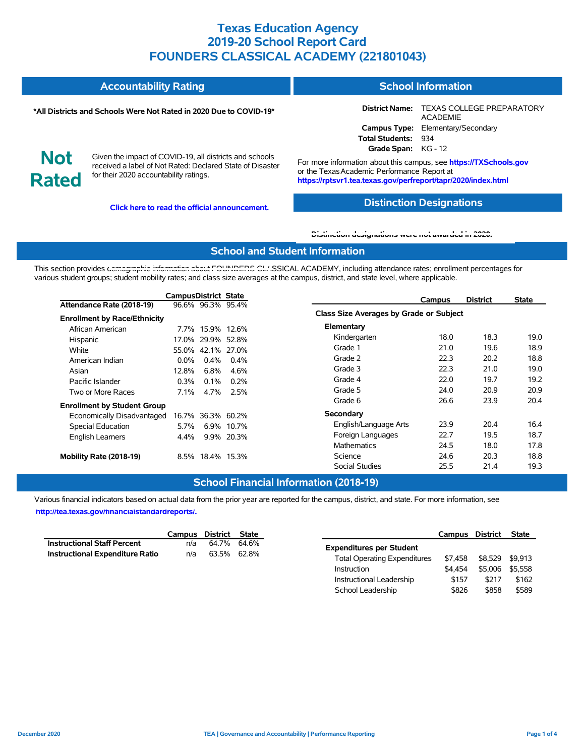# Texas Education Agency
# 2019-20 School Report Card
# FOUNDERS CLASSICAL ACADEMY (221801043)

## Accountability Rating

**\*All Districts and Schools Were Not Rated in 2020 Due to COVID-19\***

**Not Rated**

Given the impact of COVID-19, all districts and schools received a label of Not Rated: Declared State of Disaster for their 2020 accountability ratings.

**Click here to read the official announcement.**

## School Information

**District Name:** TEXAS COLLEGE PREPARATORY ACADEMIE
**Campus Type:** Elementary/Secondary
**Total Students:** 934
**Grade Span:** KG - 12

For more information about this campus, see **https://TXSchools.gov** or the Texas Academic Performance Report at **https://rptsvr1.tea.texas.gov/perfreport/tapr/2020/index.html**

## Distinction Designations

**Distinction designations were not awarded in 2020.**

## School and Student Information

This section provides demographic information about FOUNDERS CLASSICAL ACADEMY, including attendance rates; enrollment percentages for various student groups; student mobility rates; and class size averages at the campus, district, and state level, where applicable.

| | Campus | District | State |
|---|---|---|---|
| **Attendance Rate (2018-19)** | 96.6% | 96.3% | 95.4% |
| **Enrollment by Race/Ethnicity** | | | |
| African American | 7.7% | 15.9% | 12.6% |
| Hispanic | 17.0% | 29.9% | 52.8% |
| White | 55.0% | 42.1% | 27.0% |
| American Indian | 0.0% | 0.4% | 0.4% |
| Asian | 12.8% | 6.8% | 4.6% |
| Pacific Islander | 0.3% | 0.1% | 0.2% |
| Two or More Races | 7.1% | 4.7% | 2.5% |
| **Enrollment by Student Group** | | | |
| Economically Disadvantaged | 16.7% | 36.3% | 60.2% |
| Special Education | 5.7% | 6.9% | 10.7% |
| English Learners | 4.4% | 9.9% | 20.3% |
| **Mobility Rate (2018-19)** | 8.5% | 18.4% | 15.3% |

| | Campus | District | State |
|---|---|---|---|
| **Class Size Averages by Grade or Subject** | | | |
| **Elementary** | | | |
| Kindergarten | 18.0 | 18.3 | 19.0 |
| Grade 1 | 21.0 | 19.6 | 18.9 |
| Grade 2 | 22.3 | 20.2 | 18.8 |
| Grade 3 | 22.3 | 21.0 | 19.0 |
| Grade 4 | 22.0 | 19.7 | 19.2 |
| Grade 5 | 24.0 | 20.9 | 20.9 |
| Grade 6 | 26.6 | 23.9 | 20.4 |
| **Secondary** | | | |
| English/Language Arts | 23.9 | 20.4 | 16.4 |
| Foreign Languages | 22.7 | 19.5 | 18.7 |
| Mathematics | 24.5 | 18.0 | 17.8 |
| Science | 24.6 | 20.3 | 18.8 |
| Social Studies | 25.5 | 21.4 | 19.3 |

## School Financial Information (2018-19)

Various financial indicators based on actual data from the prior year are reported for the campus, district, and state. For more information, see **http://tea.texas.gov/financialstandardreports/.**

| | Campus | District | State |
|---|---|---|---|
| **Instructional Staff Percent** | n/a | 64.7% | 64.6% |
| **Instructional Expenditure Ratio** | n/a | 63.5% | 62.8% |

| | Campus | District | State |
|---|---|---|---|
| **Expenditures per Student** | | | |
| Total Operating Expenditures | $7,458 | $8,529 | $9,913 |
| Instruction | $4,454 | $5,006 | $5,558 |
| Instructional Leadership | $157 | $217 | $162 |
| School Leadership | $826 | $858 | $589 |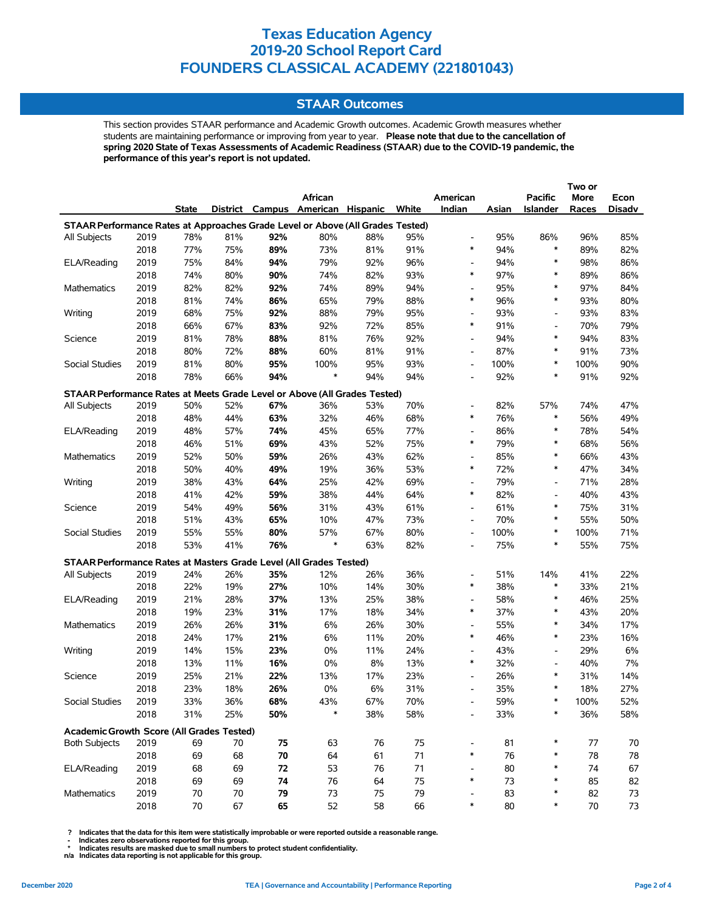# Texas Education Agency
# 2019-20 School Report Card
# FOUNDERS CLASSICAL ACADEMY (221801043)

## STAAR Outcomes

This section provides STAAR performance and Academic Growth outcomes. Academic Growth measures whether students are maintaining performance or improving from year to year. **Please note that due to the cancellation of spring 2020 State of Texas Assessments of Academic Readiness (STAAR) due to the COVID-19 pandemic, the performance of this year's report is not updated.**

| | | State | District | Campus | African American | Hispanic | White | American Indian | Asian | Pacific Islander | Two or More Races | Econ Disadv |
|---|---|---|---|---|---|---|---|---|---|---|---|---|
| **STAAR Performance Rates at Approaches Grade Level or Above (All Grades Tested)** | | | | | | | | | | | | |
| All Subjects | 2019 | 78% | 81% | **92%** | 80% | 88% | 95% | - | 95% | 86% | 96% | 85% |
| | 2018 | 77% | 75% | **89%** | 73% | 81% | 91% | * | 94% | * | 89% | 82% |
| ELA/Reading | 2019 | 75% | 84% | **94%** | 79% | 92% | 96% | - | 94% | * | 98% | 86% |
| | 2018 | 74% | 80% | **90%** | 74% | 82% | 93% | * | 97% | * | 89% | 86% |
| Mathematics | 2019 | 82% | 82% | **92%** | 74% | 89% | 94% | - | 95% | * | 97% | 84% |
| | 2018 | 81% | 74% | **86%** | 65% | 79% | 88% | * | 96% | * | 93% | 80% |
| Writing | 2019 | 68% | 75% | **92%** | 88% | 79% | 95% | - | 93% | - | 93% | 83% |
| | 2018 | 66% | 67% | **83%** | 92% | 72% | 85% | * | 91% | - | 70% | 79% |
| Science | 2019 | 81% | 78% | **88%** | 81% | 76% | 92% | - | 94% | * | 94% | 83% |
| | 2018 | 80% | 72% | **88%** | 60% | 81% | 91% | - | 87% | * | 91% | 73% |
| Social Studies | 2019 | 81% | 80% | **95%** | 100% | 95% | 93% | - | 100% | * | 100% | 90% |
| | 2018 | 78% | 66% | **94%** | * | 94% | 94% | - | 92% | * | 91% | 92% |
| **STAAR Performance Rates at Meets Grade Level or Above (All Grades Tested)** | | | | | | | | | | | | |
| All Subjects | 2019 | 50% | 52% | **67%** | 36% | 53% | 70% | - | 82% | 57% | 74% | 47% |
| | 2018 | 48% | 44% | **63%** | 32% | 46% | 68% | * | 76% | * | 56% | 49% |
| ELA/Reading | 2019 | 48% | 57% | **74%** | 45% | 65% | 77% | - | 86% | * | 78% | 54% |
| | 2018 | 46% | 51% | **69%** | 43% | 52% | 75% | * | 79% | * | 68% | 56% |
| Mathematics | 2019 | 52% | 50% | **59%** | 26% | 43% | 62% | - | 85% | * | 66% | 43% |
| | 2018 | 50% | 40% | **49%** | 19% | 36% | 53% | * | 72% | * | 47% | 34% |
| Writing | 2019 | 38% | 43% | **64%** | 25% | 42% | 69% | - | 79% | - | 71% | 28% |
| | 2018 | 41% | 42% | **59%** | 38% | 44% | 64% | * | 82% | - | 40% | 43% |
| Science | 2019 | 54% | 49% | **56%** | 31% | 43% | 61% | - | 61% | * | 75% | 31% |
| | 2018 | 51% | 43% | **65%** | 10% | 47% | 73% | - | 70% | * | 55% | 50% |
| Social Studies | 2019 | 55% | 55% | **80%** | 57% | 67% | 80% | - | 100% | * | 100% | 71% |
| | 2018 | 53% | 41% | **76%** | * | 63% | 82% | - | 75% | * | 55% | 75% |
| **STAAR Performance Rates at Masters Grade Level (All Grades Tested)** | | | | | | | | | | | | |
| All Subjects | 2019 | 24% | 26% | **35%** | 12% | 26% | 36% | - | 51% | 14% | 41% | 22% |
| | 2018 | 22% | 19% | **27%** | 10% | 14% | 30% | * | 38% | * | 33% | 21% |
| ELA/Reading | 2019 | 21% | 28% | **37%** | 13% | 25% | 38% | - | 58% | * | 46% | 25% |
| | 2018 | 19% | 23% | **31%** | 17% | 18% | 34% | * | 37% | * | 43% | 20% |
| Mathematics | 2019 | 26% | 26% | **31%** | 6% | 26% | 30% | - | 55% | * | 34% | 17% |
| | 2018 | 24% | 17% | **21%** | 6% | 11% | 20% | * | 46% | * | 23% | 16% |
| Writing | 2019 | 14% | 15% | **23%** | 0% | 11% | 24% | - | 43% | - | 29% | 6% |
| | 2018 | 13% | 11% | **16%** | 0% | 8% | 13% | * | 32% | - | 40% | 7% |
| Science | 2019 | 25% | 21% | **22%** | 13% | 17% | 23% | - | 26% | * | 31% | 14% |
| | 2018 | 23% | 18% | **26%** | 0% | 6% | 31% | - | 35% | * | 18% | 27% |
| Social Studies | 2019 | 33% | 36% | **68%** | 43% | 67% | 70% | - | 59% | * | 100% | 52% |
| | 2018 | 31% | 25% | **50%** | * | 38% | 58% | - | 33% | * | 36% | 58% |
| **Academic Growth Score (All Grades Tested)** | | | | | | | | | | | | |
| Both Subjects | 2019 | 69 | 70 | **75** | 63 | 76 | 75 | - | 81 | * | 77 | 70 |
| | 2018 | 69 | 68 | **70** | 64 | 61 | 71 | * | 76 | * | 78 | 78 |
| ELA/Reading | 2019 | 68 | 69 | **72** | 53 | 76 | 71 | - | 80 | * | 74 | 67 |
| | 2018 | 69 | 69 | **74** | 76 | 64 | 75 | * | 73 | * | 85 | 82 |
| Mathematics | 2019 | 70 | 70 | **79** | 73 | 75 | 79 | - | 83 | * | 82 | 73 |
| | 2018 | 70 | 67 | **65** | 52 | 58 | 66 | * | 80 | * | 70 | 73 |

? Indicates that the data for this item were statistically improbable or were reported outside a reasonable range.
- Indicates zero observations reported for this group.
* Indicates results are masked due to small numbers to protect student confidentiality.
n/a Indicates data reporting is not applicable for this group.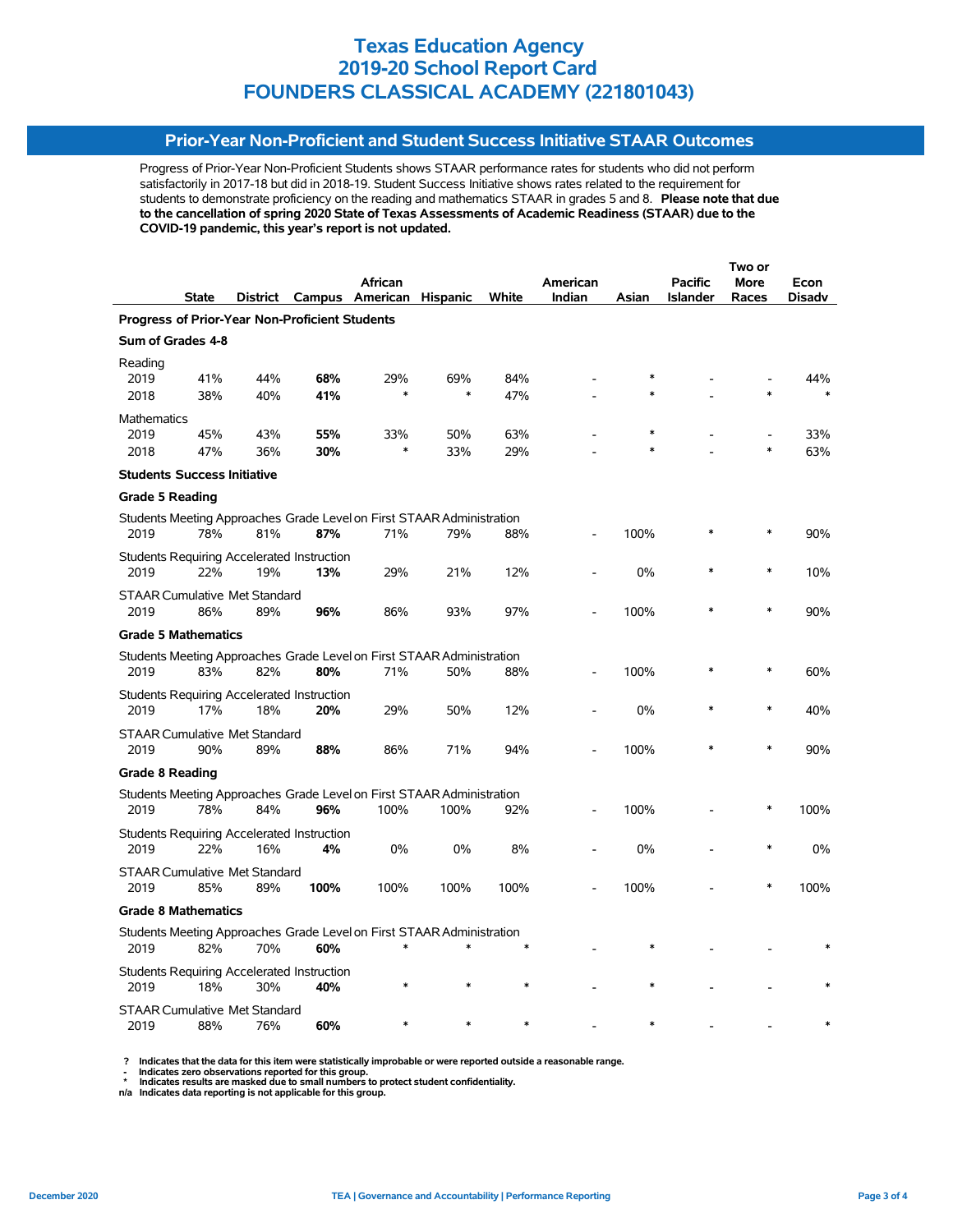# Texas Education Agency
# 2019-20 School Report Card
# FOUNDERS CLASSICAL ACADEMY (221801043)

## Prior-Year Non-Proficient and Student Success Initiative STAAR Outcomes

Progress of Prior-Year Non-Proficient Students shows STAAR performance rates for students who did not perform satisfactorily in 2017-18 but did in 2018-19. Student Success Initiative shows rates related to the requirement for students to demonstrate proficiency on the reading and mathematics STAAR in grades 5 and 8. **Please note that due to the cancellation of spring 2020 State of Texas Assessments of Academic Readiness (STAAR) due to the COVID-19 pandemic, this year's report is not updated.**

| | State | District | Campus | African American | Hispanic | White | American Indian | Asian | Pacific Islander | Two or More Races | Econ Disadv |
|---|---|---|---|---|---|---|---|---|---|---|---|
| **Progress of Prior-Year Non-Proficient Students** | | | | | | | | | | | |
| **Sum of Grades 4-8** | | | | | | | | | | | |
| Reading | | | | | | | | | | | |
| 2019 | 41% | 44% | **68%** | 29% | 69% | 84% | - | * | - | - | 44% |
| 2018 | 38% | 40% | **41%** | * | * | 47% | - | * | - | * | * |
| Mathematics | | | | | | | | | | | |
| 2019 | 45% | 43% | **55%** | 33% | 50% | 63% | - | * | - | - | 33% |
| 2018 | 47% | 36% | **30%** | * | 33% | 29% | - | * | - | * | 63% |
| **Students Success Initiative** | | | | | | | | | | | |
| **Grade 5 Reading** | | | | | | | | | | | |
| Students Meeting Approaches Grade Level on First STAAR Administration | | | | | | | | | | | |
| 2019 | 78% | 81% | **87%** | 71% | 79% | 88% | - | 100% | * | * | 90% |
| Students Requiring Accelerated Instruction | | | | | | | | | | | |
| 2019 | 22% | 19% | **13%** | 29% | 21% | 12% | - | 0% | * | * | 10% |
| STAAR Cumulative Met Standard | | | | | | | | | | | |
| 2019 | 86% | 89% | **96%** | 86% | 93% | 97% | - | 100% | * | * | 90% |
| **Grade 5 Mathematics** | | | | | | | | | | | |
| Students Meeting Approaches Grade Level on First STAAR Administration | | | | | | | | | | | |
| 2019 | 83% | 82% | **80%** | 71% | 50% | 88% | - | 100% | * | * | 60% |
| Students Requiring Accelerated Instruction | | | | | | | | | | | |
| 2019 | 17% | 18% | **20%** | 29% | 50% | 12% | - | 0% | * | * | 40% |
| STAAR Cumulative Met Standard | | | | | | | | | | | |
| 2019 | 90% | 89% | **88%** | 86% | 71% | 94% | - | 100% | * | * | 90% |
| **Grade 8 Reading** | | | | | | | | | | | |
| Students Meeting Approaches Grade Level on First STAAR Administration | | | | | | | | | | | |
| 2019 | 78% | 84% | **96%** | 100% | 100% | 92% | - | 100% | - | * | 100% |
| Students Requiring Accelerated Instruction | | | | | | | | | | | |
| 2019 | 22% | 16% | **4%** | 0% | 0% | 8% | - | 0% | - | * | 0% |
| STAAR Cumulative Met Standard | | | | | | | | | | | |
| 2019 | 85% | 89% | **100%** | 100% | 100% | 100% | - | 100% | - | * | 100% |
| **Grade 8 Mathematics** | | | | | | | | | | | |
| Students Meeting Approaches Grade Level on First STAAR Administration | | | | | | | | | | | |
| 2019 | 82% | 70% | **60%** | * | * | * | - | * | - | - | * |
| Students Requiring Accelerated Instruction | | | | | | | | | | | |
| 2019 | 18% | 30% | **40%** | * | * | * | - | * | - | - | * |
| STAAR Cumulative Met Standard | | | | | | | | | | | |
| 2019 | 88% | 76% | **60%** | * | * | * | - | * | - | - | * |

**?** Indicates that the data for this item were statistically improbable or were reported outside a reasonable range.
**-** Indicates zero observations reported for this group.
**\*** Indicates results are masked due to small numbers to protect student confidentiality.
**n/a** Indicates data reporting is not applicable for this group.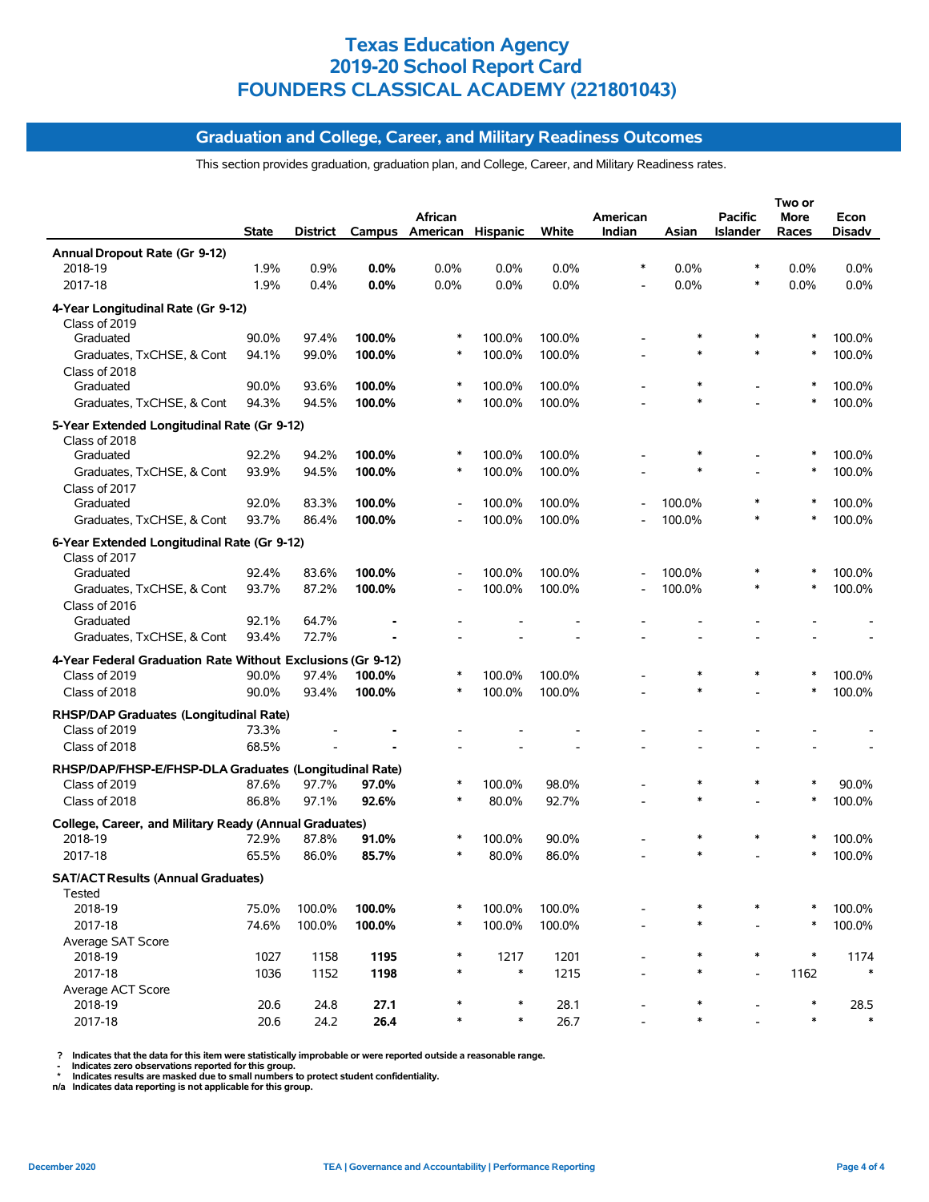# Texas Education Agency
# 2019-20 School Report Card
# FOUNDERS CLASSICAL ACADEMY (221801043)

## Graduation and College, Career, and Military Readiness Outcomes

This section provides graduation, graduation plan, and College, Career, and Military Readiness rates.

| | State | District | Campus | African American | Hispanic | White | American Indian | Asian | Pacific Islander | Two or More Races | Econ Disadv |
|---|---|---|---|---|---|---|---|---|---|---|---|
| **Annual Dropout Rate (Gr 9-12)** | | | | | | | | | | | |
| 2018-19 | 1.9% | 0.9% | **0.0%** | 0.0% | 0.0% | 0.0% | * | 0.0% | * | 0.0% | 0.0% |
| 2017-18 | 1.9% | 0.4% | **0.0%** | 0.0% | 0.0% | 0.0% | - | 0.0% | * | 0.0% | 0.0% |
| **4-Year Longitudinal Rate (Gr 9-12)** | | | | | | | | | | | |
| Class of 2019 | | | | | | | | | | | |
| Graduated | 90.0% | 97.4% | **100.0%** | * | 100.0% | 100.0% | - | * | * | * | 100.0% |
| Graduates, TxCHSE, & Cont | 94.1% | 99.0% | **100.0%** | * | 100.0% | 100.0% | - | * | * | * | 100.0% |
| Class of 2018 | | | | | | | | | | | |
| Graduated | 90.0% | 93.6% | **100.0%** | * | 100.0% | 100.0% | - | * | - | * | 100.0% |
| Graduates, TxCHSE, & Cont | 94.3% | 94.5% | **100.0%** | * | 100.0% | 100.0% | - | * | - | * | 100.0% |
| **5-Year Extended Longitudinal Rate (Gr 9-12)** | | | | | | | | | | | |
| Class of 2018 | | | | | | | | | | | |
| Graduated | 92.2% | 94.2% | **100.0%** | * | 100.0% | 100.0% | - | * | - | * | 100.0% |
| Graduates, TxCHSE, & Cont | 93.9% | 94.5% | **100.0%** | * | 100.0% | 100.0% | - | * | - | * | 100.0% |
| Class of 2017 | | | | | | | | | | | |
| Graduated | 92.0% | 83.3% | **100.0%** | - | 100.0% | 100.0% | - | 100.0% | * | * | 100.0% |
| Graduates, TxCHSE, & Cont | 93.7% | 86.4% | **100.0%** | - | 100.0% | 100.0% | - | 100.0% | * | * | 100.0% |
| **6-Year Extended Longitudinal Rate (Gr 9-12)** | | | | | | | | | | | |
| Class of 2017 | | | | | | | | | | | |
| Graduated | 92.4% | 83.6% | **100.0%** | - | 100.0% | 100.0% | - | 100.0% | * | * | 100.0% |
| Graduates, TxCHSE, & Cont | 93.7% | 87.2% | **100.0%** | - | 100.0% | 100.0% | - | 100.0% | * | * | 100.0% |
| Class of 2016 | | | | | | | | | | | |
| Graduated | 92.1% | 64.7% | **-** | - | - | - | - | - | - | - | - |
| Graduates, TxCHSE, & Cont | 93.4% | 72.7% | **-** | - | - | - | - | - | - | - | - |
| **4-Year Federal Graduation Rate Without Exclusions (Gr 9-12)** | | | | | | | | | | | |
| Class of 2019 | 90.0% | 97.4% | **100.0%** | * | 100.0% | 100.0% | - | * | * | * | 100.0% |
| Class of 2018 | 90.0% | 93.4% | **100.0%** | * | 100.0% | 100.0% | - | * | - | * | 100.0% |
| **RHSP/DAP Graduates (Longitudinal Rate)** | | | | | | | | | | | |
| Class of 2019 | 73.3% | - | **-** | - | - | - | - | - | - | - | - |
| Class of 2018 | 68.5% | - | **-** | - | - | - | - | - | - | - | - |
| **RHSP/DAP/FHSP-E/FHSP-DLA Graduates (Longitudinal Rate)** | | | | | | | | | | | |
| Class of 2019 | 87.6% | 97.7% | **97.0%** | * | 100.0% | 98.0% | - | * | * | * | 90.0% |
| Class of 2018 | 86.8% | 97.1% | **92.6%** | * | 80.0% | 92.7% | - | * | - | * | 100.0% |
| **College, Career, and Military Ready (Annual Graduates)** | | | | | | | | | | | |
| 2018-19 | 72.9% | 87.8% | **91.0%** | * | 100.0% | 90.0% | - | * | * | * | 100.0% |
| 2017-18 | 65.5% | 86.0% | **85.7%** | * | 80.0% | 86.0% | - | * | - | * | 100.0% |
| **SAT/ACT Results (Annual Graduates)** | | | | | | | | | | | |
| Tested | | | | | | | | | | | |
| 2018-19 | 75.0% | 100.0% | **100.0%** | * | 100.0% | 100.0% | - | * | * | * | 100.0% |
| 2017-18 | 74.6% | 100.0% | **100.0%** | * | 100.0% | 100.0% | - | * | - | * | 100.0% |
| Average SAT Score | | | | | | | | | | | |
| 2018-19 | 1027 | 1158 | **1195** | * | 1217 | 1201 | - | * | * | * | 1174 |
| 2017-18 | 1036 | 1152 | **1198** | * | * | 1215 | - | * | - | 1162 | * |
| Average ACT Score | | | | | | | | | | | |
| 2018-19 | 20.6 | 24.8 | **27.1** | * | * | 28.1 | - | * | - | * | 28.5 |
| 2017-18 | 20.6 | 24.2 | **26.4** | * | * | 26.7 | - | * | - | * | * |

? Indicates that the data for this item were statistically improbable or were reported outside a reasonable range.
- Indicates zero observations reported for this group.
* Indicates results are masked due to small numbers to protect student confidentiality.
n/a Indicates data reporting is not applicable for this group.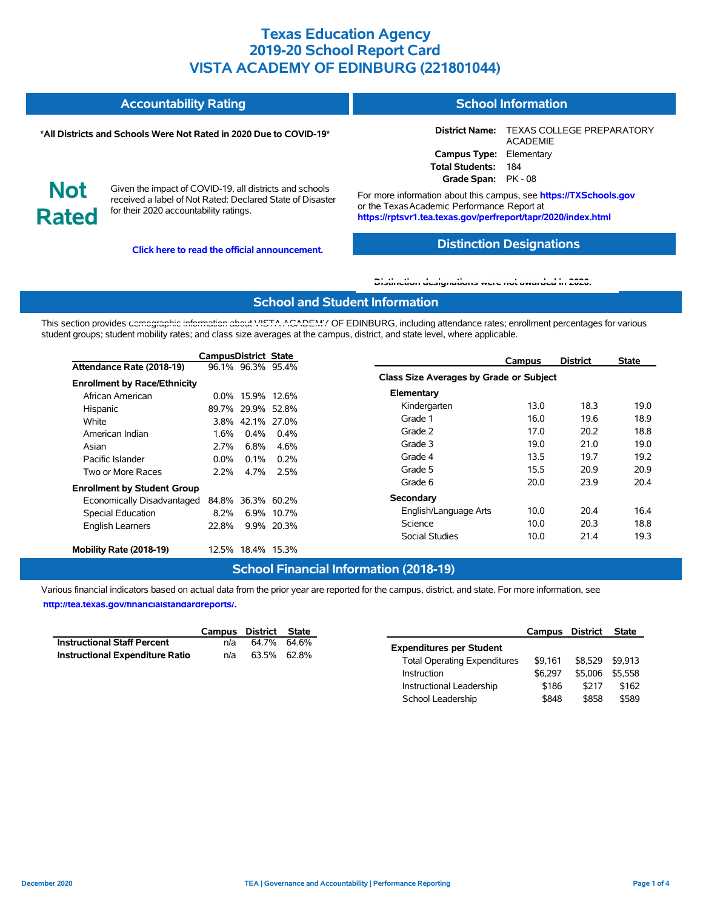# Texas Education Agency
# 2019-20 School Report Card
# VISTA ACADEMY OF EDINBURG (221801044)

## Accountability Rating

**\*All Districts and Schools Were Not Rated in 2020 Due to COVID-19\***

**Not Rated**

Given the impact of COVID-19, all districts and schools received a label of Not Rated: Declared State of Disaster for their 2020 accountability ratings.

**Click here to read the official announcement.**

## School Information

**District Name:** TEXAS COLLEGE PREPARATORY ACADEMIE
**Campus Type:** Elementary
**Total Students:** 184
**Grade Span:** PK - 08

For more information about this campus, see **https://TXSchools.gov** or the Texas Academic Performance Report at **https://rptsvr1.tea.texas.gov/perfreport/tapr/2020/index.html**

## Distinction Designations

Distinction designations were not awarded in 2020.

## School and Student Information

This section provides demographic information about VISTA ACADEMY OF EDINBURG, including attendance rates; enrollment percentages for various student groups; student mobility rates; and class size averages at the campus, district, and state level, where applicable.

| | Campus | District | State |
|---|---|---|---|
| **Attendance Rate (2018-19)** | 96.1% | 96.3% | 95.4% |
| **Enrollment by Race/Ethnicity** | | | |
| African American | 0.0% | 15.9% | 12.6% |
| Hispanic | 89.7% | 29.9% | 52.8% |
| White | 3.8% | 42.1% | 27.0% |
| American Indian | 1.6% | 0.4% | 0.4% |
| Asian | 2.7% | 6.8% | 4.6% |
| Pacific Islander | 0.0% | 0.1% | 0.2% |
| Two or More Races | 2.2% | 4.7% | 2.5% |
| **Enrollment by Student Group** | | | |
| Economically Disadvantaged | 84.8% | 36.3% | 60.2% |
| Special Education | 8.2% | 6.9% | 10.7% |
| English Learners | 22.8% | 9.9% | 20.3% |
| **Mobility Rate (2018-19)** | 12.5% | 18.4% | 15.3% |

| | Campus | District | State |
|---|---|---|---|
| **Class Size Averages by Grade or Subject** | | | |
| **Elementary** | | | |
| Kindergarten | 13.0 | 18.3 | 19.0 |
| Grade 1 | 16.0 | 19.6 | 18.9 |
| Grade 2 | 17.0 | 20.2 | 18.8 |
| Grade 3 | 19.0 | 21.0 | 19.0 |
| Grade 4 | 13.5 | 19.7 | 19.2 |
| Grade 5 | 15.5 | 20.9 | 20.9 |
| Grade 6 | 20.0 | 23.9 | 20.4 |
| **Secondary** | | | |
| English/Language Arts | 10.0 | 20.4 | 16.4 |
| Science | 10.0 | 20.3 | 18.8 |
| Social Studies | 10.0 | 21.4 | 19.3 |

## School Financial Information (2018-19)

Various financial indicators based on actual data from the prior year are reported for the campus, district, and state. For more information, see **http://tea.texas.gov/financialstandardreports/.**

| | Campus | District | State |
|---|---|---|---|
| **Instructional Staff Percent** | n/a | 64.7% | 64.6% |
| **Instructional Expenditure Ratio** | n/a | 63.5% | 62.8% |

| | Campus | District | State |
|---|---|---|---|
| **Expenditures per Student** | | | |
| Total Operating Expenditures | $9,161 | $8,529 | $9,913 |
| Instruction | $6,297 | $5,006 | $5,558 |
| Instructional Leadership | $186 | $217 | $162 |
| School Leadership | $848 | $858 | $589 |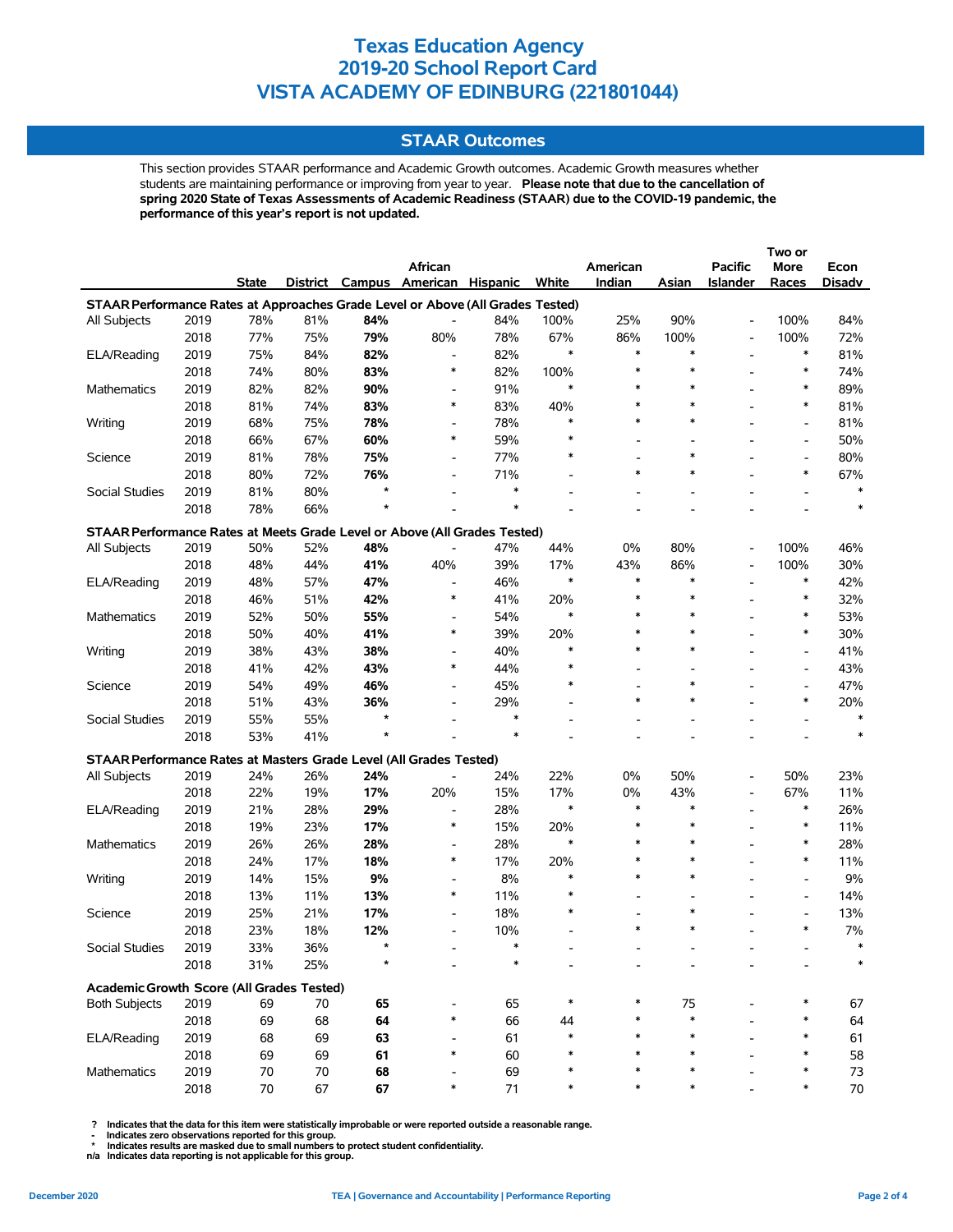# Texas Education Agency
# 2019-20 School Report Card
# VISTA ACADEMY OF EDINBURG (221801044)

## STAAR Outcomes

This section provides STAAR performance and Academic Growth outcomes. Academic Growth measures whether students are maintaining performance or improving from year to year. **Please note that due to the cancellation of spring 2020 State of Texas Assessments of Academic Readiness (STAAR) due to the COVID-19 pandemic, the performance of this year's report is not updated.**

| | | State | District | Campus | African American | Hispanic | White | American Indian | Asian | Pacific Islander | Two or More Races | Econ Disadv |
|---|---|---|---|---|---|---|---|---|---|---|---|---|
| **STAAR Performance Rates at Approaches Grade Level or Above (All Grades Tested)** | | | | | | | | | | | | |
| All Subjects | 2019 | 78% | 81% | **84%** | - | 84% | 100% | 25% | 90% | - | 100% | 84% |
| | 2018 | 77% | 75% | **79%** | 80% | 78% | 67% | 86% | 100% | - | 100% | 72% |
| ELA/Reading | 2019 | 75% | 84% | **82%** | - | 82% | * | * | * | - | * | 81% |
| | 2018 | 74% | 80% | **83%** | * | 82% | 100% | * | * | - | * | 74% |
| Mathematics | 2019 | 82% | 82% | **90%** | - | 91% | * | * | * | - | * | 89% |
| | 2018 | 81% | 74% | **83%** | * | 83% | 40% | * | * | - | * | 81% |
| Writing | 2019 | 68% | 75% | **78%** | - | 78% | * | * | * | - | - | 81% |
| | 2018 | 66% | 67% | **60%** | * | 59% | * | - | - | - | - | 50% |
| Science | 2019 | 81% | 78% | **75%** | - | 77% | * | - | * | - | - | 80% |
| | 2018 | 80% | 72% | **76%** | - | 71% | - | * | * | - | * | 67% |
| Social Studies | 2019 | 81% | 80% | * | - | * | - | - | - | - | - | * |
| | 2018 | 78% | 66% | * | - | * | - | - | - | - | - | * |
| **STAAR Performance Rates at Meets Grade Level or Above (All Grades Tested)** | | | | | | | | | | | | |
| All Subjects | 2019 | 50% | 52% | **48%** | - | 47% | 44% | 0% | 80% | - | 100% | 46% |
| | 2018 | 48% | 44% | **41%** | 40% | 39% | 17% | 43% | 86% | - | 100% | 30% |
| ELA/Reading | 2019 | 48% | 57% | **47%** | - | 46% | * | * | * | - | * | 42% |
| | 2018 | 46% | 51% | **42%** | * | 41% | 20% | * | * | - | * | 32% |
| Mathematics | 2019 | 52% | 50% | **55%** | - | 54% | * | * | * | - | * | 53% |
| | 2018 | 50% | 40% | **41%** | * | 39% | 20% | * | * | - | * | 30% |
| Writing | 2019 | 38% | 43% | **38%** | - | 40% | * | * | * | - | - | 41% |
| | 2018 | 41% | 42% | **43%** | * | 44% | * | - | - | - | - | 43% |
| Science | 2019 | 54% | 49% | **46%** | - | 45% | * | - | * | - | - | 47% |
| | 2018 | 51% | 43% | **36%** | - | 29% | - | * | * | - | * | 20% |
| Social Studies | 2019 | 55% | 55% | * | - | * | - | - | - | - | - | * |
| | 2018 | 53% | 41% | * | - | * | - | - | - | - | - | * |
| **STAAR Performance Rates at Masters Grade Level (All Grades Tested)** | | | | | | | | | | | | |
| All Subjects | 2019 | 24% | 26% | **24%** | - | 24% | 22% | 0% | 50% | - | 50% | 23% |
| | 2018 | 22% | 19% | **17%** | 20% | 15% | 17% | 0% | 43% | - | 67% | 11% |
| ELA/Reading | 2019 | 21% | 28% | **29%** | - | 28% | * | * | * | - | * | 26% |
| | 2018 | 19% | 23% | **17%** | * | 15% | 20% | * | * | - | * | 11% |
| Mathematics | 2019 | 26% | 26% | **28%** | - | 28% | * | * | * | - | * | 28% |
| | 2018 | 24% | 17% | **18%** | * | 17% | 20% | * | * | - | * | 11% |
| Writing | 2019 | 14% | 15% | **9%** | - | 8% | * | * | * | - | - | 9% |
| | 2018 | 13% | 11% | **13%** | * | 11% | * | - | - | - | - | 14% |
| Science | 2019 | 25% | 21% | **17%** | - | 18% | * | - | * | - | - | 13% |
| | 2018 | 23% | 18% | **12%** | - | 10% | - | * | * | - | * | 7% |
| Social Studies | 2019 | 33% | 36% | * | - | * | - | - | - | - | - | * |
| | 2018 | 31% | 25% | * | - | * | - | - | - | - | - | * |
| **Academic Growth Score (All Grades Tested)** | | | | | | | | | | | | |
| Both Subjects | 2019 | 69 | 70 | **65** | - | 65 | * | * | 75 | - | * | 67 |
| | 2018 | 69 | 68 | **64** | * | 66 | 44 | * | * | - | * | 64 |
| ELA/Reading | 2019 | 68 | 69 | **63** | - | 61 | * | * | * | - | * | 61 |
| | 2018 | 69 | 69 | **61** | * | 60 | * | * | * | - | * | 58 |
| Mathematics | 2019 | 70 | 70 | **68** | - | 69 | * | * | * | - | * | 73 |
| | 2018 | 70 | 67 | **67** | * | 71 | * | * | * | - | * | 70 |

? Indicates that the data for this item were statistically improbable or were reported outside a reasonable range.
\- Indicates zero observations reported for this group.
\* Indicates results are masked due to small numbers to protect student confidentiality.
n/a Indicates data reporting is not applicable for this group.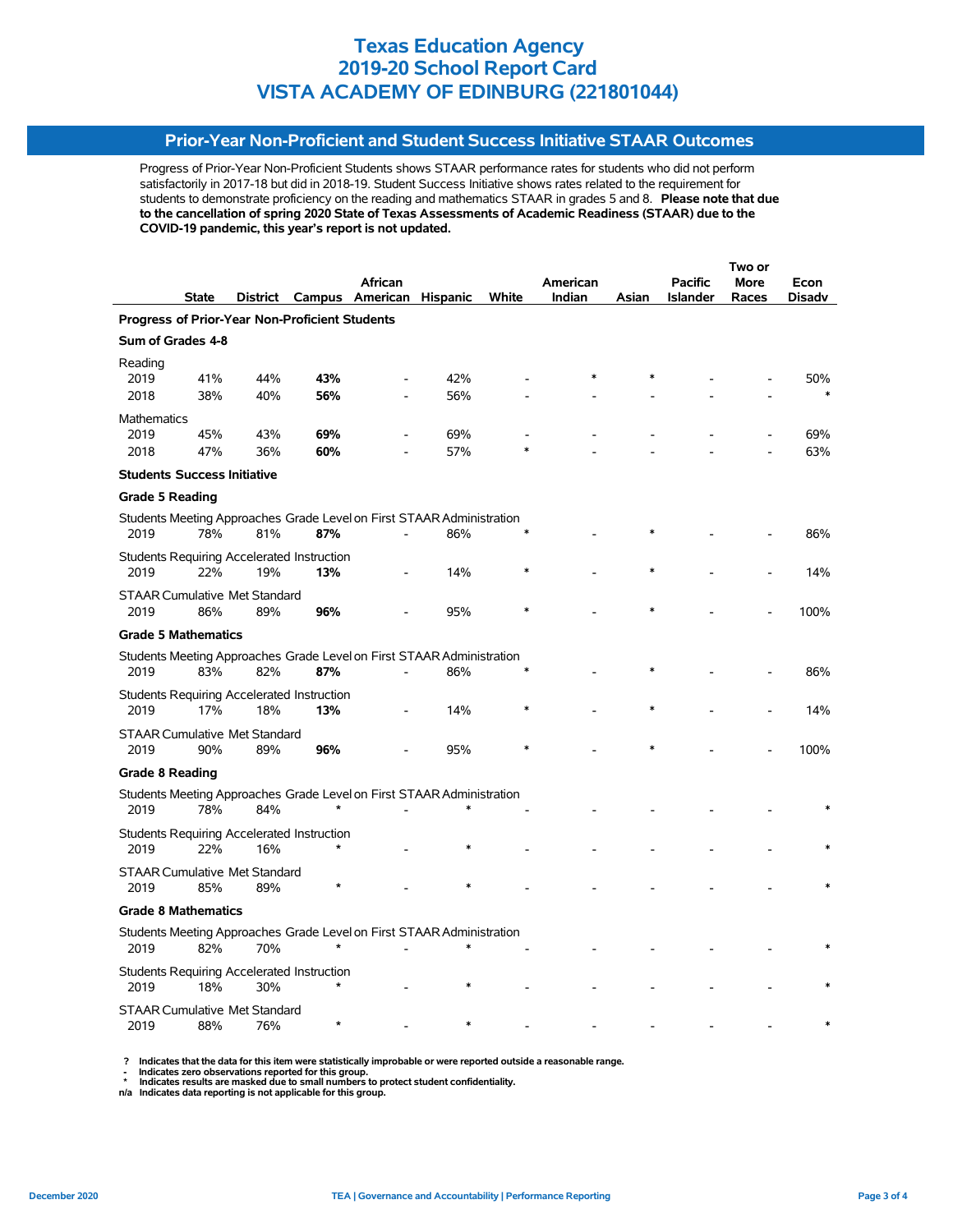# Texas Education Agency
# 2019-20 School Report Card
# VISTA ACADEMY OF EDINBURG (221801044)

## Prior-Year Non-Proficient and Student Success Initiative STAAR Outcomes

Progress of Prior-Year Non-Proficient Students shows STAAR performance rates for students who did not perform satisfactorily in 2017-18 but did in 2018-19. Student Success Initiative shows rates related to the requirement for students to demonstrate proficiency on the reading and mathematics STAAR in grades 5 and 8. **Please note that due to the cancellation of spring 2020 State of Texas Assessments of Academic Readiness (STAAR) due to the COVID-19 pandemic, this year's report is not updated.**

| | State | District | Campus | African American | Hispanic | White | American Indian | Asian | Pacific Islander | Two or More Races | Econ Disadv |
|---|---|---|---|---|---|---|---|---|---|---|---|
| **Progress of Prior-Year Non-Proficient Students** | | | | | | | | | | | |
| **Sum of Grades 4-8** | | | | | | | | | | | |
| Reading | | | | | | | | | | | |
| 2019 | 41% | 44% | **43%** | - | 42% | - | * | * | - | - | 50% |
| 2018 | 38% | 40% | **56%** | - | 56% | - | - | - | - | - | * |
| Mathematics | | | | | | | | | | | |
| 2019 | 45% | 43% | **69%** | - | 69% | - | - | - | - | - | 69% |
| 2018 | 47% | 36% | **60%** | - | 57% | * | - | - | - | - | 63% |
| **Students Success Initiative** | | | | | | | | | | | |
| **Grade 5 Reading** | | | | | | | | | | | |
| Students Meeting Approaches Grade Level on First STAAR Administration | | | | | | | | | | | |
| 2019 | 78% | 81% | **87%** | - | 86% | * | - | * | - | - | 86% |
| Students Requiring Accelerated Instruction | | | | | | | | | | | |
| 2019 | 22% | 19% | **13%** | - | 14% | * | - | * | - | - | 14% |
| STAAR Cumulative Met Standard | | | | | | | | | | | |
| 2019 | 86% | 89% | **96%** | - | 95% | * | - | * | - | - | 100% |
| **Grade 5 Mathematics** | | | | | | | | | | | |
| Students Meeting Approaches Grade Level on First STAAR Administration | | | | | | | | | | | |
| 2019 | 83% | 82% | **87%** | - | 86% | * | - | * | - | - | 86% |
| Students Requiring Accelerated Instruction | | | | | | | | | | | |
| 2019 | 17% | 18% | **13%** | - | 14% | * | - | * | - | - | 14% |
| STAAR Cumulative Met Standard | | | | | | | | | | | |
| 2019 | 90% | 89% | **96%** | - | 95% | * | - | * | - | - | 100% |
| **Grade 8 Reading** | | | | | | | | | | | |
| Students Meeting Approaches Grade Level on First STAAR Administration | | | | | | | | | | | |
| 2019 | 78% | 84% | * | - | * | - | - | - | - | - | * |
| Students Requiring Accelerated Instruction | | | | | | | | | | | |
| 2019 | 22% | 16% | * | - | * | - | - | - | - | - | * |
| STAAR Cumulative Met Standard | | | | | | | | | | | |
| 2019 | 85% | 89% | * | - | * | - | - | - | - | - | * |
| **Grade 8 Mathematics** | | | | | | | | | | | |
| Students Meeting Approaches Grade Level on First STAAR Administration | | | | | | | | | | | |
| 2019 | 82% | 70% | * | - | * | - | - | - | - | - | * |
| Students Requiring Accelerated Instruction | | | | | | | | | | | |
| 2019 | 18% | 30% | * | - | * | - | - | - | - | - | * |
| STAAR Cumulative Met Standard | | | | | | | | | | | |
| 2019 | 88% | 76% | * | - | * | - | - | - | - | - | * |

? Indicates that the data for this item were statistically improbable or were reported outside a reasonable range.
- Indicates zero observations reported for this group.
* Indicates results are masked due to small numbers to protect student confidentiality.
n/a Indicates data reporting is not applicable for this group.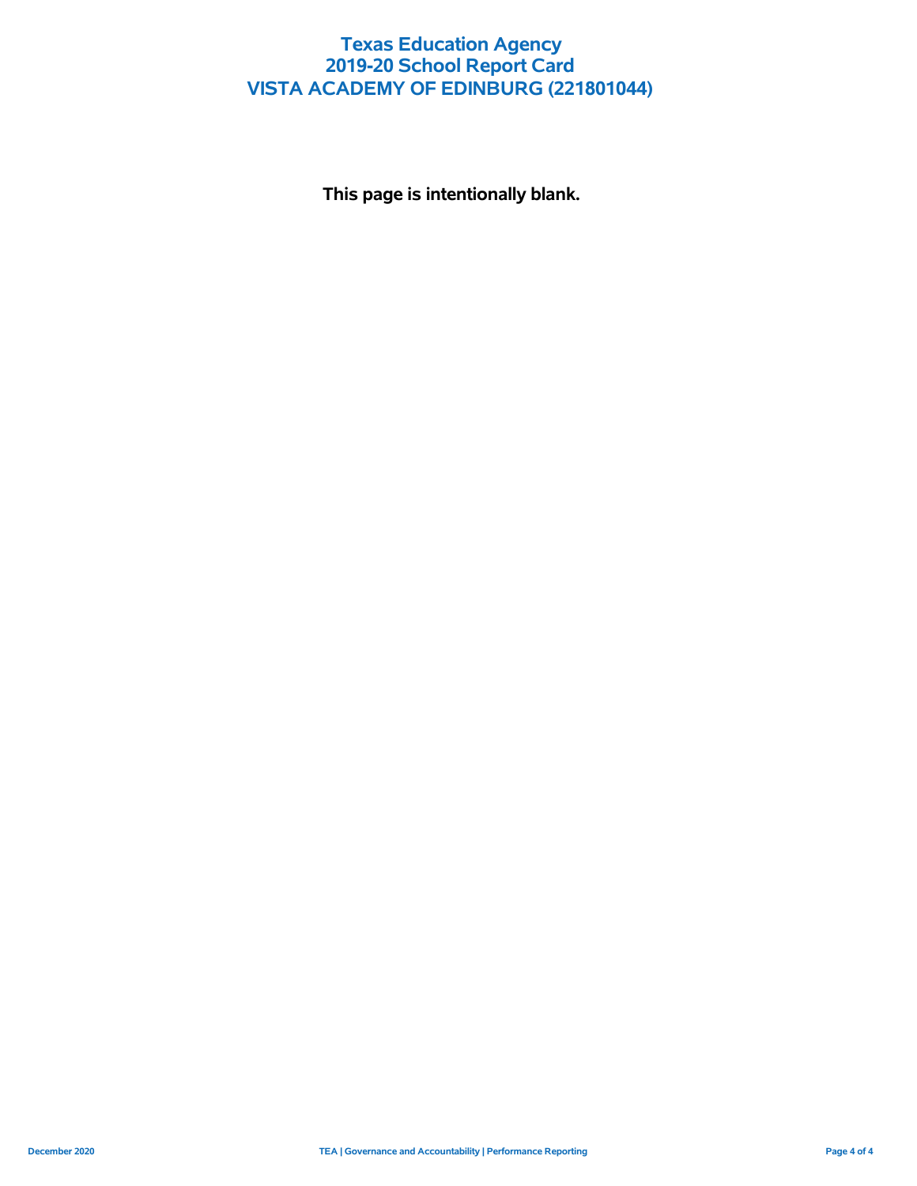# Texas Education Agency
# 2019-20 School Report Card
# VISTA ACADEMY OF EDINBURG (221801044)

**This page is intentionally blank.**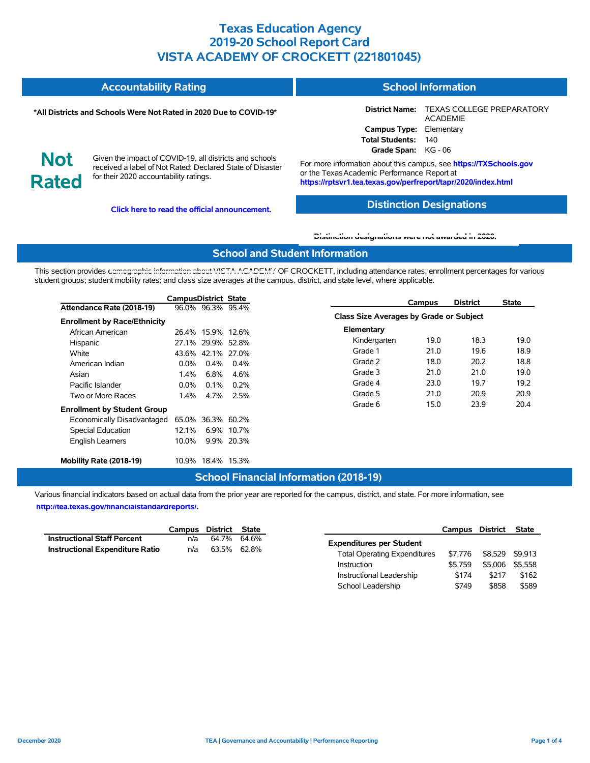# Texas Education Agency
# 2019-20 School Report Card
# VISTA ACADEMY OF CROCKETT (221801045)

## Accountability Rating

**\*All Districts and Schools Were Not Rated in 2020 Due to COVID-19\***

**Not Rated**

Given the impact of COVID-19, all districts and schools received a label of Not Rated: Declared State of Disaster for their 2020 accountability ratings.

**Click here to read the official announcement.**

## School Information

**District Name:** TEXAS COLLEGE PREPARATORY ACADEMIE
**Campus Type:** Elementary
**Total Students:** 140
**Grade Span:** KG - 06

For more information about this campus, see **https://TXSchools.gov** or the Texas Academic Performance Report at **https://rptsvr1.tea.texas.gov/perfreport/tapr/2020/index.html**

## Distinction Designations

**Distinction designations were not awarded in 2020.**

## School and Student Information

This section provides demographic information about VISTA ACADEMY OF CROCKETT, including attendance rates; enrollment percentages for various student groups; student mobility rates; and class size averages at the campus, district, and state level, where applicable.

| | Campus | District | State |
|---|---|---|---|
| **Attendance Rate (2018-19)** | 96.0% | 96.3% | 95.4% |
| **Enrollment by Race/Ethnicity** | | | |
| African American | 26.4% | 15.9% | 12.6% |
| Hispanic | 27.1% | 29.9% | 52.8% |
| White | 43.6% | 42.1% | 27.0% |
| American Indian | 0.0% | 0.4% | 0.4% |
| Asian | 1.4% | 6.8% | 4.6% |
| Pacific Islander | 0.0% | 0.1% | 0.2% |
| Two or More Races | 1.4% | 4.7% | 2.5% |
| **Enrollment by Student Group** | | | |
| Economically Disadvantaged | 65.0% | 36.3% | 60.2% |
| Special Education | 12.1% | 6.9% | 10.7% |
| English Learners | 10.0% | 9.9% | 20.3% |
| **Mobility Rate (2018-19)** | 10.9% | 18.4% | 15.3% |

| | Campus | District | State |
|---|---|---|---|
| **Class Size Averages by Grade or Subject** | | | |
| **Elementary** | | | |
| Kindergarten | 19.0 | 18.3 | 19.0 |
| Grade 1 | 21.0 | 19.6 | 18.9 |
| Grade 2 | 18.0 | 20.2 | 18.8 |
| Grade 3 | 21.0 | 21.0 | 19.0 |
| Grade 4 | 23.0 | 19.7 | 19.2 |
| Grade 5 | 21.0 | 20.9 | 20.9 |
| Grade 6 | 15.0 | 23.9 | 20.4 |

## School Financial Information (2018-19)

Various financial indicators based on actual data from the prior year are reported for the campus, district, and state. For more information, see **http://tea.texas.gov/financialstandardreports/.**

| | Campus | District | State |
|---|---|---|---|
| **Instructional Staff Percent** | n/a | 64.7% | 64.6% |
| **Instructional Expenditure Ratio** | n/a | 63.5% | 62.8% |

| | Campus | District | State |
|---|---|---|---|
| **Expenditures per Student** | | | |
| Total Operating Expenditures | $7,776 | $8,529 | $9,913 |
| Instruction | $5,759 | $5,006 | $5,558 |
| Instructional Leadership | $174 | $217 | $162 |
| School Leadership | $749 | $858 | $589 |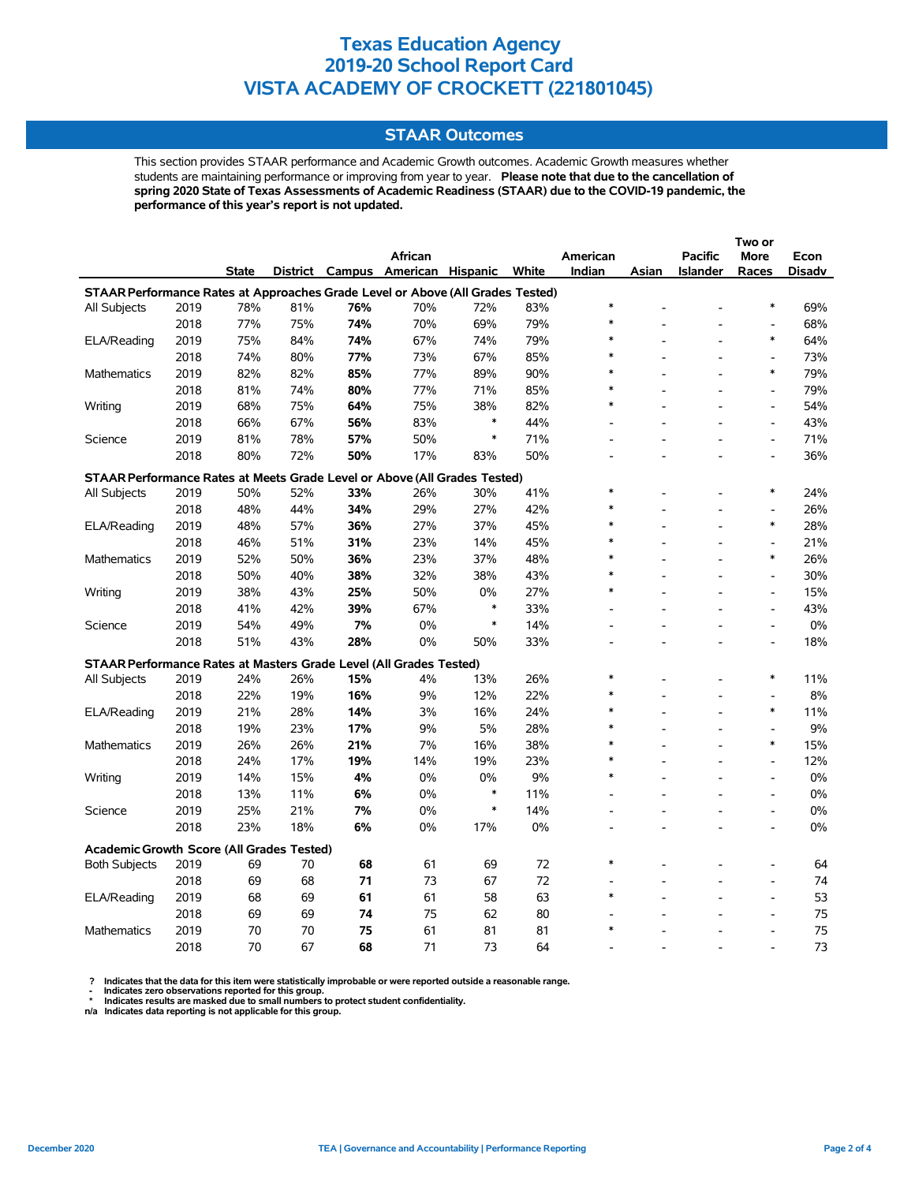# Texas Education Agency
# 2019-20 School Report Card
# VISTA ACADEMY OF CROCKETT (221801045)

## STAAR Outcomes

This section provides STAAR performance and Academic Growth outcomes. Academic Growth measures whether students are maintaining performance or improving from year to year. **Please note that due to the cancellation of spring 2020 State of Texas Assessments of Academic Readiness (STAAR) due to the COVID-19 pandemic, the performance of this year's report is not updated.**

| | | State | District | Campus | African American | Hispanic | White | American Indian | Asian | Pacific Islander | Two or More Races | Econ Disadv |
|---|---|---|---|---|---|---|---|---|---|---|---|---|
| **STAAR Performance Rates at Approaches Grade Level or Above (All Grades Tested)** | | | | | | | | | | | | |
| All Subjects | 2019 | 78% | 81% | **76%** | 70% | 72% | 83% | * | - | - | * | 69% |
| | 2018 | 77% | 75% | **74%** | 70% | 69% | 79% | * | - | - | - | 68% |
| ELA/Reading | 2019 | 75% | 84% | **74%** | 67% | 74% | 79% | * | - | - | * | 64% |
| | 2018 | 74% | 80% | **77%** | 73% | 67% | 85% | * | - | - | - | 73% |
| Mathematics | 2019 | 82% | 82% | **85%** | 77% | 89% | 90% | * | - | - | * | 79% |
| | 2018 | 81% | 74% | **80%** | 77% | 71% | 85% | * | - | - | - | 79% |
| Writing | 2019 | 68% | 75% | **64%** | 75% | 38% | 82% | * | - | - | - | 54% |
| | 2018 | 66% | 67% | **56%** | 83% | * | 44% | - | - | - | - | 43% |
| Science | 2019 | 81% | 78% | **57%** | 50% | * | 71% | - | - | - | - | 71% |
| | 2018 | 80% | 72% | **50%** | 17% | 83% | 50% | - | - | - | - | 36% |
| **STAAR Performance Rates at Meets Grade Level or Above (All Grades Tested)** | | | | | | | | | | | | |
| All Subjects | 2019 | 50% | 52% | **33%** | 26% | 30% | 41% | * | - | - | * | 24% |
| | 2018 | 48% | 44% | **34%** | 29% | 27% | 42% | * | - | - | - | 26% |
| ELA/Reading | 2019 | 48% | 57% | **36%** | 27% | 37% | 45% | * | - | - | * | 28% |
| | 2018 | 46% | 51% | **31%** | 23% | 14% | 45% | * | - | - | - | 21% |
| Mathematics | 2019 | 52% | 50% | **36%** | 23% | 37% | 48% | * | - | - | * | 26% |
| | 2018 | 50% | 40% | **38%** | 32% | 38% | 43% | * | - | - | - | 30% |
| Writing | 2019 | 38% | 43% | **25%** | 50% | 0% | 27% | * | - | - | - | 15% |
| | 2018 | 41% | 42% | **39%** | 67% | * | 33% | - | - | - | - | 43% |
| Science | 2019 | 54% | 49% | **7%** | 0% | * | 14% | - | - | - | - | 0% |
| | 2018 | 51% | 43% | **28%** | 0% | 50% | 33% | - | - | - | - | 18% |
| **STAAR Performance Rates at Masters Grade Level (All Grades Tested)** | | | | | | | | | | | | |
| All Subjects | 2019 | 24% | 26% | **15%** | 4% | 13% | 26% | * | - | - | * | 11% |
| | 2018 | 22% | 19% | **16%** | 9% | 12% | 22% | * | - | - | - | 8% |
| ELA/Reading | 2019 | 21% | 28% | **14%** | 3% | 16% | 24% | * | - | - | * | 11% |
| | 2018 | 19% | 23% | **17%** | 9% | 5% | 28% | * | - | - | - | 9% |
| Mathematics | 2019 | 26% | 26% | **21%** | 7% | 16% | 38% | * | - | - | * | 15% |
| | 2018 | 24% | 17% | **19%** | 14% | 19% | 23% | * | - | - | - | 12% |
| Writing | 2019 | 14% | 15% | **4%** | 0% | 0% | 9% | * | - | - | - | 0% |
| | 2018 | 13% | 11% | **6%** | 0% | * | 11% | - | - | - | - | 0% |
| Science | 2019 | 25% | 21% | **7%** | 0% | * | 14% | - | - | - | - | 0% |
| | 2018 | 23% | 18% | **6%** | 0% | 17% | 0% | - | - | - | - | 0% |
| **Academic Growth Score (All Grades Tested)** | | | | | | | | | | | | |
| Both Subjects | 2019 | 69 | 70 | **68** | 61 | 69 | 72 | * | - | - | - | 64 |
| | 2018 | 69 | 68 | **71** | 73 | 67 | 72 | - | - | - | - | 74 |
| ELA/Reading | 2019 | 68 | 69 | **61** | 61 | 58 | 63 | * | - | - | - | 53 |
| | 2018 | 69 | 69 | **74** | 75 | 62 | 80 | - | - | - | - | 75 |
| Mathematics | 2019 | 70 | 70 | **75** | 61 | 81 | 81 | * | - | - | - | 75 |
| | 2018 | 70 | 67 | **68** | 71 | 73 | 64 | - | - | - | - | 73 |

? Indicates that the data for this item were statistically improbable or were reported outside a reasonable range.
- Indicates zero observations reported for this group.
* Indicates results are masked due to small numbers to protect student confidentiality.
n/a Indicates data reporting is not applicable for this group.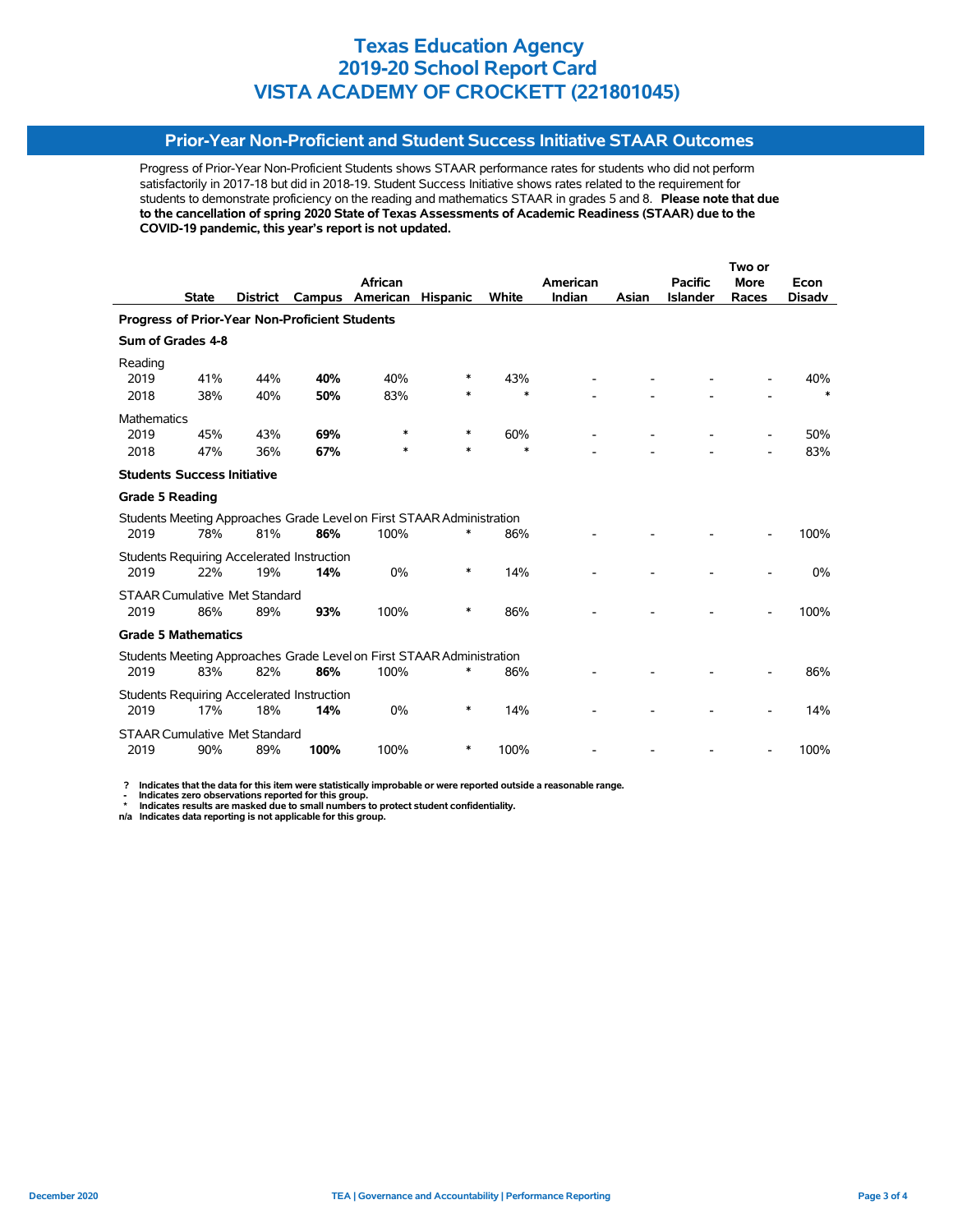# Texas Education Agency
# 2019-20 School Report Card
# VISTA ACADEMY OF CROCKETT (221801045)

## Prior-Year Non-Proficient and Student Success Initiative STAAR Outcomes

Progress of Prior-Year Non-Proficient Students shows STAAR performance rates for students who did not perform satisfactorily in 2017-18 but did in 2018-19. Student Success Initiative shows rates related to the requirement for students to demonstrate proficiency on the reading and mathematics STAAR in grades 5 and 8. **Please note that due to the cancellation of spring 2020 State of Texas Assessments of Academic Readiness (STAAR) due to the COVID-19 pandemic, this year's report is not updated.**

| | State | District | Campus | African American | Hispanic | White | American Indian | Asian | Pacific Islander | Two or More Races | Econ Disadv |
|---|---|---|---|---|---|---|---|---|---|---|---|
| **Progress of Prior-Year Non-Proficient Students** | | | | | | | | | | | |
| **Sum of Grades 4-8** | | | | | | | | | | | |
| Reading | | | | | | | | | | | |
| 2019 | 41% | 44% | **40%** | 40% | * | 43% | - | - | - | - | 40% |
| 2018 | 38% | 40% | **50%** | 83% | * | * | - | - | - | - | * |
| Mathematics | | | | | | | | | | | |
| 2019 | 45% | 43% | **69%** | * | * | 60% | - | - | - | - | 50% |
| 2018 | 47% | 36% | **67%** | * | * | * | - | - | - | - | 83% |
| **Students Success Initiative** | | | | | | | | | | | |
| **Grade 5 Reading** | | | | | | | | | | | |
| Students Meeting Approaches Grade Level on First STAAR Administration | | | | | | | | | | | |
| 2019 | 78% | 81% | **86%** | 100% | * | 86% | - | - | - | - | 100% |
| Students Requiring Accelerated Instruction | | | | | | | | | | | |
| 2019 | 22% | 19% | **14%** | 0% | * | 14% | - | - | - | - | 0% |
| STAAR Cumulative Met Standard | | | | | | | | | | | |
| 2019 | 86% | 89% | **93%** | 100% | * | 86% | - | - | - | - | 100% |
| **Grade 5 Mathematics** | | | | | | | | | | | |
| Students Meeting Approaches Grade Level on First STAAR Administration | | | | | | | | | | | |
| 2019 | 83% | 82% | **86%** | 100% | * | 86% | - | - | - | - | 86% |
| Students Requiring Accelerated Instruction | | | | | | | | | | | |
| 2019 | 17% | 18% | **14%** | 0% | * | 14% | - | - | - | - | 14% |
| STAAR Cumulative Met Standard | | | | | | | | | | | |
| 2019 | 90% | 89% | **100%** | 100% | * | 100% | - | - | - | - | 100% |

**?** Indicates that the data for this item were statistically improbable or were reported outside a reasonable range.
**-** Indicates zero observations reported for this group.
**\*** Indicates results are masked due to small numbers to protect student confidentiality.
**n/a** Indicates data reporting is not applicable for this group.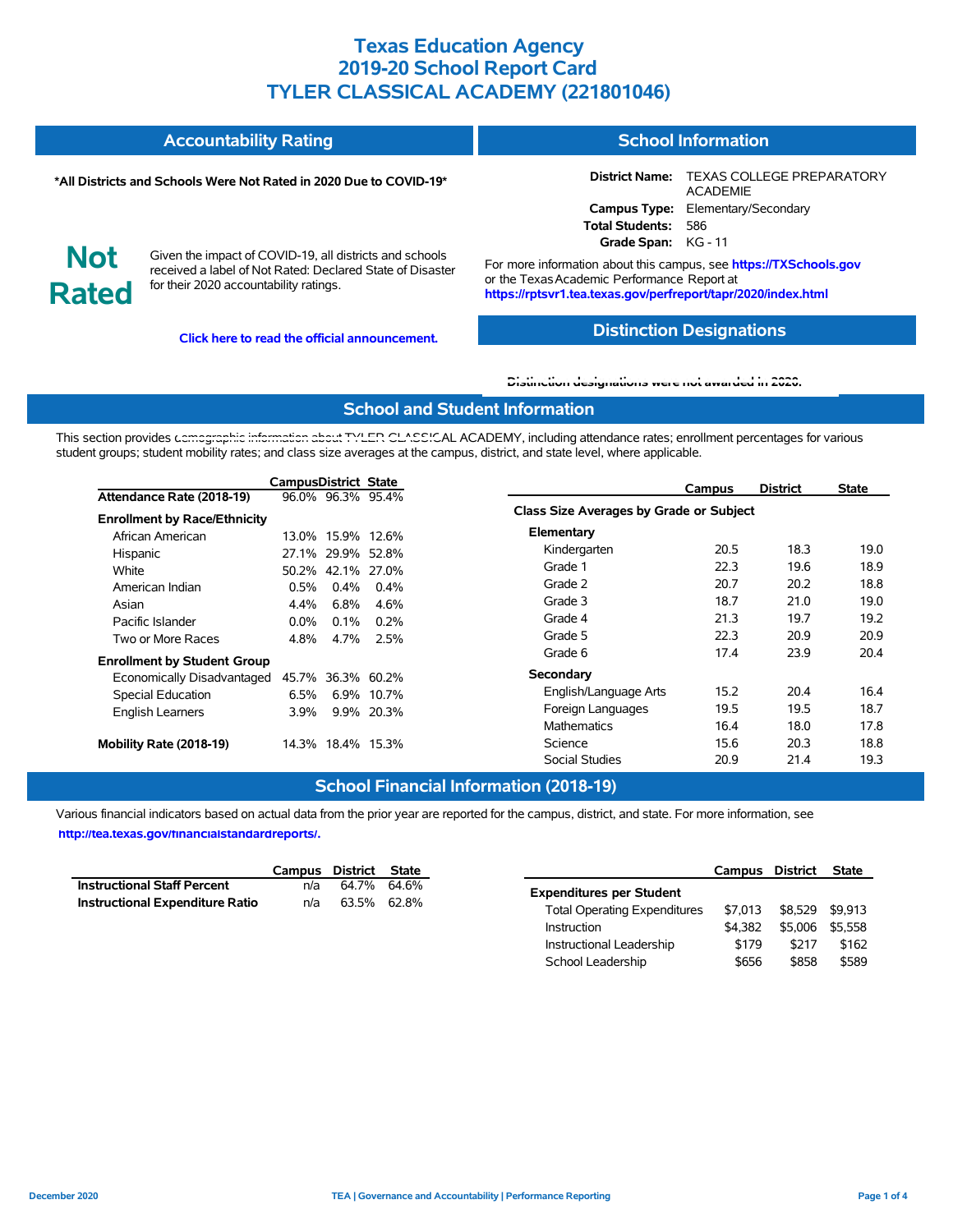# Texas Education Agency
# 2019-20 School Report Card
# TYLER CLASSICAL ACADEMY (221801046)

## Accountability Rating

**\*All Districts and Schools Were Not Rated in 2020 Due to COVID-19\***

**Not Rated**

Given the impact of COVID-19, all districts and schools received a label of Not Rated: Declared State of Disaster for their 2020 accountability ratings.

**Click here to read the official announcement.**

## School Information

| | |
|---|---|
| **District Name:** | TEXAS COLLEGE PREPARATORY ACADEMIE |
| **Campus Type:** | Elementary/Secondary |
| **Total Students:** | 586 |
| **Grade Span:** | KG - 11 |

For more information about this campus, see **https://TXSchools.gov** or the Texas Academic Performance Report at **https://rptsvr1.tea.texas.gov/perfreport/tapr/2020/index.html**

## Distinction Designations

Distinction designations were not awarded in 2020.

## School and Student Information

This section provides demographic information about TYLER CLASSICAL ACADEMY, including attendance rates; enrollment percentages for various student groups; student mobility rates; and class size averages at the campus, district, and state level, where applicable.

| | Campus | District | State |
|---|---|---|---|
| **Attendance Rate (2018-19)** | 96.0% | 96.3% | 95.4% |
| **Enrollment by Race/Ethnicity** | | | |
| African American | 13.0% | 15.9% | 12.6% |
| Hispanic | 27.1% | 29.9% | 52.8% |
| White | 50.2% | 42.1% | 27.0% |
| American Indian | 0.5% | 0.4% | 0.4% |
| Asian | 4.4% | 6.8% | 4.6% |
| Pacific Islander | 0.0% | 0.1% | 0.2% |
| Two or More Races | 4.8% | 4.7% | 2.5% |
| **Enrollment by Student Group** | | | |
| Economically Disadvantaged | 45.7% | 36.3% | 60.2% |
| Special Education | 6.5% | 6.9% | 10.7% |
| English Learners | 3.9% | 9.9% | 20.3% |
| **Mobility Rate (2018-19)** | 14.3% | 18.4% | 15.3% |

| | Campus | District | State |
|---|---|---|---|
| **Class Size Averages by Grade or Subject** | | | |
| **Elementary** | | | |
| Kindergarten | 20.5 | 18.3 | 19.0 |
| Grade 1 | 22.3 | 19.6 | 18.9 |
| Grade 2 | 20.7 | 20.2 | 18.8 |
| Grade 3 | 18.7 | 21.0 | 19.0 |
| Grade 4 | 21.3 | 19.7 | 19.2 |
| Grade 5 | 22.3 | 20.9 | 20.9 |
| Grade 6 | 17.4 | 23.9 | 20.4 |
| **Secondary** | | | |
| English/Language Arts | 15.2 | 20.4 | 16.4 |
| Foreign Languages | 19.5 | 19.5 | 18.7 |
| Mathematics | 16.4 | 18.0 | 17.8 |
| Science | 15.6 | 20.3 | 18.8 |
| Social Studies | 20.9 | 21.4 | 19.3 |

## School Financial Information (2018-19)

Various financial indicators based on actual data from the prior year are reported for the campus, district, and state. For more information, see **http://tea.texas.gov/financialstandardreports/.**

| | Campus | District | State |
|---|---|---|---|
| **Instructional Staff Percent** | n/a | 64.7% | 64.6% |
| **Instructional Expenditure Ratio** | n/a | 63.5% | 62.8% |

| | Campus | District | State |
|---|---|---|---|
| **Expenditures per Student** | | | |
| Total Operating Expenditures | $7,013 | $8,529 | $9,913 |
| Instruction | $4,382 | $5,006 | $5,558 |
| Instructional Leadership | $179 | $217 | $162 |
| School Leadership | $656 | $858 | $589 |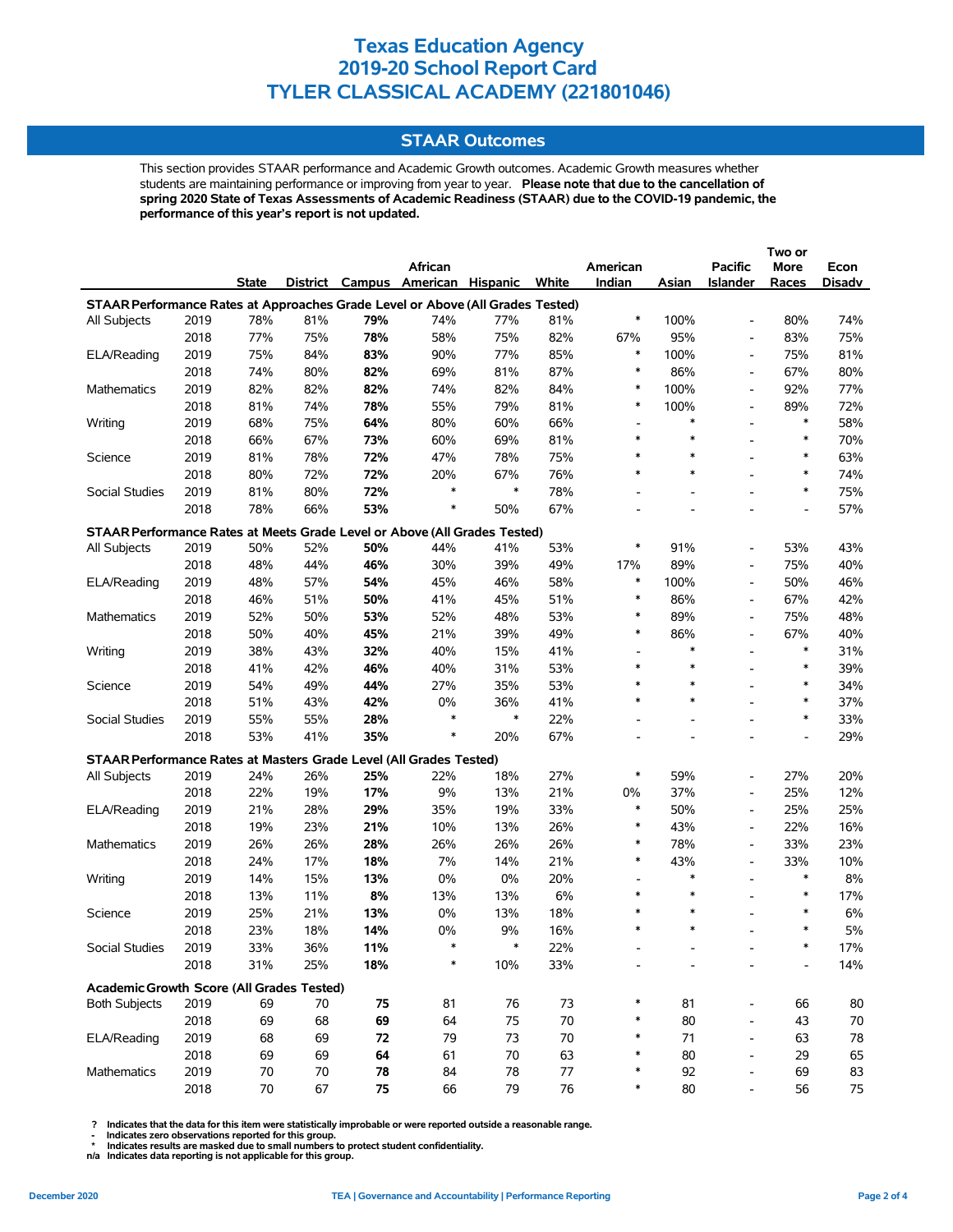# Texas Education Agency
# 2019-20 School Report Card
# TYLER CLASSICAL ACADEMY (221801046)

## STAAR Outcomes

This section provides STAAR performance and Academic Growth outcomes. Academic Growth measures whether students are maintaining performance or improving from year to year. **Please note that due to the cancellation of spring 2020 State of Texas Assessments of Academic Readiness (STAAR) due to the COVID-19 pandemic, the performance of this year's report is not updated.**

| | | State | District | Campus | African American | Hispanic | White | American Indian | Asian | Pacific Islander | Two or More Races | Econ Disadv |
|---|---|---|---|---|---|---|---|---|---|---|---|---|
| **STAAR Performance Rates at Approaches Grade Level or Above (All Grades Tested)** | | | | | | | | | | | | |
| All Subjects | 2019 | 78% | 81% | **79%** | 74% | 77% | 81% | * | 100% | - | 80% | 74% |
| | 2018 | 77% | 75% | **78%** | 58% | 75% | 82% | 67% | 95% | - | 83% | 75% |
| ELA/Reading | 2019 | 75% | 84% | **83%** | 90% | 77% | 85% | * | 100% | - | 75% | 81% |
| | 2018 | 74% | 80% | **82%** | 69% | 81% | 87% | * | 86% | - | 67% | 80% |
| Mathematics | 2019 | 82% | 82% | **82%** | 74% | 82% | 84% | * | 100% | - | 92% | 77% |
| | 2018 | 81% | 74% | **78%** | 55% | 79% | 81% | * | 100% | - | 89% | 72% |
| Writing | 2019 | 68% | 75% | **64%** | 80% | 60% | 66% | - | * | - | * | 58% |
| | 2018 | 66% | 67% | **73%** | 60% | 69% | 81% | * | * | - | * | 70% |
| Science | 2019 | 81% | 78% | **72%** | 47% | 78% | 75% | * | * | - | * | 63% |
| | 2018 | 80% | 72% | **72%** | 20% | 67% | 76% | * | * | - | * | 74% |
| Social Studies | 2019 | 81% | 80% | **72%** | * | * | 78% | - | - | - | * | 75% |
| | 2018 | 78% | 66% | **53%** | * | 50% | 67% | - | - | - | - | 57% |
| **STAAR Performance Rates at Meets Grade Level or Above (All Grades Tested)** | | | | | | | | | | | | |
| All Subjects | 2019 | 50% | 52% | **50%** | 44% | 41% | 53% | * | 91% | - | 53% | 43% |
| | 2018 | 48% | 44% | **46%** | 30% | 39% | 49% | 17% | 89% | - | 75% | 40% |
| ELA/Reading | 2019 | 48% | 57% | **54%** | 45% | 46% | 58% | * | 100% | - | 50% | 46% |
| | 2018 | 46% | 51% | **50%** | 41% | 45% | 51% | * | 86% | - | 67% | 42% |
| Mathematics | 2019 | 52% | 50% | **53%** | 52% | 48% | 53% | * | 89% | - | 75% | 48% |
| | 2018 | 50% | 40% | **45%** | 21% | 39% | 49% | * | 86% | - | 67% | 40% |
| Writing | 2019 | 38% | 43% | **32%** | 40% | 15% | 41% | - | * | - | * | 31% |
| | 2018 | 41% | 42% | **46%** | 40% | 31% | 53% | * | * | - | * | 39% |
| Science | 2019 | 54% | 49% | **44%** | 27% | 35% | 53% | * | * | - | * | 34% |
| | 2018 | 51% | 43% | **42%** | 0% | 36% | 41% | * | * | - | * | 37% |
| Social Studies | 2019 | 55% | 55% | **28%** | * | * | 22% | - | - | - | * | 33% |
| | 2018 | 53% | 41% | **35%** | * | 20% | 67% | - | - | - | - | 29% |
| **STAAR Performance Rates at Masters Grade Level (All Grades Tested)** | | | | | | | | | | | | |
| All Subjects | 2019 | 24% | 26% | **25%** | 22% | 18% | 27% | * | 59% | - | 27% | 20% |
| | 2018 | 22% | 19% | **17%** | 9% | 13% | 21% | 0% | 37% | - | 25% | 12% |
| ELA/Reading | 2019 | 21% | 28% | **29%** | 35% | 19% | 33% | * | 50% | - | 25% | 25% |
| | 2018 | 19% | 23% | **21%** | 10% | 13% | 26% | * | 43% | - | 22% | 16% |
| Mathematics | 2019 | 26% | 26% | **28%** | 26% | 26% | 26% | * | 78% | - | 33% | 23% |
| | 2018 | 24% | 17% | **18%** | 7% | 14% | 21% | * | 43% | - | 33% | 10% |
| Writing | 2019 | 14% | 15% | **13%** | 0% | 0% | 20% | - | * | - | * | 8% |
| | 2018 | 13% | 11% | **8%** | 13% | 13% | 6% | * | * | - | * | 17% |
| Science | 2019 | 25% | 21% | **13%** | 0% | 13% | 18% | * | * | - | * | 6% |
| | 2018 | 23% | 18% | **14%** | 0% | 9% | 16% | * | * | - | * | 5% |
| Social Studies | 2019 | 33% | 36% | **11%** | * | * | 22% | - | - | - | * | 17% |
| | 2018 | 31% | 25% | **18%** | * | 10% | 33% | - | - | - | - | 14% |
| **Academic Growth Score (All Grades Tested)** | | | | | | | | | | | | |
| Both Subjects | 2019 | 69 | 70 | **75** | 81 | 76 | 73 | * | 81 | - | 66 | 80 |
| | 2018 | 69 | 68 | **69** | 64 | 75 | 70 | * | 80 | - | 43 | 70 |
| ELA/Reading | 2019 | 68 | 69 | **72** | 79 | 73 | 70 | * | 71 | - | 63 | 78 |
| | 2018 | 69 | 69 | **64** | 61 | 70 | 63 | * | 80 | - | 29 | 65 |
| Mathematics | 2019 | 70 | 70 | **78** | 84 | 78 | 77 | * | 92 | - | 69 | 83 |
| | 2018 | 70 | 67 | **75** | 66 | 79 | 76 | * | 80 | - | 56 | 75 |

**?** Indicates that the data for this item were statistically improbable or were reported outside a reasonable range.
**-** Indicates zero observations reported for this group.
**\*** Indicates results are masked due to small numbers to protect student confidentiality.
**n/a** Indicates data reporting is not applicable for this group.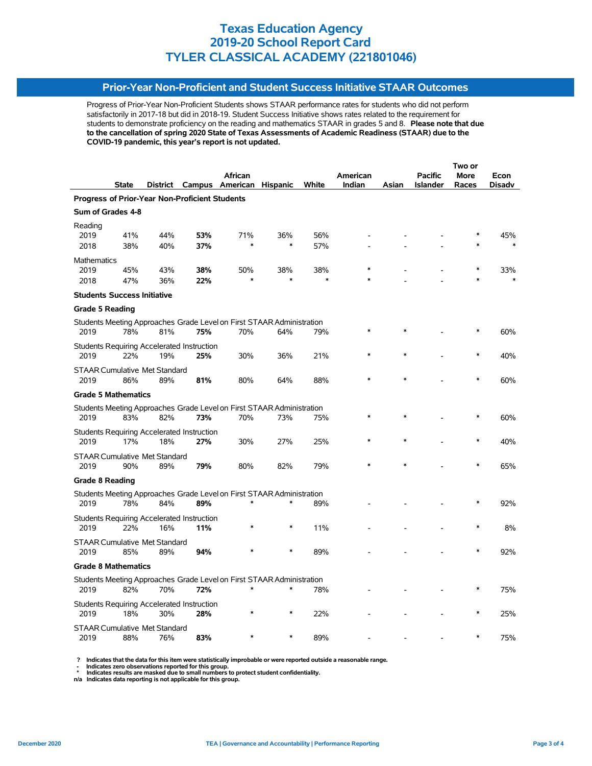# Texas Education Agency
# 2019-20 School Report Card
# TYLER CLASSICAL ACADEMY (221801046)

## Prior-Year Non-Proficient and Student Success Initiative STAAR Outcomes

Progress of Prior-Year Non-Proficient Students shows STAAR performance rates for students who did not perform satisfactorily in 2017-18 but did in 2018-19. Student Success Initiative shows rates related to the requirement for students to demonstrate proficiency on the reading and mathematics STAAR in grades 5 and 8. **Please note that due to the cancellation of spring 2020 State of Texas Assessments of Academic Readiness (STAAR) due to the COVID-19 pandemic, this year's report is not updated.**

| | State | District | Campus | African American | Hispanic | White | American Indian | Asian | Pacific Islander | Two or More Races | Econ Disadv |
|---|---|---|---|---|---|---|---|---|---|---|---|
| **Progress of Prior-Year Non-Proficient Students** | | | | | | | | | | | |
| **Sum of Grades 4-8** | | | | | | | | | | | |
| Reading | | | | | | | | | | | |
| 2019 | 41% | 44% | **53%** | 71% | 36% | 56% | - | - | - | * | 45% |
| 2018 | 38% | 40% | **37%** | * | * | 57% | - | - | - | * | * |
| Mathematics | | | | | | | | | | | |
| 2019 | 45% | 43% | **38%** | 50% | 38% | 38% | * | - | - | * | 33% |
| 2018 | 47% | 36% | **22%** | * | * | * | * | - | - | * | * |
| **Students Success Initiative** | | | | | | | | | | | |
| **Grade 5 Reading** | | | | | | | | | | | |
| Students Meeting Approaches Grade Level on First STAAR Administration | | | | | | | | | | | |
| 2019 | 78% | 81% | **75%** | 70% | 64% | 79% | * | * | - | * | 60% |
| Students Requiring Accelerated Instruction | | | | | | | | | | | |
| 2019 | 22% | 19% | **25%** | 30% | 36% | 21% | * | * | - | * | 40% |
| STAAR Cumulative Met Standard | | | | | | | | | | | |
| 2019 | 86% | 89% | **81%** | 80% | 64% | 88% | * | * | - | * | 60% |
| **Grade 5 Mathematics** | | | | | | | | | | | |
| Students Meeting Approaches Grade Level on First STAAR Administration | | | | | | | | | | | |
| 2019 | 83% | 82% | **73%** | 70% | 73% | 75% | * | * | - | * | 60% |
| Students Requiring Accelerated Instruction | | | | | | | | | | | |
| 2019 | 17% | 18% | **27%** | 30% | 27% | 25% | * | * | - | * | 40% |
| STAAR Cumulative Met Standard | | | | | | | | | | | |
| 2019 | 90% | 89% | **79%** | 80% | 82% | 79% | * | * | - | * | 65% |
| **Grade 8 Reading** | | | | | | | | | | | |
| Students Meeting Approaches Grade Level on First STAAR Administration | | | | | | | | | | | |
| 2019 | 78% | 84% | **89%** | * | * | 89% | - | - | - | * | 92% |
| Students Requiring Accelerated Instruction | | | | | | | | | | | |
| 2019 | 22% | 16% | **11%** | * | * | 11% | - | - | - | * | 8% |
| STAAR Cumulative Met Standard | | | | | | | | | | | |
| 2019 | 85% | 89% | **94%** | * | * | 89% | - | - | - | * | 92% |
| **Grade 8 Mathematics** | | | | | | | | | | | |
| Students Meeting Approaches Grade Level on First STAAR Administration | | | | | | | | | | | |
| 2019 | 82% | 70% | **72%** | * | * | 78% | - | - | - | * | 75% |
| Students Requiring Accelerated Instruction | | | | | | | | | | | |
| 2019 | 18% | 30% | **28%** | * | * | 22% | - | - | - | * | 25% |
| STAAR Cumulative Met Standard | | | | | | | | | | | |
| 2019 | 88% | 76% | **83%** | * | * | 89% | - | - | - | * | 75% |

**?** Indicates that the data for this item were statistically improbable or were reported outside a reasonable range.
**-** Indicates zero observations reported for this group.
**\*** Indicates results are masked due to small numbers to protect student confidentiality.
**n/a** Indicates data reporting is not applicable for this group.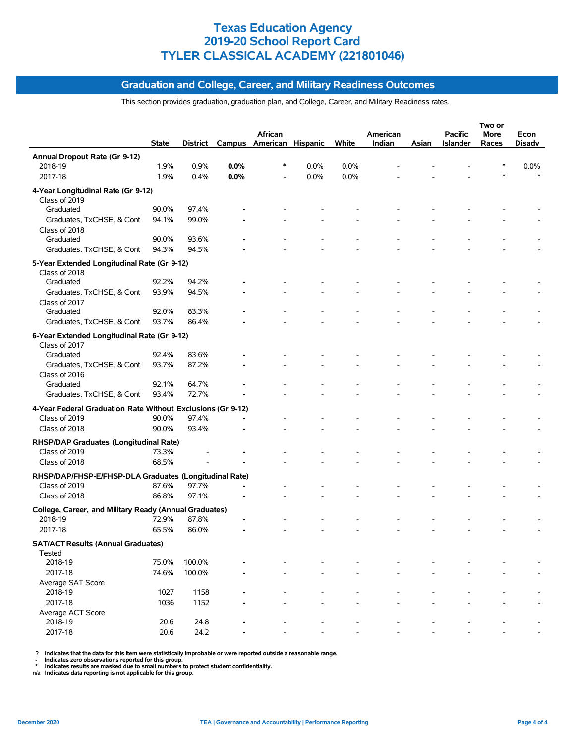# Texas Education Agency
# 2019-20 School Report Card
# TYLER CLASSICAL ACADEMY (221801046)

## Graduation and College, Career, and Military Readiness Outcomes

This section provides graduation, graduation plan, and College, Career, and Military Readiness rates.

| | State | District | Campus | African American | Hispanic | White | American Indian | Asian | Pacific Islander | Two or More Races | Econ Disadv |
|---|---|---|---|---|---|---|---|---|---|---|---|
| **Annual Dropout Rate (Gr 9-12)** | | | | | | | | | | | |
| 2018-19 | 1.9% | 0.9% | **0.0%** | * | 0.0% | 0.0% | - | - | - | * | 0.0% |
| 2017-18 | 1.9% | 0.4% | **0.0%** | - | 0.0% | 0.0% | - | - | - | * | * |
| **4-Year Longitudinal Rate (Gr 9-12)** | | | | | | | | | | | |
| Class of 2019 | | | | | | | | | | | |
| Graduated | 90.0% | 97.4% | **-** | - | - | - | - | - | - | - | - |
| Graduates, TxCHSE, & Cont | 94.1% | 99.0% | **-** | - | - | - | - | - | - | - | - |
| Class of 2018 | | | | | | | | | | | |
| Graduated | 90.0% | 93.6% | **-** | - | - | - | - | - | - | - | - |
| Graduates, TxCHSE, & Cont | 94.3% | 94.5% | **-** | - | - | - | - | - | - | - | - |
| **5-Year Extended Longitudinal Rate (Gr 9-12)** | | | | | | | | | | | |
| Class of 2018 | | | | | | | | | | | |
| Graduated | 92.2% | 94.2% | **-** | - | - | - | - | - | - | - | - |
| Graduates, TxCHSE, & Cont | 93.9% | 94.5% | **-** | - | - | - | - | - | - | - | - |
| Class of 2017 | | | | | | | | | | | |
| Graduated | 92.0% | 83.3% | **-** | - | - | - | - | - | - | - | - |
| Graduates, TxCHSE, & Cont | 93.7% | 86.4% | **-** | - | - | - | - | - | - | - | - |
| **6-Year Extended Longitudinal Rate (Gr 9-12)** | | | | | | | | | | | |
| Class of 2017 | | | | | | | | | | | |
| Graduated | 92.4% | 83.6% | **-** | - | - | - | - | - | - | - | - |
| Graduates, TxCHSE, & Cont | 93.7% | 87.2% | **-** | - | - | - | - | - | - | - | - |
| Class of 2016 | | | | | | | | | | | |
| Graduated | 92.1% | 64.7% | **-** | - | - | - | - | - | - | - | - |
| Graduates, TxCHSE, & Cont | 93.4% | 72.7% | **-** | - | - | - | - | - | - | - | - |
| **4-Year Federal Graduation Rate Without Exclusions (Gr 9-12)** | | | | | | | | | | | |
| Class of 2019 | 90.0% | 97.4% | **-** | - | - | - | - | - | - | - | - |
| Class of 2018 | 90.0% | 93.4% | **-** | - | - | - | - | - | - | - | - |
| **RHSP/DAP Graduates (Longitudinal Rate)** | | | | | | | | | | | |
| Class of 2019 | 73.3% | - | **-** | - | - | - | - | - | - | - | - |
| Class of 2018 | 68.5% | - | **-** | - | - | - | - | - | - | - | - |
| **RHSP/DAP/FHSP-E/FHSP-DLA Graduates (Longitudinal Rate)** | | | | | | | | | | | |
| Class of 2019 | 87.6% | 97.7% | **-** | - | - | - | - | - | - | - | - |
| Class of 2018 | 86.8% | 97.1% | **-** | - | - | - | - | - | - | - | - |
| **College, Career, and Military Ready (Annual Graduates)** | | | | | | | | | | | |
| 2018-19 | 72.9% | 87.8% | **-** | - | - | - | - | - | - | - | - |
| 2017-18 | 65.5% | 86.0% | **-** | - | - | - | - | - | - | - | - |
| **SAT/ACT Results (Annual Graduates)** | | | | | | | | | | | |
| Tested | | | | | | | | | | | |
| 2018-19 | 75.0% | 100.0% | **-** | - | - | - | - | - | - | - | - |
| 2017-18 | 74.6% | 100.0% | **-** | - | - | - | - | - | - | - | - |
| Average SAT Score | | | | | | | | | | | |
| 2018-19 | 1027 | 1158 | **-** | - | - | - | - | - | - | - | - |
| 2017-18 | 1036 | 1152 | **-** | - | - | - | - | - | - | - | - |
| Average ACT Score | | | | | | | | | | | |
| 2018-19 | 20.6 | 24.8 | **-** | - | - | - | - | - | - | - | - |
| 2017-18 | 20.6 | 24.2 | **-** | - | - | - | - | - | - | - | - |

**?** Indicates that the data for this item were statistically improbable or were reported outside a reasonable range.
**-** Indicates zero observations reported for this group.
**\*** Indicates results are masked due to small numbers to protect student confidentiality.
**n/a** Indicates data reporting is not applicable for this group.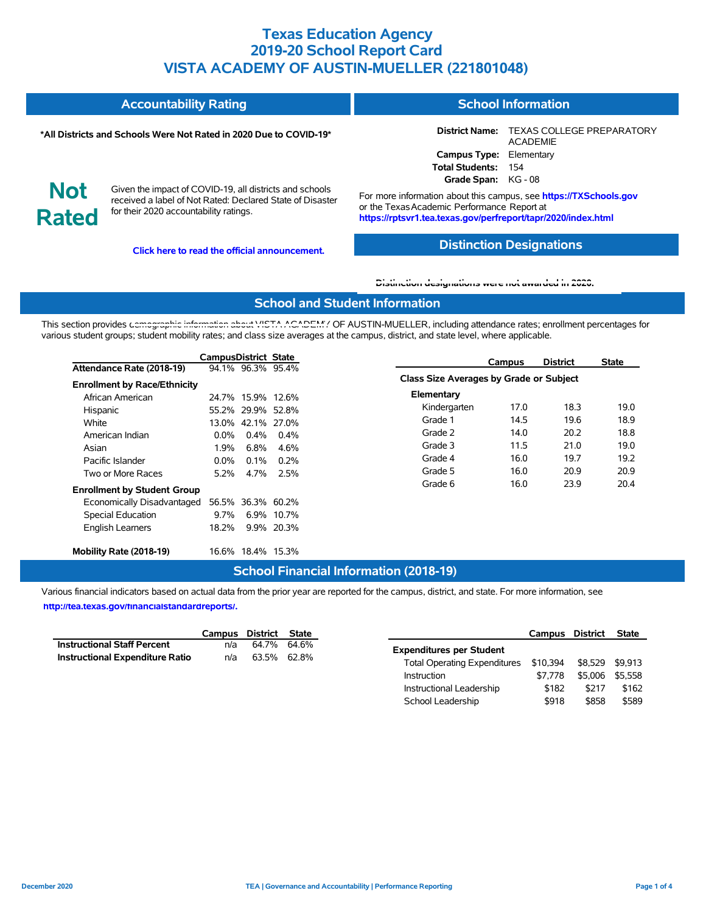# Texas Education Agency
# 2019-20 School Report Card
# VISTA ACADEMY OF AUSTIN-MUELLER (221801048)

## Accountability Rating

**\*All Districts and Schools Were Not Rated in 2020 Due to COVID-19\***

**Not Rated**

Given the impact of COVID-19, all districts and schools received a label of Not Rated: Declared State of Disaster for their 2020 accountability ratings.

**Click here to read the official announcement.**

## School Information

**District Name:** TEXAS COLLEGE PREPARATORY ACADEMIE
**Campus Type:** Elementary
**Total Students:** 154
**Grade Span:** KG - 08

For more information about this campus, see **https://TXSchools.gov** or the Texas Academic Performance Report at **https://rptsvr1.tea.texas.gov/perfreport/tapr/2020/index.html**

## Distinction Designations

**Distinction designations were not awarded in 2020.**

## School and Student Information

This section provides demographic information about VISTA ACADEMY OF AUSTIN-MUELLER, including attendance rates; enrollment percentages for various student groups; student mobility rates; and class size averages at the campus, district, and state level, where applicable.

| | Campus | District | State |
|---|---|---|---|
| **Attendance Rate (2018-19)** | 94.1% | 96.3% | 95.4% |
| **Enrollment by Race/Ethnicity** | | | |
| African American | 24.7% | 15.9% | 12.6% |
| Hispanic | 55.2% | 29.9% | 52.8% |
| White | 13.0% | 42.1% | 27.0% |
| American Indian | 0.0% | 0.4% | 0.4% |
| Asian | 1.9% | 6.8% | 4.6% |
| Pacific Islander | 0.0% | 0.1% | 0.2% |
| Two or More Races | 5.2% | 4.7% | 2.5% |
| **Enrollment by Student Group** | | | |
| Economically Disadvantaged | 56.5% | 36.3% | 60.2% |
| Special Education | 9.7% | 6.9% | 10.7% |
| English Learners | 18.2% | 9.9% | 20.3% |
| **Mobility Rate (2018-19)** | 16.6% | 18.4% | 15.3% |

| | Campus | District | State |
|---|---|---|---|
| **Class Size Averages by Grade or Subject** | | | |
| **Elementary** | | | |
| Kindergarten | 17.0 | 18.3 | 19.0 |
| Grade 1 | 14.5 | 19.6 | 18.9 |
| Grade 2 | 14.0 | 20.2 | 18.8 |
| Grade 3 | 11.5 | 21.0 | 19.0 |
| Grade 4 | 16.0 | 19.7 | 19.2 |
| Grade 5 | 16.0 | 20.9 | 20.9 |
| Grade 6 | 16.0 | 23.9 | 20.4 |

## School Financial Information (2018-19)

Various financial indicators based on actual data from the prior year are reported for the campus, district, and state. For more information, see **http://tea.texas.gov/financialstandardreports/.**

| | Campus | District | State |
|---|---|---|---|
| **Instructional Staff Percent** | n/a | 64.7% | 64.6% |
| **Instructional Expenditure Ratio** | n/a | 63.5% | 62.8% |

| | Campus | District | State |
|---|---|---|---|
| **Expenditures per Student** | | | |
| Total Operating Expenditures | $10,394 | $8,529 | $9,913 |
| Instruction | $7,778 | $5,006 | $5,558 |
| Instructional Leadership | $182 | $217 | $162 |
| School Leadership | $918 | $858 | $589 |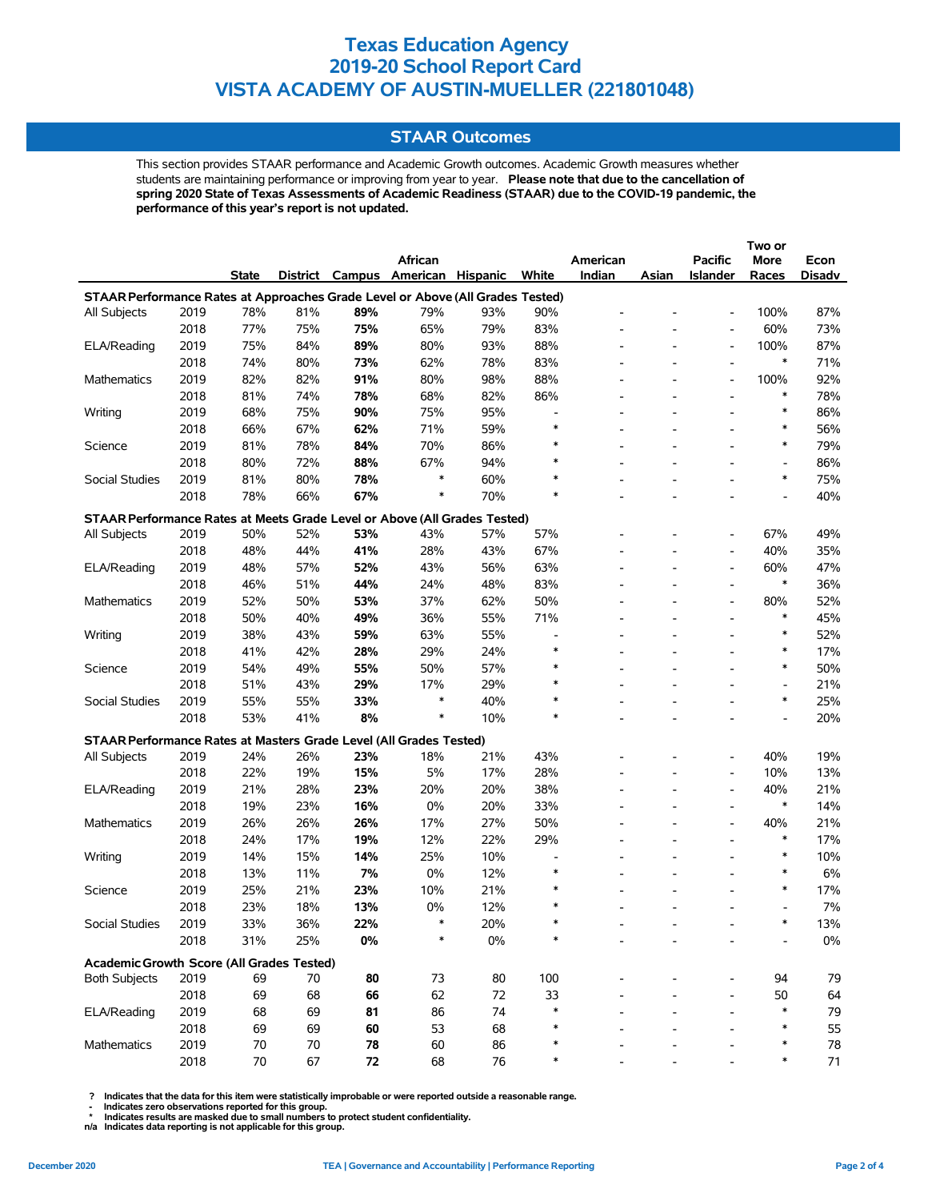# Texas Education Agency
# 2019-20 School Report Card
# VISTA ACADEMY OF AUSTIN-MUELLER (221801048)

## STAAR Outcomes

This section provides STAAR performance and Academic Growth outcomes. Academic Growth measures whether students are maintaining performance or improving from year to year. **Please note that due to the cancellation of spring 2020 State of Texas Assessments of Academic Readiness (STAAR) due to the COVID-19 pandemic, the performance of this year's report is not updated.**

| | | State | District | Campus | African American | Hispanic | White | American Indian | Asian | Pacific Islander | Two or More Races | Econ Disadv |
|---|---|---|---|---|---|---|---|---|---|---|---|---|
| **STAAR Performance Rates at Approaches Grade Level or Above (All Grades Tested)** | | | | | | | | | | | | |
| All Subjects | 2019 | 78% | 81% | **89%** | 79% | 93% | 90% | - | - | - | 100% | 87% |
| | 2018 | 77% | 75% | **75%** | 65% | 79% | 83% | - | - | - | 60% | 73% |
| ELA/Reading | 2019 | 75% | 84% | **89%** | 80% | 93% | 88% | - | - | - | 100% | 87% |
| | 2018 | 74% | 80% | **73%** | 62% | 78% | 83% | - | - | - | * | 71% |
| Mathematics | 2019 | 82% | 82% | **91%** | 80% | 98% | 88% | - | - | - | 100% | 92% |
| | 2018 | 81% | 74% | **78%** | 68% | 82% | 86% | - | - | - | * | 78% |
| Writing | 2019 | 68% | 75% | **90%** | 75% | 95% | - | - | - | - | * | 86% |
| | 2018 | 66% | 67% | **62%** | 71% | 59% | * | - | - | - | * | 56% |
| Science | 2019 | 81% | 78% | **84%** | 70% | 86% | * | - | - | - | * | 79% |
| | 2018 | 80% | 72% | **88%** | 67% | 94% | * | - | - | - | - | 86% |
| Social Studies | 2019 | 81% | 80% | **78%** | * | 60% | * | - | - | - | * | 75% |
| | 2018 | 78% | 66% | **67%** | * | 70% | * | - | - | - | - | 40% |
| **STAAR Performance Rates at Meets Grade Level or Above (All Grades Tested)** | | | | | | | | | | | | |
| All Subjects | 2019 | 50% | 52% | **53%** | 43% | 57% | 57% | - | - | - | 67% | 49% |
| | 2018 | 48% | 44% | **41%** | 28% | 43% | 67% | - | - | - | 40% | 35% |
| ELA/Reading | 2019 | 48% | 57% | **52%** | 43% | 56% | 63% | - | - | - | 60% | 47% |
| | 2018 | 46% | 51% | **44%** | 24% | 48% | 83% | - | - | - | * | 36% |
| Mathematics | 2019 | 52% | 50% | **53%** | 37% | 62% | 50% | - | - | - | 80% | 52% |
| | 2018 | 50% | 40% | **49%** | 36% | 55% | 71% | - | - | - | * | 45% |
| Writing | 2019 | 38% | 43% | **59%** | 63% | 55% | - | - | - | - | * | 52% |
| | 2018 | 41% | 42% | **28%** | 29% | 24% | * | - | - | - | * | 17% |
| Science | 2019 | 54% | 49% | **55%** | 50% | 57% | * | - | - | - | * | 50% |
| | 2018 | 51% | 43% | **29%** | 17% | 29% | * | - | - | - | - | 21% |
| Social Studies | 2019 | 55% | 55% | **33%** | * | 40% | * | - | - | - | * | 25% |
| | 2018 | 53% | 41% | **8%** | * | 10% | * | - | - | - | - | 20% |
| **STAAR Performance Rates at Masters Grade Level (All Grades Tested)** | | | | | | | | | | | | |
| All Subjects | 2019 | 24% | 26% | **23%** | 18% | 21% | 43% | - | - | - | 40% | 19% |
| | 2018 | 22% | 19% | **15%** | 5% | 17% | 28% | - | - | - | 10% | 13% |
| ELA/Reading | 2019 | 21% | 28% | **23%** | 20% | 20% | 38% | - | - | - | 40% | 21% |
| | 2018 | 19% | 23% | **16%** | 0% | 20% | 33% | - | - | - | * | 14% |
| Mathematics | 2019 | 26% | 26% | **26%** | 17% | 27% | 50% | - | - | - | 40% | 21% |
| | 2018 | 24% | 17% | **19%** | 12% | 22% | 29% | - | - | - | * | 17% |
| Writing | 2019 | 14% | 15% | **14%** | 25% | 10% | - | - | - | - | * | 10% |
| | 2018 | 13% | 11% | **7%** | 0% | 12% | * | - | - | - | * | 6% |
| Science | 2019 | 25% | 21% | **23%** | 10% | 21% | * | - | - | - | * | 17% |
| | 2018 | 23% | 18% | **13%** | 0% | 12% | * | - | - | - | - | 7% |
| Social Studies | 2019 | 33% | 36% | **22%** | * | 20% | * | - | - | - | * | 13% |
| | 2018 | 31% | 25% | **0%** | * | 0% | * | - | - | - | - | 0% |
| **Academic Growth Score (All Grades Tested)** | | | | | | | | | | | | |
| Both Subjects | 2019 | 69 | 70 | **80** | 73 | 80 | 100 | - | - | - | 94 | 79 |
| | 2018 | 69 | 68 | **66** | 62 | 72 | 33 | - | - | - | 50 | 64 |
| ELA/Reading | 2019 | 68 | 69 | **81** | 86 | 74 | * | - | - | - | * | 79 |
| | 2018 | 69 | 69 | **60** | 53 | 68 | * | - | - | - | * | 55 |
| Mathematics | 2019 | 70 | 70 | **78** | 60 | 86 | * | - | - | - | * | 78 |
| | 2018 | 70 | 67 | **72** | 68 | 76 | * | - | - | - | * | 71 |

**?** Indicates that the data for this item were statistically improbable or were reported outside a reasonable range.
**-** Indicates zero observations reported for this group.
**\*** Indicates results are masked due to small numbers to protect student confidentiality.
**n/a** Indicates data reporting is not applicable for this group.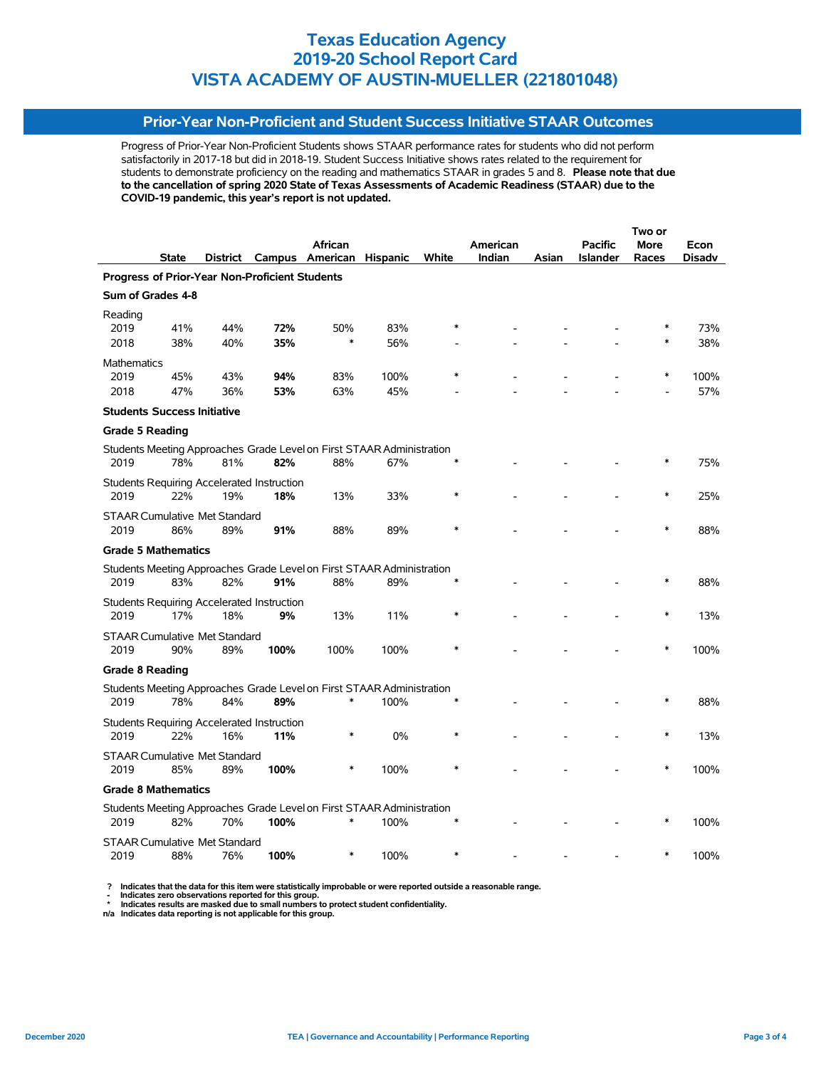# Texas Education Agency
# 2019-20 School Report Card
# VISTA ACADEMY OF AUSTIN-MUELLER (221801048)

## Prior-Year Non-Proficient and Student Success Initiative STAAR Outcomes

Progress of Prior-Year Non-Proficient Students shows STAAR performance rates for students who did not perform satisfactorily in 2017-18 but did in 2018-19. Student Success Initiative shows rates related to the requirement for students to demonstrate proficiency on the reading and mathematics STAAR in grades 5 and 8. **Please note that due to the cancellation of spring 2020 State of Texas Assessments of Academic Readiness (STAAR) due to the COVID-19 pandemic, this year's report is not updated.**

| | State | District | Campus | African American | Hispanic | White | American Indian | Asian | Pacific Islander | Two or More Races | Econ Disadv |
|---|---|---|---|---|---|---|---|---|---|---|---|
| **Progress of Prior-Year Non-Proficient Students** | | | | | | | | | | | |
| **Sum of Grades 4-8** | | | | | | | | | | | |
| Reading | | | | | | | | | | | |
| 2019 | 41% | 44% | **72%** | 50% | 83% | * | - | - | - | * | 73% |
| 2018 | 38% | 40% | **35%** | * | 56% | - | - | - | - | * | 38% |
| Mathematics | | | | | | | | | | | |
| 2019 | 45% | 43% | **94%** | 83% | 100% | * | - | - | - | * | 100% |
| 2018 | 47% | 36% | **53%** | 63% | 45% | - | - | - | - | - | 57% |
| **Students Success Initiative** | | | | | | | | | | | |
| **Grade 5 Reading** | | | | | | | | | | | |
| Students Meeting Approaches Grade Level on First STAAR Administration | | | | | | | | | | | |
| 2019 | 78% | 81% | **82%** | 88% | 67% | * | - | - | - | * | 75% |
| Students Requiring Accelerated Instruction | | | | | | | | | | | |
| 2019 | 22% | 19% | **18%** | 13% | 33% | * | - | - | - | * | 25% |
| STAAR Cumulative Met Standard | | | | | | | | | | | |
| 2019 | 86% | 89% | **91%** | 88% | 89% | * | - | - | - | * | 88% |
| **Grade 5 Mathematics** | | | | | | | | | | | |
| Students Meeting Approaches Grade Level on First STAAR Administration | | | | | | | | | | | |
| 2019 | 83% | 82% | **91%** | 88% | 89% | * | - | - | - | * | 88% |
| Students Requiring Accelerated Instruction | | | | | | | | | | | |
| 2019 | 17% | 18% | **9%** | 13% | 11% | * | - | - | - | * | 13% |
| STAAR Cumulative Met Standard | | | | | | | | | | | |
| 2019 | 90% | 89% | **100%** | 100% | 100% | * | - | - | - | * | 100% |
| **Grade 8 Reading** | | | | | | | | | | | |
| Students Meeting Approaches Grade Level on First STAAR Administration | | | | | | | | | | | |
| 2019 | 78% | 84% | **89%** | * | 100% | * | - | - | - | * | 88% |
| Students Requiring Accelerated Instruction | | | | | | | | | | | |
| 2019 | 22% | 16% | **11%** | * | 0% | * | - | - | - | * | 13% |
| STAAR Cumulative Met Standard | | | | | | | | | | | |
| 2019 | 85% | 89% | **100%** | * | 100% | * | - | - | - | * | 100% |
| **Grade 8 Mathematics** | | | | | | | | | | | |
| Students Meeting Approaches Grade Level on First STAAR Administration | | | | | | | | | | | |
| 2019 | 82% | 70% | **100%** | * | 100% | * | - | - | - | * | 100% |
| STAAR Cumulative Met Standard | | | | | | | | | | | |
| 2019 | 88% | 76% | **100%** | * | 100% | * | - | - | - | * | 100% |

? Indicates that the data for this item were statistically improbable or were reported outside a reasonable range.
- Indicates zero observations reported for this group.
* Indicates results are masked due to small numbers to protect student confidentiality.
n/a Indicates data reporting is not applicable for this group.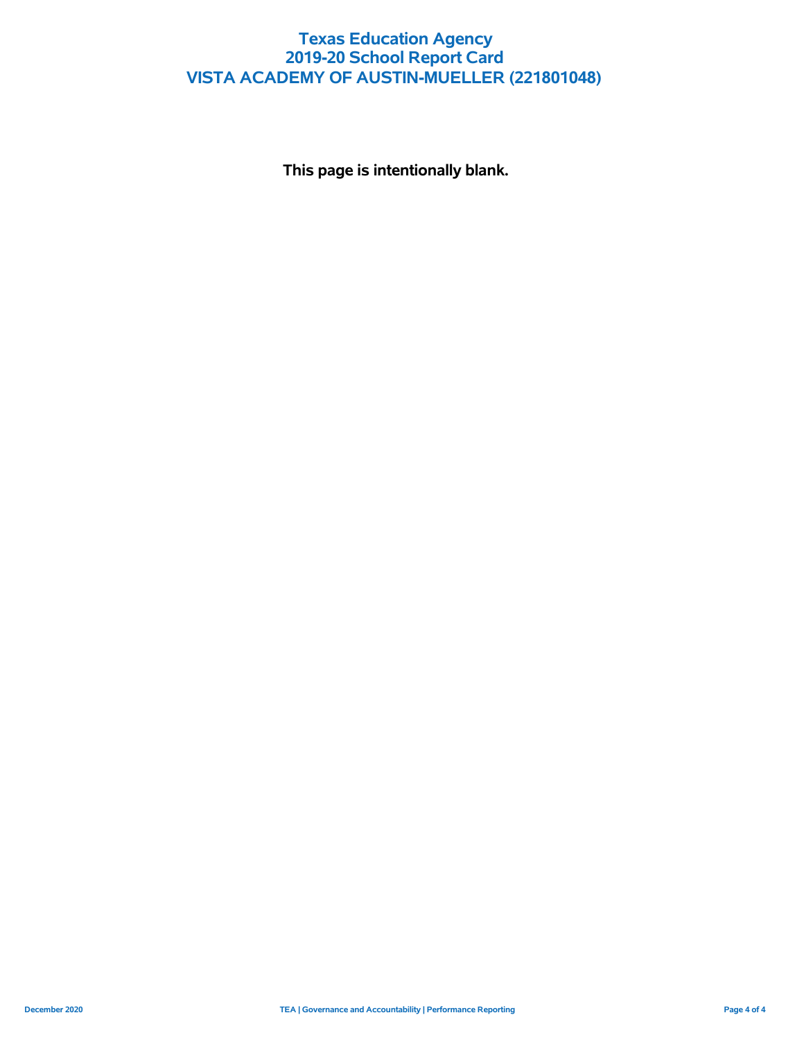# Texas Education Agency
# 2019-20 School Report Card
# VISTA ACADEMY OF AUSTIN-MUELLER (221801048)

**This page is intentionally blank.**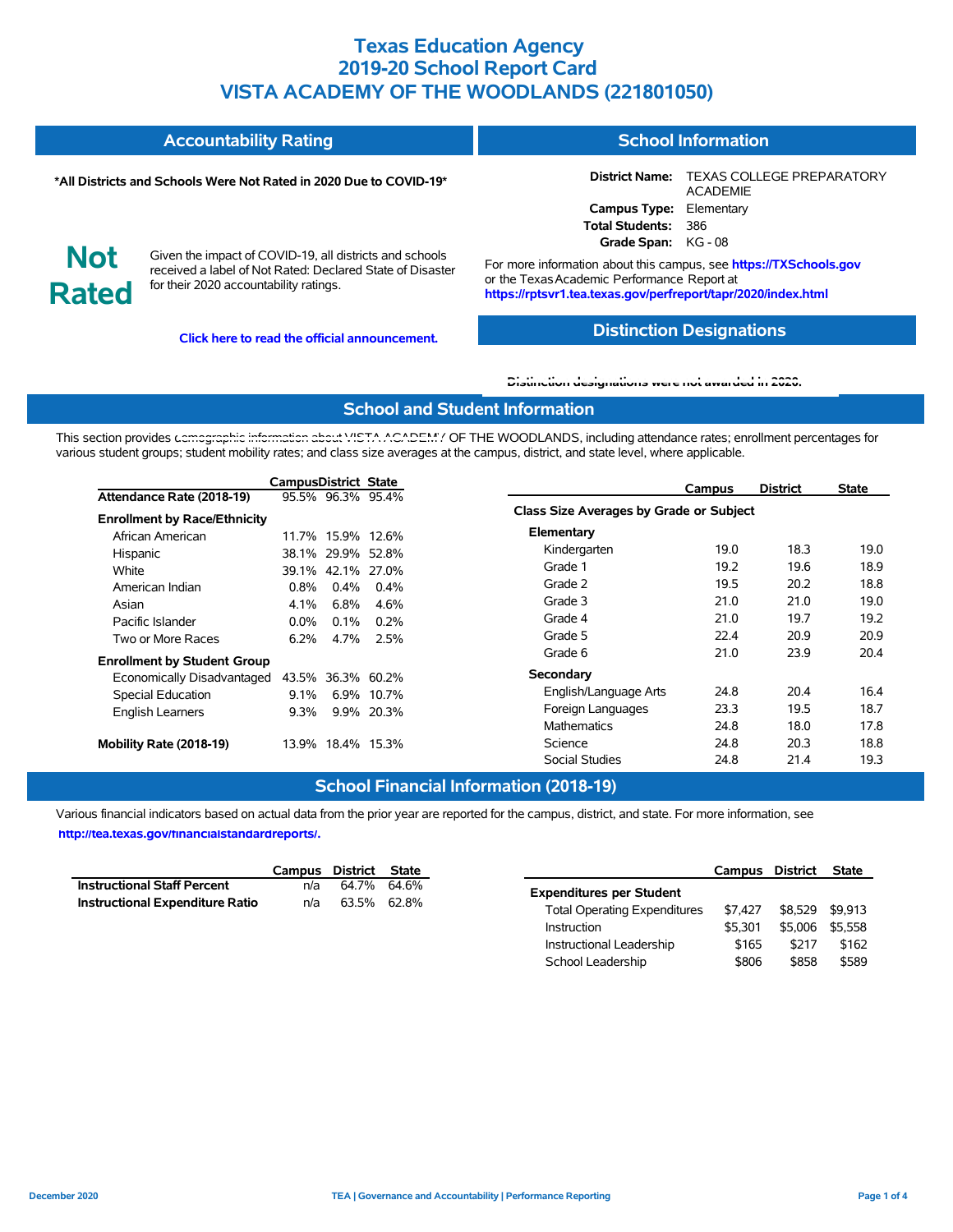# Texas Education Agency
# 2019-20 School Report Card
# VISTA ACADEMY OF THE WOODLANDS (221801050)

## Accountability Rating

***All Districts and Schools Were Not Rated in 2020 Due to COVID-19***

**Not Rated**

Given the impact of COVID-19, all districts and schools received a label of Not Rated: Declared State of Disaster for their 2020 accountability ratings.

**Click here to read the official announcement.**

## School Information

**District Name:** TEXAS COLLEGE PREPARATORY ACADEMIE
**Campus Type:** Elementary
**Total Students:** 386
**Grade Span:** KG - 08

For more information about this campus, see **https://TXSchools.gov** or the Texas Academic Performance Report at **https://rptsvr1.tea.texas.gov/perfreport/tapr/2020/index.html**

## Distinction Designations

**Distinction designations were not awarded in 2020.**

## School and Student Information

This section provides demographic information about VISTA ACADEMY OF THE WOODLANDS, including attendance rates; enrollment percentages for various student groups; student mobility rates; and class size averages at the campus, district, and state level, where applicable.

| | Campus | District | State |
|---|---|---|---|
| **Attendance Rate (2018-19)** | 95.5% | 96.3% | 95.4% |
| **Enrollment by Race/Ethnicity** | | | |
| African American | 11.7% | 15.9% | 12.6% |
| Hispanic | 38.1% | 29.9% | 52.8% |
| White | 39.1% | 42.1% | 27.0% |
| American Indian | 0.8% | 0.4% | 0.4% |
| Asian | 4.1% | 6.8% | 4.6% |
| Pacific Islander | 0.0% | 0.1% | 0.2% |
| Two or More Races | 6.2% | 4.7% | 2.5% |
| **Enrollment by Student Group** | | | |
| Economically Disadvantaged | 43.5% | 36.3% | 60.2% |
| Special Education | 9.1% | 6.9% | 10.7% |
| English Learners | 9.3% | 9.9% | 20.3% |
| **Mobility Rate (2018-19)** | 13.9% | 18.4% | 15.3% |

| | Campus | District | State |
|---|---|---|---|
| **Class Size Averages by Grade or Subject** | | | |
| **Elementary** | | | |
| Kindergarten | 19.0 | 18.3 | 19.0 |
| Grade 1 | 19.2 | 19.6 | 18.9 |
| Grade 2 | 19.5 | 20.2 | 18.8 |
| Grade 3 | 21.0 | 21.0 | 19.0 |
| Grade 4 | 21.0 | 19.7 | 19.2 |
| Grade 5 | 22.4 | 20.9 | 20.9 |
| Grade 6 | 21.0 | 23.9 | 20.4 |
| **Secondary** | | | |
| English/Language Arts | 24.8 | 20.4 | 16.4 |
| Foreign Languages | 23.3 | 19.5 | 18.7 |
| Mathematics | 24.8 | 18.0 | 17.8 |
| Science | 24.8 | 20.3 | 18.8 |
| Social Studies | 24.8 | 21.4 | 19.3 |

## School Financial Information (2018-19)

Various financial indicators based on actual data from the prior year are reported for the campus, district, and state. For more information, see **http://tea.texas.gov/financialstandardreports/.**

| | Campus | District | State |
|---|---|---|---|
| **Instructional Staff Percent** | n/a | 64.7% | 64.6% |
| **Instructional Expenditure Ratio** | n/a | 63.5% | 62.8% |

| | Campus | District | State |
|---|---|---|---|
| **Expenditures per Student** | | | |
| Total Operating Expenditures | $7,427 | $8,529 | $9,913 |
| Instruction | $5,301 | $5,006 | $5,558 |
| Instructional Leadership | $165 | $217 | $162 |
| School Leadership | $806 | $858 | $589 |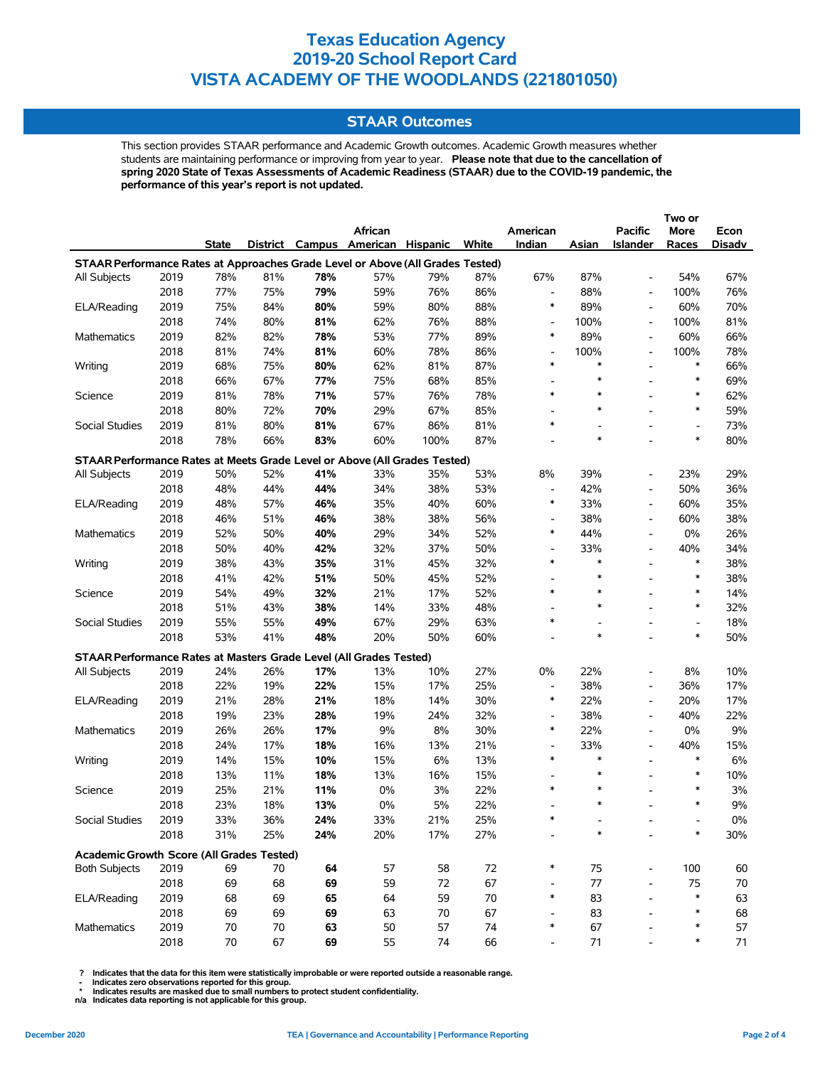# Texas Education Agency
# 2019-20 School Report Card
# VISTA ACADEMY OF THE WOODLANDS (221801050)

## STAAR Outcomes

This section provides STAAR performance and Academic Growth outcomes. Academic Growth measures whether students are maintaining performance or improving from year to year. **Please note that due to the cancellation of spring 2020 State of Texas Assessments of Academic Readiness (STAAR) due to the COVID-19 pandemic, the performance of this year's report is not updated.**

| | | State | District | Campus | African American | Hispanic | White | American Indian | Asian | Pacific Islander | Two or More Races | Econ Disadv |
|---|---|---|---|---|---|---|---|---|---|---|---|---|
| **STAAR Performance Rates at Approaches Grade Level or Above (All Grades Tested)** | | | | | | | | | | | | |
| All Subjects | 2019 | 78% | 81% | **78%** | 57% | 79% | 87% | 67% | 87% | - | 54% | 67% |
| | 2018 | 77% | 75% | **79%** | 59% | 76% | 86% | - | 88% | - | 100% | 76% |
| ELA/Reading | 2019 | 75% | 84% | **80%** | 59% | 80% | 88% | * | 89% | - | 60% | 70% |
| | 2018 | 74% | 80% | **81%** | 62% | 76% | 88% | - | 100% | - | 100% | 81% |
| Mathematics | 2019 | 82% | 82% | **78%** | 53% | 77% | 89% | * | 89% | - | 60% | 66% |
| | 2018 | 81% | 74% | **81%** | 60% | 78% | 86% | - | 100% | - | 100% | 78% |
| Writing | 2019 | 68% | 75% | **80%** | 62% | 81% | 87% | * | * | - | * | 66% |
| | 2018 | 66% | 67% | **77%** | 75% | 68% | 85% | - | * | - | * | 69% |
| Science | 2019 | 81% | 78% | **71%** | 57% | 76% | 78% | * | * | - | * | 62% |
| | 2018 | 80% | 72% | **70%** | 29% | 67% | 85% | - | * | - | * | 59% |
| Social Studies | 2019 | 81% | 80% | **81%** | 67% | 86% | 81% | * | - | - | - | 73% |
| | 2018 | 78% | 66% | **83%** | 60% | 100% | 87% | - | * | - | * | 80% |
| **STAAR Performance Rates at Meets Grade Level or Above (All Grades Tested)** | | | | | | | | | | | | |
| All Subjects | 2019 | 50% | 52% | **41%** | 33% | 35% | 53% | 8% | 39% | - | 23% | 29% |
| | 2018 | 48% | 44% | **44%** | 34% | 38% | 53% | - | 42% | - | 50% | 36% |
| ELA/Reading | 2019 | 48% | 57% | **46%** | 35% | 40% | 60% | * | 33% | - | 60% | 35% |
| | 2018 | 46% | 51% | **46%** | 38% | 38% | 56% | - | 38% | - | 60% | 38% |
| Mathematics | 2019 | 52% | 50% | **40%** | 29% | 34% | 52% | * | 44% | - | 0% | 26% |
| | 2018 | 50% | 40% | **42%** | 32% | 37% | 50% | - | 33% | - | 40% | 34% |
| Writing | 2019 | 38% | 43% | **35%** | 31% | 45% | 32% | * | * | - | * | 38% |
| | 2018 | 41% | 42% | **51%** | 50% | 45% | 52% | - | * | - | * | 38% |
| Science | 2019 | 54% | 49% | **32%** | 21% | 17% | 52% | * | * | - | * | 14% |
| | 2018 | 51% | 43% | **38%** | 14% | 33% | 48% | - | * | - | * | 32% |
| Social Studies | 2019 | 55% | 55% | **49%** | 67% | 29% | 63% | * | - | - | - | 18% |
| | 2018 | 53% | 41% | **48%** | 20% | 50% | 60% | - | * | - | * | 50% |
| **STAAR Performance Rates at Masters Grade Level (All Grades Tested)** | | | | | | | | | | | | |
| All Subjects | 2019 | 24% | 26% | **17%** | 13% | 10% | 27% | 0% | 22% | - | 8% | 10% |
| | 2018 | 22% | 19% | **22%** | 15% | 17% | 25% | - | 38% | - | 36% | 17% |
| ELA/Reading | 2019 | 21% | 28% | **21%** | 18% | 14% | 30% | * | 22% | - | 20% | 17% |
| | 2018 | 19% | 23% | **28%** | 19% | 24% | 32% | - | 38% | - | 40% | 22% |
| Mathematics | 2019 | 26% | 26% | **17%** | 9% | 8% | 30% | * | 22% | - | 0% | 9% |
| | 2018 | 24% | 17% | **18%** | 16% | 13% | 21% | - | 33% | - | 40% | 15% |
| Writing | 2019 | 14% | 15% | **10%** | 15% | 6% | 13% | * | * | - | * | 6% |
| | 2018 | 13% | 11% | **18%** | 13% | 16% | 15% | - | * | - | * | 10% |
| Science | 2019 | 25% | 21% | **11%** | 0% | 3% | 22% | * | * | - | * | 3% |
| | 2018 | 23% | 18% | **13%** | 0% | 5% | 22% | - | * | - | * | 9% |
| Social Studies | 2019 | 33% | 36% | **24%** | 33% | 21% | 25% | * | - | - | - | 0% |
| | 2018 | 31% | 25% | **24%** | 20% | 17% | 27% | - | * | - | * | 30% |
| **Academic Growth Score (All Grades Tested)** | | | | | | | | | | | | |
| Both Subjects | 2019 | 69 | 70 | **64** | 57 | 58 | 72 | * | 75 | - | 100 | 60 |
| | 2018 | 69 | 68 | **69** | 59 | 72 | 67 | - | 77 | - | 75 | 70 |
| ELA/Reading | 2019 | 68 | 69 | **65** | 64 | 59 | 70 | * | 83 | - | * | 63 |
| | 2018 | 69 | 69 | **69** | 63 | 70 | 67 | - | 83 | - | * | 68 |
| Mathematics | 2019 | 70 | 70 | **63** | 50 | 57 | 74 | * | 67 | - | * | 57 |
| | 2018 | 70 | 67 | **69** | 55 | 74 | 66 | - | 71 | - | * | 71 |

? Indicates that the data for this item were statistically improbable or were reported outside a reasonable range.
- Indicates zero observations reported for this group.
* Indicates results are masked due to small numbers to protect student confidentiality.
n/a Indicates data reporting is not applicable for this group.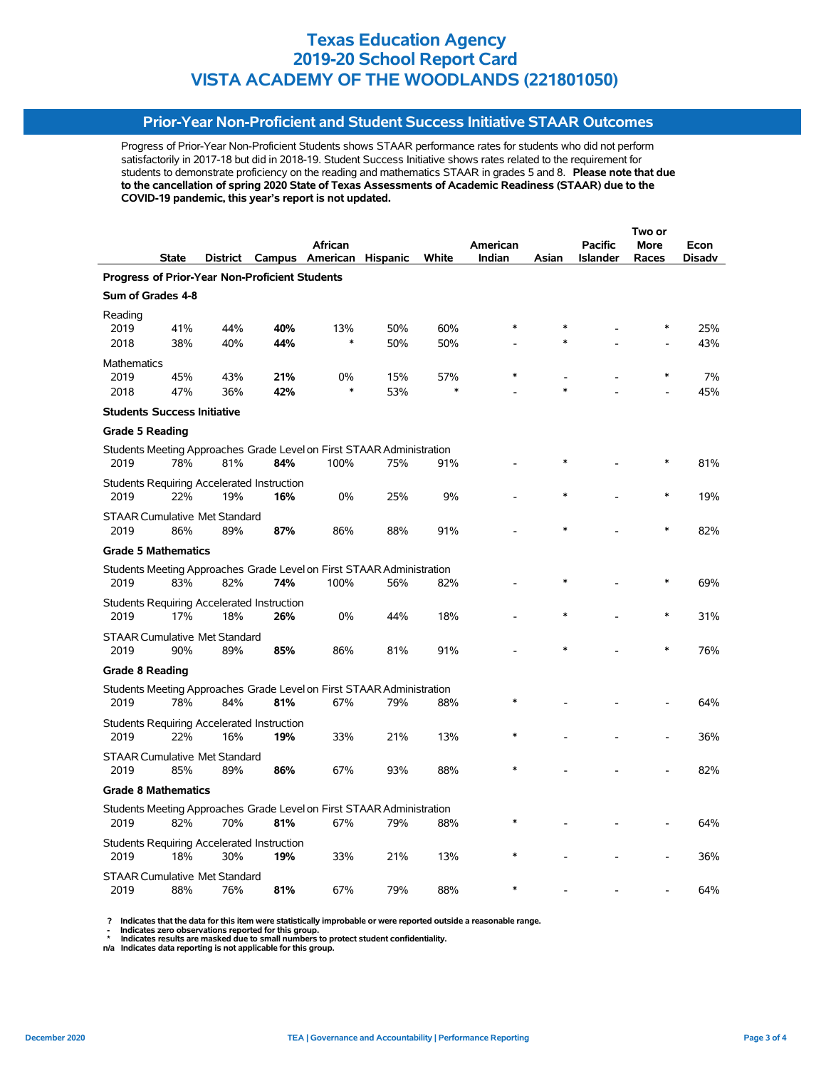# Texas Education Agency
# 2019-20 School Report Card
# VISTA ACADEMY OF THE WOODLANDS (221801050)

## Prior-Year Non-Proficient and Student Success Initiative STAAR Outcomes

Progress of Prior-Year Non-Proficient Students shows STAAR performance rates for students who did not perform satisfactorily in 2017-18 but did in 2018-19. Student Success Initiative shows rates related to the requirement for students to demonstrate proficiency on the reading and mathematics STAAR in grades 5 and 8. **Please note that due to the cancellation of spring 2020 State of Texas Assessments of Academic Readiness (STAAR) due to the COVID-19 pandemic, this year's report is not updated.**

| | State | District | Campus | African American | Hispanic | White | American Indian | Asian | Pacific Islander | Two or More Races | Econ Disadv |
|---|---|---|---|---|---|---|---|---|---|---|---|
| **Progress of Prior-Year Non-Proficient Students** | | | | | | | | | | | |
| **Sum of Grades 4-8** | | | | | | | | | | | |
| Reading | | | | | | | | | | | |
| 2019 | 41% | 44% | **40%** | 13% | 50% | 60% | * | * | - | * | 25% |
| 2018 | 38% | 40% | **44%** | * | 50% | 50% | - | * | - | - | 43% |
| Mathematics | | | | | | | | | | | |
| 2019 | 45% | 43% | **21%** | 0% | 15% | 57% | * | - | - | * | 7% |
| 2018 | 47% | 36% | **42%** | * | 53% | * | - | * | - | - | 45% |
| **Students Success Initiative** | | | | | | | | | | | |
| **Grade 5 Reading** | | | | | | | | | | | |
| Students Meeting Approaches Grade Level on First STAAR Administration | | | | | | | | | | | |
| 2019 | 78% | 81% | **84%** | 100% | 75% | 91% | - | * | - | * | 81% |
| Students Requiring Accelerated Instruction | | | | | | | | | | | |
| 2019 | 22% | 19% | **16%** | 0% | 25% | 9% | - | * | - | * | 19% |
| STAAR Cumulative Met Standard | | | | | | | | | | | |
| 2019 | 86% | 89% | **87%** | 86% | 88% | 91% | - | * | - | * | 82% |
| **Grade 5 Mathematics** | | | | | | | | | | | |
| Students Meeting Approaches Grade Level on First STAAR Administration | | | | | | | | | | | |
| 2019 | 83% | 82% | **74%** | 100% | 56% | 82% | - | * | - | * | 69% |
| Students Requiring Accelerated Instruction | | | | | | | | | | | |
| 2019 | 17% | 18% | **26%** | 0% | 44% | 18% | - | * | - | * | 31% |
| STAAR Cumulative Met Standard | | | | | | | | | | | |
| 2019 | 90% | 89% | **85%** | 86% | 81% | 91% | - | * | - | * | 76% |
| **Grade 8 Reading** | | | | | | | | | | | |
| Students Meeting Approaches Grade Level on First STAAR Administration | | | | | | | | | | | |
| 2019 | 78% | 84% | **81%** | 67% | 79% | 88% | * | - | - | - | 64% |
| Students Requiring Accelerated Instruction | | | | | | | | | | | |
| 2019 | 22% | 16% | **19%** | 33% | 21% | 13% | * | - | - | - | 36% |
| STAAR Cumulative Met Standard | | | | | | | | | | | |
| 2019 | 85% | 89% | **86%** | 67% | 93% | 88% | * | - | - | - | 82% |
| **Grade 8 Mathematics** | | | | | | | | | | | |
| Students Meeting Approaches Grade Level on First STAAR Administration | | | | | | | | | | | |
| 2019 | 82% | 70% | **81%** | 67% | 79% | 88% | * | - | - | - | 64% |
| Students Requiring Accelerated Instruction | | | | | | | | | | | |
| 2019 | 18% | 30% | **19%** | 33% | 21% | 13% | * | - | - | - | 36% |
| STAAR Cumulative Met Standard | | | | | | | | | | | |
| 2019 | 88% | 76% | **81%** | 67% | 79% | 88% | * | - | - | - | 64% |

**?** Indicates that the data for this item were statistically improbable or were reported outside a reasonable range.
**-** Indicates zero observations reported for this group.
**\*** Indicates results are masked due to small numbers to protect student confidentiality.
**n/a** Indicates data reporting is not applicable for this group.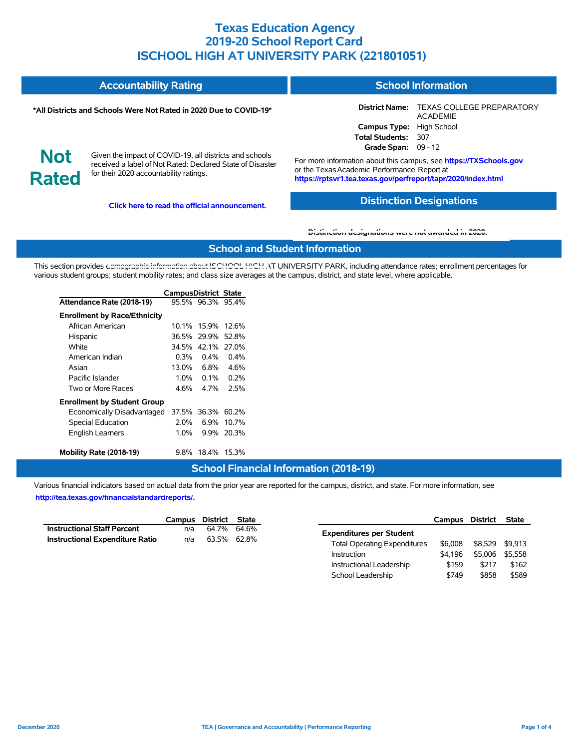# Texas Education Agency
# 2019-20 School Report Card
# ISCHOOL HIGH AT UNIVERSITY PARK (221801051)

## Accountability Rating

**\*All Districts and Schools Were Not Rated in 2020 Due to COVID-19\***

**Not Rated**

Given the impact of COVID-19, all districts and schools received a label of Not Rated: Declared State of Disaster for their 2020 accountability ratings.

**Click here to read the official announcement.**

## School Information

**District Name:** TEXAS COLLEGE PREPARATORY ACADEMIE
**Campus Type:** High School
**Total Students:** 307
**Grade Span:** 09 - 12

For more information about this campus, see **https://TXSchools.gov** or the Texas Academic Performance Report at **https://rptsvr1.tea.texas.gov/perfreport/tapr/2020/index.html**

## Distinction Designations

**Distinction designations were not awarded in 2020.**

## School and Student Information

This section provides demographic information about ISCHOOL HIGH AT UNIVERSITY PARK, including attendance rates; enrollment percentages for various student groups; student mobility rates; and class size averages at the campus, district, and state level, where applicable.

| | Campus | District | State |
|---|---|---|---|
| **Attendance Rate (2018-19)** | 95.5% | 96.3% | 95.4% |
| **Enrollment by Race/Ethnicity** | | | |
| African American | 10.1% | 15.9% | 12.6% |
| Hispanic | 36.5% | 29.9% | 52.8% |
| White | 34.5% | 42.1% | 27.0% |
| American Indian | 0.3% | 0.4% | 0.4% |
| Asian | 13.0% | 6.8% | 4.6% |
| Pacific Islander | 1.0% | 0.1% | 0.2% |
| Two or More Races | 4.6% | 4.7% | 2.5% |
| **Enrollment by Student Group** | | | |
| Economically Disadvantaged | 37.5% | 36.3% | 60.2% |
| Special Education | 2.0% | 6.9% | 10.7% |
| English Learners | 1.0% | 9.9% | 20.3% |
| **Mobility Rate (2018-19)** | 9.8% | 18.4% | 15.3% |

## School Financial Information (2018-19)

Various financial indicators based on actual data from the prior year are reported for the campus, district, and state. For more information, see **http://tea.texas.gov/financialstandardreports/.**

| | Campus | District | State |
|---|---|---|---|
| **Instructional Staff Percent** | n/a | 64.7% | 64.6% |
| **Instructional Expenditure Ratio** | n/a | 63.5% | 62.8% |

| | Campus | District | State |
|---|---|---|---|
| **Expenditures per Student** | | | |
| Total Operating Expenditures | $6,008 | $8,529 | $9,913 |
| Instruction | $4,196 | $5,006 | $5,558 |
| Instructional Leadership | $159 | $217 | $162 |
| School Leadership | $749 | $858 | $589 |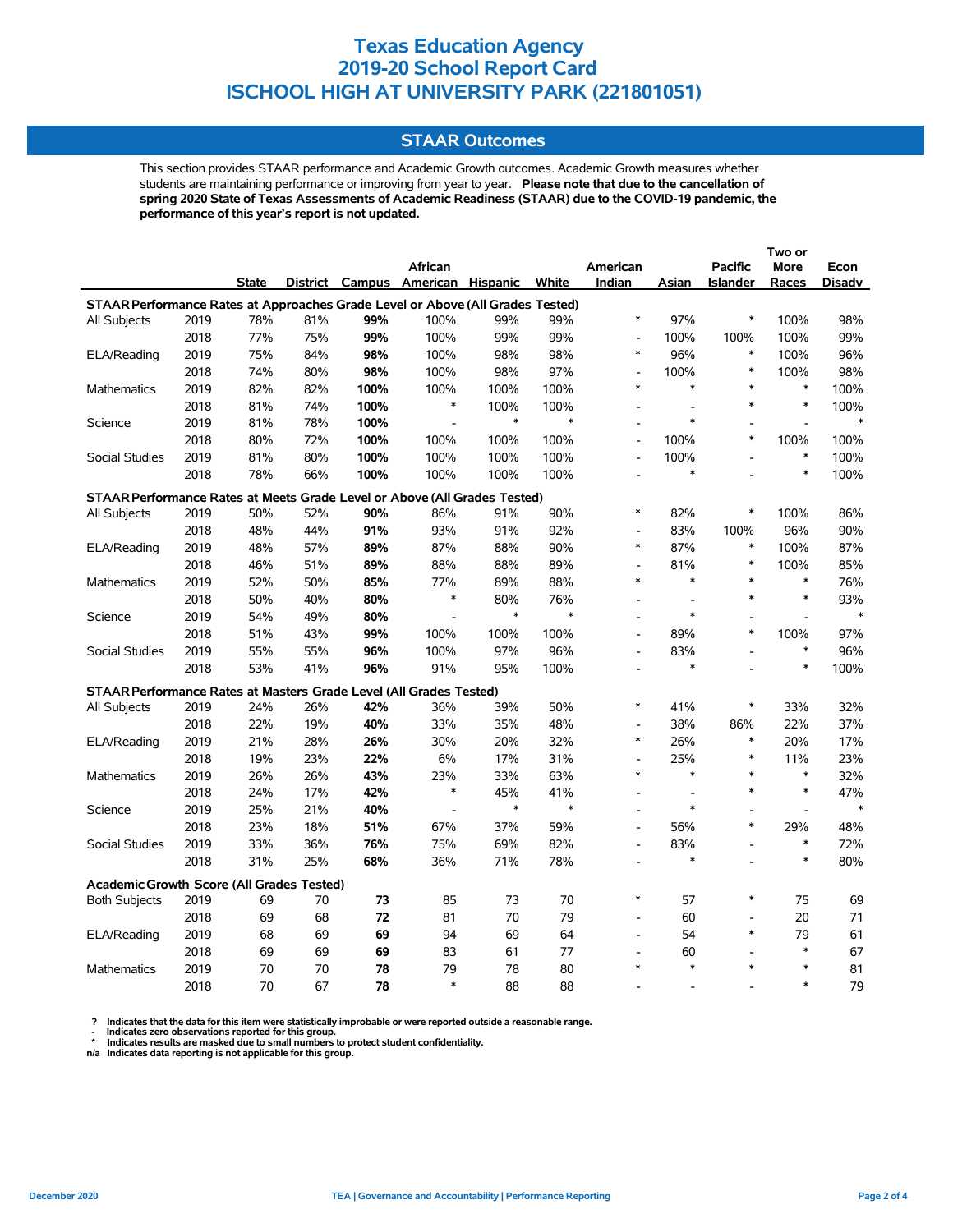# Texas Education Agency
# 2019-20 School Report Card
# ISCHOOL HIGH AT UNIVERSITY PARK (221801051)

## STAAR Outcomes

This section provides STAAR performance and Academic Growth outcomes. Academic Growth measures whether students are maintaining performance or improving from year to year. **Please note that due to the cancellation of spring 2020 State of Texas Assessments of Academic Readiness (STAAR) due to the COVID-19 pandemic, the performance of this year's report is not updated.**

| | | State | District | Campus | African American | Hispanic | White | American Indian | Asian | Pacific Islander | Two or More Races | Econ Disadv |
|---|---|---|---|---|---|---|---|---|---|---|---|---|
| **STAAR Performance Rates at Approaches Grade Level or Above (All Grades Tested)** | | | | | | | | | | | | |
| All Subjects | 2019 | 78% | 81% | **99%** | 100% | 99% | 99% | * | 97% | * | 100% | 98% |
| | 2018 | 77% | 75% | **99%** | 100% | 99% | 99% | - | 100% | 100% | 100% | 99% |
| ELA/Reading | 2019 | 75% | 84% | **98%** | 100% | 98% | 98% | * | 96% | * | 100% | 96% |
| | 2018 | 74% | 80% | **98%** | 100% | 98% | 97% | - | 100% | * | 100% | 98% |
| Mathematics | 2019 | 82% | 82% | **100%** | 100% | 100% | 100% | * | * | * | * | 100% |
| | 2018 | 81% | 74% | **100%** | * | 100% | 100% | - | - | * | * | 100% |
| Science | 2019 | 81% | 78% | **100%** | - | * | * | - | * | - | - | * |
| | 2018 | 80% | 72% | **100%** | 100% | 100% | 100% | - | 100% | * | 100% | 100% |
| Social Studies | 2019 | 81% | 80% | **100%** | 100% | 100% | 100% | - | 100% | - | * | 100% |
| | 2018 | 78% | 66% | **100%** | 100% | 100% | 100% | - | * | - | * | 100% |
| **STAAR Performance Rates at Meets Grade Level or Above (All Grades Tested)** | | | | | | | | | | | | |
| All Subjects | 2019 | 50% | 52% | **90%** | 86% | 91% | 90% | * | 82% | * | 100% | 86% |
| | 2018 | 48% | 44% | **91%** | 93% | 91% | 92% | - | 83% | 100% | 96% | 90% |
| ELA/Reading | 2019 | 48% | 57% | **89%** | 87% | 88% | 90% | * | 87% | * | 100% | 87% |
| | 2018 | 46% | 51% | **89%** | 88% | 88% | 89% | - | 81% | * | 100% | 85% |
| Mathematics | 2019 | 52% | 50% | **85%** | 77% | 89% | 88% | * | * | * | * | 76% |
| | 2018 | 50% | 40% | **80%** | * | 80% | 76% | - | - | * | * | 93% |
| Science | 2019 | 54% | 49% | **80%** | - | * | * | - | * | - | - | * |
| | 2018 | 51% | 43% | **99%** | 100% | 100% | 100% | - | 89% | * | 100% | 97% |
| Social Studies | 2019 | 55% | 55% | **96%** | 100% | 97% | 96% | - | 83% | - | * | 96% |
| | 2018 | 53% | 41% | **96%** | 91% | 95% | 100% | - | * | - | * | 100% |
| **STAAR Performance Rates at Masters Grade Level (All Grades Tested)** | | | | | | | | | | | | |
| All Subjects | 2019 | 24% | 26% | **42%** | 36% | 39% | 50% | * | 41% | * | 33% | 32% |
| | 2018 | 22% | 19% | **40%** | 33% | 35% | 48% | - | 38% | 86% | 22% | 37% |
| ELA/Reading | 2019 | 21% | 28% | **26%** | 30% | 20% | 32% | * | 26% | * | 20% | 17% |
| | 2018 | 19% | 23% | **22%** | 6% | 17% | 31% | - | 25% | * | 11% | 23% |
| Mathematics | 2019 | 26% | 26% | **43%** | 23% | 33% | 63% | * | * | * | * | 32% |
| | 2018 | 24% | 17% | **42%** | * | 45% | 41% | - | - | * | * | 47% |
| Science | 2019 | 25% | 21% | **40%** | - | * | * | - | * | - | - | * |
| | 2018 | 23% | 18% | **51%** | 67% | 37% | 59% | - | 56% | * | 29% | 48% |
| Social Studies | 2019 | 33% | 36% | **76%** | 75% | 69% | 82% | - | 83% | - | * | 72% |
| | 2018 | 31% | 25% | **68%** | 36% | 71% | 78% | - | * | - | * | 80% |
| **Academic Growth Score (All Grades Tested)** | | | | | | | | | | | | |
| Both Subjects | 2019 | 69 | 70 | **73** | 85 | 73 | 70 | * | 57 | * | 75 | 69 |
| | 2018 | 69 | 68 | **72** | 81 | 70 | 79 | - | 60 | - | 20 | 71 |
| ELA/Reading | 2019 | 68 | 69 | **69** | 94 | 69 | 64 | - | 54 | * | 79 | 61 |
| | 2018 | 69 | 69 | **69** | 83 | 61 | 77 | - | 60 | - | * | 67 |
| Mathematics | 2019 | 70 | 70 | **78** | 79 | 78 | 80 | * | * | * | * | 81 |
| | 2018 | 70 | 67 | **78** | * | 88 | 88 | - | - | - | * | 79 |

? Indicates that the data for this item were statistically improbable or were reported outside a reasonable range.
\- Indicates zero observations reported for this group.
\* Indicates results are masked due to small numbers to protect student confidentiality.
n/a Indicates data reporting is not applicable for this group.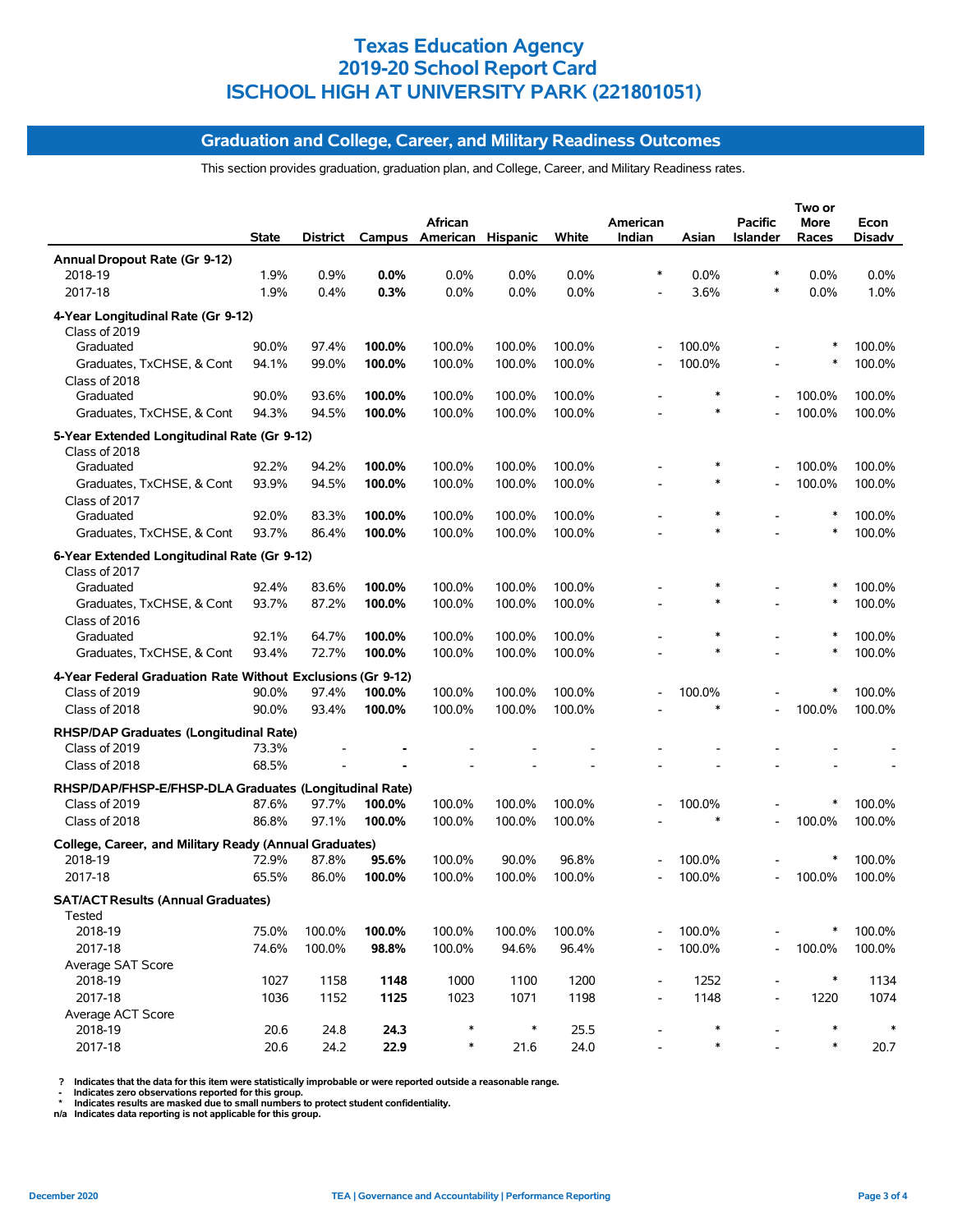# Texas Education Agency
# 2019-20 School Report Card
# ISCHOOL HIGH AT UNIVERSITY PARK (221801051)

## Graduation and College, Career, and Military Readiness Outcomes

This section provides graduation, graduation plan, and College, Career, and Military Readiness rates.

| | State | District | Campus | African American | Hispanic | White | American Indian | Asian | Pacific Islander | Two or More Races | Econ Disadv |
|---|---|---|---|---|---|---|---|---|---|---|---|
| **Annual Dropout Rate (Gr 9-12)** | | | | | | | | | | | |
| 2018-19 | 1.9% | 0.9% | **0.0%** | 0.0% | 0.0% | 0.0% | * | 0.0% | * | 0.0% | 0.0% |
| 2017-18 | 1.9% | 0.4% | **0.3%** | 0.0% | 0.0% | 0.0% | - | 3.6% | * | 0.0% | 1.0% |
| **4-Year Longitudinal Rate (Gr 9-12)** | | | | | | | | | | | |
| Class of 2019 | | | | | | | | | | | |
| Graduated | 90.0% | 97.4% | **100.0%** | 100.0% | 100.0% | 100.0% | - | 100.0% | - | * | 100.0% |
| Graduates, TxCHSE, & Cont | 94.1% | 99.0% | **100.0%** | 100.0% | 100.0% | 100.0% | - | 100.0% | - | * | 100.0% |
| Class of 2018 | | | | | | | | | | | |
| Graduated | 90.0% | 93.6% | **100.0%** | 100.0% | 100.0% | 100.0% | - | * | - | 100.0% | 100.0% |
| Graduates, TxCHSE, & Cont | 94.3% | 94.5% | **100.0%** | 100.0% | 100.0% | 100.0% | - | * | - | 100.0% | 100.0% |
| **5-Year Extended Longitudinal Rate (Gr 9-12)** | | | | | | | | | | | |
| Class of 2018 | | | | | | | | | | | |
| Graduated | 92.2% | 94.2% | **100.0%** | 100.0% | 100.0% | 100.0% | - | * | - | 100.0% | 100.0% |
| Graduates, TxCHSE, & Cont | 93.9% | 94.5% | **100.0%** | 100.0% | 100.0% | 100.0% | - | * | - | 100.0% | 100.0% |
| Class of 2017 | | | | | | | | | | | |
| Graduated | 92.0% | 83.3% | **100.0%** | 100.0% | 100.0% | 100.0% | - | * | - | * | 100.0% |
| Graduates, TxCHSE, & Cont | 93.7% | 86.4% | **100.0%** | 100.0% | 100.0% | 100.0% | - | * | - | * | 100.0% |
| **6-Year Extended Longitudinal Rate (Gr 9-12)** | | | | | | | | | | | |
| Class of 2017 | | | | | | | | | | | |
| Graduated | 92.4% | 83.6% | **100.0%** | 100.0% | 100.0% | 100.0% | - | * | - | * | 100.0% |
| Graduates, TxCHSE, & Cont | 93.7% | 87.2% | **100.0%** | 100.0% | 100.0% | 100.0% | - | * | - | * | 100.0% |
| Class of 2016 | | | | | | | | | | | |
| Graduated | 92.1% | 64.7% | **100.0%** | 100.0% | 100.0% | 100.0% | - | * | - | * | 100.0% |
| Graduates, TxCHSE, & Cont | 93.4% | 72.7% | **100.0%** | 100.0% | 100.0% | 100.0% | - | * | - | * | 100.0% |
| **4-Year Federal Graduation Rate Without Exclusions (Gr 9-12)** | | | | | | | | | | | |
| Class of 2019 | 90.0% | 97.4% | **100.0%** | 100.0% | 100.0% | 100.0% | - | 100.0% | - | * | 100.0% |
| Class of 2018 | 90.0% | 93.4% | **100.0%** | 100.0% | 100.0% | 100.0% | - | * | - | 100.0% | 100.0% |
| **RHSP/DAP Graduates (Longitudinal Rate)** | | | | | | | | | | | |
| Class of 2019 | 73.3% | - | **-** | - | - | - | - | - | - | - | - |
| Class of 2018 | 68.5% | - | **-** | - | - | - | - | - | - | - | - |
| **RHSP/DAP/FHSP-E/FHSP-DLA Graduates (Longitudinal Rate)** | | | | | | | | | | | |
| Class of 2019 | 87.6% | 97.7% | **100.0%** | 100.0% | 100.0% | 100.0% | - | 100.0% | - | * | 100.0% |
| Class of 2018 | 86.8% | 97.1% | **100.0%** | 100.0% | 100.0% | 100.0% | - | * | - | 100.0% | 100.0% |
| **College, Career, and Military Ready (Annual Graduates)** | | | | | | | | | | | |
| 2018-19 | 72.9% | 87.8% | **95.6%** | 100.0% | 90.0% | 96.8% | - | 100.0% | - | * | 100.0% |
| 2017-18 | 65.5% | 86.0% | **100.0%** | 100.0% | 100.0% | 100.0% | - | 100.0% | - | 100.0% | 100.0% |
| **SAT/ACT Results (Annual Graduates)** | | | | | | | | | | | |
| Tested | | | | | | | | | | | |
| 2018-19 | 75.0% | 100.0% | **100.0%** | 100.0% | 100.0% | 100.0% | - | 100.0% | - | * | 100.0% |
| 2017-18 | 74.6% | 100.0% | **98.8%** | 100.0% | 94.6% | 96.4% | - | 100.0% | - | 100.0% | 100.0% |
| Average SAT Score | | | | | | | | | | | |
| 2018-19 | 1027 | 1158 | **1148** | 1000 | 1100 | 1200 | - | 1252 | - | * | 1134 |
| 2017-18 | 1036 | 1152 | **1125** | 1023 | 1071 | 1198 | - | 1148 | - | 1220 | 1074 |
| Average ACT Score | | | | | | | | | | | |
| 2018-19 | 20.6 | 24.8 | **24.3** | * | * | 25.5 | - | * | - | * | * |
| 2017-18 | 20.6 | 24.2 | **22.9** | * | 21.6 | 24.0 | - | * | - | * | 20.7 |

**?** Indicates that the data for this item were statistically improbable or were reported outside a reasonable range.
**-** Indicates zero observations reported for this group.
**\*** Indicates results are masked due to small numbers to protect student confidentiality.
**n/a** Indicates data reporting is not applicable for this group.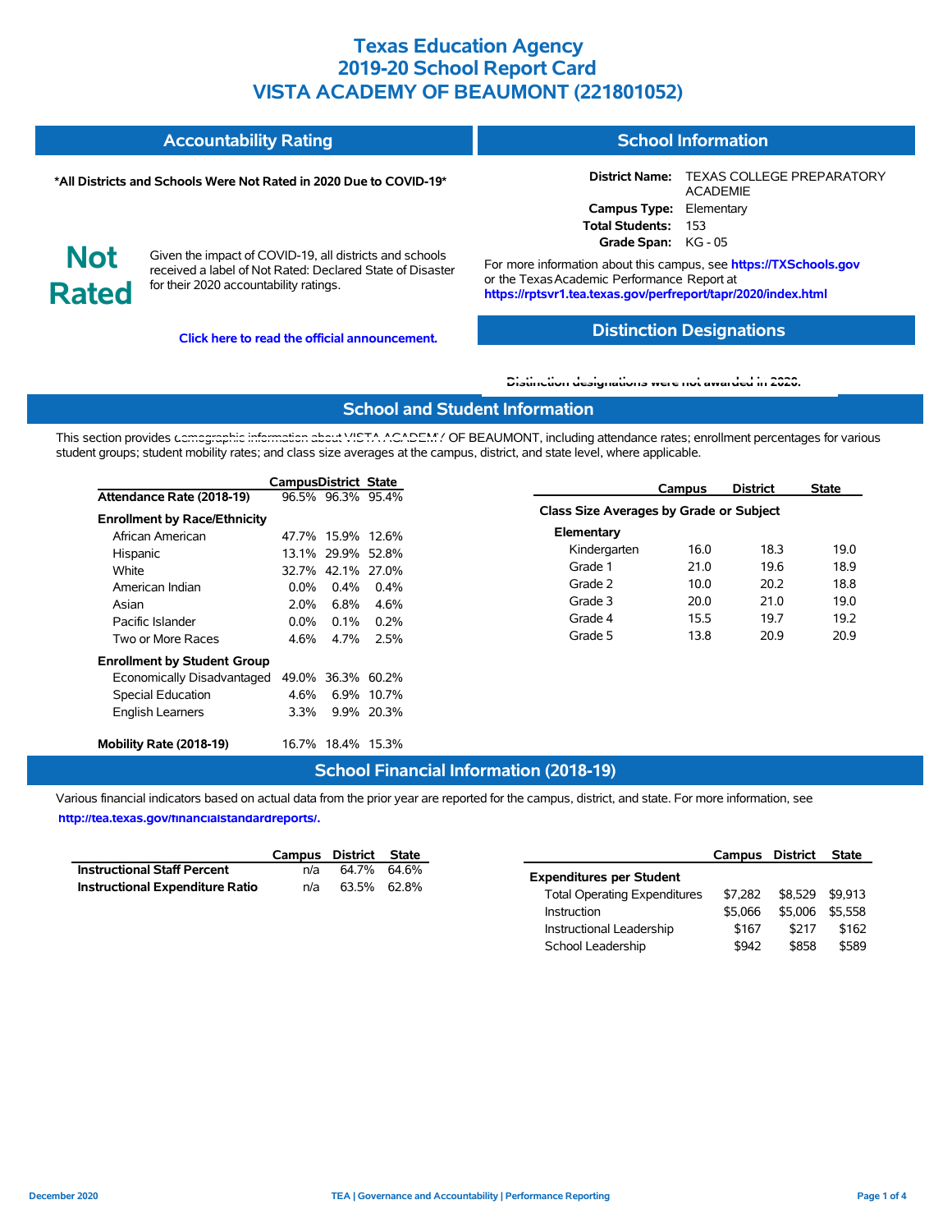# Texas Education Agency
# 2019-20 School Report Card
# VISTA ACADEMY OF BEAUMONT (221801052)

## Accountability Rating

**\*All Districts and Schools Were Not Rated in 2020 Due to COVID-19\***

**Not Rated**

Given the impact of COVID-19, all districts and schools received a label of Not Rated: Declared State of Disaster for their 2020 accountability ratings.

**Click here to read the official announcement.**

## School Information

**District Name:** TEXAS COLLEGE PREPARATORY ACADEMIE
**Campus Type:** Elementary
**Total Students:** 153
**Grade Span:** KG - 05

For more information about this campus, see **https://TXSchools.gov** or the Texas Academic Performance Report at **https://rptsvr1.tea.texas.gov/perfreport/tapr/2020/index.html**

## Distinction Designations

**Distinction designations were not awarded in 2020.**

## School and Student Information

This section provides demographic information about VISTA ACADEMY OF BEAUMONT, including attendance rates; enrollment percentages for various student groups; student mobility rates; and class size averages at the campus, district, and state level, where applicable.

| | Campus | District | State |
|---|---|---|---|
| **Attendance Rate (2018-19)** | 96.5% | 96.3% | 95.4% |
| **Enrollment by Race/Ethnicity** | | | |
| African American | 47.7% | 15.9% | 12.6% |
| Hispanic | 13.1% | 29.9% | 52.8% |
| White | 32.7% | 42.1% | 27.0% |
| American Indian | 0.0% | 0.4% | 0.4% |
| Asian | 2.0% | 6.8% | 4.6% |
| Pacific Islander | 0.0% | 0.1% | 0.2% |
| Two or More Races | 4.6% | 4.7% | 2.5% |
| **Enrollment by Student Group** | | | |
| Economically Disadvantaged | 49.0% | 36.3% | 60.2% |
| Special Education | 4.6% | 6.9% | 10.7% |
| English Learners | 3.3% | 9.9% | 20.3% |
| **Mobility Rate (2018-19)** | 16.7% | 18.4% | 15.3% |

| | Campus | District | State |
|---|---|---|---|
| **Class Size Averages by Grade or Subject** | | | |
| **Elementary** | | | |
| Kindergarten | 16.0 | 18.3 | 19.0 |
| Grade 1 | 21.0 | 19.6 | 18.9 |
| Grade 2 | 10.0 | 20.2 | 18.8 |
| Grade 3 | 20.0 | 21.0 | 19.0 |
| Grade 4 | 15.5 | 19.7 | 19.2 |
| Grade 5 | 13.8 | 20.9 | 20.9 |

## School Financial Information (2018-19)

Various financial indicators based on actual data from the prior year are reported for the campus, district, and state. For more information, see **http://tea.texas.gov/financialstandardreports/.**

| | Campus | District | State |
|---|---|---|---|
| **Instructional Staff Percent** | n/a | 64.7% | 64.6% |
| **Instructional Expenditure Ratio** | n/a | 63.5% | 62.8% |

| | Campus | District | State |
|---|---|---|---|
| **Expenditures per Student** | | | |
| Total Operating Expenditures | $7,282 | $8,529 | $9,913 |
| Instruction | $5,066 | $5,006 | $5,558 |
| Instructional Leadership | $167 | $217 | $162 |
| School Leadership | $942 | $858 | $589 |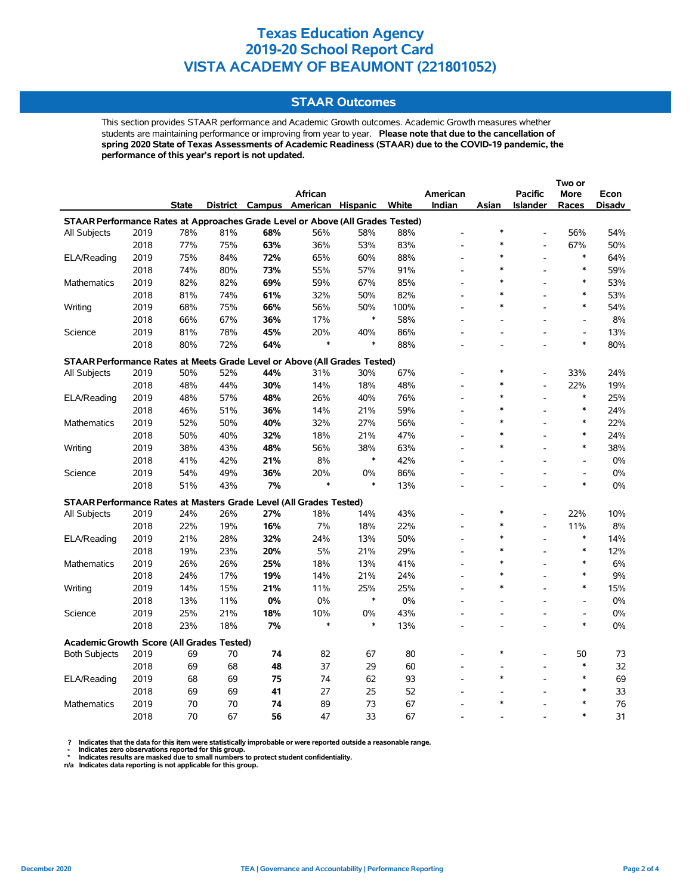# Texas Education Agency
# 2019-20 School Report Card
# VISTA ACADEMY OF BEAUMONT (221801052)

## STAAR Outcomes

This section provides STAAR performance and Academic Growth outcomes. Academic Growth measures whether students are maintaining performance or improving from year to year. **Please note that due to the cancellation of spring 2020 State of Texas Assessments of Academic Readiness (STAAR) due to the COVID-19 pandemic, the performance of this year's report is not updated.**

| | | State | District | Campus | African American | Hispanic | White | American Indian | Asian | Pacific Islander | Two or More Races | Econ Disadv |
|---|---|---|---|---|---|---|---|---|---|---|---|---|
| **STAAR Performance Rates at Approaches Grade Level or Above (All Grades Tested)** | | | | | | | | | | | | |
| All Subjects | 2019 | 78% | 81% | **68%** | 56% | 58% | 88% | - | * | - | 56% | 54% |
| | 2018 | 77% | 75% | **63%** | 36% | 53% | 83% | - | * | - | 67% | 50% |
| ELA/Reading | 2019 | 75% | 84% | **72%** | 65% | 60% | 88% | - | * | - | * | 64% |
| | 2018 | 74% | 80% | **73%** | 55% | 57% | 91% | - | * | - | * | 59% |
| Mathematics | 2019 | 82% | 82% | **69%** | 59% | 67% | 85% | - | * | - | * | 53% |
| | 2018 | 81% | 74% | **61%** | 32% | 50% | 82% | - | * | - | * | 53% |
| Writing | 2019 | 68% | 75% | **66%** | 56% | 50% | 100% | - | * | - | * | 54% |
| | 2018 | 66% | 67% | **36%** | 17% | * | 58% | - | - | - | - | 8% |
| Science | 2019 | 81% | 78% | **45%** | 20% | 40% | 86% | - | - | - | - | 13% |
| | 2018 | 80% | 72% | **64%** | * | * | 88% | - | - | - | * | 80% |
| **STAAR Performance Rates at Meets Grade Level or Above (All Grades Tested)** | | | | | | | | | | | | |
| All Subjects | 2019 | 50% | 52% | **44%** | 31% | 30% | 67% | - | * | - | 33% | 24% |
| | 2018 | 48% | 44% | **30%** | 14% | 18% | 48% | - | * | - | 22% | 19% |
| ELA/Reading | 2019 | 48% | 57% | **48%** | 26% | 40% | 76% | - | * | - | * | 25% |
| | 2018 | 46% | 51% | **36%** | 14% | 21% | 59% | - | * | - | * | 24% |
| Mathematics | 2019 | 52% | 50% | **40%** | 32% | 27% | 56% | - | * | - | * | 22% |
| | 2018 | 50% | 40% | **32%** | 18% | 21% | 47% | - | * | - | * | 24% |
| Writing | 2019 | 38% | 43% | **48%** | 56% | 38% | 63% | - | * | - | * | 38% |
| | 2018 | 41% | 42% | **21%** | 8% | * | 42% | - | - | - | - | 0% |
| Science | 2019 | 54% | 49% | **36%** | 20% | 0% | 86% | - | - | - | - | 0% |
| | 2018 | 51% | 43% | **7%** | * | * | 13% | - | - | - | * | 0% |
| **STAAR Performance Rates at Masters Grade Level (All Grades Tested)** | | | | | | | | | | | | |
| All Subjects | 2019 | 24% | 26% | **27%** | 18% | 14% | 43% | - | * | - | 22% | 10% |
| | 2018 | 22% | 19% | **16%** | 7% | 18% | 22% | - | * | - | 11% | 8% |
| ELA/Reading | 2019 | 21% | 28% | **32%** | 24% | 13% | 50% | - | * | - | * | 14% |
| | 2018 | 19% | 23% | **20%** | 5% | 21% | 29% | - | * | - | * | 12% |
| Mathematics | 2019 | 26% | 26% | **25%** | 18% | 13% | 41% | - | * | - | * | 6% |
| | 2018 | 24% | 17% | **19%** | 14% | 21% | 24% | - | * | - | * | 9% |
| Writing | 2019 | 14% | 15% | **21%** | 11% | 25% | 25% | - | * | - | * | 15% |
| | 2018 | 13% | 11% | **0%** | 0% | * | 0% | - | - | - | - | 0% |
| Science | 2019 | 25% | 21% | **18%** | 10% | 0% | 43% | - | - | - | - | 0% |
| | 2018 | 23% | 18% | **7%** | * | * | 13% | - | - | - | * | 0% |
| **Academic Growth Score (All Grades Tested)** | | | | | | | | | | | | |
| Both Subjects | 2019 | 69 | 70 | **74** | 82 | 67 | 80 | - | * | - | 50 | 73 |
| | 2018 | 69 | 68 | **48** | 37 | 29 | 60 | - | - | - | * | 32 |
| ELA/Reading | 2019 | 68 | 69 | **75** | 74 | 62 | 93 | - | * | - | * | 69 |
| | 2018 | 69 | 69 | **41** | 27 | 25 | 52 | - | - | - | * | 33 |
| Mathematics | 2019 | 70 | 70 | **74** | 89 | 73 | 67 | - | * | - | * | 76 |
| | 2018 | 70 | 67 | **56** | 47 | 33 | 67 | - | - | - | * | 31 |

**?** Indicates that the data for this item were statistically improbable or were reported outside a reasonable range.
**-** Indicates zero observations reported for this group.
**\*** Indicates results are masked due to small numbers to protect student confidentiality.
**n/a** Indicates data reporting is not applicable for this group.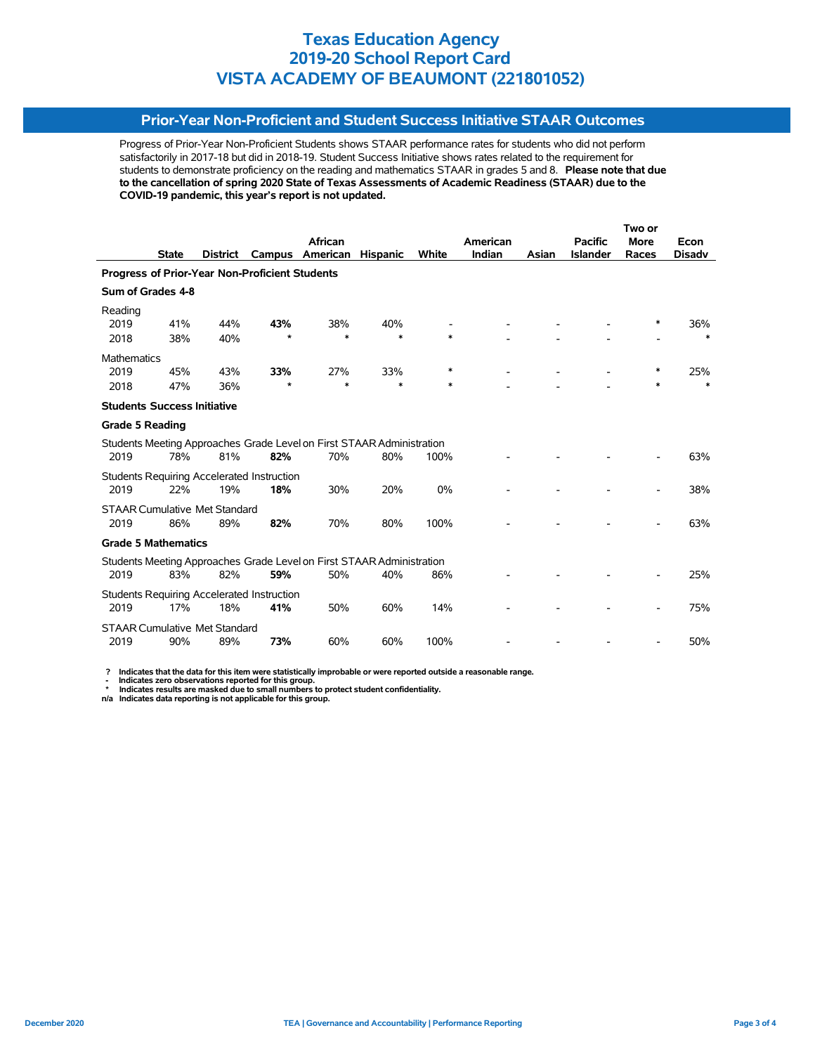# Texas Education Agency
# 2019-20 School Report Card
# VISTA ACADEMY OF BEAUMONT (221801052)

## Prior-Year Non-Proficient and Student Success Initiative STAAR Outcomes

Progress of Prior-Year Non-Proficient Students shows STAAR performance rates for students who did not perform satisfactorily in 2017-18 but did in 2018-19. Student Success Initiative shows rates related to the requirement for students to demonstrate proficiency on the reading and mathematics STAAR in grades 5 and 8. **Please note that due to the cancellation of spring 2020 State of Texas Assessments of Academic Readiness (STAAR) due to the COVID-19 pandemic, this year's report is not updated.**

| | State | District | Campus | African American | Hispanic | White | American Indian | Asian | Pacific Islander | Two or More Races | Econ Disadv |
|---|---|---|---|---|---|---|---|---|---|---|---|
| **Progress of Prior-Year Non-Proficient Students** | | | | | | | | | | | |
| **Sum of Grades 4-8** | | | | | | | | | | | |
| Reading | | | | | | | | | | | |
| 2019 | 41% | 44% | **43%** | 38% | 40% | - | - | - | - | * | 36% |
| 2018 | 38% | 40% | * | * | * | * | - | - | - | - | * |
| Mathematics | | | | | | | | | | | |
| 2019 | 45% | 43% | **33%** | 27% | 33% | * | - | - | - | * | 25% |
| 2018 | 47% | 36% | * | * | * | * | - | - | - | * | * |
| **Students Success Initiative** | | | | | | | | | | | |
| **Grade 5 Reading** | | | | | | | | | | | |
| Students Meeting Approaches Grade Level on First STAAR Administration | | | | | | | | | | | |
| 2019 | 78% | 81% | **82%** | 70% | 80% | 100% | - | - | - | - | 63% |
| Students Requiring Accelerated Instruction | | | | | | | | | | | |
| 2019 | 22% | 19% | **18%** | 30% | 20% | 0% | - | - | - | - | 38% |
| STAAR Cumulative Met Standard | | | | | | | | | | | |
| 2019 | 86% | 89% | **82%** | 70% | 80% | 100% | - | - | - | - | 63% |
| **Grade 5 Mathematics** | | | | | | | | | | | |
| Students Meeting Approaches Grade Level on First STAAR Administration | | | | | | | | | | | |
| 2019 | 83% | 82% | **59%** | 50% | 40% | 86% | - | - | - | - | 25% |
| Students Requiring Accelerated Instruction | | | | | | | | | | | |
| 2019 | 17% | 18% | **41%** | 50% | 60% | 14% | - | - | - | - | 75% |
| STAAR Cumulative Met Standard | | | | | | | | | | | |
| 2019 | 90% | 89% | **73%** | 60% | 60% | 100% | - | - | - | - | 50% |

? Indicates that the data for this item were statistically improbable or were reported outside a reasonable range.
- Indicates zero observations reported for this group.
* Indicates results are masked due to small numbers to protect student confidentiality.
n/a Indicates data reporting is not applicable for this group.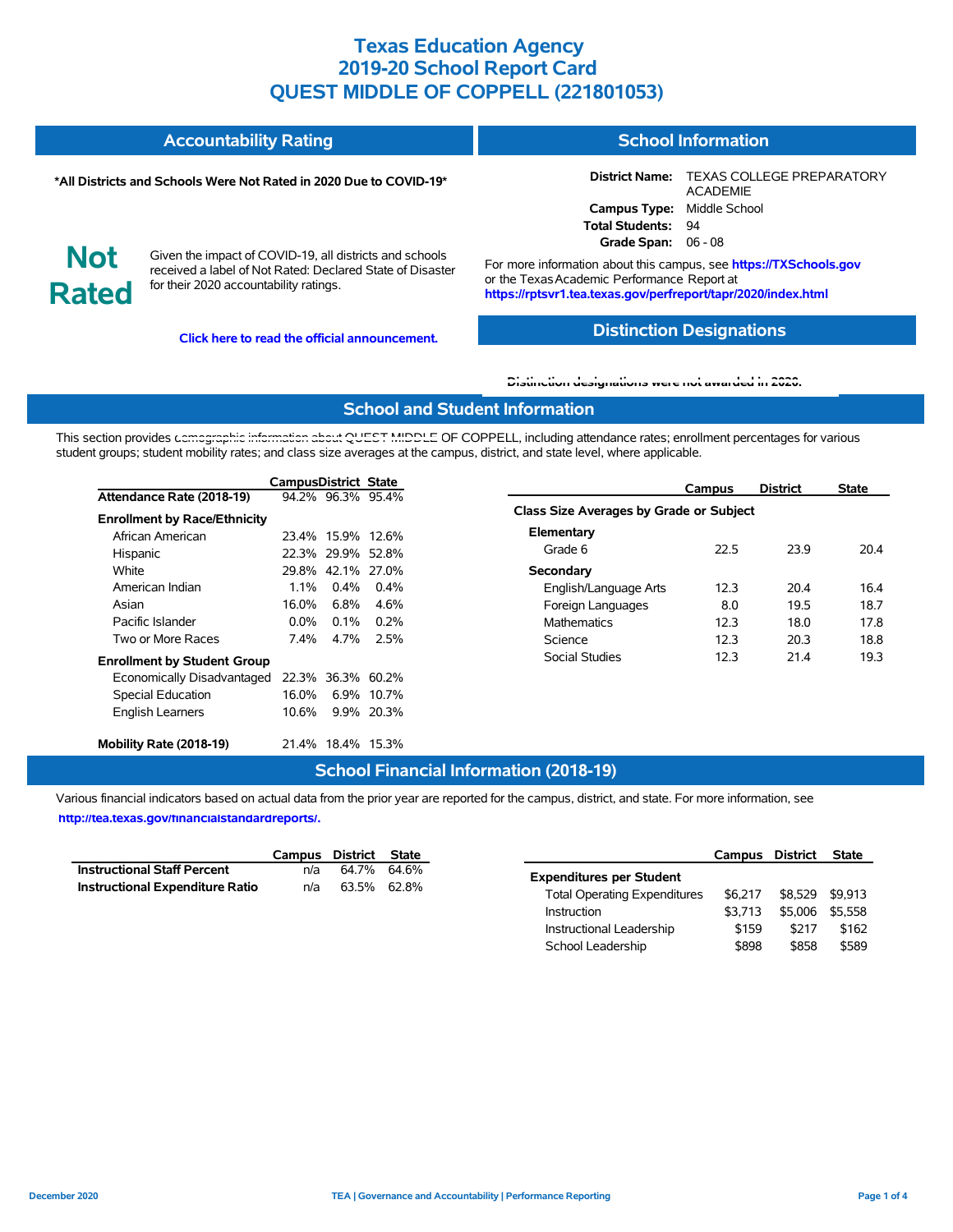# Texas Education Agency
# 2019-20 School Report Card
# QUEST MIDDLE OF COPPELL (221801053)

## Accountability Rating

**\*All Districts and Schools Were Not Rated in 2020 Due to COVID-19\***

**Not Rated**

Given the impact of COVID-19, all districts and schools received a label of Not Rated: Declared State of Disaster for their 2020 accountability ratings.

**Click here to read the official announcement.**

## School Information

**District Name:** TEXAS COLLEGE PREPARATORY ACADEMIE
**Campus Type:** Middle School
**Total Students:** 94
**Grade Span:** 06 - 08

For more information about this campus, see **https://TXSchools.gov** or the Texas Academic Performance Report at **https://rptsvr1.tea.texas.gov/perfreport/tapr/2020/index.html**

## Distinction Designations

**Distinction designations were not awarded in 2020.**

## School and Student Information

This section provides demographic information about QUEST MIDDLE OF COPPELL, including attendance rates; enrollment percentages for various student groups; student mobility rates; and class size averages at the campus, district, and state level, where applicable.

| | Campus | District | State |
|---|---|---|---|
| **Attendance Rate (2018-19)** | 94.2% | 96.3% | 95.4% |
| **Enrollment by Race/Ethnicity** | | | |
| African American | 23.4% | 15.9% | 12.6% |
| Hispanic | 22.3% | 29.9% | 52.8% |
| White | 29.8% | 42.1% | 27.0% |
| American Indian | 1.1% | 0.4% | 0.4% |
| Asian | 16.0% | 6.8% | 4.6% |
| Pacific Islander | 0.0% | 0.1% | 0.2% |
| Two or More Races | 7.4% | 4.7% | 2.5% |
| **Enrollment by Student Group** | | | |
| Economically Disadvantaged | 22.3% | 36.3% | 60.2% |
| Special Education | 16.0% | 6.9% | 10.7% |
| English Learners | 10.6% | 9.9% | 20.3% |
| **Mobility Rate (2018-19)** | 21.4% | 18.4% | 15.3% |

| | Campus | District | State |
|---|---|---|---|
| **Class Size Averages by Grade or Subject** | | | |
| **Elementary** | | | |
| Grade 6 | 22.5 | 23.9 | 20.4 |
| **Secondary** | | | |
| English/Language Arts | 12.3 | 20.4 | 16.4 |
| Foreign Languages | 8.0 | 19.5 | 18.7 |
| Mathematics | 12.3 | 18.0 | 17.8 |
| Science | 12.3 | 20.3 | 18.8 |
| Social Studies | 12.3 | 21.4 | 19.3 |

## School Financial Information (2018-19)

Various financial indicators based on actual data from the prior year are reported for the campus, district, and state. For more information, see **http://tea.texas.gov/financialstandardreports/.**

| | Campus | District | State |
|---|---|---|---|
| **Instructional Staff Percent** | n/a | 64.7% | 64.6% |
| **Instructional Expenditure Ratio** | n/a | 63.5% | 62.8% |

| | Campus | District | State |
|---|---|---|---|
| **Expenditures per Student** | | | |
| Total Operating Expenditures | $6,217 | $8,529 | $9,913 |
| Instruction | $3,713 | $5,006 | $5,558 |
| Instructional Leadership | $159 | $217 | $162 |
| School Leadership | $898 | $858 | $589 |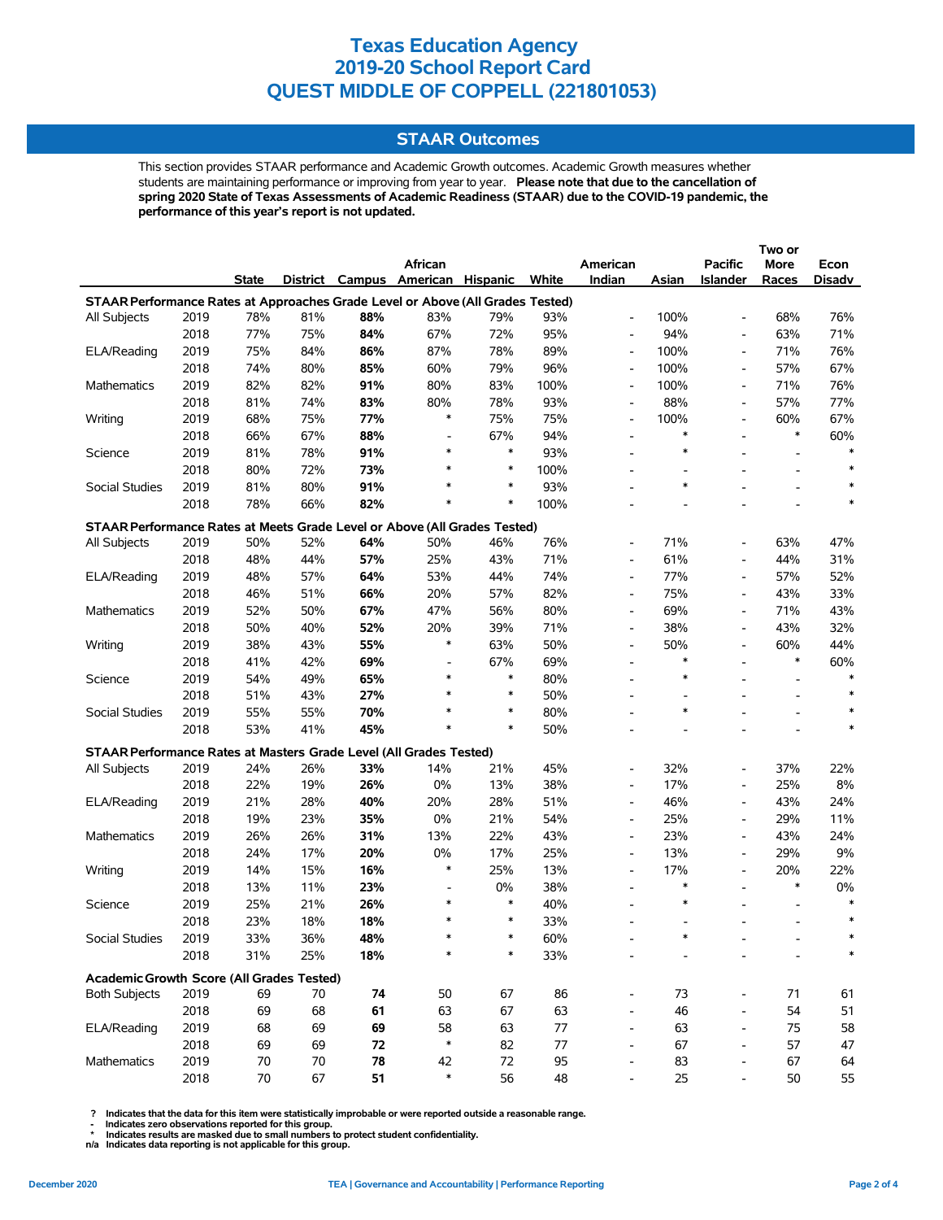# Texas Education Agency
# 2019-20 School Report Card
# QUEST MIDDLE OF COPPELL (221801053)

## STAAR Outcomes

This section provides STAAR performance and Academic Growth outcomes. Academic Growth measures whether students are maintaining performance or improving from year to year. **Please note that due to the cancellation of spring 2020 State of Texas Assessments of Academic Readiness (STAAR) due to the COVID-19 pandemic, the performance of this year's report is not updated.**

| | | State | District | Campus | African American | Hispanic | White | American Indian | Asian | Pacific Islander | Two or More Races | Econ Disadv |
|---|---|---|---|---|---|---|---|---|---|---|---|---|
| **STAAR Performance Rates at Approaches Grade Level or Above (All Grades Tested)** | | | | | | | | | | | | |
| All Subjects | 2019 | 78% | 81% | **88%** | 83% | 79% | 93% | - | 100% | - | 68% | 76% |
| | 2018 | 77% | 75% | **84%** | 67% | 72% | 95% | - | 94% | - | 63% | 71% |
| ELA/Reading | 2019 | 75% | 84% | **86%** | 87% | 78% | 89% | - | 100% | - | 71% | 76% |
| | 2018 | 74% | 80% | **85%** | 60% | 79% | 96% | - | 100% | - | 57% | 67% |
| Mathematics | 2019 | 82% | 82% | **91%** | 80% | 83% | 100% | - | 100% | - | 71% | 76% |
| | 2018 | 81% | 74% | **83%** | 80% | 78% | 93% | - | 88% | - | 57% | 77% |
| Writing | 2019 | 68% | 75% | **77%** | * | 75% | 75% | - | 100% | - | 60% | 67% |
| | 2018 | 66% | 67% | **88%** | - | 67% | 94% | - | * | - | * | 60% |
| Science | 2019 | 81% | 78% | **91%** | * | * | 93% | - | * | - | - | * |
| | 2018 | 80% | 72% | **73%** | * | * | 100% | - | - | - | - | * |
| Social Studies | 2019 | 81% | 80% | **91%** | * | * | 93% | - | * | - | - | * |
| | 2018 | 78% | 66% | **82%** | * | * | 100% | - | - | - | - | * |
| **STAAR Performance Rates at Meets Grade Level or Above (All Grades Tested)** | | | | | | | | | | | | |
| All Subjects | 2019 | 50% | 52% | **64%** | 50% | 46% | 76% | - | 71% | - | 63% | 47% |
| | 2018 | 48% | 44% | **57%** | 25% | 43% | 71% | - | 61% | - | 44% | 31% |
| ELA/Reading | 2019 | 48% | 57% | **64%** | 53% | 44% | 74% | - | 77% | - | 57% | 52% |
| | 2018 | 46% | 51% | **66%** | 20% | 57% | 82% | - | 75% | - | 43% | 33% |
| Mathematics | 2019 | 52% | 50% | **67%** | 47% | 56% | 80% | - | 69% | - | 71% | 43% |
| | 2018 | 50% | 40% | **52%** | 20% | 39% | 71% | - | 38% | - | 43% | 32% |
| Writing | 2019 | 38% | 43% | **55%** | * | 63% | 50% | - | 50% | - | 60% | 44% |
| | 2018 | 41% | 42% | **69%** | - | 67% | 69% | - | * | - | * | 60% |
| Science | 2019 | 54% | 49% | **65%** | * | * | 80% | - | * | - | - | * |
| | 2018 | 51% | 43% | **27%** | * | * | 50% | - | - | - | - | * |
| Social Studies | 2019 | 55% | 55% | **70%** | * | * | 80% | - | * | - | - | * |
| | 2018 | 53% | 41% | **45%** | * | * | 50% | - | - | - | - | * |
| **STAAR Performance Rates at Masters Grade Level (All Grades Tested)** | | | | | | | | | | | | |
| All Subjects | 2019 | 24% | 26% | **33%** | 14% | 21% | 45% | - | 32% | - | 37% | 22% |
| | 2018 | 22% | 19% | **26%** | 0% | 13% | 38% | - | 17% | - | 25% | 8% |
| ELA/Reading | 2019 | 21% | 28% | **40%** | 20% | 28% | 51% | - | 46% | - | 43% | 24% |
| | 2018 | 19% | 23% | **35%** | 0% | 21% | 54% | - | 25% | - | 29% | 11% |
| Mathematics | 2019 | 26% | 26% | **31%** | 13% | 22% | 43% | - | 23% | - | 43% | 24% |
| | 2018 | 24% | 17% | **20%** | 0% | 17% | 25% | - | 13% | - | 29% | 9% |
| Writing | 2019 | 14% | 15% | **16%** | * | 25% | 13% | - | 17% | - | 20% | 22% |
| | 2018 | 13% | 11% | **23%** | - | 0% | 38% | - | * | - | * | 0% |
| Science | 2019 | 25% | 21% | **26%** | * | * | 40% | - | * | - | - | * |
| | 2018 | 23% | 18% | **18%** | * | * | 33% | - | - | - | - | * |
| Social Studies | 2019 | 33% | 36% | **48%** | * | * | 60% | - | * | - | - | * |
| | 2018 | 31% | 25% | **18%** | * | * | 33% | - | - | - | - | * |
| **Academic Growth Score (All Grades Tested)** | | | | | | | | | | | | |
| Both Subjects | 2019 | 69 | 70 | **74** | 50 | 67 | 86 | - | 73 | - | 71 | 61 |
| | 2018 | 69 | 68 | **61** | 63 | 67 | 63 | - | 46 | - | 54 | 51 |
| ELA/Reading | 2019 | 68 | 69 | **69** | 58 | 63 | 77 | - | 63 | - | 75 | 58 |
| | 2018 | 69 | 69 | **72** | * | 82 | 77 | - | 67 | - | 57 | 47 |
| Mathematics | 2019 | 70 | 70 | **78** | 42 | 72 | 95 | - | 83 | - | 67 | 64 |
| | 2018 | 70 | 67 | **51** | * | 56 | 48 | - | 25 | - | 50 | 55 |

? Indicates that the data for this item were statistically improbable or were reported outside a reasonable range.
- Indicates zero observations reported for this group.
* Indicates results are masked due to small numbers to protect student confidentiality.
n/a Indicates data reporting is not applicable for this group.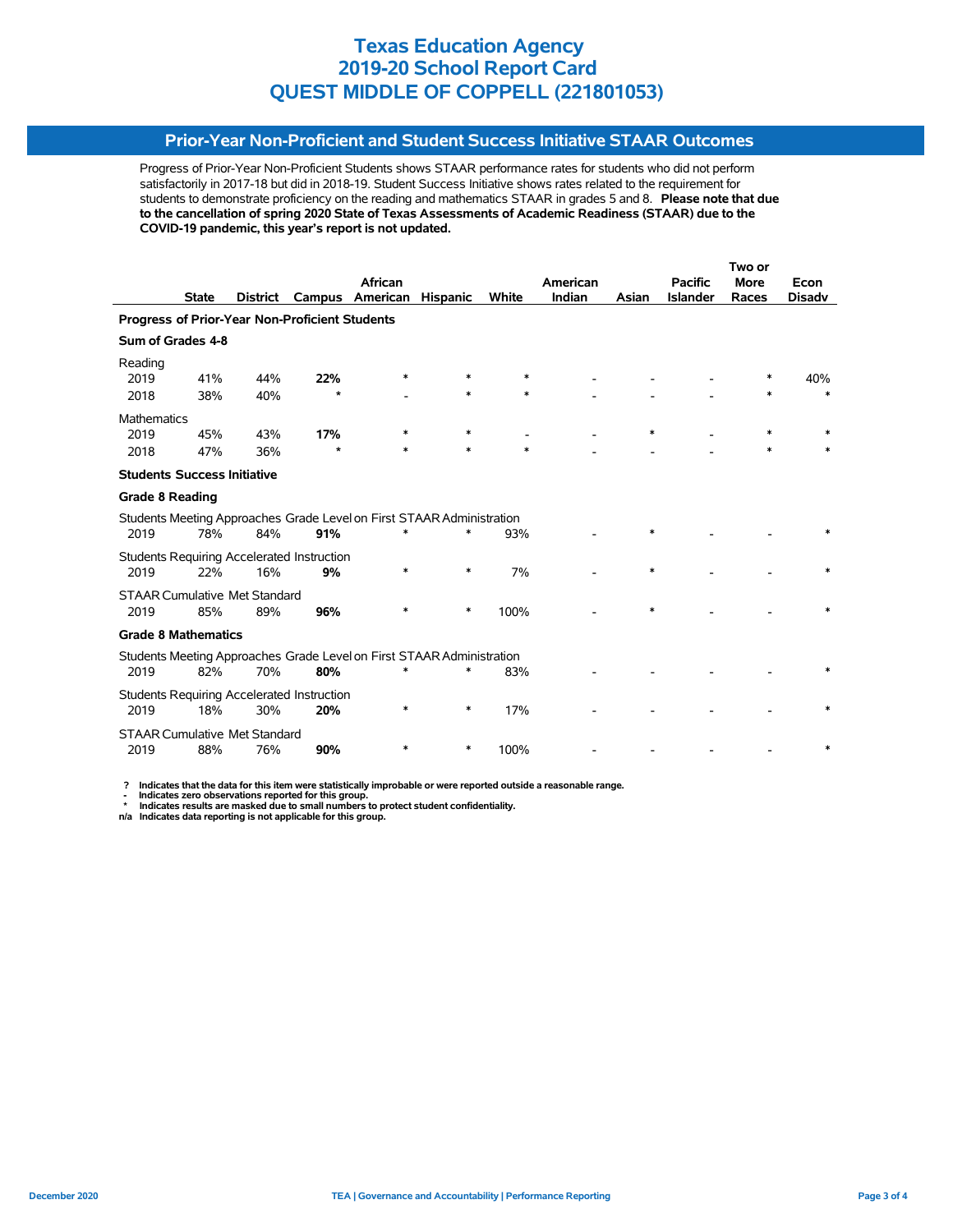# Texas Education Agency
# 2019-20 School Report Card
# QUEST MIDDLE OF COPPELL (221801053)

## Prior-Year Non-Proficient and Student Success Initiative STAAR Outcomes

Progress of Prior-Year Non-Proficient Students shows STAAR performance rates for students who did not perform satisfactorily in 2017-18 but did in 2018-19. Student Success Initiative shows rates related to the requirement for students to demonstrate proficiency on the reading and mathematics STAAR in grades 5 and 8. **Please note that due to the cancellation of spring 2020 State of Texas Assessments of Academic Readiness (STAAR) due to the COVID-19 pandemic, this year's report is not updated.**

| | State | District | Campus | African American | Hispanic | White | American Indian | Asian | Pacific Islander | Two or More Races | Econ Disadv |
|---|---|---|---|---|---|---|---|---|---|---|---|
| **Progress of Prior-Year Non-Proficient Students** | | | | | | | | | | | |
| **Sum of Grades 4-8** | | | | | | | | | | | |
| Reading | | | | | | | | | | | |
| 2019 | 41% | 44% | **22%** | * | * | * | - | - | - | * | 40% |
| 2018 | 38% | 40% | * | - | * | * | - | - | - | * | * |
| Mathematics | | | | | | | | | | | |
| 2019 | 45% | 43% | **17%** | * | * | - | - | * | - | * | * |
| 2018 | 47% | 36% | * | * | * | * | - | - | - | * | * |
| **Students Success Initiative** | | | | | | | | | | | |
| **Grade 8 Reading** | | | | | | | | | | | |
| Students Meeting Approaches Grade Level on First STAAR Administration | | | | | | | | | | | |
| 2019 | 78% | 84% | **91%** | * | * | 93% | - | * | - | - | * |
| Students Requiring Accelerated Instruction | | | | | | | | | | | |
| 2019 | 22% | 16% | **9%** | * | * | 7% | - | * | - | - | * |
| STAAR Cumulative Met Standard | | | | | | | | | | | |
| 2019 | 85% | 89% | **96%** | * | * | 100% | - | * | - | - | * |
| **Grade 8 Mathematics** | | | | | | | | | | | |
| Students Meeting Approaches Grade Level on First STAAR Administration | | | | | | | | | | | |
| 2019 | 82% | 70% | **80%** | * | * | 83% | - | - | - | - | * |
| Students Requiring Accelerated Instruction | | | | | | | | | | | |
| 2019 | 18% | 30% | **20%** | * | * | 17% | - | - | - | - | * |
| STAAR Cumulative Met Standard | | | | | | | | | | | |
| 2019 | 88% | 76% | **90%** | * | * | 100% | - | - | - | - | * |

**?** Indicates that the data for this item were statistically improbable or were reported outside a reasonable range.
**-** Indicates zero observations reported for this group.
**\*** Indicates results are masked due to small numbers to protect student confidentiality.
**n/a** Indicates data reporting is not applicable for this group.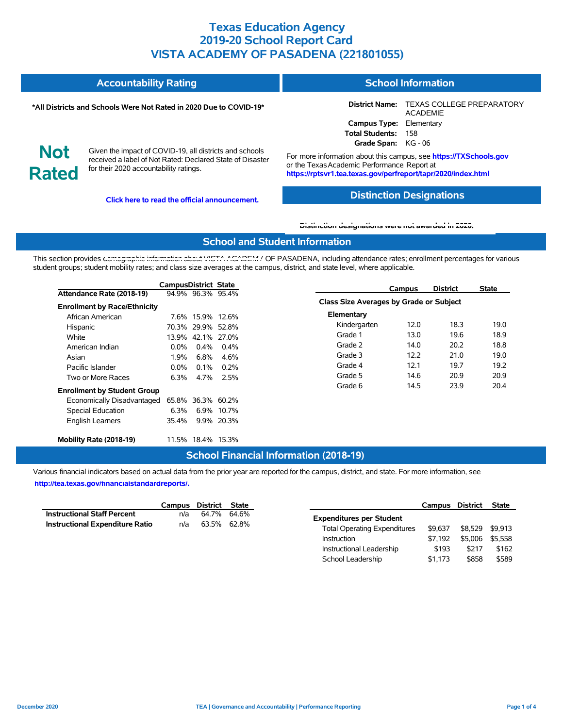# Texas Education Agency
# 2019-20 School Report Card
# VISTA ACADEMY OF PASADENA (221801055)

## Accountability Rating

**\*All Districts and Schools Were Not Rated in 2020 Due to COVID-19\***

**Not Rated**

Given the impact of COVID-19, all districts and schools received a label of Not Rated: Declared State of Disaster for their 2020 accountability ratings.

**Click here to read the official announcement.**

## School Information

**District Name:** TEXAS COLLEGE PREPARATORY ACADEMIE
**Campus Type:** Elementary
**Total Students:** 158
**Grade Span:** KG - 06

For more information about this campus, see **https://TXSchools.gov** or the Texas Academic Performance Report at **https://rptsvr1.tea.texas.gov/perfreport/tapr/2020/index.html**

## Distinction Designations

**Distinction designations were not awarded in 2020.**

## School and Student Information

This section provides demographic information about VISTA ACADEMY OF PASADENA, including attendance rates; enrollment percentages for various student groups; student mobility rates; and class size averages at the campus, district, and state level, where applicable.

| | Campus | District | State |
|---|---|---|---|
| **Attendance Rate (2018-19)** | 94.9% | 96.3% | 95.4% |
| **Enrollment by Race/Ethnicity** | | | |
| African American | 7.6% | 15.9% | 12.6% |
| Hispanic | 70.3% | 29.9% | 52.8% |
| White | 13.9% | 42.1% | 27.0% |
| American Indian | 0.0% | 0.4% | 0.4% |
| Asian | 1.9% | 6.8% | 4.6% |
| Pacific Islander | 0.0% | 0.1% | 0.2% |
| Two or More Races | 6.3% | 4.7% | 2.5% |
| **Enrollment by Student Group** | | | |
| Economically Disadvantaged | 65.8% | 36.3% | 60.2% |
| Special Education | 6.3% | 6.9% | 10.7% |
| English Learners | 35.4% | 9.9% | 20.3% |
| **Mobility Rate (2018-19)** | 11.5% | 18.4% | 15.3% |

| | Campus | District | State |
|---|---|---|---|
| **Class Size Averages by Grade or Subject** | | | |
| **Elementary** | | | |
| Kindergarten | 12.0 | 18.3 | 19.0 |
| Grade 1 | 13.0 | 19.6 | 18.9 |
| Grade 2 | 14.0 | 20.2 | 18.8 |
| Grade 3 | 12.2 | 21.0 | 19.0 |
| Grade 4 | 12.1 | 19.7 | 19.2 |
| Grade 5 | 14.6 | 20.9 | 20.9 |
| Grade 6 | 14.5 | 23.9 | 20.4 |

## School Financial Information (2018-19)

Various financial indicators based on actual data from the prior year are reported for the campus, district, and state. For more information, see **http://tea.texas.gov/financialstandardreports/.**

| | Campus | District | State |
|---|---|---|---|
| **Instructional Staff Percent** | n/a | 64.7% | 64.6% |
| **Instructional Expenditure Ratio** | n/a | 63.5% | 62.8% |

| | Campus | District | State |
|---|---|---|---|
| **Expenditures per Student** | | | |
| Total Operating Expenditures | $9,637 | $8,529 | $9,913 |
| Instruction | $7,192 | $5,006 | $5,558 |
| Instructional Leadership | $193 | $217 | $162 |
| School Leadership | $1,173 | $858 | $589 |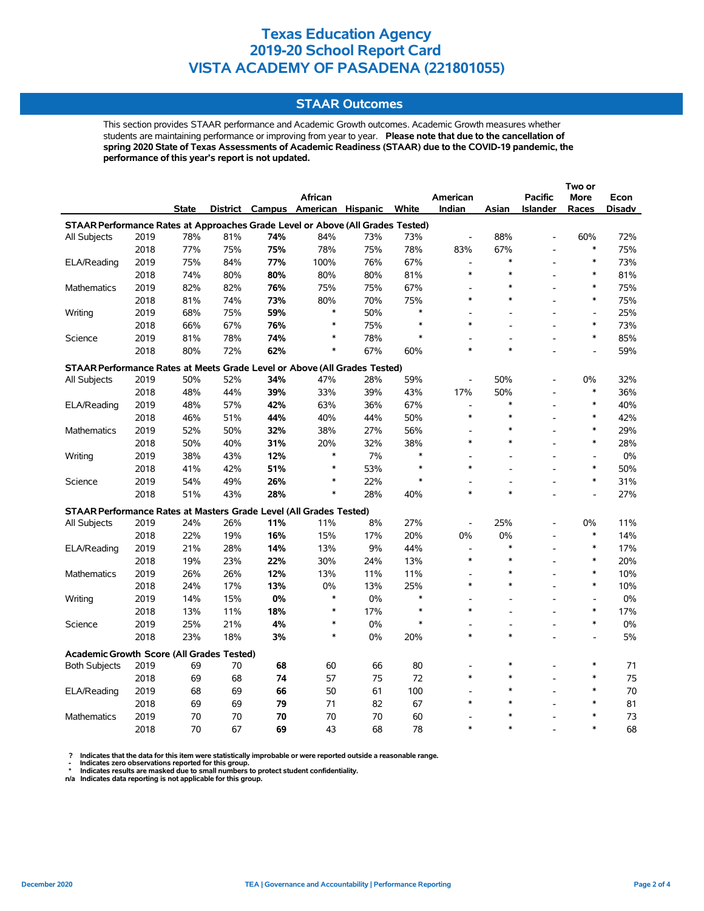# Texas Education Agency
# 2019-20 School Report Card
# VISTA ACADEMY OF PASADENA (221801055)

## STAAR Outcomes

This section provides STAAR performance and Academic Growth outcomes. Academic Growth measures whether students are maintaining performance or improving from year to year. **Please note that due to the cancellation of spring 2020 State of Texas Assessments of Academic Readiness (STAAR) due to the COVID-19 pandemic, the performance of this year's report is not updated.**

| | | State | District | Campus | African American | Hispanic | White | American Indian | Asian | Pacific Islander | Two or More Races | Econ Disadv |
|---|---|---|---|---|---|---|---|---|---|---|---|---|
| **STAAR Performance Rates at Approaches Grade Level or Above (All Grades Tested)** | | | | | | | | | | | | |
| All Subjects | 2019 | 78% | 81% | **74%** | 84% | 73% | 73% | - | 88% | - | 60% | 72% |
| | 2018 | 77% | 75% | **75%** | 78% | 75% | 78% | 83% | 67% | - | * | 75% |
| ELA/Reading | 2019 | 75% | 84% | **77%** | 100% | 76% | 67% | - | * | - | * | 73% |
| | 2018 | 74% | 80% | **80%** | 80% | 80% | 81% | * | * | - | * | 81% |
| Mathematics | 2019 | 82% | 82% | **76%** | 75% | 75% | 67% | - | * | - | * | 75% |
| | 2018 | 81% | 74% | **73%** | 80% | 70% | 75% | * | * | - | * | 75% |
| Writing | 2019 | 68% | 75% | **59%** | * | 50% | * | - | - | - | - | 25% |
| | 2018 | 66% | 67% | **76%** | * | 75% | * | * | - | - | * | 73% |
| Science | 2019 | 81% | 78% | **74%** | * | 78% | * | - | - | - | * | 85% |
| | 2018 | 80% | 72% | **62%** | * | 67% | 60% | * | * | - | - | 59% |
| **STAAR Performance Rates at Meets Grade Level or Above (All Grades Tested)** | | | | | | | | | | | | |
| All Subjects | 2019 | 50% | 52% | **34%** | 47% | 28% | 59% | - | 50% | - | 0% | 32% |
| | 2018 | 48% | 44% | **39%** | 33% | 39% | 43% | 17% | 50% | - | * | 36% |
| ELA/Reading | 2019 | 48% | 57% | **42%** | 63% | 36% | 67% | - | * | - | * | 40% |
| | 2018 | 46% | 51% | **44%** | 40% | 44% | 50% | * | * | - | * | 42% |
| Mathematics | 2019 | 52% | 50% | **32%** | 38% | 27% | 56% | - | * | - | * | 29% |
| | 2018 | 50% | 40% | **31%** | 20% | 32% | 38% | * | * | - | * | 28% |
| Writing | 2019 | 38% | 43% | **12%** | * | 7% | * | - | - | - | - | 0% |
| | 2018 | 41% | 42% | **51%** | * | 53% | * | * | - | - | * | 50% |
| Science | 2019 | 54% | 49% | **26%** | * | 22% | * | - | - | - | * | 31% |
| | 2018 | 51% | 43% | **28%** | * | 28% | 40% | * | * | - | - | 27% |
| **STAAR Performance Rates at Masters Grade Level (All Grades Tested)** | | | | | | | | | | | | |
| All Subjects | 2019 | 24% | 26% | **11%** | 11% | 8% | 27% | - | 25% | - | 0% | 11% |
| | 2018 | 22% | 19% | **16%** | 15% | 17% | 20% | 0% | 0% | - | * | 14% |
| ELA/Reading | 2019 | 21% | 28% | **14%** | 13% | 9% | 44% | - | * | - | * | 17% |
| | 2018 | 19% | 23% | **22%** | 30% | 24% | 13% | * | * | - | * | 20% |
| Mathematics | 2019 | 26% | 26% | **12%** | 13% | 11% | 11% | - | * | - | * | 10% |
| | 2018 | 24% | 17% | **13%** | 0% | 13% | 25% | * | * | - | * | 10% |
| Writing | 2019 | 14% | 15% | **0%** | * | 0% | * | - | - | - | - | 0% |
| | 2018 | 13% | 11% | **18%** | * | 17% | * | * | - | - | * | 17% |
| Science | 2019 | 25% | 21% | **4%** | * | 0% | * | - | - | - | * | 0% |
| | 2018 | 23% | 18% | **3%** | * | 0% | 20% | * | * | - | - | 5% |
| **Academic Growth Score (All Grades Tested)** | | | | | | | | | | | | |
| Both Subjects | 2019 | 69 | 70 | **68** | 60 | 66 | 80 | - | * | - | * | 71 |
| | 2018 | 69 | 68 | **74** | 57 | 75 | 72 | * | * | - | * | 75 |
| ELA/Reading | 2019 | 68 | 69 | **66** | 50 | 61 | 100 | - | * | - | * | 70 |
| | 2018 | 69 | 69 | **79** | 71 | 82 | 67 | * | * | - | * | 81 |
| Mathematics | 2019 | 70 | 70 | **70** | 70 | 70 | 60 | - | * | - | * | 73 |
| | 2018 | 70 | 67 | **69** | 43 | 68 | 78 | * | * | - | * | 68 |

? Indicates that the data for this item were statistically improbable or were reported outside a reasonable range.
- Indicates zero observations reported for this group.
* Indicates results are masked due to small numbers to protect student confidentiality.
n/a Indicates data reporting is not applicable for this group.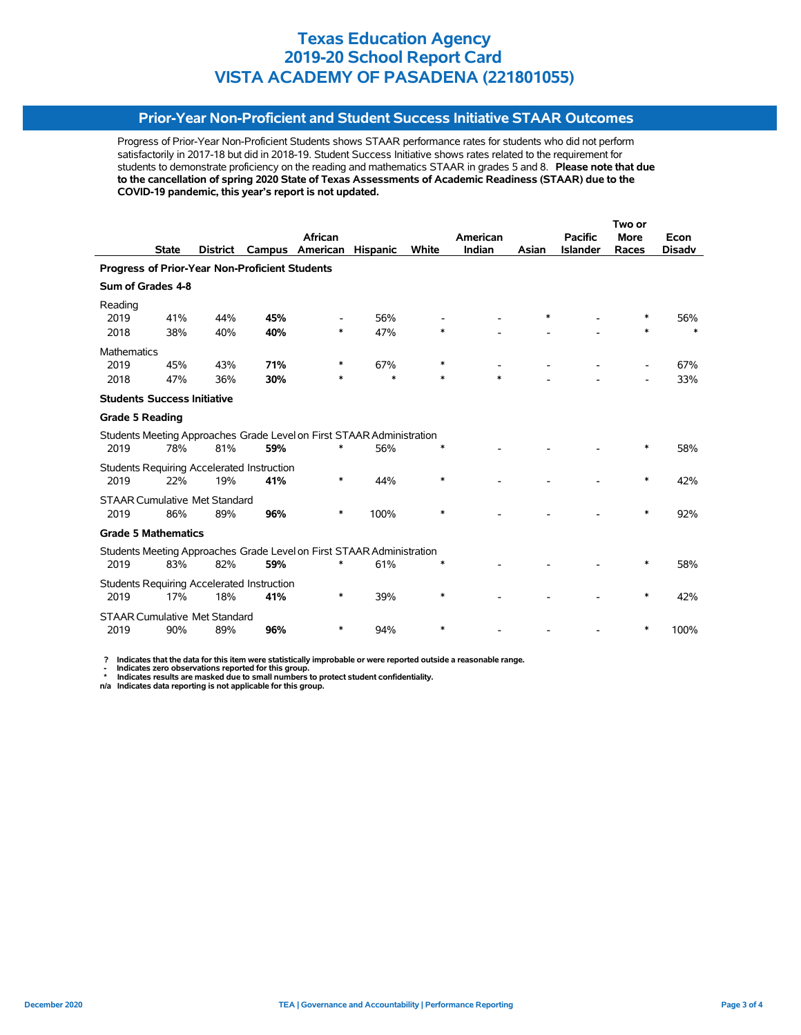# Texas Education Agency
# 2019-20 School Report Card
# VISTA ACADEMY OF PASADENA (221801055)

## Prior-Year Non-Proficient and Student Success Initiative STAAR Outcomes

Progress of Prior-Year Non-Proficient Students shows STAAR performance rates for students who did not perform satisfactorily in 2017-18 but did in 2018-19. Student Success Initiative shows rates related to the requirement for students to demonstrate proficiency on the reading and mathematics STAAR in grades 5 and 8. **Please note that due to the cancellation of spring 2020 State of Texas Assessments of Academic Readiness (STAAR) due to the COVID-19 pandemic, this year's report is not updated.**

| | State | District | Campus | African American | Hispanic | White | American Indian | Asian | Pacific Islander | Two or More Races | Econ Disadv |
|---|---|---|---|---|---|---|---|---|---|---|---|
| **Progress of Prior-Year Non-Proficient Students** | | | | | | | | | | | |
| **Sum of Grades 4-8** | | | | | | | | | | | |
| Reading | | | | | | | | | | | |
| 2019 | 41% | 44% | **45%** | - | 56% | - | - | * | - | * | 56% |
| 2018 | 38% | 40% | **40%** | * | 47% | * | - | - | - | * | * |
| Mathematics | | | | | | | | | | | |
| 2019 | 45% | 43% | **71%** | * | 67% | * | - | - | - | - | 67% |
| 2018 | 47% | 36% | **30%** | * | * | * | * | - | - | - | 33% |
| **Students Success Initiative** | | | | | | | | | | | |
| **Grade 5 Reading** | | | | | | | | | | | |
| Students Meeting Approaches Grade Level on First STAAR Administration | | | | | | | | | | | |
| 2019 | 78% | 81% | **59%** | * | 56% | * | - | - | - | * | 58% |
| Students Requiring Accelerated Instruction | | | | | | | | | | | |
| 2019 | 22% | 19% | **41%** | * | 44% | * | - | - | - | * | 42% |
| STAAR Cumulative Met Standard | | | | | | | | | | | |
| 2019 | 86% | 89% | **96%** | * | 100% | * | - | - | - | * | 92% |
| **Grade 5 Mathematics** | | | | | | | | | | | |
| Students Meeting Approaches Grade Level on First STAAR Administration | | | | | | | | | | | |
| 2019 | 83% | 82% | **59%** | * | 61% | * | - | - | - | * | 58% |
| Students Requiring Accelerated Instruction | | | | | | | | | | | |
| 2019 | 17% | 18% | **41%** | * | 39% | * | - | - | - | * | 42% |
| STAAR Cumulative Met Standard | | | | | | | | | | | |
| 2019 | 90% | 89% | **96%** | * | 94% | * | - | - | - | * | 100% |

**?** Indicates that the data for this item were statistically improbable or were reported outside a reasonable range.
**-** Indicates zero observations reported for this group.
**\*** Indicates results are masked due to small numbers to protect student confidentiality.
**n/a** Indicates data reporting is not applicable for this group.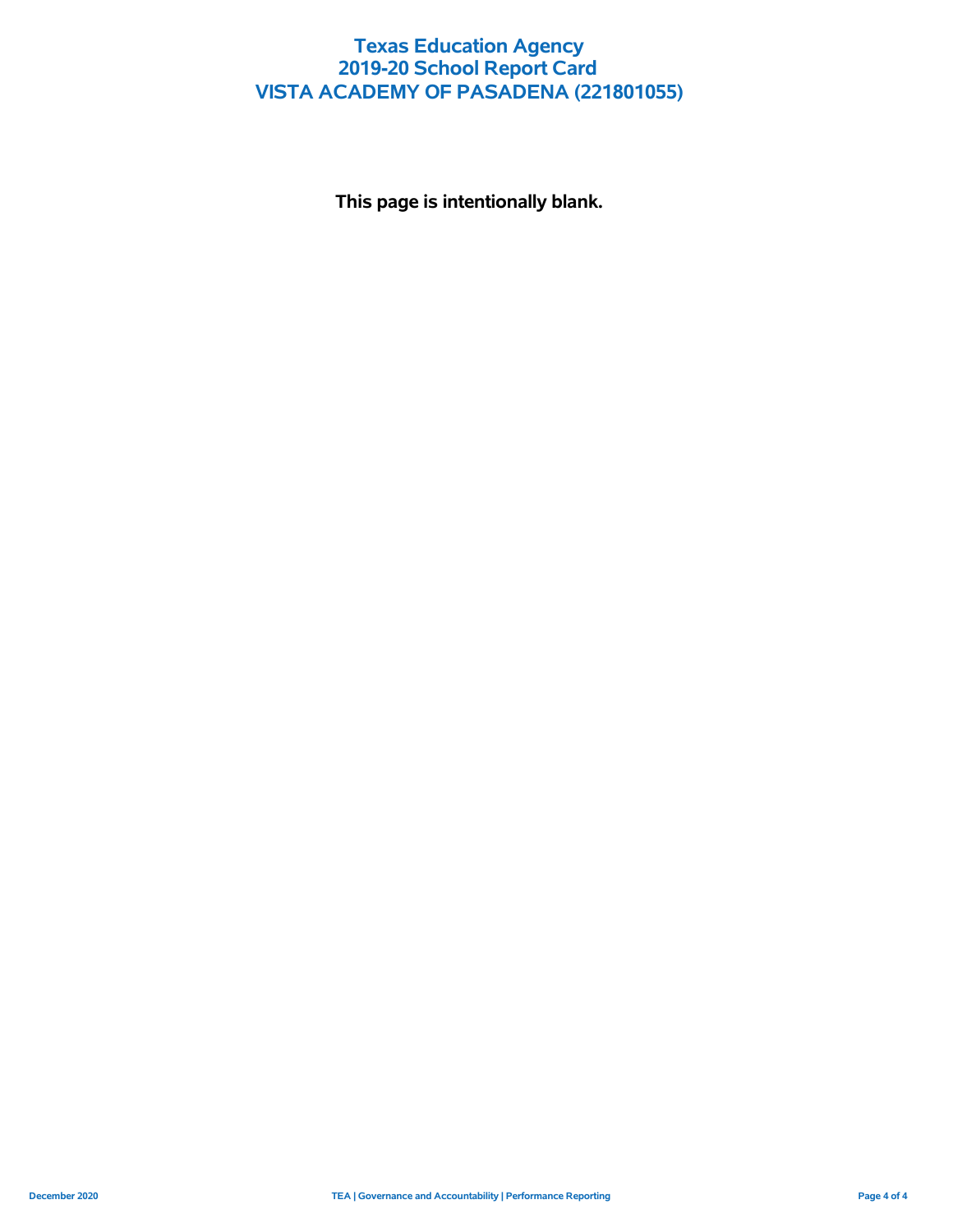# Texas Education Agency
# 2019-20 School Report Card
# VISTA ACADEMY OF PASADENA (221801055)

**This page is intentionally blank.**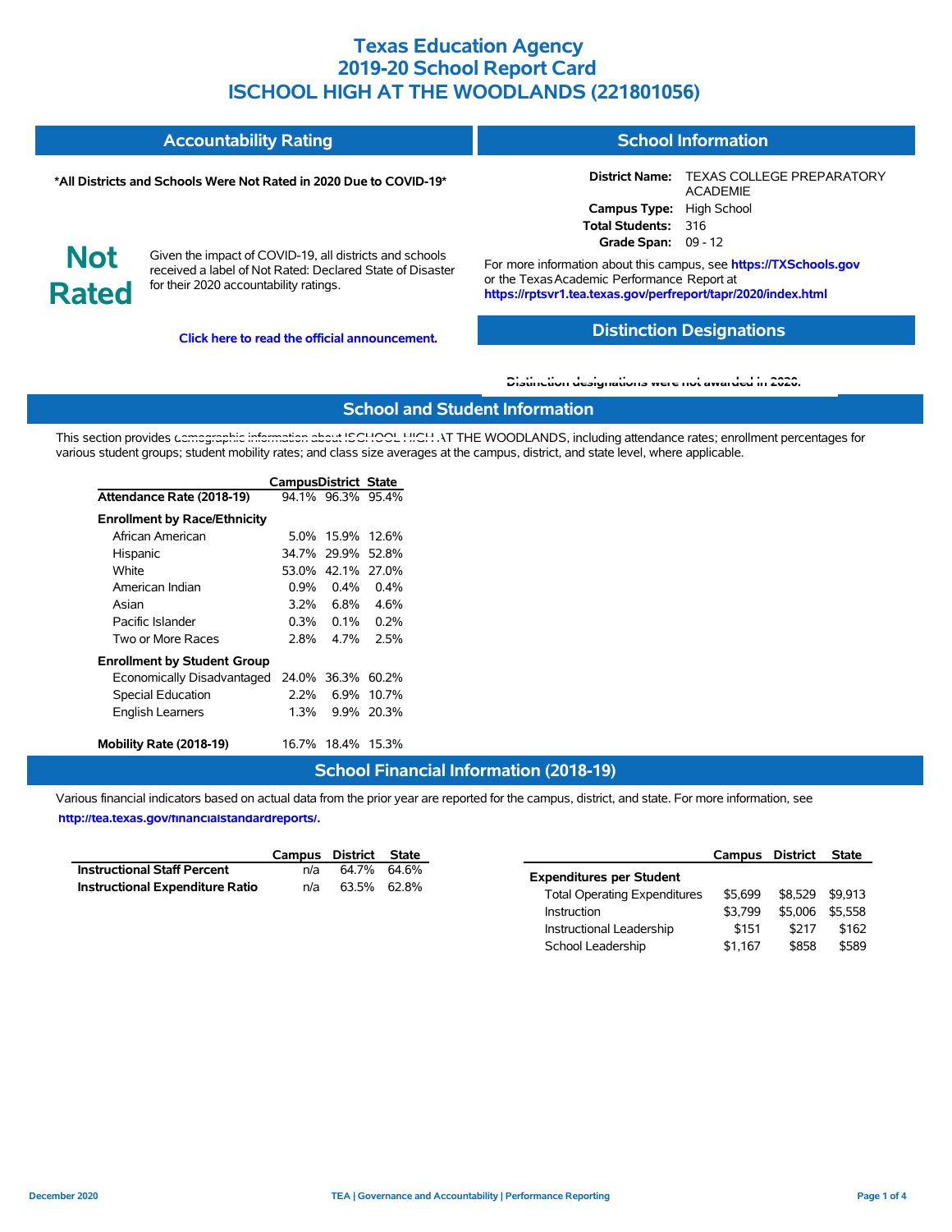# Texas Education Agency
# 2019-20 School Report Card
# ISCHOOL HIGH AT THE WOODLANDS (221801056)

## Accountability Rating

**\*All Districts and Schools Were Not Rated in 2020 Due to COVID-19\***

**Not Rated**

Given the impact of COVID-19, all districts and schools received a label of Not Rated: Declared State of Disaster for their 2020 accountability ratings.

**Click here to read the official announcement.**

## School Information

**District Name:** TEXAS COLLEGE PREPARATORY ACADEMIE
**Campus Type:** High School
**Total Students:** 316
**Grade Span:** 09 - 12

For more information about this campus, see **https://TXSchools.gov** or the Texas Academic Performance Report at **https://rptsvr1.tea.texas.gov/perfreport/tapr/2020/index.html**

## Distinction Designations

**Distinction designations were not awarded in 2020.**

## School and Student Information

This section provides demographic information about ISCHOOL HIGH AT THE WOODLANDS, including attendance rates; enrollment percentages for various student groups; student mobility rates; and class size averages at the campus, district, and state level, where applicable.

| | Campus | District | State |
|---|---|---|---|
| **Attendance Rate (2018-19)** | 94.1% | 96.3% | 95.4% |
| **Enrollment by Race/Ethnicity** | | | |
| African American | 5.0% | 15.9% | 12.6% |
| Hispanic | 34.7% | 29.9% | 52.8% |
| White | 53.0% | 42.1% | 27.0% |
| American Indian | 0.9% | 0.4% | 0.4% |
| Asian | 3.2% | 6.8% | 4.6% |
| Pacific Islander | 0.3% | 0.1% | 0.2% |
| Two or More Races | 2.8% | 4.7% | 2.5% |
| **Enrollment by Student Group** | | | |
| Economically Disadvantaged | 24.0% | 36.3% | 60.2% |
| Special Education | 2.2% | 6.9% | 10.7% |
| English Learners | 1.3% | 9.9% | 20.3% |
| **Mobility Rate (2018-19)** | 16.7% | 18.4% | 15.3% |

## School Financial Information (2018-19)

Various financial indicators based on actual data from the prior year are reported for the campus, district, and state. For more information, see **http://tea.texas.gov/financialstandardreports/.**

| | Campus | District | State |
|---|---|---|---|
| **Instructional Staff Percent** | n/a | 64.7% | 64.6% |
| **Instructional Expenditure Ratio** | n/a | 63.5% | 62.8% |

| | Campus | District | State |
|---|---|---|---|
| **Expenditures per Student** | | | |
| Total Operating Expenditures | $5,699 | $8,529 | $9,913 |
| Instruction | $3,799 | $5,006 | $5,558 |
| Instructional Leadership | $151 | $217 | $162 |
| School Leadership | $1,167 | $858 | $589 |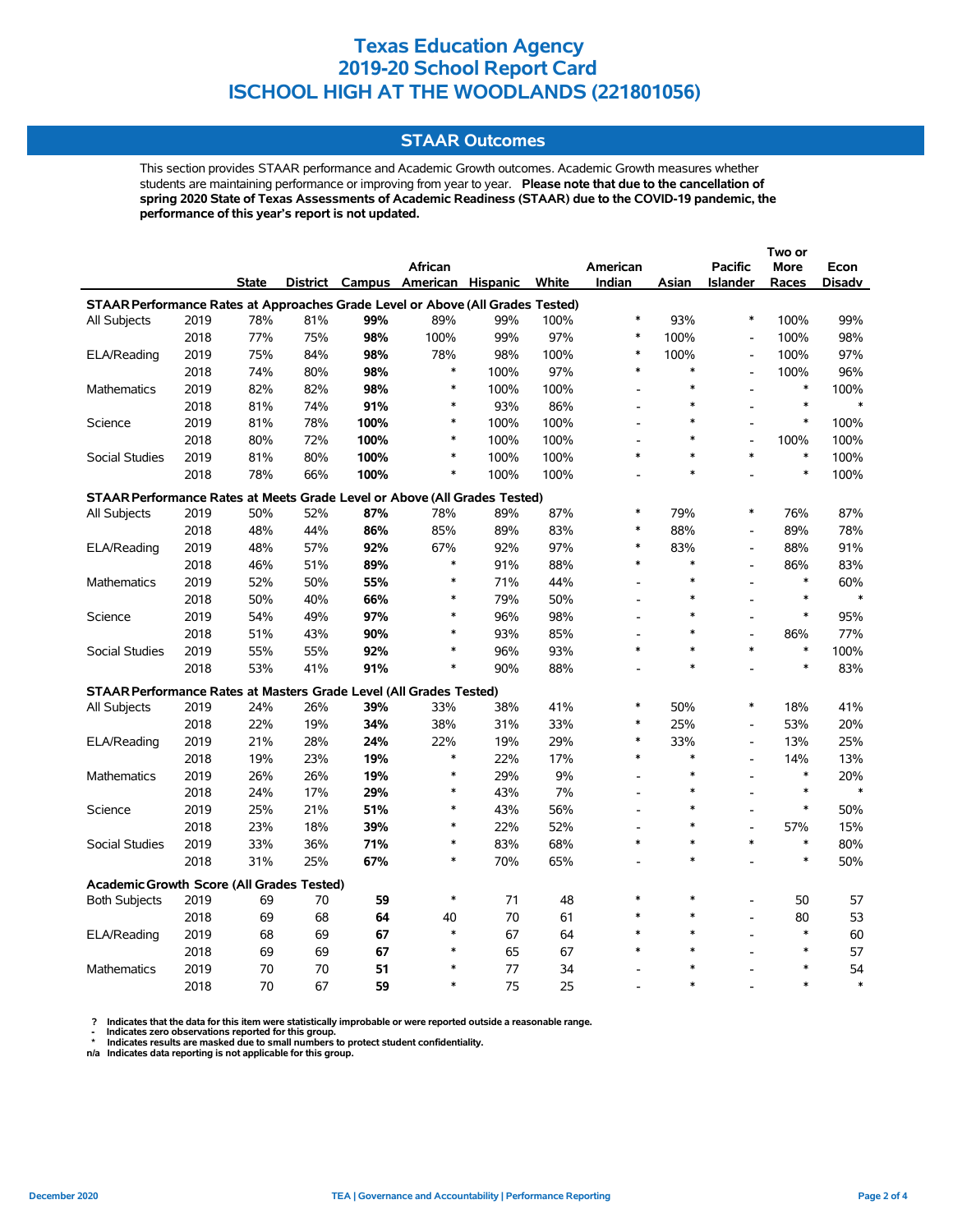# Texas Education Agency
# 2019-20 School Report Card
# ISCHOOL HIGH AT THE WOODLANDS (221801056)

## STAAR Outcomes

This section provides STAAR performance and Academic Growth outcomes. Academic Growth measures whether students are maintaining performance or improving from year to year. **Please note that due to the cancellation of spring 2020 State of Texas Assessments of Academic Readiness (STAAR) due to the COVID-19 pandemic, the performance of this year's report is not updated.**

| | | State | District | Campus | African American | Hispanic | White | American Indian | Asian | Pacific Islander | Two or More Races | Econ Disadv |
|---|---|---|---|---|---|---|---|---|---|---|---|---|
| **STAAR Performance Rates at Approaches Grade Level or Above (All Grades Tested)** | | | | | | | | | | | | |
| All Subjects | 2019 | 78% | 81% | **99%** | 89% | 99% | 100% | * | 93% | * | 100% | 99% |
| | 2018 | 77% | 75% | **98%** | 100% | 99% | 97% | * | 100% | - | 100% | 98% |
| ELA/Reading | 2019 | 75% | 84% | **98%** | 78% | 98% | 100% | * | 100% | - | 100% | 97% |
| | 2018 | 74% | 80% | **98%** | * | 100% | 97% | * | * | - | 100% | 96% |
| Mathematics | 2019 | 82% | 82% | **98%** | * | 100% | 100% | - | * | - | * | 100% |
| | 2018 | 81% | 74% | **91%** | * | 93% | 86% | - | * | - | * | * |
| Science | 2019 | 81% | 78% | **100%** | * | 100% | 100% | - | * | - | * | 100% |
| | 2018 | 80% | 72% | **100%** | * | 100% | 100% | - | * | - | 100% | 100% |
| Social Studies | 2019 | 81% | 80% | **100%** | * | 100% | 100% | * | * | * | * | 100% |
| | 2018 | 78% | 66% | **100%** | * | 100% | 100% | - | * | - | * | 100% |
| **STAAR Performance Rates at Meets Grade Level or Above (All Grades Tested)** | | | | | | | | | | | | |
| All Subjects | 2019 | 50% | 52% | **87%** | 78% | 89% | 87% | * | 79% | * | 76% | 87% |
| | 2018 | 48% | 44% | **86%** | 85% | 89% | 83% | * | 88% | - | 89% | 78% |
| ELA/Reading | 2019 | 48% | 57% | **92%** | 67% | 92% | 97% | * | 83% | - | 88% | 91% |
| | 2018 | 46% | 51% | **89%** | * | 91% | 88% | * | * | - | 86% | 83% |
| Mathematics | 2019 | 52% | 50% | **55%** | * | 71% | 44% | - | * | - | * | 60% |
| | 2018 | 50% | 40% | **66%** | * | 79% | 50% | - | * | - | * | * |
| Science | 2019 | 54% | 49% | **97%** | * | 96% | 98% | - | * | - | * | 95% |
| | 2018 | 51% | 43% | **90%** | * | 93% | 85% | - | * | - | 86% | 77% |
| Social Studies | 2019 | 55% | 55% | **92%** | * | 96% | 93% | * | * | * | * | 100% |
| | 2018 | 53% | 41% | **91%** | * | 90% | 88% | - | * | - | * | 83% |
| **STAAR Performance Rates at Masters Grade Level (All Grades Tested)** | | | | | | | | | | | | |
| All Subjects | 2019 | 24% | 26% | **39%** | 33% | 38% | 41% | * | 50% | * | 18% | 41% |
| | 2018 | 22% | 19% | **34%** | 38% | 31% | 33% | * | 25% | - | 53% | 20% |
| ELA/Reading | 2019 | 21% | 28% | **24%** | 22% | 19% | 29% | * | 33% | - | 13% | 25% |
| | 2018 | 19% | 23% | **19%** | * | 22% | 17% | * | * | - | 14% | 13% |
| Mathematics | 2019 | 26% | 26% | **19%** | * | 29% | 9% | - | * | - | * | 20% |
| | 2018 | 24% | 17% | **29%** | * | 43% | 7% | - | * | - | * | * |
| Science | 2019 | 25% | 21% | **51%** | * | 43% | 56% | - | * | - | * | 50% |
| | 2018 | 23% | 18% | **39%** | * | 22% | 52% | - | * | - | 57% | 15% |
| Social Studies | 2019 | 33% | 36% | **71%** | * | 83% | 68% | * | * | * | * | 80% |
| | 2018 | 31% | 25% | **67%** | * | 70% | 65% | - | * | - | * | 50% |
| **Academic Growth Score (All Grades Tested)** | | | | | | | | | | | | |
| Both Subjects | 2019 | 69 | 70 | **59** | * | 71 | 48 | * | * | - | 50 | 57 |
| | 2018 | 69 | 68 | **64** | 40 | 70 | 61 | * | * | - | 80 | 53 |
| ELA/Reading | 2019 | 68 | 69 | **67** | * | 67 | 64 | * | * | - | * | 60 |
| | 2018 | 69 | 69 | **67** | * | 65 | 67 | * | * | - | * | 57 |
| Mathematics | 2019 | 70 | 70 | **51** | * | 77 | 34 | - | * | - | * | 54 |
| | 2018 | 70 | 67 | **59** | * | 75 | 25 | - | * | - | * | * |

? Indicates that the data for this item were statistically improbable or were reported outside a reasonable range.
- Indicates zero observations reported for this group.
* Indicates results are masked due to small numbers to protect student confidentiality.
n/a Indicates data reporting is not applicable for this group.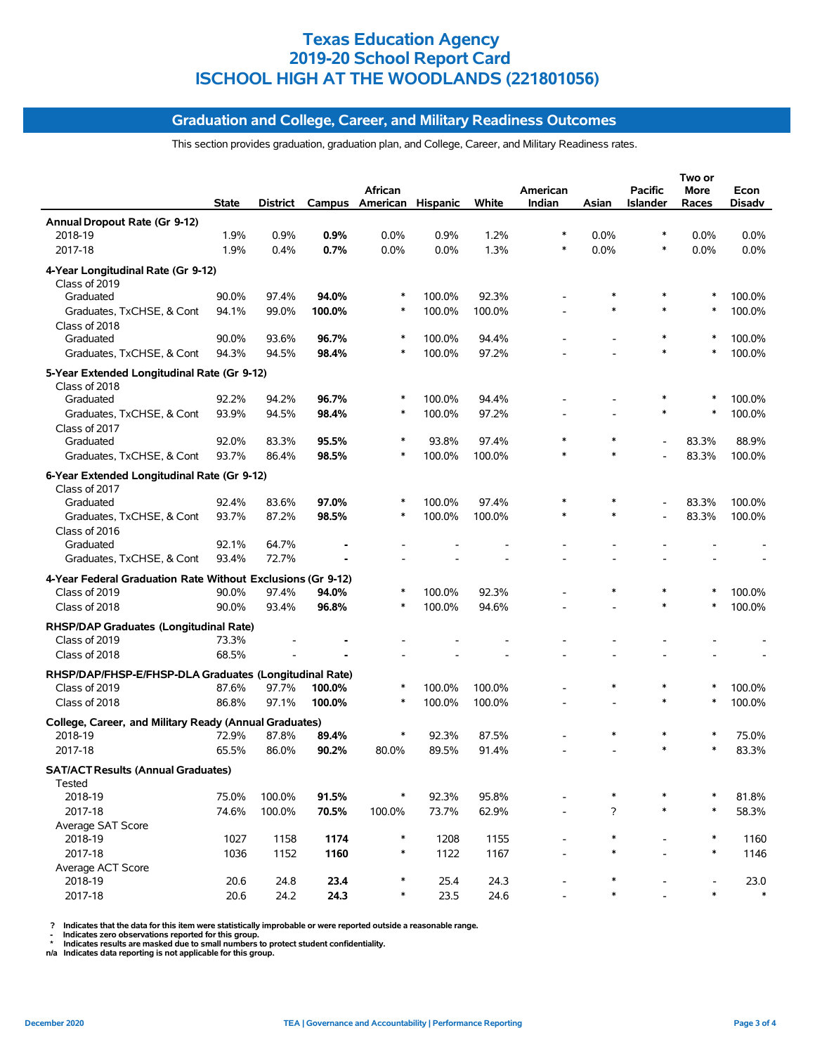# Texas Education Agency
# 2019-20 School Report Card
# ISCHOOL HIGH AT THE WOODLANDS (221801056)

## Graduation and College, Career, and Military Readiness Outcomes

This section provides graduation, graduation plan, and College, Career, and Military Readiness rates.

| | State | District | Campus | African American | Hispanic | White | American Indian | Asian | Pacific Islander | Two or More Races | Econ Disadv |
|---|---|---|---|---|---|---|---|---|---|---|---|
| **Annual Dropout Rate (Gr 9-12)** | | | | | | | | | | | |
| 2018-19 | 1.9% | 0.9% | **0.9%** | 0.0% | 0.9% | 1.2% | * | 0.0% | * | 0.0% | 0.0% |
| 2017-18 | 1.9% | 0.4% | **0.7%** | 0.0% | 0.0% | 1.3% | * | 0.0% | * | 0.0% | 0.0% |
| **4-Year Longitudinal Rate (Gr 9-12)** | | | | | | | | | | | |
| Class of 2019 | | | | | | | | | | | |
| Graduated | 90.0% | 97.4% | **94.0%** | * | 100.0% | 92.3% | - | * | * | * | 100.0% |
| Graduates, TxCHSE, & Cont | 94.1% | 99.0% | **100.0%** | * | 100.0% | 100.0% | - | * | * | * | 100.0% |
| Class of 2018 | | | | | | | | | | | |
| Graduated | 90.0% | 93.6% | **96.7%** | * | 100.0% | 94.4% | - | - | * | * | 100.0% |
| Graduates, TxCHSE, & Cont | 94.3% | 94.5% | **98.4%** | * | 100.0% | 97.2% | - | - | * | * | 100.0% |
| **5-Year Extended Longitudinal Rate (Gr 9-12)** | | | | | | | | | | | |
| Class of 2018 | | | | | | | | | | | |
| Graduated | 92.2% | 94.2% | **96.7%** | * | 100.0% | 94.4% | - | - | * | * | 100.0% |
| Graduates, TxCHSE, & Cont | 93.9% | 94.5% | **98.4%** | * | 100.0% | 97.2% | - | - | * | * | 100.0% |
| Class of 2017 | | | | | | | | | | | |
| Graduated | 92.0% | 83.3% | **95.5%** | * | 93.8% | 97.4% | * | * | - | 83.3% | 88.9% |
| Graduates, TxCHSE, & Cont | 93.7% | 86.4% | **98.5%** | * | 100.0% | 100.0% | * | * | - | 83.3% | 100.0% |
| **6-Year Extended Longitudinal Rate (Gr 9-12)** | | | | | | | | | | | |
| Class of 2017 | | | | | | | | | | | |
| Graduated | 92.4% | 83.6% | **97.0%** | * | 100.0% | 97.4% | * | * | - | 83.3% | 100.0% |
| Graduates, TxCHSE, & Cont | 93.7% | 87.2% | **98.5%** | * | 100.0% | 100.0% | * | * | - | 83.3% | 100.0% |
| Class of 2016 | | | | | | | | | | | |
| Graduated | 92.1% | 64.7% | **-** | - | - | - | - | - | - | - | - |
| Graduates, TxCHSE, & Cont | 93.4% | 72.7% | **-** | - | - | - | - | - | - | - | - |
| **4-Year Federal Graduation Rate Without Exclusions (Gr 9-12)** | | | | | | | | | | | |
| Class of 2019 | 90.0% | 97.4% | **94.0%** | * | 100.0% | 92.3% | - | * | * | * | 100.0% |
| Class of 2018 | 90.0% | 93.4% | **96.8%** | * | 100.0% | 94.6% | - | - | * | * | 100.0% |
| **RHSP/DAP Graduates (Longitudinal Rate)** | | | | | | | | | | | |
| Class of 2019 | 73.3% | - | **-** | - | - | - | - | - | - | - | - |
| Class of 2018 | 68.5% | - | **-** | - | - | - | - | - | - | - | - |
| **RHSP/DAP/FHSP-E/FHSP-DLA Graduates (Longitudinal Rate)** | | | | | | | | | | | |
| Class of 2019 | 87.6% | 97.7% | **100.0%** | * | 100.0% | 100.0% | - | * | * | * | 100.0% |
| Class of 2018 | 86.8% | 97.1% | **100.0%** | * | 100.0% | 100.0% | - | - | * | * | 100.0% |
| **College, Career, and Military Ready (Annual Graduates)** | | | | | | | | | | | |
| 2018-19 | 72.9% | 87.8% | **89.4%** | * | 92.3% | 87.5% | - | * | * | * | 75.0% |
| 2017-18 | 65.5% | 86.0% | **90.2%** | 80.0% | 89.5% | 91.4% | - | - | * | * | 83.3% |
| **SAT/ACT Results (Annual Graduates)** | | | | | | | | | | | |
| Tested | | | | | | | | | | | |
| 2018-19 | 75.0% | 100.0% | **91.5%** | * | 92.3% | 95.8% | - | * | * | * | 81.8% |
| 2017-18 | 74.6% | 100.0% | **70.5%** | 100.0% | 73.7% | 62.9% | - | ? | * | * | 58.3% |
| Average SAT Score | | | | | | | | | | | |
| 2018-19 | 1027 | 1158 | **1174** | * | 1208 | 1155 | - | * | - | * | 1160 |
| 2017-18 | 1036 | 1152 | **1160** | * | 1122 | 1167 | - | * | - | * | 1146 |
| Average ACT Score | | | | | | | | | | | |
| 2018-19 | 20.6 | 24.8 | **23.4** | * | 25.4 | 24.3 | - | * | - | - | 23.0 |
| 2017-18 | 20.6 | 24.2 | **24.3** | * | 23.5 | 24.6 | - | * | - | * | * |

**?** Indicates that the data for this item were statistically improbable or were reported outside a reasonable range.
**-** Indicates zero observations reported for this group.
**\*** Indicates results are masked due to small numbers to protect student confidentiality.
**n/a** Indicates data reporting is not applicable for this group.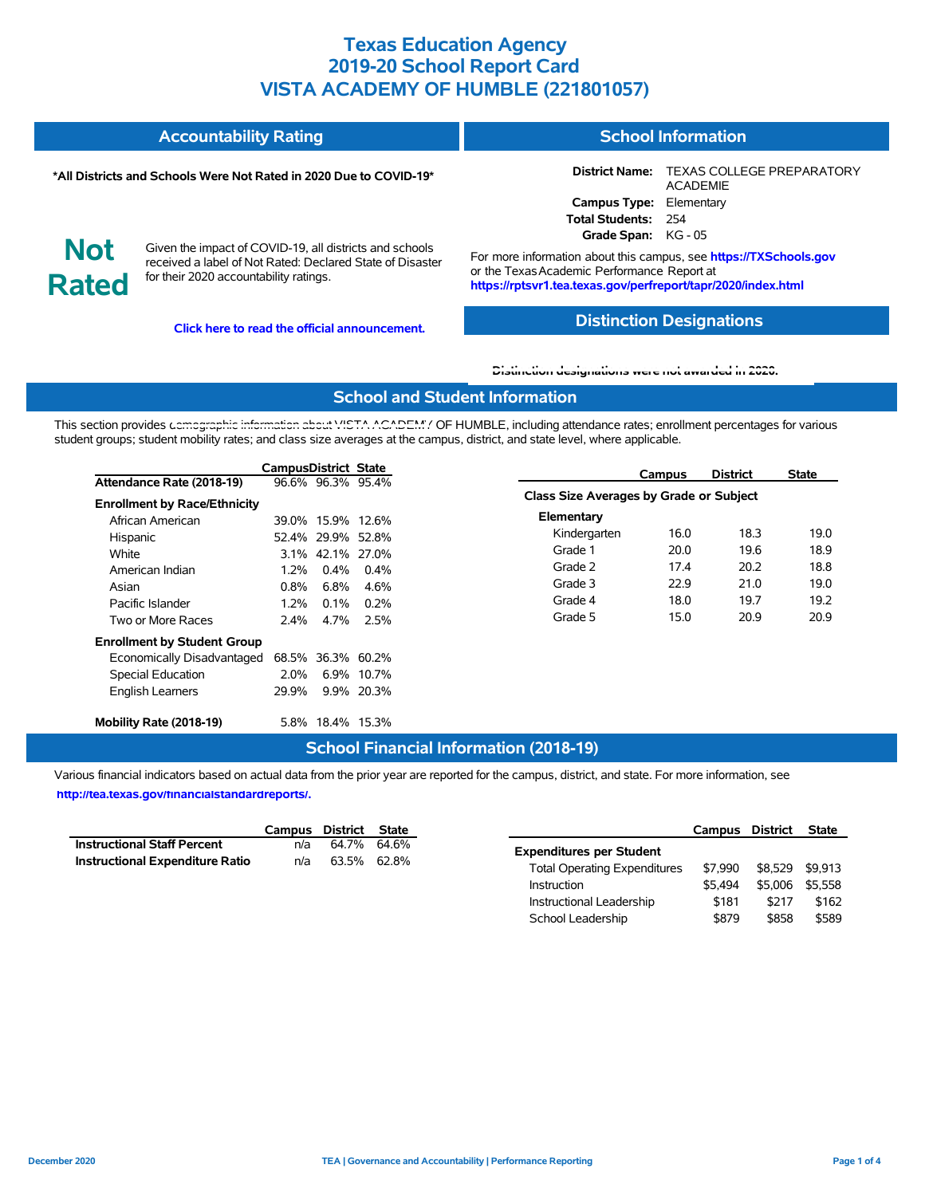# Texas Education Agency
# 2019-20 School Report Card
# VISTA ACADEMY OF HUMBLE (221801057)

## Accountability Rating

**\*All Districts and Schools Were Not Rated in 2020 Due to COVID-19\***

**Not Rated**

Given the impact of COVID-19, all districts and schools received a label of Not Rated: Declared State of Disaster for their 2020 accountability ratings.

**Click here to read the official announcement.**

## School Information

**District Name:** TEXAS COLLEGE PREPARATORY ACADEMIE
**Campus Type:** Elementary
**Total Students:** 254
**Grade Span:** KG - 05

For more information about this campus, see **https://TXSchools.gov** or the Texas Academic Performance Report at **https://rptsvr1.tea.texas.gov/perfreport/tapr/2020/index.html**

## Distinction Designations

**Distinction designations were not awarded in 2020.**

## School and Student Information

This section provides demographic information about VISTA ACADEMY OF HUMBLE, including attendance rates; enrollment percentages for various student groups; student mobility rates; and class size averages at the campus, district, and state level, where applicable.

| | Campus | District | State |
|---|---|---|---|
| **Attendance Rate (2018-19)** | 96.6% | 96.3% | 95.4% |
| **Enrollment by Race/Ethnicity** | | | |
| African American | 39.0% | 15.9% | 12.6% |
| Hispanic | 52.4% | 29.9% | 52.8% |
| White | 3.1% | 42.1% | 27.0% |
| American Indian | 1.2% | 0.4% | 0.4% |
| Asian | 0.8% | 6.8% | 4.6% |
| Pacific Islander | 1.2% | 0.1% | 0.2% |
| Two or More Races | 2.4% | 4.7% | 2.5% |
| **Enrollment by Student Group** | | | |
| Economically Disadvantaged | 68.5% | 36.3% | 60.2% |
| Special Education | 2.0% | 6.9% | 10.7% |
| English Learners | 29.9% | 9.9% | 20.3% |
| **Mobility Rate (2018-19)** | 5.8% | 18.4% | 15.3% |

| | Campus | District | State |
|---|---|---|---|
| **Class Size Averages by Grade or Subject** | | | |
| **Elementary** | | | |
| Kindergarten | 16.0 | 18.3 | 19.0 |
| Grade 1 | 20.0 | 19.6 | 18.9 |
| Grade 2 | 17.4 | 20.2 | 18.8 |
| Grade 3 | 22.9 | 21.0 | 19.0 |
| Grade 4 | 18.0 | 19.7 | 19.2 |
| Grade 5 | 15.0 | 20.9 | 20.9 |

## School Financial Information (2018-19)

Various financial indicators based on actual data from the prior year are reported for the campus, district, and state. For more information, see **http://tea.texas.gov/financialstandardreports/.**

| | Campus | District | State |
|---|---|---|---|
| **Instructional Staff Percent** | n/a | 64.7% | 64.6% |
| **Instructional Expenditure Ratio** | n/a | 63.5% | 62.8% |

| | Campus | District | State |
|---|---|---|---|
| **Expenditures per Student** | | | |
| Total Operating Expenditures | $7,990 | $8,529 | $9,913 |
| Instruction | $5,494 | $5,006 | $5,558 |
| Instructional Leadership | $181 | $217 | $162 |
| School Leadership | $879 | $858 | $589 |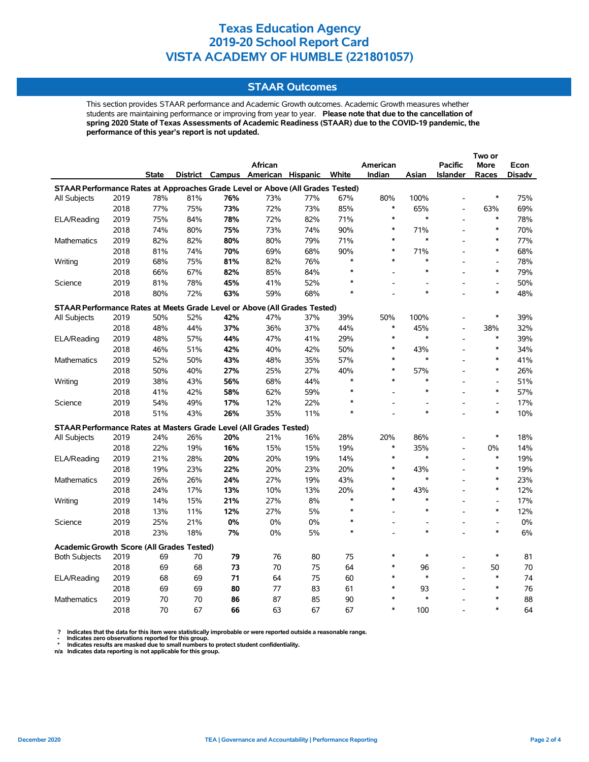# Texas Education Agency
# 2019-20 School Report Card
# VISTA ACADEMY OF HUMBLE (221801057)

## STAAR Outcomes

This section provides STAAR performance and Academic Growth outcomes. Academic Growth measures whether students are maintaining performance or improving from year to year. **Please note that due to the cancellation of spring 2020 State of Texas Assessments of Academic Readiness (STAAR) due to the COVID-19 pandemic, the performance of this year's report is not updated.**

| | | State | District | Campus | African American | Hispanic | White | American Indian | Asian | Pacific Islander | Two or More Races | Econ Disadv |
|---|---|---|---|---|---|---|---|---|---|---|---|---|
| **STAAR Performance Rates at Approaches Grade Level or Above (All Grades Tested)** | | | | | | | | | | | | |
| All Subjects | 2019 | 78% | 81% | **76%** | 73% | 77% | 67% | 80% | 100% | - | * | 75% |
| | 2018 | 77% | 75% | **73%** | 72% | 73% | 85% | * | 65% | - | 63% | 69% |
| ELA/Reading | 2019 | 75% | 84% | **78%** | 72% | 82% | 71% | * | * | - | * | 78% |
| | 2018 | 74% | 80% | **75%** | 73% | 74% | 90% | * | 71% | - | * | 70% |
| Mathematics | 2019 | 82% | 82% | **80%** | 80% | 79% | 71% | * | * | - | * | 77% |
| | 2018 | 81% | 74% | **70%** | 69% | 68% | 90% | * | 71% | - | * | 68% |
| Writing | 2019 | 68% | 75% | **81%** | 82% | 76% | * | * | * | - | - | 78% |
| | 2018 | 66% | 67% | **82%** | 85% | 84% | * | - | * | - | * | 79% |
| Science | 2019 | 81% | 78% | **45%** | 41% | 52% | * | - | - | - | - | 50% |
| | 2018 | 80% | 72% | **63%** | 59% | 68% | * | - | * | - | * | 48% |
| **STAAR Performance Rates at Meets Grade Level or Above (All Grades Tested)** | | | | | | | | | | | | |
| All Subjects | 2019 | 50% | 52% | **42%** | 47% | 37% | 39% | 50% | 100% | - | * | 39% |
| | 2018 | 48% | 44% | **37%** | 36% | 37% | 44% | * | 45% | - | 38% | 32% |
| ELA/Reading | 2019 | 48% | 57% | **44%** | 47% | 41% | 29% | * | * | - | * | 39% |
| | 2018 | 46% | 51% | **42%** | 40% | 42% | 50% | * | 43% | - | * | 34% |
| Mathematics | 2019 | 52% | 50% | **43%** | 48% | 35% | 57% | * | * | - | * | 41% |
| | 2018 | 50% | 40% | **27%** | 25% | 27% | 40% | * | 57% | - | * | 26% |
| Writing | 2019 | 38% | 43% | **56%** | 68% | 44% | * | * | * | - | - | 51% |
| | 2018 | 41% | 42% | **58%** | 62% | 59% | * | - | * | - | * | 57% |
| Science | 2019 | 54% | 49% | **17%** | 12% | 22% | * | - | - | - | - | 17% |
| | 2018 | 51% | 43% | **26%** | 35% | 11% | * | - | * | - | * | 10% |
| **STAAR Performance Rates at Masters Grade Level (All Grades Tested)** | | | | | | | | | | | | |
| All Subjects | 2019 | 24% | 26% | **20%** | 21% | 16% | 28% | 20% | 86% | - | * | 18% |
| | 2018 | 22% | 19% | **16%** | 15% | 15% | 19% | * | 35% | - | 0% | 14% |
| ELA/Reading | 2019 | 21% | 28% | **20%** | 20% | 19% | 14% | * | * | - | * | 19% |
| | 2018 | 19% | 23% | **22%** | 20% | 23% | 20% | * | 43% | - | * | 19% |
| Mathematics | 2019 | 26% | 26% | **24%** | 27% | 19% | 43% | * | * | - | * | 23% |
| | 2018 | 24% | 17% | **13%** | 10% | 13% | 20% | * | 43% | - | * | 12% |
| Writing | 2019 | 14% | 15% | **21%** | 27% | 8% | * | * | * | - | - | 17% |
| | 2018 | 13% | 11% | **12%** | 27% | 5% | * | - | * | - | * | 12% |
| Science | 2019 | 25% | 21% | **0%** | 0% | 0% | * | - | - | - | - | 0% |
| | 2018 | 23% | 18% | **7%** | 0% | 5% | * | - | * | - | * | 6% |
| **Academic Growth Score (All Grades Tested)** | | | | | | | | | | | | |
| Both Subjects | 2019 | 69 | 70 | **79** | 76 | 80 | 75 | * | * | - | * | 81 |
| | 2018 | 69 | 68 | **73** | 70 | 75 | 64 | * | 96 | - | 50 | 70 |
| ELA/Reading | 2019 | 68 | 69 | **71** | 64 | 75 | 60 | * | * | - | * | 74 |
| | 2018 | 69 | 69 | **80** | 77 | 83 | 61 | * | 93 | - | * | 76 |
| Mathematics | 2019 | 70 | 70 | **86** | 87 | 85 | 90 | * | * | - | * | 88 |
| | 2018 | 70 | 67 | **66** | 63 | 67 | 67 | * | 100 | - | * | 64 |

**? Indicates that the data for this item were statistically improbable or were reported outside a reasonable range.**
**- Indicates zero observations reported for this group.**
*** Indicates results are masked due to small numbers to protect student confidentiality.**
**n/a Indicates data reporting is not applicable for this group.**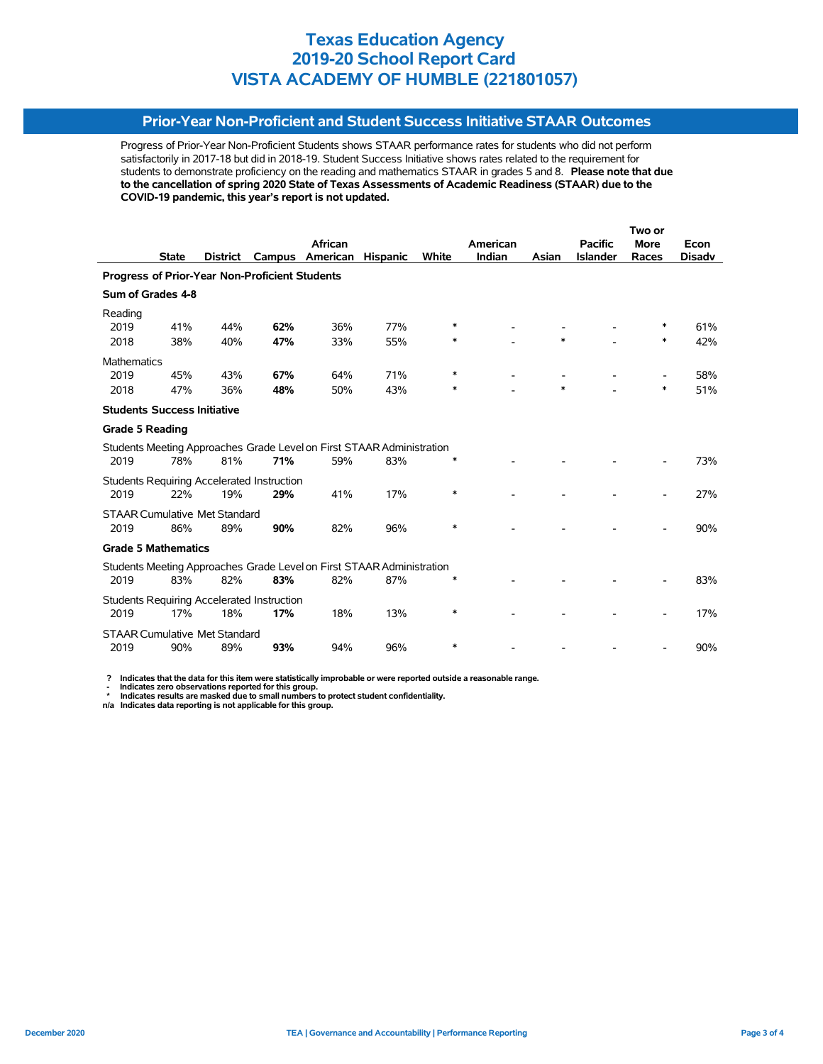# Texas Education Agency
# 2019-20 School Report Card
# VISTA ACADEMY OF HUMBLE (221801057)

## Prior-Year Non-Proficient and Student Success Initiative STAAR Outcomes

Progress of Prior-Year Non-Proficient Students shows STAAR performance rates for students who did not perform satisfactorily in 2017-18 but did in 2018-19. Student Success Initiative shows rates related to the requirement for students to demonstrate proficiency on the reading and mathematics STAAR in grades 5 and 8. **Please note that due to the cancellation of spring 2020 State of Texas Assessments of Academic Readiness (STAAR) due to the COVID-19 pandemic, this year's report is not updated.**

| | State | District | Campus | African American | Hispanic | White | American Indian | Asian | Pacific Islander | Two or More Races | Econ Disadv |
|---|---|---|---|---|---|---|---|---|---|---|---|
| **Progress of Prior-Year Non-Proficient Students** | | | | | | | | | | | |
| **Sum of Grades 4-8** | | | | | | | | | | | |
| Reading | | | | | | | | | | | |
| 2019 | 41% | 44% | **62%** | 36% | 77% | * | - | - | - | * | 61% |
| 2018 | 38% | 40% | **47%** | 33% | 55% | * | - | * | - | * | 42% |
| Mathematics | | | | | | | | | | | |
| 2019 | 45% | 43% | **67%** | 64% | 71% | * | - | - | - | - | 58% |
| 2018 | 47% | 36% | **48%** | 50% | 43% | * | - | * | - | * | 51% |
| **Students Success Initiative** | | | | | | | | | | | |
| **Grade 5 Reading** | | | | | | | | | | | |
| Students Meeting Approaches Grade Level on First STAAR Administration | | | | | | | | | | | |
| 2019 | 78% | 81% | **71%** | 59% | 83% | * | - | - | - | - | 73% |
| Students Requiring Accelerated Instruction | | | | | | | | | | | |
| 2019 | 22% | 19% | **29%** | 41% | 17% | * | - | - | - | - | 27% |
| STAAR Cumulative Met Standard | | | | | | | | | | | |
| 2019 | 86% | 89% | **90%** | 82% | 96% | * | - | - | - | - | 90% |
| **Grade 5 Mathematics** | | | | | | | | | | | |
| Students Meeting Approaches Grade Level on First STAAR Administration | | | | | | | | | | | |
| 2019 | 83% | 82% | **83%** | 82% | 87% | * | - | - | - | - | 83% |
| Students Requiring Accelerated Instruction | | | | | | | | | | | |
| 2019 | 17% | 18% | **17%** | 18% | 13% | * | - | - | - | - | 17% |
| STAAR Cumulative Met Standard | | | | | | | | | | | |
| 2019 | 90% | 89% | **93%** | 94% | 96% | * | - | - | - | - | 90% |

**?** Indicates that the data for this item were statistically improbable or were reported outside a reasonable range.
**-** Indicates zero observations reported for this group.
**\*** Indicates results are masked due to small numbers to protect student confidentiality.
**n/a** Indicates data reporting is not applicable for this group.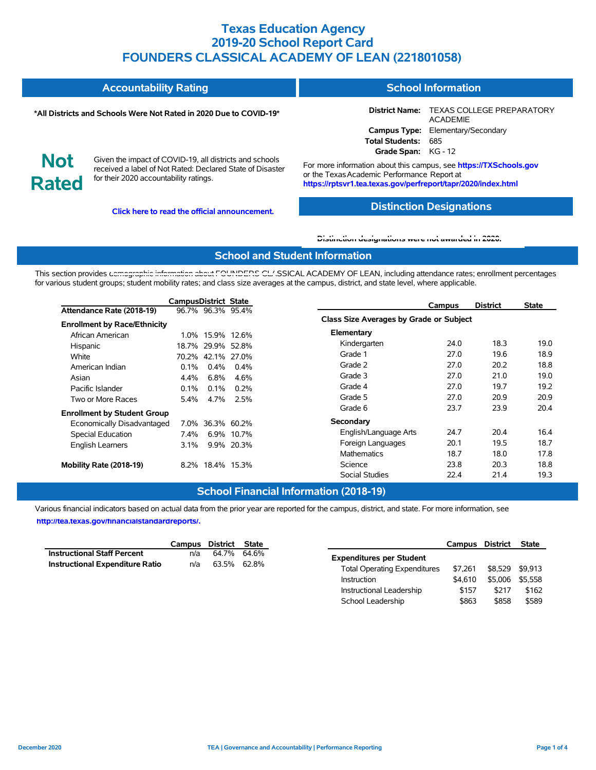# Texas Education Agency
# 2019-20 School Report Card
# FOUNDERS CLASSICAL ACADEMY OF LEAN (221801058)

## Accountability Rating

**\*All Districts and Schools Were Not Rated in 2020 Due to COVID-19\***

**Not Rated**

Given the impact of COVID-19, all districts and schools received a label of Not Rated: Declared State of Disaster for their 2020 accountability ratings.

**Click here to read the official announcement.**

## School Information

**District Name:** TEXAS COLLEGE PREPARATORY ACADEMIE
**Campus Type:** Elementary/Secondary
**Total Students:** 685
**Grade Span:** KG - 12

For more information about this campus, see **https://TXSchools.gov** or the Texas Academic Performance Report at **https://rptsvr1.tea.texas.gov/perfreport/tapr/2020/index.html**

## Distinction Designations

Distinction designations were not awarded in 2020.

## School and Student Information

This section provides demographic information about FOUNDERS CLASSICAL ACADEMY OF LEAN, including attendance rates; enrollment percentages for various student groups; student mobility rates; and class size averages at the campus, district, and state level, where applicable.

| | Campus | District | State |
|---|---|---|---|
| **Attendance Rate (2018-19)** | 96.7% | 96.3% | 95.4% |
| **Enrollment by Race/Ethnicity** | | | |
| African American | 1.0% | 15.9% | 12.6% |
| Hispanic | 18.7% | 29.9% | 52.8% |
| White | 70.2% | 42.1% | 27.0% |
| American Indian | 0.1% | 0.4% | 0.4% |
| Asian | 4.4% | 6.8% | 4.6% |
| Pacific Islander | 0.1% | 0.1% | 0.2% |
| Two or More Races | 5.4% | 4.7% | 2.5% |
| **Enrollment by Student Group** | | | |
| Economically Disadvantaged | 7.0% | 36.3% | 60.2% |
| Special Education | 7.4% | 6.9% | 10.7% |
| English Learners | 3.1% | 9.9% | 20.3% |
| **Mobility Rate (2018-19)** | 8.2% | 18.4% | 15.3% |

| | Campus | District | State |
|---|---|---|---|
| **Class Size Averages by Grade or Subject** | | | |
| **Elementary** | | | |
| Kindergarten | 24.0 | 18.3 | 19.0 |
| Grade 1 | 27.0 | 19.6 | 18.9 |
| Grade 2 | 27.0 | 20.2 | 18.8 |
| Grade 3 | 27.0 | 21.0 | 19.0 |
| Grade 4 | 27.0 | 19.7 | 19.2 |
| Grade 5 | 27.0 | 20.9 | 20.9 |
| Grade 6 | 23.7 | 23.9 | 20.4 |
| **Secondary** | | | |
| English/Language Arts | 24.7 | 20.4 | 16.4 |
| Foreign Languages | 20.1 | 19.5 | 18.7 |
| Mathematics | 18.7 | 18.0 | 17.8 |
| Science | 23.8 | 20.3 | 18.8 |
| Social Studies | 22.4 | 21.4 | 19.3 |

## School Financial Information (2018-19)

Various financial indicators based on actual data from the prior year are reported for the campus, district, and state. For more information, see **http://tea.texas.gov/financialstandardreports/.**

| | Campus | District | State |
|---|---|---|---|
| **Instructional Staff Percent** | n/a | 64.7% | 64.6% |
| **Instructional Expenditure Ratio** | n/a | 63.5% | 62.8% |

| | Campus | District | State |
|---|---|---|---|
| **Expenditures per Student** | | | |
| Total Operating Expenditures | $7,261 | $8,529 | $9,913 |
| Instruction | $4,610 | $5,006 | $5,558 |
| Instructional Leadership | $157 | $217 | $162 |
| School Leadership | $863 | $858 | $589 |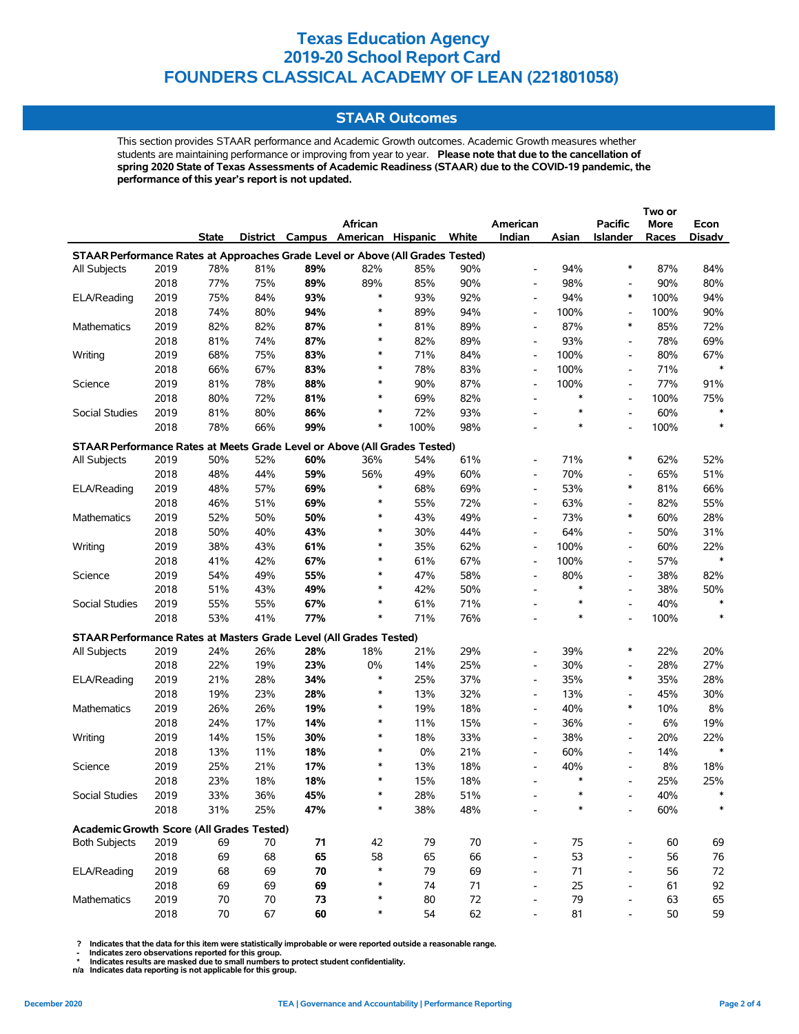# Texas Education Agency
# 2019-20 School Report Card
# FOUNDERS CLASSICAL ACADEMY OF LEAN (221801058)

## STAAR Outcomes

This section provides STAAR performance and Academic Growth outcomes. Academic Growth measures whether students are maintaining performance or improving from year to year. **Please note that due to the cancellation of spring 2020 State of Texas Assessments of Academic Readiness (STAAR) due to the COVID-19 pandemic, the performance of this year's report is not updated.**

| | | State | District | Campus | African American | Hispanic | White | American Indian | Asian | Pacific Islander | Two or More Races | Econ Disadv |
|---|---|---|---|---|---|---|---|---|---|---|---|---|
| **STAAR Performance Rates at Approaches Grade Level or Above (All Grades Tested)** | | | | | | | | | | | | |
| All Subjects | 2019 | 78% | 81% | **89%** | 82% | 85% | 90% | - | 94% | * | 87% | 84% |
| | 2018 | 77% | 75% | **89%** | 89% | 85% | 90% | - | 98% | - | 90% | 80% |
| ELA/Reading | 2019 | 75% | 84% | **93%** | * | 93% | 92% | - | 94% | * | 100% | 94% |
| | 2018 | 74% | 80% | **94%** | * | 89% | 94% | - | 100% | - | 100% | 90% |
| Mathematics | 2019 | 82% | 82% | **87%** | * | 81% | 89% | - | 87% | * | 85% | 72% |
| | 2018 | 81% | 74% | **87%** | * | 82% | 89% | - | 93% | - | 78% | 69% |
| Writing | 2019 | 68% | 75% | **83%** | * | 71% | 84% | - | 100% | - | 80% | 67% |
| | 2018 | 66% | 67% | **83%** | * | 78% | 83% | - | 100% | - | 71% | * |
| Science | 2019 | 81% | 78% | **88%** | * | 90% | 87% | - | 100% | - | 77% | 91% |
| | 2018 | 80% | 72% | **81%** | * | 69% | 82% | - | * | - | 100% | 75% |
| Social Studies | 2019 | 81% | 80% | **86%** | * | 72% | 93% | - | * | - | 60% | * |
| | 2018 | 78% | 66% | **99%** | * | 100% | 98% | - | * | - | 100% | * |
| **STAAR Performance Rates at Meets Grade Level or Above (All Grades Tested)** | | | | | | | | | | | | |
| All Subjects | 2019 | 50% | 52% | **60%** | 36% | 54% | 61% | - | 71% | * | 62% | 52% |
| | 2018 | 48% | 44% | **59%** | 56% | 49% | 60% | - | 70% | - | 65% | 51% |
| ELA/Reading | 2019 | 48% | 57% | **69%** | * | 68% | 69% | - | 53% | * | 81% | 66% |
| | 2018 | 46% | 51% | **69%** | * | 55% | 72% | - | 63% | - | 82% | 55% |
| Mathematics | 2019 | 52% | 50% | **50%** | * | 43% | 49% | - | 73% | * | 60% | 28% |
| | 2018 | 50% | 40% | **43%** | * | 30% | 44% | - | 64% | - | 50% | 31% |
| Writing | 2019 | 38% | 43% | **61%** | * | 35% | 62% | - | 100% | - | 60% | 22% |
| | 2018 | 41% | 42% | **67%** | * | 61% | 67% | - | 100% | - | 57% | * |
| Science | 2019 | 54% | 49% | **55%** | * | 47% | 58% | - | 80% | - | 38% | 82% |
| | 2018 | 51% | 43% | **49%** | * | 42% | 50% | - | * | - | 38% | 50% |
| Social Studies | 2019 | 55% | 55% | **67%** | * | 61% | 71% | - | * | - | 40% | * |
| | 2018 | 53% | 41% | **77%** | * | 71% | 76% | - | * | - | 100% | * |
| **STAAR Performance Rates at Masters Grade Level (All Grades Tested)** | | | | | | | | | | | | |
| All Subjects | 2019 | 24% | 26% | **28%** | 18% | 21% | 29% | - | 39% | * | 22% | 20% |
| | 2018 | 22% | 19% | **23%** | 0% | 14% | 25% | - | 30% | - | 28% | 27% |
| ELA/Reading | 2019 | 21% | 28% | **34%** | * | 25% | 37% | - | 35% | * | 35% | 28% |
| | 2018 | 19% | 23% | **28%** | * | 13% | 32% | - | 13% | - | 45% | 30% |
| Mathematics | 2019 | 26% | 26% | **19%** | * | 19% | 18% | - | 40% | * | 10% | 8% |
| | 2018 | 24% | 17% | **14%** | * | 11% | 15% | - | 36% | - | 6% | 19% |
| Writing | 2019 | 14% | 15% | **30%** | * | 18% | 33% | - | 38% | - | 20% | 22% |
| | 2018 | 13% | 11% | **18%** | * | 0% | 21% | - | 60% | - | 14% | * |
| Science | 2019 | 25% | 21% | **17%** | * | 13% | 18% | - | 40% | - | 8% | 18% |
| | 2018 | 23% | 18% | **18%** | * | 15% | 18% | - | * | - | 25% | 25% |
| Social Studies | 2019 | 33% | 36% | **45%** | * | 28% | 51% | - | * | - | 40% | * |
| | 2018 | 31% | 25% | **47%** | * | 38% | 48% | - | * | - | 60% | * |
| **Academic Growth Score (All Grades Tested)** | | | | | | | | | | | | |
| Both Subjects | 2019 | 69 | 70 | **71** | 42 | 79 | 70 | - | 75 | - | 60 | 69 |
| | 2018 | 69 | 68 | **65** | 58 | 65 | 66 | - | 53 | - | 56 | 76 |
| ELA/Reading | 2019 | 68 | 69 | **70** | * | 79 | 69 | - | 71 | - | 56 | 72 |
| | 2018 | 69 | 69 | **69** | * | 74 | 71 | - | 25 | - | 61 | 92 |
| Mathematics | 2019 | 70 | 70 | **73** | * | 80 | 72 | - | 79 | - | 63 | 65 |
| | 2018 | 70 | 67 | **60** | * | 54 | 62 | - | 81 | - | 50 | 59 |

? Indicates that the data for this item were statistically improbable or were reported outside a reasonable range.
- Indicates zero observations reported for this group.
* Indicates results are masked due to small numbers to protect student confidentiality.
n/a Indicates data reporting is not applicable for this group.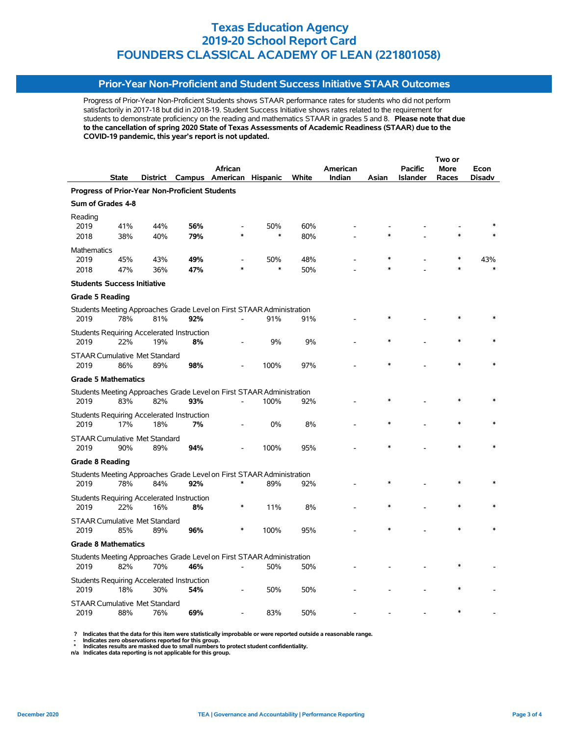# Texas Education Agency
# 2019-20 School Report Card
# FOUNDERS CLASSICAL ACADEMY OF LEAN (221801058)

## Prior-Year Non-Proficient and Student Success Initiative STAAR Outcomes

Progress of Prior-Year Non-Proficient Students shows STAAR performance rates for students who did not perform satisfactorily in 2017-18 but did in 2018-19. Student Success Initiative shows rates related to the requirement for students to demonstrate proficiency on the reading and mathematics STAAR in grades 5 and 8. **Please note that due to the cancellation of spring 2020 State of Texas Assessments of Academic Readiness (STAAR) due to the COVID-19 pandemic, this year's report is not updated.**

| | State | District | Campus | African American | Hispanic | White | American Indian | Asian | Pacific Islander | Two or More Races | Econ Disadv |
|---|---|---|---|---|---|---|---|---|---|---|---|
| **Progress of Prior-Year Non-Proficient Students** | | | | | | | | | | | |
| **Sum of Grades 4-8** | | | | | | | | | | | |
| Reading | | | | | | | | | | | |
| 2019 | 41% | 44% | **56%** | - | 50% | 60% | - | - | - | - | * |
| 2018 | 38% | 40% | **79%** | * | * | 80% | - | * | - | * | * |
| Mathematics | | | | | | | | | | | |
| 2019 | 45% | 43% | **49%** | - | 50% | 48% | - | * | - | * | 43% |
| 2018 | 47% | 36% | **47%** | * | * | 50% | - | * | - | * | * |
| **Students Success Initiative** | | | | | | | | | | | |
| **Grade 5 Reading** | | | | | | | | | | | |
| Students Meeting Approaches Grade Level on First STAAR Administration | | | | | | | | | | | |
| 2019 | 78% | 81% | **92%** | - | 91% | 91% | - | * | - | * | * |
| Students Requiring Accelerated Instruction | | | | | | | | | | | |
| 2019 | 22% | 19% | **8%** | - | 9% | 9% | - | * | - | * | * |
| STAAR Cumulative Met Standard | | | | | | | | | | | |
| 2019 | 86% | 89% | **98%** | - | 100% | 97% | - | * | - | * | * |
| **Grade 5 Mathematics** | | | | | | | | | | | |
| Students Meeting Approaches Grade Level on First STAAR Administration | | | | | | | | | | | |
| 2019 | 83% | 82% | **93%** | - | 100% | 92% | - | * | - | * | * |
| Students Requiring Accelerated Instruction | | | | | | | | | | | |
| 2019 | 17% | 18% | **7%** | - | 0% | 8% | - | * | - | * | * |
| STAAR Cumulative Met Standard | | | | | | | | | | | |
| 2019 | 90% | 89% | **94%** | - | 100% | 95% | - | * | - | * | * |
| **Grade 8 Reading** | | | | | | | | | | | |
| Students Meeting Approaches Grade Level on First STAAR Administration | | | | | | | | | | | |
| 2019 | 78% | 84% | **92%** | * | 89% | 92% | - | * | - | * | * |
| Students Requiring Accelerated Instruction | | | | | | | | | | | |
| 2019 | 22% | 16% | **8%** | * | 11% | 8% | - | * | - | * | * |
| STAAR Cumulative Met Standard | | | | | | | | | | | |
| 2019 | 85% | 89% | **96%** | * | 100% | 95% | - | * | - | * | * |
| **Grade 8 Mathematics** | | | | | | | | | | | |
| Students Meeting Approaches Grade Level on First STAAR Administration | | | | | | | | | | | |
| 2019 | 82% | 70% | **46%** | - | 50% | 50% | - | - | - | * | - |
| Students Requiring Accelerated Instruction | | | | | | | | | | | |
| 2019 | 18% | 30% | **54%** | - | 50% | 50% | - | - | - | * | - |
| STAAR Cumulative Met Standard | | | | | | | | | | | |
| 2019 | 88% | 76% | **69%** | - | 83% | 50% | - | - | - | * | - |

**?** Indicates that the data for this item were statistically improbable or were reported outside a reasonable range.
**-** Indicates zero observations reported for this group.
**\*** Indicates results are masked due to small numbers to protect student confidentiality.
**n/a** Indicates data reporting is not applicable for this group.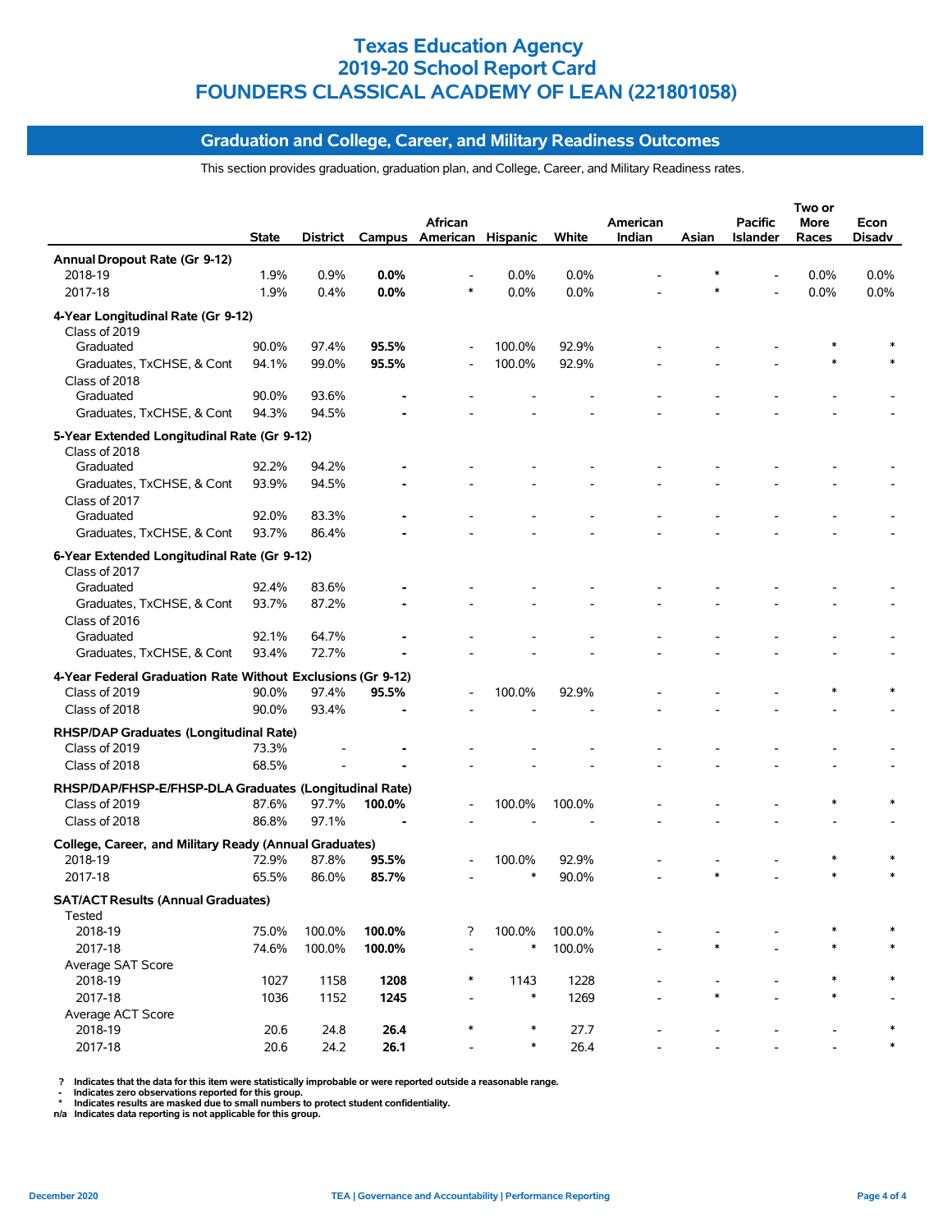# Texas Education Agency
# 2019-20 School Report Card
# FOUNDERS CLASSICAL ACADEMY OF LEAN (221801058)

## Graduation and College, Career, and Military Readiness Outcomes

This section provides graduation, graduation plan, and College, Career, and Military Readiness rates.

| | State | District | Campus | African American | Hispanic | White | American Indian | Asian | Pacific Islander | Two or More Races | Econ Disadv |
|---|---|---|---|---|---|---|---|---|---|---|---|
| **Annual Dropout Rate (Gr 9-12)** | | | | | | | | | | | |
| 2018-19 | 1.9% | 0.9% | **0.0%** | - | 0.0% | 0.0% | - | * | - | 0.0% | 0.0% |
| 2017-18 | 1.9% | 0.4% | **0.0%** | * | 0.0% | 0.0% | - | * | - | 0.0% | 0.0% |
| **4-Year Longitudinal Rate (Gr 9-12)** | | | | | | | | | | | |
| Class of 2019 | | | | | | | | | | | |
| Graduated | 90.0% | 97.4% | **95.5%** | - | 100.0% | 92.9% | - | - | - | * | * |
| Graduates, TxCHSE, & Cont | 94.1% | 99.0% | **95.5%** | - | 100.0% | 92.9% | - | - | - | * | * |
| Class of 2018 | | | | | | | | | | | |
| Graduated | 90.0% | 93.6% | **-** | - | - | - | - | - | - | - | - |
| Graduates, TxCHSE, & Cont | 94.3% | 94.5% | **-** | - | - | - | - | - | - | - | - |
| **5-Year Extended Longitudinal Rate (Gr 9-12)** | | | | | | | | | | | |
| Class of 2018 | | | | | | | | | | | |
| Graduated | 92.2% | 94.2% | **-** | - | - | - | - | - | - | - | - |
| Graduates, TxCHSE, & Cont | 93.9% | 94.5% | **-** | - | - | - | - | - | - | - | - |
| Class of 2017 | | | | | | | | | | | |
| Graduated | 92.0% | 83.3% | **-** | - | - | - | - | - | - | - | - |
| Graduates, TxCHSE, & Cont | 93.7% | 86.4% | **-** | - | - | - | - | - | - | - | - |
| **6-Year Extended Longitudinal Rate (Gr 9-12)** | | | | | | | | | | | |
| Class of 2017 | | | | | | | | | | | |
| Graduated | 92.4% | 83.6% | **-** | - | - | - | - | - | - | - | - |
| Graduates, TxCHSE, & Cont | 93.7% | 87.2% | **-** | - | - | - | - | - | - | - | - |
| Class of 2016 | | | | | | | | | | | |
| Graduated | 92.1% | 64.7% | **-** | - | - | - | - | - | - | - | - |
| Graduates, TxCHSE, & Cont | 93.4% | 72.7% | **-** | - | - | - | - | - | - | - | - |
| **4-Year Federal Graduation Rate Without Exclusions (Gr 9-12)** | | | | | | | | | | | |
| Class of 2019 | 90.0% | 97.4% | **95.5%** | - | 100.0% | 92.9% | - | - | - | * | * |
| Class of 2018 | 90.0% | 93.4% | **-** | - | - | - | - | - | - | - | - |
| **RHSP/DAP Graduates (Longitudinal Rate)** | | | | | | | | | | | |
| Class of 2019 | 73.3% | - | **-** | - | - | - | - | - | - | - | - |
| Class of 2018 | 68.5% | - | **-** | - | - | - | - | - | - | - | - |
| **RHSP/DAP/FHSP-E/FHSP-DLA Graduates (Longitudinal Rate)** | | | | | | | | | | | |
| Class of 2019 | 87.6% | 97.7% | **100.0%** | - | 100.0% | 100.0% | - | - | - | * | * |
| Class of 2018 | 86.8% | 97.1% | **-** | - | - | - | - | - | - | - | - |
| **College, Career, and Military Ready (Annual Graduates)** | | | | | | | | | | | |
| 2018-19 | 72.9% | 87.8% | **95.5%** | - | 100.0% | 92.9% | - | - | - | * | * |
| 2017-18 | 65.5% | 86.0% | **85.7%** | - | * | 90.0% | - | * | - | * | * |
| **SAT/ACT Results (Annual Graduates)** | | | | | | | | | | | |
| Tested | | | | | | | | | | | |
| 2018-19 | 75.0% | 100.0% | **100.0%** | ? | 100.0% | 100.0% | - | - | - | * | * |
| 2017-18 | 74.6% | 100.0% | **100.0%** | - | * | 100.0% | - | * | - | * | * |
| Average SAT Score | | | | | | | | | | | |
| 2018-19 | 1027 | 1158 | **1208** | * | 1143 | 1228 | - | - | - | * | * |
| 2017-18 | 1036 | 1152 | **1245** | - | * | 1269 | - | * | - | * | - |
| Average ACT Score | | | | | | | | | | | |
| 2018-19 | 20.6 | 24.8 | **26.4** | * | * | 27.7 | - | - | - | - | * |
| 2017-18 | 20.6 | 24.2 | **26.1** | - | * | 26.4 | - | - | - | - | * |

? Indicates that the data for this item were statistically improbable or were reported outside a reasonable range.
- Indicates zero observations reported for this group.
* Indicates results are masked due to small numbers to protect student confidentiality.
n/a Indicates data reporting is not applicable for this group.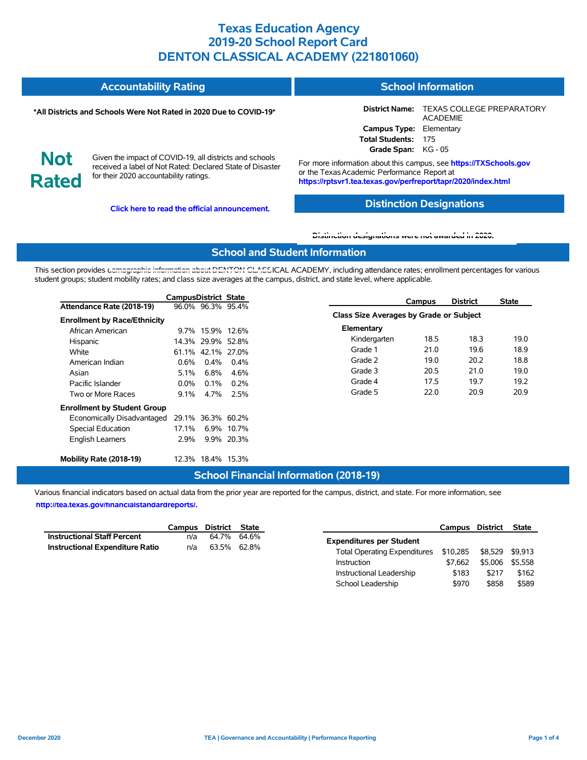# Texas Education Agency
# 2019-20 School Report Card
# DENTON CLASSICAL ACADEMY (221801060)

## Accountability Rating

**\*All Districts and Schools Were Not Rated in 2020 Due to COVID-19\***

**Not Rated**

Given the impact of COVID-19, all districts and schools received a label of Not Rated: Declared State of Disaster for their 2020 accountability ratings.

**Click here to read the official announcement.**

## School Information

**District Name:** TEXAS COLLEGE PREPARATORY ACADEMIE
**Campus Type:** Elementary
**Total Students:** 175
**Grade Span:** KG - 05

For more information about this campus, see **https://TXSchools.gov** or the Texas Academic Performance Report at **https://rptsvr1.tea.texas.gov/perfreport/tapr/2020/index.html**

## Distinction Designations

**Distinction designations were not awarded in 2020.**

## School and Student Information

This section provides demographic information about DENTON CLASSICAL ACADEMY, including attendance rates; enrollment percentages for various student groups; student mobility rates; and class size averages at the campus, district, and state level, where applicable.

| | Campus | District | State |
|---|---|---|---|
| **Attendance Rate (2018-19)** | 96.0% | 96.3% | 95.4% |
| **Enrollment by Race/Ethnicity** | | | |
| African American | 9.7% | 15.9% | 12.6% |
| Hispanic | 14.3% | 29.9% | 52.8% |
| White | 61.1% | 42.1% | 27.0% |
| American Indian | 0.6% | 0.4% | 0.4% |
| Asian | 5.1% | 6.8% | 4.6% |
| Pacific Islander | 0.0% | 0.1% | 0.2% |
| Two or More Races | 9.1% | 4.7% | 2.5% |
| **Enrollment by Student Group** | | | |
| Economically Disadvantaged | 29.1% | 36.3% | 60.2% |
| Special Education | 17.1% | 6.9% | 10.7% |
| English Learners | 2.9% | 9.9% | 20.3% |
| **Mobility Rate (2018-19)** | 12.3% | 18.4% | 15.3% |

| | Campus | District | State |
|---|---|---|---|
| **Class Size Averages by Grade or Subject** | | | |
| **Elementary** | | | |
| Kindergarten | 18.5 | 18.3 | 19.0 |
| Grade 1 | 21.0 | 19.6 | 18.9 |
| Grade 2 | 19.0 | 20.2 | 18.8 |
| Grade 3 | 20.5 | 21.0 | 19.0 |
| Grade 4 | 17.5 | 19.7 | 19.2 |
| Grade 5 | 22.0 | 20.9 | 20.9 |

## School Financial Information (2018-19)

Various financial indicators based on actual data from the prior year are reported for the campus, district, and state. For more information, see **http://tea.texas.gov/financialstandardreports/.**

| | Campus | District | State |
|---|---|---|---|
| **Instructional Staff Percent** | n/a | 64.7% | 64.6% |
| **Instructional Expenditure Ratio** | n/a | 63.5% | 62.8% |

| | Campus | District | State |
|---|---|---|---|
| **Expenditures per Student** | | | |
| Total Operating Expenditures | $10,285 | $8,529 | $9,913 |
| Instruction | $7,662 | $5,006 | $5,558 |
| Instructional Leadership | $183 | $217 | $162 |
| School Leadership | $970 | $858 | $589 |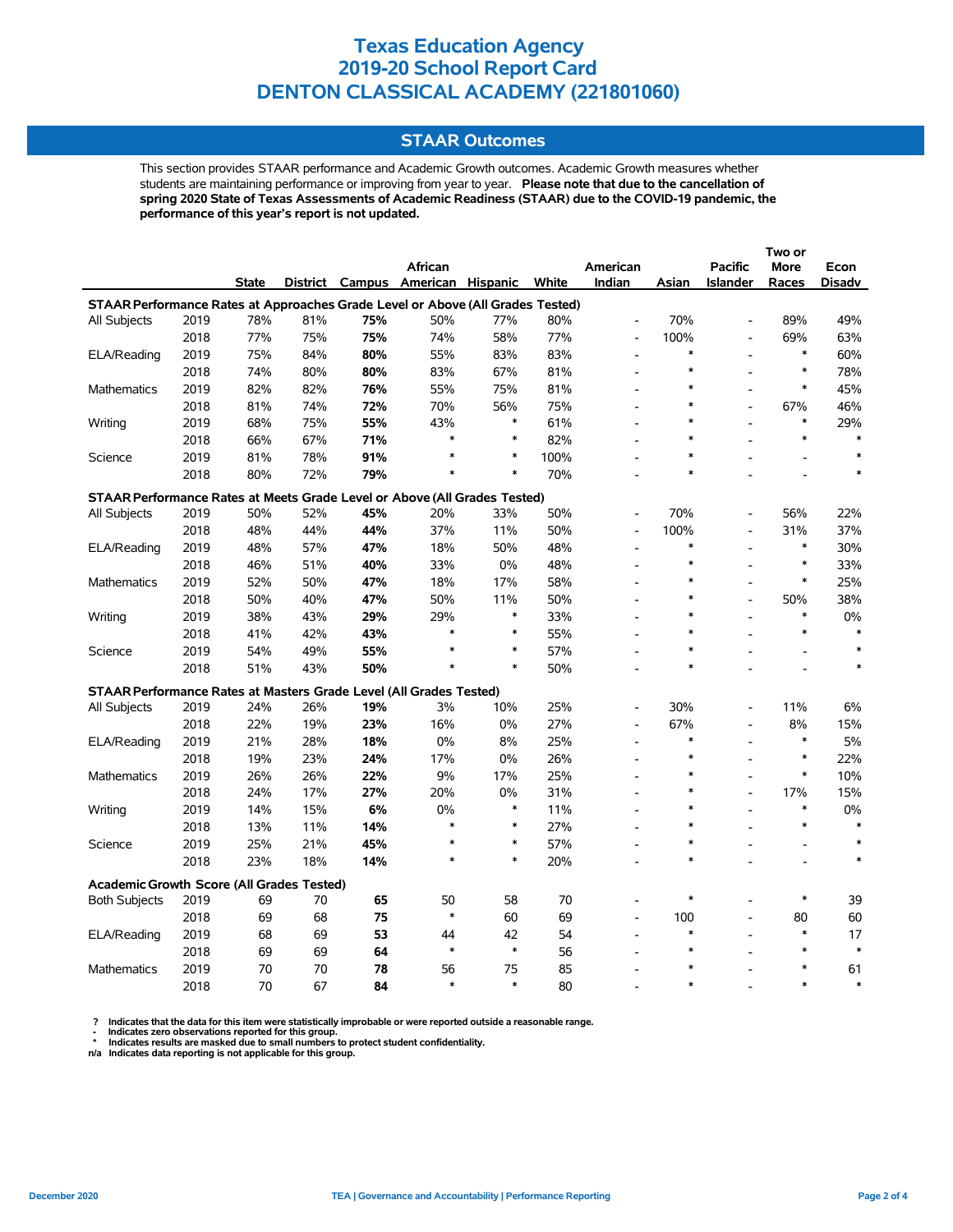# Texas Education Agency
# 2019-20 School Report Card
# DENTON CLASSICAL ACADEMY (221801060)

## STAAR Outcomes

This section provides STAAR performance and Academic Growth outcomes. Academic Growth measures whether students are maintaining performance or improving from year to year. **Please note that due to the cancellation of spring 2020 State of Texas Assessments of Academic Readiness (STAAR) due to the COVID-19 pandemic, the performance of this year's report is not updated.**

| | | State | District | Campus | African American | Hispanic | White | American Indian | Asian | Pacific Islander | Two or More Races | Econ Disadv |
|---|---|---|---|---|---|---|---|---|---|---|---|---|
| **STAAR Performance Rates at Approaches Grade Level or Above (All Grades Tested)** | | | | | | | | | | | | |
| All Subjects | 2019 | 78% | 81% | **75%** | 50% | 77% | 80% | - | 70% | - | 89% | 49% |
| | 2018 | 77% | 75% | **75%** | 74% | 58% | 77% | - | 100% | - | 69% | 63% |
| ELA/Reading | 2019 | 75% | 84% | **80%** | 55% | 83% | 83% | - | * | - | * | 60% |
| | 2018 | 74% | 80% | **80%** | 83% | 67% | 81% | - | * | - | * | 78% |
| Mathematics | 2019 | 82% | 82% | **76%** | 55% | 75% | 81% | - | * | - | * | 45% |
| | 2018 | 81% | 74% | **72%** | 70% | 56% | 75% | - | * | - | 67% | 46% |
| Writing | 2019 | 68% | 75% | **55%** | 43% | * | 61% | - | * | - | * | 29% |
| | 2018 | 66% | 67% | **71%** | * | * | 82% | - | * | - | * | * |
| Science | 2019 | 81% | 78% | **91%** | * | * | 100% | - | * | - | - | * |
| | 2018 | 80% | 72% | **79%** | * | * | 70% | - | * | - | - | * |
| **STAAR Performance Rates at Meets Grade Level or Above (All Grades Tested)** | | | | | | | | | | | | |
| All Subjects | 2019 | 50% | 52% | **45%** | 20% | 33% | 50% | - | 70% | - | 56% | 22% |
| | 2018 | 48% | 44% | **44%** | 37% | 11% | 50% | - | 100% | - | 31% | 37% |
| ELA/Reading | 2019 | 48% | 57% | **47%** | 18% | 50% | 48% | - | * | - | * | 30% |
| | 2018 | 46% | 51% | **40%** | 33% | 0% | 48% | - | * | - | * | 33% |
| Mathematics | 2019 | 52% | 50% | **47%** | 18% | 17% | 58% | - | * | - | * | 25% |
| | 2018 | 50% | 40% | **47%** | 50% | 11% | 50% | - | * | - | 50% | 38% |
| Writing | 2019 | 38% | 43% | **29%** | 29% | * | 33% | - | * | - | * | 0% |
| | 2018 | 41% | 42% | **43%** | * | * | 55% | - | * | - | * | * |
| Science | 2019 | 54% | 49% | **55%** | * | * | 57% | - | * | - | - | * |
| | 2018 | 51% | 43% | **50%** | * | * | 50% | - | * | - | - | * |
| **STAAR Performance Rates at Masters Grade Level (All Grades Tested)** | | | | | | | | | | | | |
| All Subjects | 2019 | 24% | 26% | **19%** | 3% | 10% | 25% | - | 30% | - | 11% | 6% |
| | 2018 | 22% | 19% | **23%** | 16% | 0% | 27% | - | 67% | - | 8% | 15% |
| ELA/Reading | 2019 | 21% | 28% | **18%** | 0% | 8% | 25% | - | * | - | * | 5% |
| | 2018 | 19% | 23% | **24%** | 17% | 0% | 26% | - | * | - | * | 22% |
| Mathematics | 2019 | 26% | 26% | **22%** | 9% | 17% | 25% | - | * | - | * | 10% |
| | 2018 | 24% | 17% | **27%** | 20% | 0% | 31% | - | * | - | 17% | 15% |
| Writing | 2019 | 14% | 15% | **6%** | 0% | * | 11% | - | * | - | * | 0% |
| | 2018 | 13% | 11% | **14%** | * | * | 27% | - | * | - | * | * |
| Science | 2019 | 25% | 21% | **45%** | * | * | 57% | - | * | - | - | * |
| | 2018 | 23% | 18% | **14%** | * | * | 20% | - | * | - | - | * |
| **Academic Growth Score (All Grades Tested)** | | | | | | | | | | | | |
| Both Subjects | 2019 | 69 | 70 | **65** | 50 | 58 | 70 | - | * | - | * | 39 |
| | 2018 | 69 | 68 | **75** | * | 60 | 69 | - | 100 | - | 80 | 60 |
| ELA/Reading | 2019 | 68 | 69 | **53** | 44 | 42 | 54 | - | * | - | * | 17 |
| | 2018 | 69 | 69 | **64** | * | * | 56 | - | * | - | * | * |
| Mathematics | 2019 | 70 | 70 | **78** | 56 | 75 | 85 | - | * | - | * | 61 |
| | 2018 | 70 | 67 | **84** | * | * | 80 | - | * | - | * | * |

**?** Indicates that the data for this item were statistically improbable or were reported outside a reasonable range.
**-** Indicates zero observations reported for this group.
**\*** Indicates results are masked due to small numbers to protect student confidentiality.
**n/a** Indicates data reporting is not applicable for this group.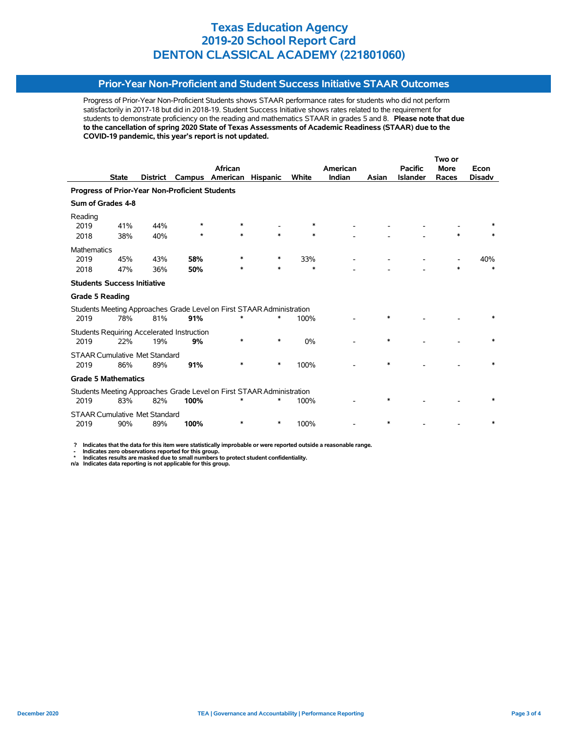# Texas Education Agency
# 2019-20 School Report Card
# DENTON CLASSICAL ACADEMY (221801060)

## Prior-Year Non-Proficient and Student Success Initiative STAAR Outcomes

Progress of Prior-Year Non-Proficient Students shows STAAR performance rates for students who did not perform satisfactorily in 2017-18 but did in 2018-19. Student Success Initiative shows rates related to the requirement for students to demonstrate proficiency on the reading and mathematics STAAR in grades 5 and 8. **Please note that due to the cancellation of spring 2020 State of Texas Assessments of Academic Readiness (STAAR) due to the COVID-19 pandemic, this year's report is not updated.**

| | State | District | Campus | African American | Hispanic | White | American Indian | Asian | Pacific Islander | Two or More Races | Econ Disadv |
|---|---|---|---|---|---|---|---|---|---|---|---|
| **Progress of Prior-Year Non-Proficient Students** | | | | | | | | | | | |
| **Sum of Grades 4-8** | | | | | | | | | | | |
| Reading | | | | | | | | | | | |
| 2019 | 41% | 44% | * | * | - | * | - | - | - | - | * |
| 2018 | 38% | 40% | * | * | * | * | - | - | - | * | * |
| Mathematics | | | | | | | | | | | |
| 2019 | 45% | 43% | **58%** | * | * | 33% | - | - | - | - | 40% |
| 2018 | 47% | 36% | **50%** | * | * | * | - | - | - | * | * |
| **Students Success Initiative** | | | | | | | | | | | |
| **Grade 5 Reading** | | | | | | | | | | | |
| Students Meeting Approaches Grade Level on First STAAR Administration | | | | | | | | | | | |
| 2019 | 78% | 81% | **91%** | * | * | 100% | - | * | - | - | * |
| Students Requiring Accelerated Instruction | | | | | | | | | | | |
| 2019 | 22% | 19% | **9%** | * | * | 0% | - | * | - | - | * |
| STAAR Cumulative Met Standard | | | | | | | | | | | |
| 2019 | 86% | 89% | **91%** | * | * | 100% | - | * | - | - | * |
| **Grade 5 Mathematics** | | | | | | | | | | | |
| Students Meeting Approaches Grade Level on First STAAR Administration | | | | | | | | | | | |
| 2019 | 83% | 82% | **100%** | * | * | 100% | - | * | - | - | * |
| STAAR Cumulative Met Standard | | | | | | | | | | | |
| 2019 | 90% | 89% | **100%** | * | * | 100% | - | * | - | - | * |

**?** Indicates that the data for this item were statistically improbable or were reported outside a reasonable range.
**-** Indicates zero observations reported for this group.
**\*** Indicates results are masked due to small numbers to protect student confidentiality.
**n/a** Indicates data reporting is not applicable for this group.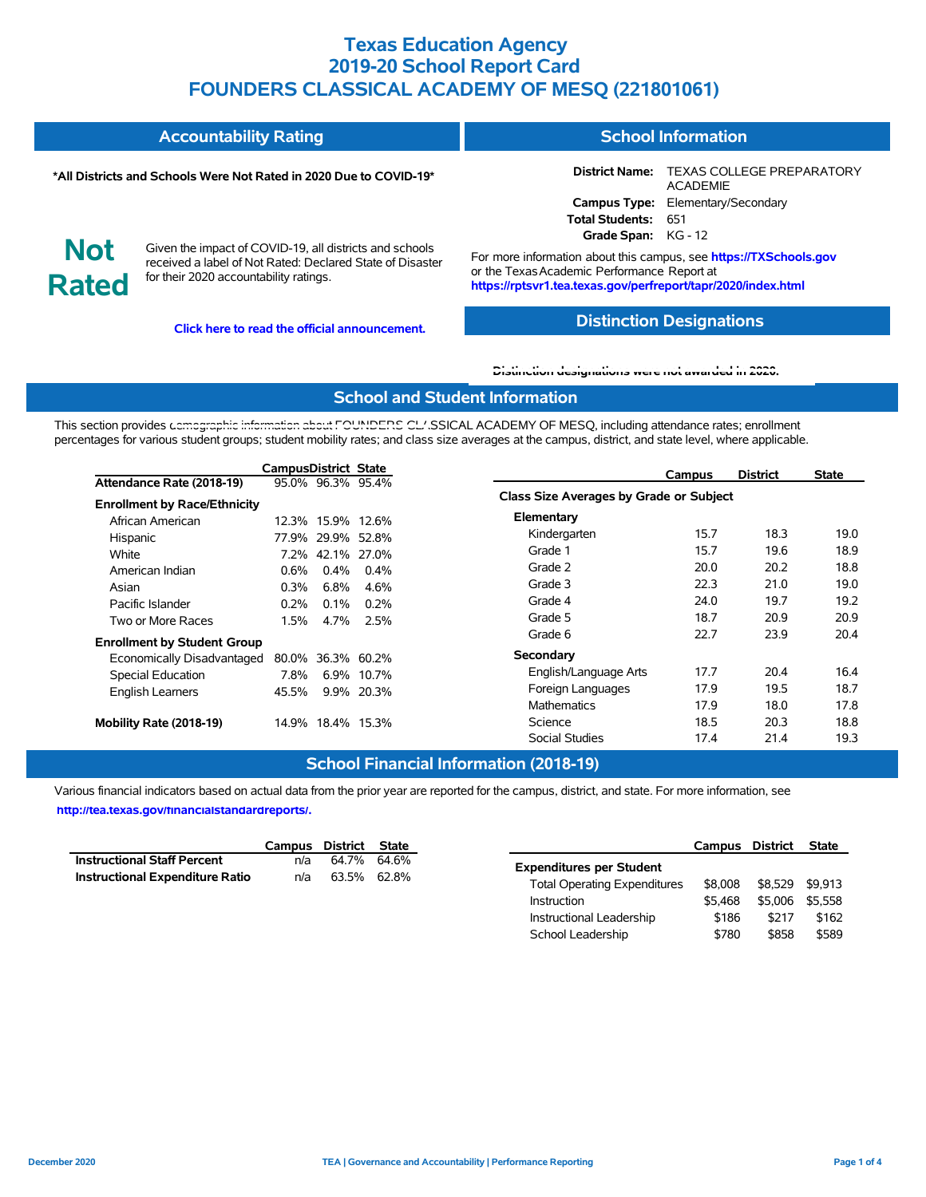# Texas Education Agency
# 2019-20 School Report Card
# FOUNDERS CLASSICAL ACADEMY OF MESQ (221801061)

## Accountability Rating

**\*All Districts and Schools Were Not Rated in 2020 Due to COVID-19\***

**Not Rated**

Given the impact of COVID-19, all districts and schools received a label of Not Rated: Declared State of Disaster for their 2020 accountability ratings.

**Click here to read the official announcement.**

## School Information

**District Name:** TEXAS COLLEGE PREPARATORY ACADEMIE
**Campus Type:** Elementary/Secondary
**Total Students:** 651
**Grade Span:** KG - 12

For more information about this campus, see **https://TXSchools.gov** or the Texas Academic Performance Report at **https://rptsvr1.tea.texas.gov/perfreport/tapr/2020/index.html**

## Distinction Designations

Distinction designations were not awarded in 2020.

## School and Student Information

This section provides demographic information about FOUNDERS CLASSICAL ACADEMY OF MESQ, including attendance rates; enrollment percentages for various student groups; student mobility rates; and class size averages at the campus, district, and state level, where applicable.

| | Campus | District | State |
|---|---|---|---|
| **Attendance Rate (2018-19)** | 95.0% | 96.3% | 95.4% |
| **Enrollment by Race/Ethnicity** | | | |
| African American | 12.3% | 15.9% | 12.6% |
| Hispanic | 77.9% | 29.9% | 52.8% |
| White | 7.2% | 42.1% | 27.0% |
| American Indian | 0.6% | 0.4% | 0.4% |
| Asian | 0.3% | 6.8% | 4.6% |
| Pacific Islander | 0.2% | 0.1% | 0.2% |
| Two or More Races | 1.5% | 4.7% | 2.5% |
| **Enrollment by Student Group** | | | |
| Economically Disadvantaged | 80.0% | 36.3% | 60.2% |
| Special Education | 7.8% | 6.9% | 10.7% |
| English Learners | 45.5% | 9.9% | 20.3% |
| **Mobility Rate (2018-19)** | 14.9% | 18.4% | 15.3% |

| | Campus | District | State |
|---|---|---|---|
| **Class Size Averages by Grade or Subject** | | | |
| **Elementary** | | | |
| Kindergarten | 15.7 | 18.3 | 19.0 |
| Grade 1 | 15.7 | 19.6 | 18.9 |
| Grade 2 | 20.0 | 20.2 | 18.8 |
| Grade 3 | 22.3 | 21.0 | 19.0 |
| Grade 4 | 24.0 | 19.7 | 19.2 |
| Grade 5 | 18.7 | 20.9 | 20.9 |
| Grade 6 | 22.7 | 23.9 | 20.4 |
| **Secondary** | | | |
| English/Language Arts | 17.7 | 20.4 | 16.4 |
| Foreign Languages | 17.9 | 19.5 | 18.7 |
| Mathematics | 17.9 | 18.0 | 17.8 |
| Science | 18.5 | 20.3 | 18.8 |
| Social Studies | 17.4 | 21.4 | 19.3 |

## School Financial Information (2018-19)

Various financial indicators based on actual data from the prior year are reported for the campus, district, and state. For more information, see **http://tea.texas.gov/financialstandardreports/.**

| | Campus | District | State |
|---|---|---|---|
| **Instructional Staff Percent** | n/a | 64.7% | 64.6% |
| **Instructional Expenditure Ratio** | n/a | 63.5% | 62.8% |

| | Campus | District | State |
|---|---|---|---|
| **Expenditures per Student** | | | |
| Total Operating Expenditures | $8,008 | $8,529 | $9,913 |
| Instruction | $5,468 | $5,006 | $5,558 |
| Instructional Leadership | $186 | $217 | $162 |
| School Leadership | $780 | $858 | $589 |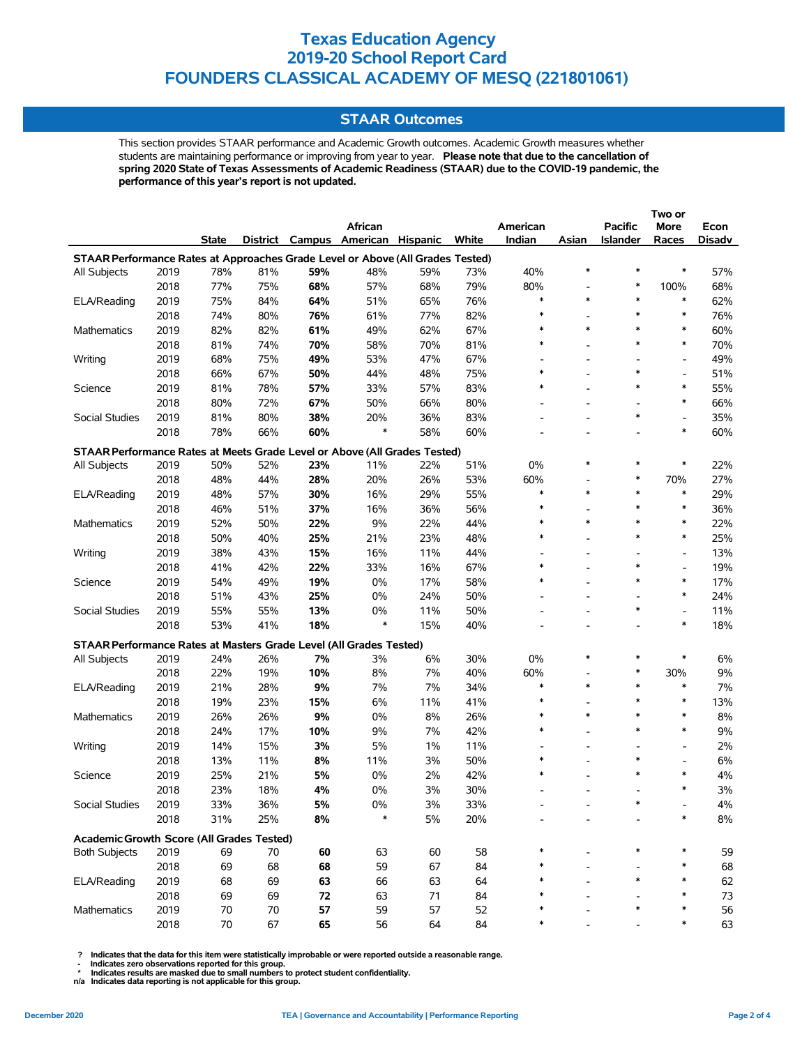# Texas Education Agency
# 2019-20 School Report Card
# FOUNDERS CLASSICAL ACADEMY OF MESQ (221801061)

## STAAR Outcomes

This section provides STAAR performance and Academic Growth outcomes. Academic Growth measures whether students are maintaining performance or improving from year to year. **Please note that due to the cancellation of spring 2020 State of Texas Assessments of Academic Readiness (STAAR) due to the COVID-19 pandemic, the performance of this year's report is not updated.**

| | | State | District | Campus | African American | Hispanic | White | American Indian | Asian | Pacific Islander | Two or More Races | Econ Disadv |
|---|---|---|---|---|---|---|---|---|---|---|---|---|
| **STAAR Performance Rates at Approaches Grade Level or Above (All Grades Tested)** | | | | | | | | | | | | |
| All Subjects | 2019 | 78% | 81% | **59%** | 48% | 59% | 73% | 40% | * | * | * | 57% |
| | 2018 | 77% | 75% | **68%** | 57% | 68% | 79% | 80% | - | * | 100% | 68% |
| ELA/Reading | 2019 | 75% | 84% | **64%** | 51% | 65% | 76% | * | * | * | * | 62% |
| | 2018 | 74% | 80% | **76%** | 61% | 77% | 82% | * | - | * | * | 76% |
| Mathematics | 2019 | 82% | 82% | **61%** | 49% | 62% | 67% | * | * | * | * | 60% |
| | 2018 | 81% | 74% | **70%** | 58% | 70% | 81% | * | - | * | * | 70% |
| Writing | 2019 | 68% | 75% | **49%** | 53% | 47% | 67% | - | - | - | - | 49% |
| | 2018 | 66% | 67% | **50%** | 44% | 48% | 75% | * | - | * | - | 51% |
| Science | 2019 | 81% | 78% | **57%** | 33% | 57% | 83% | * | - | * | * | 55% |
| | 2018 | 80% | 72% | **67%** | 50% | 66% | 80% | - | - | - | * | 66% |
| Social Studies | 2019 | 81% | 80% | **38%** | 20% | 36% | 83% | - | - | * | - | 35% |
| | 2018 | 78% | 66% | **60%** | * | 58% | 60% | - | - | - | * | 60% |
| **STAAR Performance Rates at Meets Grade Level or Above (All Grades Tested)** | | | | | | | | | | | | |
| All Subjects | 2019 | 50% | 52% | **23%** | 11% | 22% | 51% | 0% | * | * | * | 22% |
| | 2018 | 48% | 44% | **28%** | 20% | 26% | 53% | 60% | - | * | 70% | 27% |
| ELA/Reading | 2019 | 48% | 57% | **30%** | 16% | 29% | 55% | * | * | * | * | 29% |
| | 2018 | 46% | 51% | **37%** | 16% | 36% | 56% | * | - | * | * | 36% |
| Mathematics | 2019 | 52% | 50% | **22%** | 9% | 22% | 44% | * | * | * | * | 22% |
| | 2018 | 50% | 40% | **25%** | 21% | 23% | 48% | * | - | * | * | 25% |
| Writing | 2019 | 38% | 43% | **15%** | 16% | 11% | 44% | - | - | - | - | 13% |
| | 2018 | 41% | 42% | **22%** | 33% | 16% | 67% | * | - | * | - | 19% |
| Science | 2019 | 54% | 49% | **19%** | 0% | 17% | 58% | * | - | * | * | 17% |
| | 2018 | 51% | 43% | **25%** | 0% | 24% | 50% | - | - | - | * | 24% |
| Social Studies | 2019 | 55% | 55% | **13%** | 0% | 11% | 50% | - | - | * | - | 11% |
| | 2018 | 53% | 41% | **18%** | * | 15% | 40% | - | - | - | * | 18% |
| **STAAR Performance Rates at Masters Grade Level (All Grades Tested)** | | | | | | | | | | | | |
| All Subjects | 2019 | 24% | 26% | **7%** | 3% | 6% | 30% | 0% | * | * | * | 6% |
| | 2018 | 22% | 19% | **10%** | 8% | 7% | 40% | 60% | - | * | 30% | 9% |
| ELA/Reading | 2019 | 21% | 28% | **9%** | 7% | 7% | 34% | * | * | * | * | 7% |
| | 2018 | 19% | 23% | **15%** | 6% | 11% | 41% | * | - | * | * | 13% |
| Mathematics | 2019 | 26% | 26% | **9%** | 0% | 8% | 26% | * | * | * | * | 8% |
| | 2018 | 24% | 17% | **10%** | 9% | 7% | 42% | * | - | * | * | 9% |
| Writing | 2019 | 14% | 15% | **3%** | 5% | 1% | 11% | - | - | - | - | 2% |
| | 2018 | 13% | 11% | **8%** | 11% | 3% | 50% | * | - | * | - | 6% |
| Science | 2019 | 25% | 21% | **5%** | 0% | 2% | 42% | * | - | * | * | 4% |
| | 2018 | 23% | 18% | **4%** | 0% | 3% | 30% | - | - | - | * | 3% |
| Social Studies | 2019 | 33% | 36% | **5%** | 0% | 3% | 33% | - | - | * | - | 4% |
| | 2018 | 31% | 25% | **8%** | * | 5% | 20% | - | - | - | * | 8% |
| **Academic Growth Score (All Grades Tested)** | | | | | | | | | | | | |
| Both Subjects | 2019 | 69 | 70 | **60** | 63 | 60 | 58 | * | - | * | * | 59 |
| | 2018 | 69 | 68 | **68** | 59 | 67 | 84 | * | - | - | * | 68 |
| ELA/Reading | 2019 | 68 | 69 | **63** | 66 | 63 | 64 | * | - | * | * | 62 |
| | 2018 | 69 | 69 | **72** | 63 | 71 | 84 | * | - | - | * | 73 |
| Mathematics | 2019 | 70 | 70 | **57** | 59 | 57 | 52 | * | - | * | * | 56 |
| | 2018 | 70 | 67 | **65** | 56 | 64 | 84 | * | - | - | * | 63 |

**?** Indicates that the data for this item were statistically improbable or were reported outside a reasonable range.
**-** Indicates zero observations reported for this group.
**\*** Indicates results are masked due to small numbers to protect student confidentiality.
**n/a** Indicates data reporting is not applicable for this group.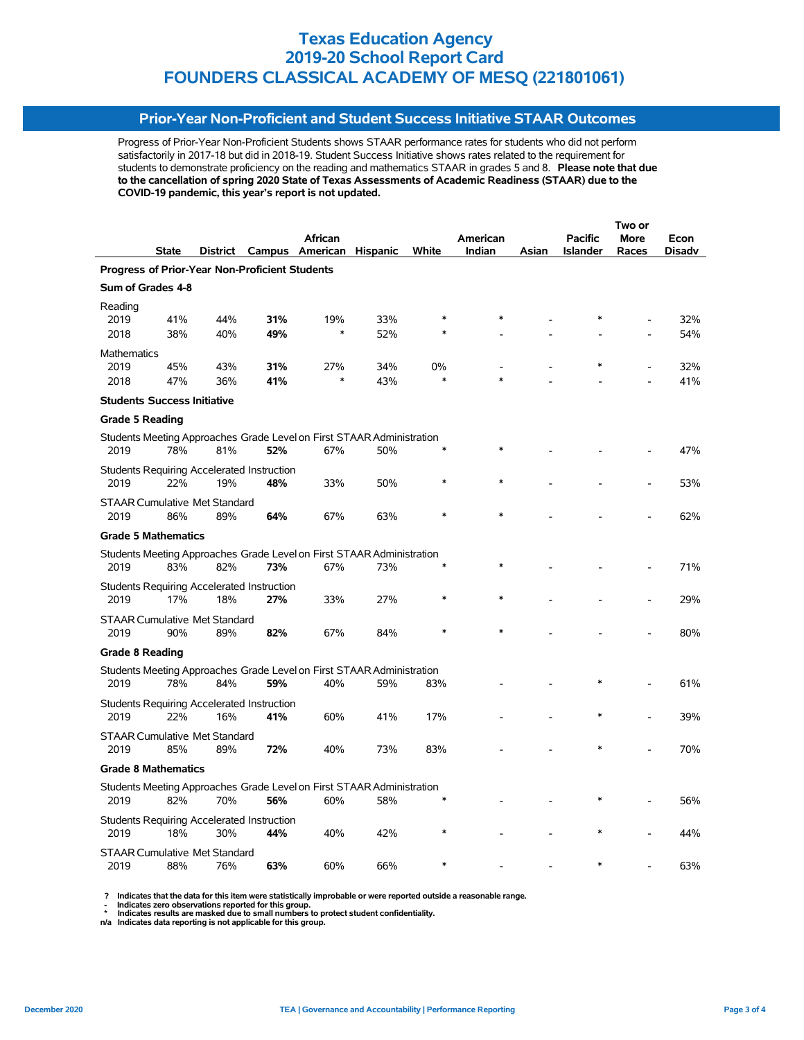# Texas Education Agency
# 2019-20 School Report Card
# FOUNDERS CLASSICAL ACADEMY OF MESQ (221801061)

## Prior-Year Non-Proficient and Student Success Initiative STAAR Outcomes

Progress of Prior-Year Non-Proficient Students shows STAAR performance rates for students who did not perform satisfactorily in 2017-18 but did in 2018-19. Student Success Initiative shows rates related to the requirement for students to demonstrate proficiency on the reading and mathematics STAAR in grades 5 and 8. **Please note that due to the cancellation of spring 2020 State of Texas Assessments of Academic Readiness (STAAR) due to the COVID-19 pandemic, this year's report is not updated.**

| | State | District | Campus | African American | Hispanic | White | American Indian | Asian | Pacific Islander | Two or More Races | Econ Disadv |
|---|---|---|---|---|---|---|---|---|---|---|---|
| **Progress of Prior-Year Non-Proficient Students** | | | | | | | | | | | |
| **Sum of Grades 4-8** | | | | | | | | | | | |
| Reading | | | | | | | | | | | |
| 2019 | 41% | 44% | **31%** | 19% | 33% | * | * | - | * | - | 32% |
| 2018 | 38% | 40% | **49%** | * | 52% | * | - | - | - | - | 54% |
| Mathematics | | | | | | | | | | | |
| 2019 | 45% | 43% | **31%** | 27% | 34% | 0% | - | - | * | - | 32% |
| 2018 | 47% | 36% | **41%** | * | 43% | * | * | - | - | - | 41% |
| **Students Success Initiative** | | | | | | | | | | | |
| **Grade 5 Reading** | | | | | | | | | | | |
| Students Meeting Approaches Grade Level on First STAAR Administration | | | | | | | | | | | |
| 2019 | 78% | 81% | **52%** | 67% | 50% | * | * | - | - | - | 47% |
| Students Requiring Accelerated Instruction | | | | | | | | | | | |
| 2019 | 22% | 19% | **48%** | 33% | 50% | * | * | - | - | - | 53% |
| STAAR Cumulative Met Standard | | | | | | | | | | | |
| 2019 | 86% | 89% | **64%** | 67% | 63% | * | * | - | - | - | 62% |
| **Grade 5 Mathematics** | | | | | | | | | | | |
| Students Meeting Approaches Grade Level on First STAAR Administration | | | | | | | | | | | |
| 2019 | 83% | 82% | **73%** | 67% | 73% | * | * | - | - | - | 71% |
| Students Requiring Accelerated Instruction | | | | | | | | | | | |
| 2019 | 17% | 18% | **27%** | 33% | 27% | * | * | - | - | - | 29% |
| STAAR Cumulative Met Standard | | | | | | | | | | | |
| 2019 | 90% | 89% | **82%** | 67% | 84% | * | * | - | - | - | 80% |
| **Grade 8 Reading** | | | | | | | | | | | |
| Students Meeting Approaches Grade Level on First STAAR Administration | | | | | | | | | | | |
| 2019 | 78% | 84% | **59%** | 40% | 59% | 83% | - | - | * | - | 61% |
| Students Requiring Accelerated Instruction | | | | | | | | | | | |
| 2019 | 22% | 16% | **41%** | 60% | 41% | 17% | - | - | * | - | 39% |
| STAAR Cumulative Met Standard | | | | | | | | | | | |
| 2019 | 85% | 89% | **72%** | 40% | 73% | 83% | - | - | * | - | 70% |
| **Grade 8 Mathematics** | | | | | | | | | | | |
| Students Meeting Approaches Grade Level on First STAAR Administration | | | | | | | | | | | |
| 2019 | 82% | 70% | **56%** | 60% | 58% | * | - | - | * | - | 56% |
| Students Requiring Accelerated Instruction | | | | | | | | | | | |
| 2019 | 18% | 30% | **44%** | 40% | 42% | * | - | - | * | - | 44% |
| STAAR Cumulative Met Standard | | | | | | | | | | | |
| 2019 | 88% | 76% | **63%** | 60% | 66% | * | - | - | * | - | 63% |

**?** Indicates that the data for this item were statistically improbable or were reported outside a reasonable range.
**-** Indicates zero observations reported for this group.
**\*** Indicates results are masked due to small numbers to protect student confidentiality.
**n/a** Indicates data reporting is not applicable for this group.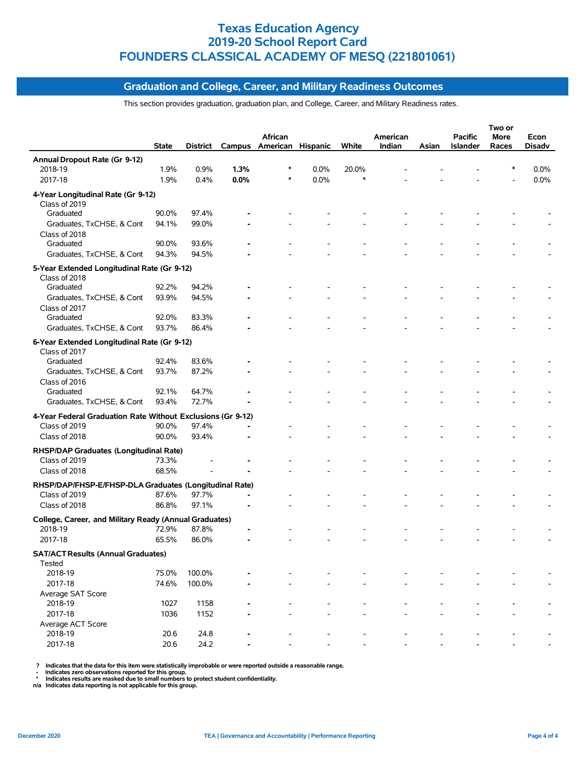# Texas Education Agency
# 2019-20 School Report Card
# FOUNDERS CLASSICAL ACADEMY OF MESQ (221801061)

## Graduation and College, Career, and Military Readiness Outcomes

This section provides graduation, graduation plan, and College, Career, and Military Readiness rates.

| | State | District | Campus | African American | Hispanic | White | American Indian | Asian | Pacific Islander | Two or More Races | Econ Disadv |
|---|---|---|---|---|---|---|---|---|---|---|---|
| **Annual Dropout Rate (Gr 9-12)** | | | | | | | | | | | |
| 2018-19 | 1.9% | 0.9% | **1.3%** | * | 0.0% | 20.0% | - | - | - | * | 0.0% |
| 2017-18 | 1.9% | 0.4% | **0.0%** | * | 0.0% | * | - | - | - | - | 0.0% |
| **4-Year Longitudinal Rate (Gr 9-12)** | | | | | | | | | | | |
| Class of 2019 | | | | | | | | | | | |
| Graduated | 90.0% | 97.4% | **-** | - | - | - | - | - | - | - | - |
| Graduates, TxCHSE, & Cont | 94.1% | 99.0% | **-** | - | - | - | - | - | - | - | - |
| Class of 2018 | | | | | | | | | | | |
| Graduated | 90.0% | 93.6% | **-** | - | - | - | - | - | - | - | - |
| Graduates, TxCHSE, & Cont | 94.3% | 94.5% | **-** | - | - | - | - | - | - | - | - |
| **5-Year Extended Longitudinal Rate (Gr 9-12)** | | | | | | | | | | | |
| Class of 2018 | | | | | | | | | | | |
| Graduated | 92.2% | 94.2% | **-** | - | - | - | - | - | - | - | - |
| Graduates, TxCHSE, & Cont | 93.9% | 94.5% | **-** | - | - | - | - | - | - | - | - |
| Class of 2017 | | | | | | | | | | | |
| Graduated | 92.0% | 83.3% | **-** | - | - | - | - | - | - | - | - |
| Graduates, TxCHSE, & Cont | 93.7% | 86.4% | **-** | - | - | - | - | - | - | - | - |
| **6-Year Extended Longitudinal Rate (Gr 9-12)** | | | | | | | | | | | |
| Class of 2017 | | | | | | | | | | | |
| Graduated | 92.4% | 83.6% | **-** | - | - | - | - | - | - | - | - |
| Graduates, TxCHSE, & Cont | 93.7% | 87.2% | **-** | - | - | - | - | - | - | - | - |
| Class of 2016 | | | | | | | | | | | |
| Graduated | 92.1% | 64.7% | **-** | - | - | - | - | - | - | - | - |
| Graduates, TxCHSE, & Cont | 93.4% | 72.7% | **-** | - | - | - | - | - | - | - | - |
| **4-Year Federal Graduation Rate Without Exclusions (Gr 9-12)** | | | | | | | | | | | |
| Class of 2019 | 90.0% | 97.4% | **-** | - | - | - | - | - | - | - | - |
| Class of 2018 | 90.0% | 93.4% | **-** | - | - | - | - | - | - | - | - |
| **RHSP/DAP Graduates (Longitudinal Rate)** | | | | | | | | | | | |
| Class of 2019 | 73.3% | - | **-** | - | - | - | - | - | - | - | - |
| Class of 2018 | 68.5% | - | **-** | - | - | - | - | - | - | - | - |
| **RHSP/DAP/FHSP-E/FHSP-DLA Graduates (Longitudinal Rate)** | | | | | | | | | | | |
| Class of 2019 | 87.6% | 97.7% | **-** | - | - | - | - | - | - | - | - |
| Class of 2018 | 86.8% | 97.1% | **-** | - | - | - | - | - | - | - | - |
| **College, Career, and Military Ready (Annual Graduates)** | | | | | | | | | | | |
| 2018-19 | 72.9% | 87.8% | **-** | - | - | - | - | - | - | - | - |
| 2017-18 | 65.5% | 86.0% | **-** | - | - | - | - | - | - | - | - |
| **SAT/ACT Results (Annual Graduates)** | | | | | | | | | | | |
| Tested | | | | | | | | | | | |
| 2018-19 | 75.0% | 100.0% | **-** | - | - | - | - | - | - | - | - |
| 2017-18 | 74.6% | 100.0% | **-** | - | - | - | - | - | - | - | - |
| Average SAT Score | | | | | | | | | | | |
| 2018-19 | 1027 | 1158 | **-** | - | - | - | - | - | - | - | - |
| 2017-18 | 1036 | 1152 | **-** | - | - | - | - | - | - | - | - |
| Average ACT Score | | | | | | | | | | | |
| 2018-19 | 20.6 | 24.8 | **-** | - | - | - | - | - | - | - | - |
| 2017-18 | 20.6 | 24.2 | **-** | - | - | - | - | - | - | - | - |

**?** Indicates that the data for this item were statistically improbable or were reported outside a reasonable range.
**-** Indicates zero observations reported for this group.
**\*** Indicates results are masked due to small numbers to protect student confidentiality.
**n/a** Indicates data reporting is not applicable for this group.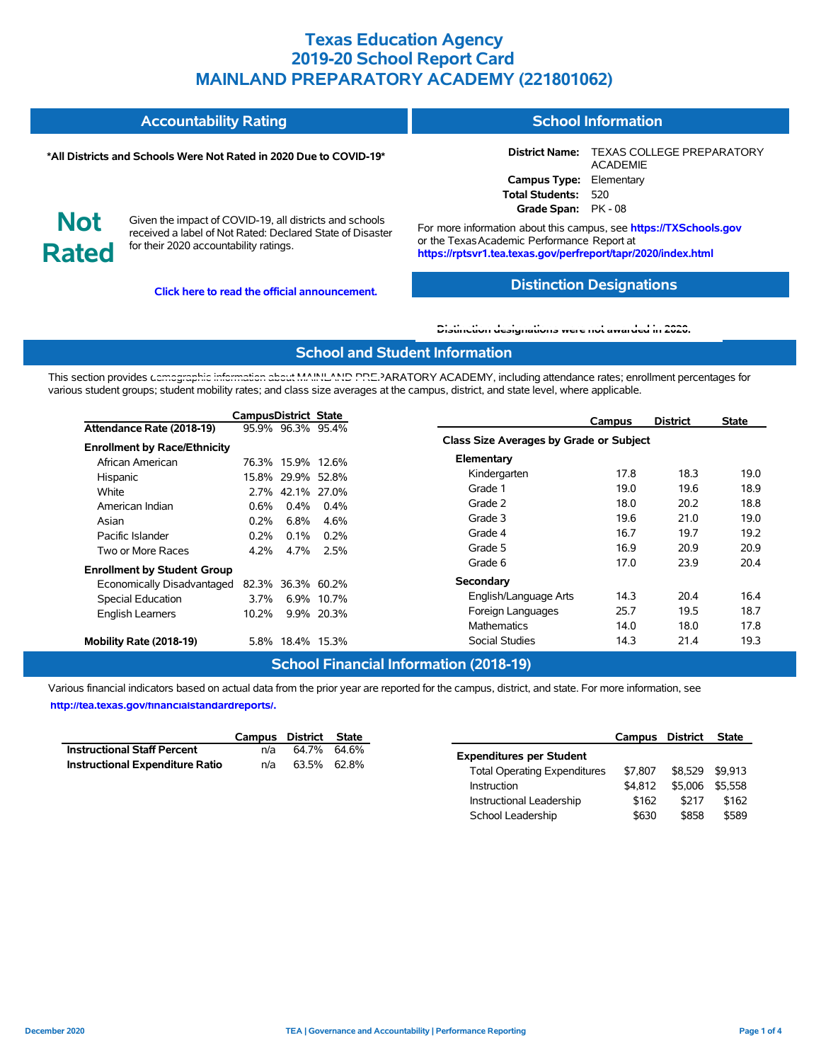# Texas Education Agency
# 2019-20 School Report Card
# MAINLAND PREPARATORY ACADEMY (221801062)

## Accountability Rating

**\*All Districts and Schools Were Not Rated in 2020 Due to COVID-19\***

**Not Rated**

Given the impact of COVID-19, all districts and schools received a label of Not Rated: Declared State of Disaster for their 2020 accountability ratings.

**Click here to read the official announcement.**

## School Information

**District Name:** TEXAS COLLEGE PREPARATORY ACADEMIE
**Campus Type:** Elementary
**Total Students:** 520
**Grade Span:** PK - 08

For more information about this campus, see **https://TXSchools.gov** or the Texas Academic Performance Report at **https://rptsvr1.tea.texas.gov/perfreport/tapr/2020/index.html**

## Distinction Designations

**Distinction designations were not awarded in 2020.**

## School and Student Information

This section provides demographic information about MAINLAND PREPARATORY ACADEMY, including attendance rates; enrollment percentages for various student groups; student mobility rates; and class size averages at the campus, district, and state level, where applicable.

| | Campus | District | State |
|---|---|---|---|
| **Attendance Rate (2018-19)** | 95.9% | 96.3% | 95.4% |
| **Enrollment by Race/Ethnicity** | | | |
| African American | 76.3% | 15.9% | 12.6% |
| Hispanic | 15.8% | 29.9% | 52.8% |
| White | 2.7% | 42.1% | 27.0% |
| American Indian | 0.6% | 0.4% | 0.4% |
| Asian | 0.2% | 6.8% | 4.6% |
| Pacific Islander | 0.2% | 0.1% | 0.2% |
| Two or More Races | 4.2% | 4.7% | 2.5% |
| **Enrollment by Student Group** | | | |
| Economically Disadvantaged | 82.3% | 36.3% | 60.2% |
| Special Education | 3.7% | 6.9% | 10.7% |
| English Learners | 10.2% | 9.9% | 20.3% |
| **Mobility Rate (2018-19)** | 5.8% | 18.4% | 15.3% |

| | Campus | District | State |
|---|---|---|---|
| **Class Size Averages by Grade or Subject** | | | |
| **Elementary** | | | |
| Kindergarten | 17.8 | 18.3 | 19.0 |
| Grade 1 | 19.0 | 19.6 | 18.9 |
| Grade 2 | 18.0 | 20.2 | 18.8 |
| Grade 3 | 19.6 | 21.0 | 19.0 |
| Grade 4 | 16.7 | 19.7 | 19.2 |
| Grade 5 | 16.9 | 20.9 | 20.9 |
| Grade 6 | 17.0 | 23.9 | 20.4 |
| **Secondary** | | | |
| English/Language Arts | 14.3 | 20.4 | 16.4 |
| Foreign Languages | 25.7 | 19.5 | 18.7 |
| Mathematics | 14.0 | 18.0 | 17.8 |
| Social Studies | 14.3 | 21.4 | 19.3 |

## School Financial Information (2018-19)

Various financial indicators based on actual data from the prior year are reported for the campus, district, and state. For more information, see **http://tea.texas.gov/financialstandardreports/.**

| | Campus | District | State |
|---|---|---|---|
| **Instructional Staff Percent** | n/a | 64.7% | 64.6% |
| **Instructional Expenditure Ratio** | n/a | 63.5% | 62.8% |

| | Campus | District | State |
|---|---|---|---|
| **Expenditures per Student** | | | |
| Total Operating Expenditures | $7,807 | $8,529 | $9,913 |
| Instruction | $4,812 | $5,006 | $5,558 |
| Instructional Leadership | $162 | $217 | $162 |
| School Leadership | $630 | $858 | $589 |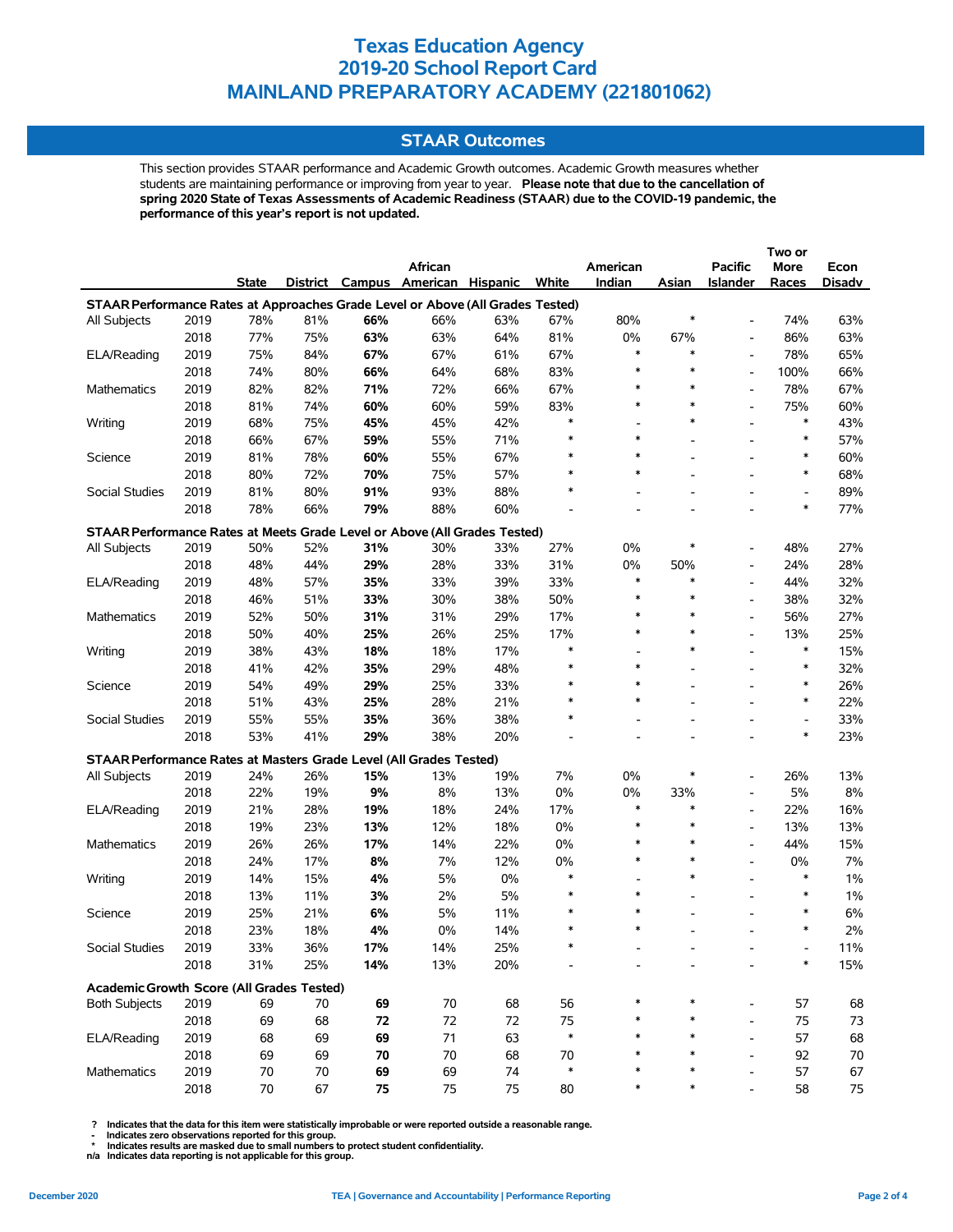# Texas Education Agency
# 2019-20 School Report Card
# MAINLAND PREPARATORY ACADEMY (221801062)

## STAAR Outcomes

This section provides STAAR performance and Academic Growth outcomes. Academic Growth measures whether students are maintaining performance or improving from year to year. **Please note that due to the cancellation of spring 2020 State of Texas Assessments of Academic Readiness (STAAR) due to the COVID-19 pandemic, the performance of this year's report is not updated.**

| | | State | District | Campus | African American | Hispanic | White | American Indian | Asian | Pacific Islander | Two or More Races | Econ Disadv |
|---|---|---|---|---|---|---|---|---|---|---|---|---|
| **STAAR Performance Rates at Approaches Grade Level or Above (All Grades Tested)** | | | | | | | | | | | | |
| All Subjects | 2019 | 78% | 81% | **66%** | 66% | 63% | 67% | 80% | * | - | 74% | 63% |
| | 2018 | 77% | 75% | **63%** | 63% | 64% | 81% | 0% | 67% | - | 86% | 63% |
| ELA/Reading | 2019 | 75% | 84% | **67%** | 67% | 61% | 67% | * | * | - | 78% | 65% |
| | 2018 | 74% | 80% | **66%** | 64% | 68% | 83% | * | * | - | 100% | 66% |
| Mathematics | 2019 | 82% | 82% | **71%** | 72% | 66% | 67% | * | * | - | 78% | 67% |
| | 2018 | 81% | 74% | **60%** | 60% | 59% | 83% | * | * | - | 75% | 60% |
| Writing | 2019 | 68% | 75% | **45%** | 45% | 42% | * | - | * | - | * | 43% |
| | 2018 | 66% | 67% | **59%** | 55% | 71% | * | * | - | - | * | 57% |
| Science | 2019 | 81% | 78% | **60%** | 55% | 67% | * | * | - | - | * | 60% |
| | 2018 | 80% | 72% | **70%** | 75% | 57% | * | * | - | - | * | 68% |
| Social Studies | 2019 | 81% | 80% | **91%** | 93% | 88% | * | - | - | - | - | 89% |
| | 2018 | 78% | 66% | **79%** | 88% | 60% | - | - | - | - | * | 77% |
| **STAAR Performance Rates at Meets Grade Level or Above (All Grades Tested)** | | | | | | | | | | | | |
| All Subjects | 2019 | 50% | 52% | **31%** | 30% | 33% | 27% | 0% | * | - | 48% | 27% |
| | 2018 | 48% | 44% | **29%** | 28% | 33% | 31% | 0% | 50% | - | 24% | 28% |
| ELA/Reading | 2019 | 48% | 57% | **35%** | 33% | 39% | 33% | * | * | - | 44% | 32% |
| | 2018 | 46% | 51% | **33%** | 30% | 38% | 50% | * | * | - | 38% | 32% |
| Mathematics | 2019 | 52% | 50% | **31%** | 31% | 29% | 17% | * | * | - | 56% | 27% |
| | 2018 | 50% | 40% | **25%** | 26% | 25% | 17% | * | * | - | 13% | 25% |
| Writing | 2019 | 38% | 43% | **18%** | 18% | 17% | * | - | * | - | * | 15% |
| | 2018 | 41% | 42% | **35%** | 29% | 48% | * | * | - | - | * | 32% |
| Science | 2019 | 54% | 49% | **29%** | 25% | 33% | * | * | - | - | * | 26% |
| | 2018 | 51% | 43% | **25%** | 28% | 21% | * | * | - | - | * | 22% |
| Social Studies | 2019 | 55% | 55% | **35%** | 36% | 38% | * | - | - | - | - | 33% |
| | 2018 | 53% | 41% | **29%** | 38% | 20% | - | - | - | - | * | 23% |
| **STAAR Performance Rates at Masters Grade Level (All Grades Tested)** | | | | | | | | | | | | |
| All Subjects | 2019 | 24% | 26% | **15%** | 13% | 19% | 7% | 0% | * | - | 26% | 13% |
| | 2018 | 22% | 19% | **9%** | 8% | 13% | 0% | 0% | 33% | - | 5% | 8% |
| ELA/Reading | 2019 | 21% | 28% | **19%** | 18% | 24% | 17% | * | * | - | 22% | 16% |
| | 2018 | 19% | 23% | **13%** | 12% | 18% | 0% | * | * | - | 13% | 13% |
| Mathematics | 2019 | 26% | 26% | **17%** | 14% | 22% | 0% | * | * | - | 44% | 15% |
| | 2018 | 24% | 17% | **8%** | 7% | 12% | 0% | * | * | - | 0% | 7% |
| Writing | 2019 | 14% | 15% | **4%** | 5% | 0% | * | - | * | - | * | 1% |
| | 2018 | 13% | 11% | **3%** | 2% | 5% | * | * | - | - | * | 1% |
| Science | 2019 | 25% | 21% | **6%** | 5% | 11% | * | * | - | - | * | 6% |
| | 2018 | 23% | 18% | **4%** | 0% | 14% | * | * | - | - | * | 2% |
| Social Studies | 2019 | 33% | 36% | **17%** | 14% | 25% | * | - | - | - | - | 11% |
| | 2018 | 31% | 25% | **14%** | 13% | 20% | - | - | - | - | * | 15% |
| **Academic Growth Score (All Grades Tested)** | | | | | | | | | | | | |
| Both Subjects | 2019 | 69 | 70 | **69** | 70 | 68 | 56 | * | * | - | 57 | 68 |
| | 2018 | 69 | 68 | **72** | 72 | 72 | 75 | * | * | - | 75 | 73 |
| ELA/Reading | 2019 | 68 | 69 | **69** | 71 | 63 | * | * | * | - | 57 | 68 |
| | 2018 | 69 | 69 | **70** | 70 | 68 | 70 | * | * | - | 92 | 70 |
| Mathematics | 2019 | 70 | 70 | **69** | 69 | 74 | * | * | * | - | 57 | 67 |
| | 2018 | 70 | 67 | **75** | 75 | 75 | 80 | * | * | - | 58 | 75 |

**?** Indicates that the data for this item were statistically improbable or were reported outside a reasonable range.
**-** Indicates zero observations reported for this group.
**\*** Indicates results are masked due to small numbers to protect student confidentiality.
**n/a** Indicates data reporting is not applicable for this group.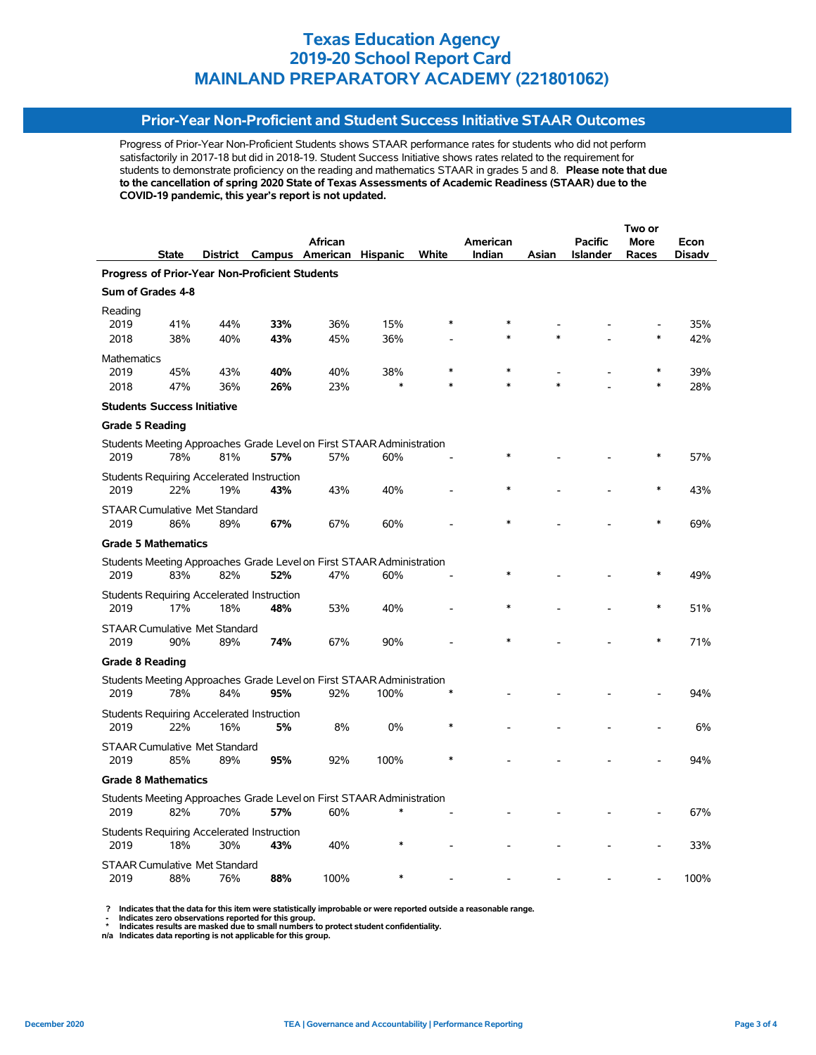# Texas Education Agency
# 2019-20 School Report Card
# MAINLAND PREPARATORY ACADEMY (221801062)

## Prior-Year Non-Proficient and Student Success Initiative STAAR Outcomes

Progress of Prior-Year Non-Proficient Students shows STAAR performance rates for students who did not perform satisfactorily in 2017-18 but did in 2018-19. Student Success Initiative shows rates related to the requirement for students to demonstrate proficiency on the reading and mathematics STAAR in grades 5 and 8. **Please note that due to the cancellation of spring 2020 State of Texas Assessments of Academic Readiness (STAAR) due to the COVID-19 pandemic, this year's report is not updated.**

| | State | District | Campus | African American | Hispanic | White | American Indian | Asian | Pacific Islander | Two or More Races | Econ Disadv |
|---|---|---|---|---|---|---|---|---|---|---|---|
| **Progress of Prior-Year Non-Proficient Students** | | | | | | | | | | | |
| **Sum of Grades 4-8** | | | | | | | | | | | |
| Reading | | | | | | | | | | | |
| 2019 | 41% | 44% | **33%** | 36% | 15% | * | * | - | - | - | 35% |
| 2018 | 38% | 40% | **43%** | 45% | 36% | - | * | * | - | * | 42% |
| Mathematics | | | | | | | | | | | |
| 2019 | 45% | 43% | **40%** | 40% | 38% | * | * | - | - | * | 39% |
| 2018 | 47% | 36% | **26%** | 23% | * | * | * | * | - | * | 28% |
| **Students Success Initiative** | | | | | | | | | | | |
| **Grade 5 Reading** | | | | | | | | | | | |
| Students Meeting Approaches Grade Level on First STAAR Administration | | | | | | | | | | | |
| 2019 | 78% | 81% | **57%** | 57% | 60% | - | * | - | - | * | 57% |
| Students Requiring Accelerated Instruction | | | | | | | | | | | |
| 2019 | 22% | 19% | **43%** | 43% | 40% | - | * | - | - | * | 43% |
| STAAR Cumulative Met Standard | | | | | | | | | | | |
| 2019 | 86% | 89% | **67%** | 67% | 60% | - | * | - | - | * | 69% |
| **Grade 5 Mathematics** | | | | | | | | | | | |
| Students Meeting Approaches Grade Level on First STAAR Administration | | | | | | | | | | | |
| 2019 | 83% | 82% | **52%** | 47% | 60% | - | * | - | - | * | 49% |
| Students Requiring Accelerated Instruction | | | | | | | | | | | |
| 2019 | 17% | 18% | **48%** | 53% | 40% | - | * | - | - | * | 51% |
| STAAR Cumulative Met Standard | | | | | | | | | | | |
| 2019 | 90% | 89% | **74%** | 67% | 90% | - | * | - | - | * | 71% |
| **Grade 8 Reading** | | | | | | | | | | | |
| Students Meeting Approaches Grade Level on First STAAR Administration | | | | | | | | | | | |
| 2019 | 78% | 84% | **95%** | 92% | 100% | * | - | - | - | - | 94% |
| Students Requiring Accelerated Instruction | | | | | | | | | | | |
| 2019 | 22% | 16% | **5%** | 8% | 0% | * | - | - | - | - | 6% |
| STAAR Cumulative Met Standard | | | | | | | | | | | |
| 2019 | 85% | 89% | **95%** | 92% | 100% | * | - | - | - | - | 94% |
| **Grade 8 Mathematics** | | | | | | | | | | | |
| Students Meeting Approaches Grade Level on First STAAR Administration | | | | | | | | | | | |
| 2019 | 82% | 70% | **57%** | 60% | * | - | - | - | - | - | 67% |
| Students Requiring Accelerated Instruction | | | | | | | | | | | |
| 2019 | 18% | 30% | **43%** | 40% | * | - | - | - | - | - | 33% |
| STAAR Cumulative Met Standard | | | | | | | | | | | |
| 2019 | 88% | 76% | **88%** | 100% | * | - | - | - | - | - | 100% |

**? Indicates that the data for this item were statistically improbable or were reported outside a reasonable range.**
**- Indicates zero observations reported for this group.**
**\* Indicates results are masked due to small numbers to protect student confidentiality.**
**n/a Indicates data reporting is not applicable for this group.**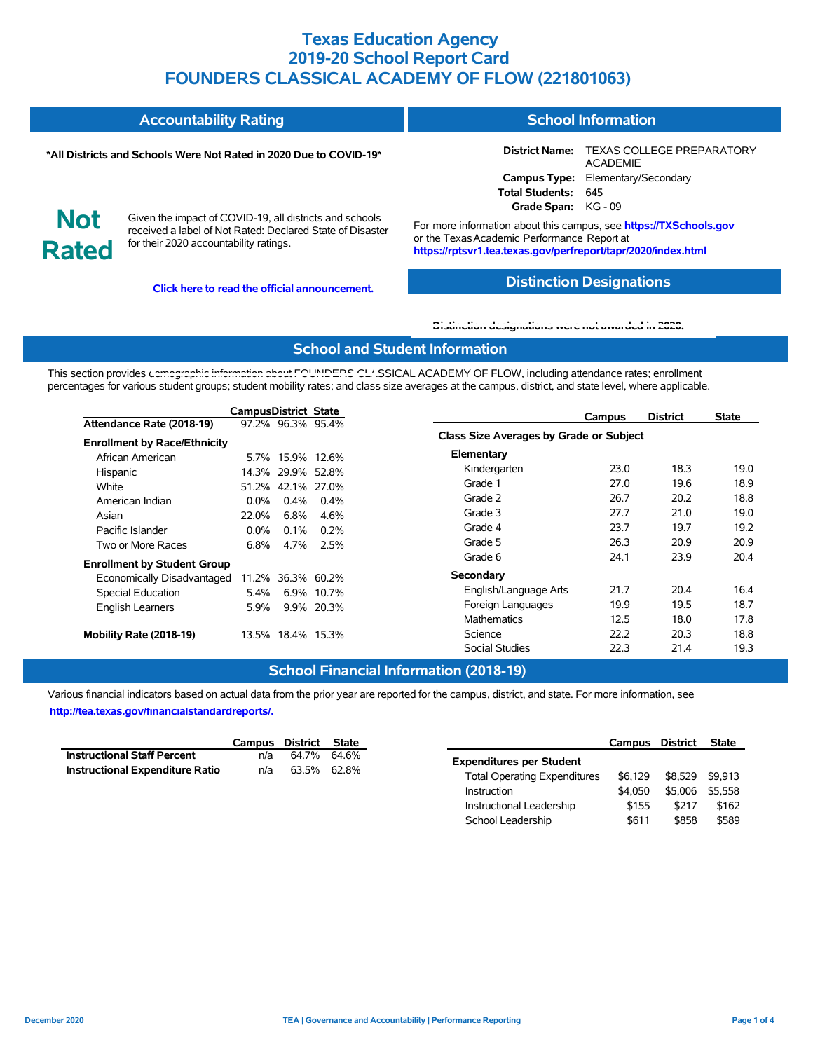# Texas Education Agency
# 2019-20 School Report Card
# FOUNDERS CLASSICAL ACADEMY OF FLOW (221801063)

## Accountability Rating

**\*All Districts and Schools Were Not Rated in 2020 Due to COVID-19\***

**Not Rated**

Given the impact of COVID-19, all districts and schools received a label of Not Rated: Declared State of Disaster for their 2020 accountability ratings.

**Click here to read the official announcement.**

## School Information

**District Name:** TEXAS COLLEGE PREPARATORY ACADEMIE
**Campus Type:** Elementary/Secondary
**Total Students:** 645
**Grade Span:** KG - 09

For more information about this campus, see **https://TXSchools.gov** or the Texas Academic Performance Report at **https://rptsvr1.tea.texas.gov/perfreport/tapr/2020/index.html**

## Distinction Designations

**Distinction designations were not awarded in 2020.**

## School and Student Information

This section provides demographic information about FOUNDERS CLASSICAL ACADEMY OF FLOW, including attendance rates; enrollment percentages for various student groups; student mobility rates; and class size averages at the campus, district, and state level, where applicable.

| | Campus | District | State |
|---|---|---|---|
| **Attendance Rate (2018-19)** | 97.2% | 96.3% | 95.4% |
| **Enrollment by Race/Ethnicity** | | | |
| African American | 5.7% | 15.9% | 12.6% |
| Hispanic | 14.3% | 29.9% | 52.8% |
| White | 51.2% | 42.1% | 27.0% |
| American Indian | 0.0% | 0.4% | 0.4% |
| Asian | 22.0% | 6.8% | 4.6% |
| Pacific Islander | 0.0% | 0.1% | 0.2% |
| Two or More Races | 6.8% | 4.7% | 2.5% |
| **Enrollment by Student Group** | | | |
| Economically Disadvantaged | 11.2% | 36.3% | 60.2% |
| Special Education | 5.4% | 6.9% | 10.7% |
| English Learners | 5.9% | 9.9% | 20.3% |
| **Mobility Rate (2018-19)** | 13.5% | 18.4% | 15.3% |

| | Campus | District | State |
|---|---|---|---|
| **Class Size Averages by Grade or Subject** | | | |
| **Elementary** | | | |
| Kindergarten | 23.0 | 18.3 | 19.0 |
| Grade 1 | 27.0 | 19.6 | 18.9 |
| Grade 2 | 26.7 | 20.2 | 18.8 |
| Grade 3 | 27.7 | 21.0 | 19.0 |
| Grade 4 | 23.7 | 19.7 | 19.2 |
| Grade 5 | 26.3 | 20.9 | 20.9 |
| Grade 6 | 24.1 | 23.9 | 20.4 |
| **Secondary** | | | |
| English/Language Arts | 21.7 | 20.4 | 16.4 |
| Foreign Languages | 19.9 | 19.5 | 18.7 |
| Mathematics | 12.5 | 18.0 | 17.8 |
| Science | 22.2 | 20.3 | 18.8 |
| Social Studies | 22.3 | 21.4 | 19.3 |

## School Financial Information (2018-19)

Various financial indicators based on actual data from the prior year are reported for the campus, district, and state. For more information, see **http://tea.texas.gov/financialstandardreports/.**

| | Campus | District | State |
|---|---|---|---|
| **Instructional Staff Percent** | n/a | 64.7% | 64.6% |
| **Instructional Expenditure Ratio** | n/a | 63.5% | 62.8% |

| | Campus | District | State |
|---|---|---|---|
| **Expenditures per Student** | | | |
| Total Operating Expenditures | $6,129 | $8,529 | $9,913 |
| Instruction | $4,050 | $5,006 | $5,558 |
| Instructional Leadership | $155 | $217 | $162 |
| School Leadership | $611 | $858 | $589 |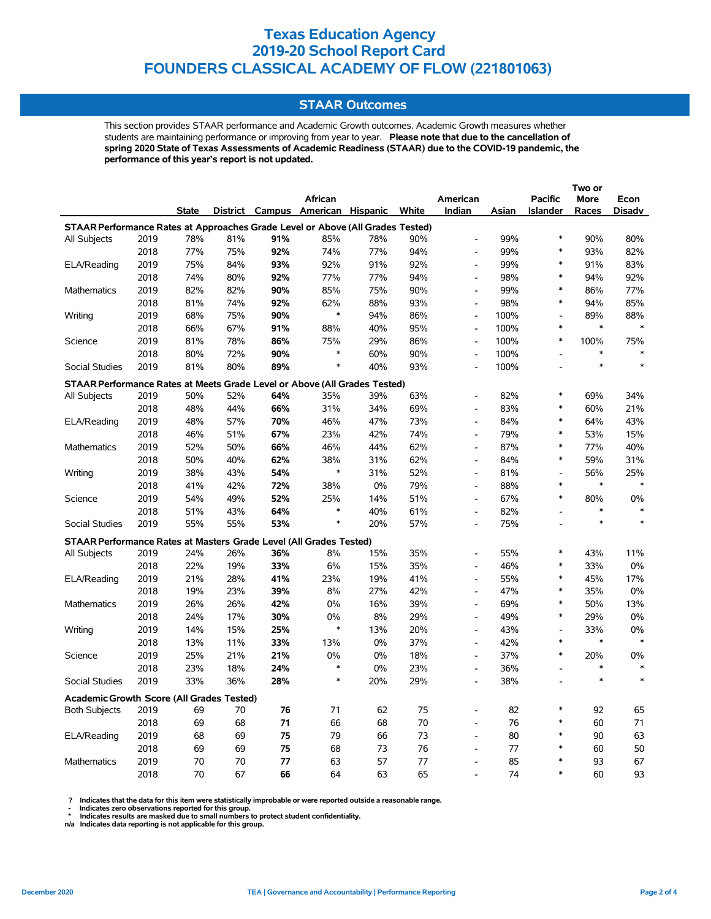# Texas Education Agency
# 2019-20 School Report Card
# FOUNDERS CLASSICAL ACADEMY OF FLOW (221801063)

## STAAR Outcomes

This section provides STAAR performance and Academic Growth outcomes. Academic Growth measures whether students are maintaining performance or improving from year to year. **Please note that due to the cancellation of spring 2020 State of Texas Assessments of Academic Readiness (STAAR) due to the COVID-19 pandemic, the performance of this year's report is not updated.**

| | | State | District | Campus | African American | Hispanic | White | American Indian | Asian | Pacific Islander | Two or More Races | Econ Disadv |
|---|---|---|---|---|---|---|---|---|---|---|---|---|
| **STAAR Performance Rates at Approaches Grade Level or Above (All Grades Tested)** | | | | | | | | | | | | |
| All Subjects | 2019 | 78% | 81% | **91%** | 85% | 78% | 90% | - | 99% | * | 90% | 80% |
| | 2018 | 77% | 75% | **92%** | 74% | 77% | 94% | - | 99% | * | 93% | 82% |
| ELA/Reading | 2019 | 75% | 84% | **93%** | 92% | 91% | 92% | - | 99% | * | 91% | 83% |
| | 2018 | 74% | 80% | **92%** | 77% | 77% | 94% | - | 98% | * | 94% | 92% |
| Mathematics | 2019 | 82% | 82% | **90%** | 85% | 75% | 90% | - | 99% | * | 86% | 77% |
| | 2018 | 81% | 74% | **92%** | 62% | 88% | 93% | - | 98% | * | 94% | 85% |
| Writing | 2019 | 68% | 75% | **90%** | * | 94% | 86% | - | 100% | - | 89% | 88% |
| | 2018 | 66% | 67% | **91%** | 88% | 40% | 95% | - | 100% | * | * | * |
| Science | 2019 | 81% | 78% | **86%** | 75% | 29% | 86% | - | 100% | * | 100% | 75% |
| | 2018 | 80% | 72% | **90%** | * | 60% | 90% | - | 100% | - | * | * |
| Social Studies | 2019 | 81% | 80% | **89%** | * | 40% | 93% | - | 100% | - | * | * |
| **STAAR Performance Rates at Meets Grade Level or Above (All Grades Tested)** | | | | | | | | | | | | |
| All Subjects | 2019 | 50% | 52% | **64%** | 35% | 39% | 63% | - | 82% | * | 69% | 34% |
| | 2018 | 48% | 44% | **66%** | 31% | 34% | 69% | - | 83% | * | 60% | 21% |
| ELA/Reading | 2019 | 48% | 57% | **70%** | 46% | 47% | 73% | - | 84% | * | 64% | 43% |
| | 2018 | 46% | 51% | **67%** | 23% | 42% | 74% | - | 79% | * | 53% | 15% |
| Mathematics | 2019 | 52% | 50% | **66%** | 46% | 44% | 62% | - | 87% | * | 77% | 40% |
| | 2018 | 50% | 40% | **62%** | 38% | 31% | 62% | - | 84% | * | 59% | 31% |
| Writing | 2019 | 38% | 43% | **54%** | * | 31% | 52% | - | 81% | - | 56% | 25% |
| | 2018 | 41% | 42% | **72%** | 38% | 0% | 79% | - | 88% | * | * | * |
| Science | 2019 | 54% | 49% | **52%** | 25% | 14% | 51% | - | 67% | * | 80% | 0% |
| | 2018 | 51% | 43% | **64%** | * | 40% | 61% | - | 82% | - | * | * |
| Social Studies | 2019 | 55% | 55% | **53%** | * | 20% | 57% | - | 75% | - | * | * |
| **STAAR Performance Rates at Masters Grade Level (All Grades Tested)** | | | | | | | | | | | | |
| All Subjects | 2019 | 24% | 26% | **36%** | 8% | 15% | 35% | - | 55% | * | 43% | 11% |
| | 2018 | 22% | 19% | **33%** | 6% | 15% | 35% | - | 46% | * | 33% | 0% |
| ELA/Reading | 2019 | 21% | 28% | **41%** | 23% | 19% | 41% | - | 55% | * | 45% | 17% |
| | 2018 | 19% | 23% | **39%** | 8% | 27% | 42% | - | 47% | * | 35% | 0% |
| Mathematics | 2019 | 26% | 26% | **42%** | 0% | 16% | 39% | - | 69% | * | 50% | 13% |
| | 2018 | 24% | 17% | **30%** | 0% | 8% | 29% | - | 49% | * | 29% | 0% |
| Writing | 2019 | 14% | 15% | **25%** | * | 13% | 20% | - | 43% | - | 33% | 0% |
| | 2018 | 13% | 11% | **33%** | 13% | 0% | 37% | - | 42% | * | * | * |
| Science | 2019 | 25% | 21% | **21%** | 0% | 0% | 18% | - | 37% | * | 20% | 0% |
| | 2018 | 23% | 18% | **24%** | * | 0% | 23% | - | 36% | - | * | * |
| Social Studies | 2019 | 33% | 36% | **28%** | * | 20% | 29% | - | 38% | - | * | * |
| **Academic Growth Score (All Grades Tested)** | | | | | | | | | | | | |
| Both Subjects | 2019 | 69 | 70 | **76** | 71 | 62 | 75 | - | 82 | * | 92 | 65 |
| | 2018 | 69 | 68 | **71** | 66 | 68 | 70 | - | 76 | * | 60 | 71 |
| ELA/Reading | 2019 | 68 | 69 | **75** | 79 | 66 | 73 | - | 80 | * | 90 | 63 |
| | 2018 | 69 | 69 | **75** | 68 | 73 | 76 | - | 77 | * | 60 | 50 |
| Mathematics | 2019 | 70 | 70 | **77** | 63 | 57 | 77 | - | 85 | * | 93 | 67 |
| | 2018 | 70 | 67 | **66** | 64 | 63 | 65 | - | 74 | * | 60 | 93 |

? Indicates that the data for this item were statistically improbable or were reported outside a reasonable range.
\- Indicates zero observations reported for this group.
\* Indicates results are masked due to small numbers to protect student confidentiality.
n/a Indicates data reporting is not applicable for this group.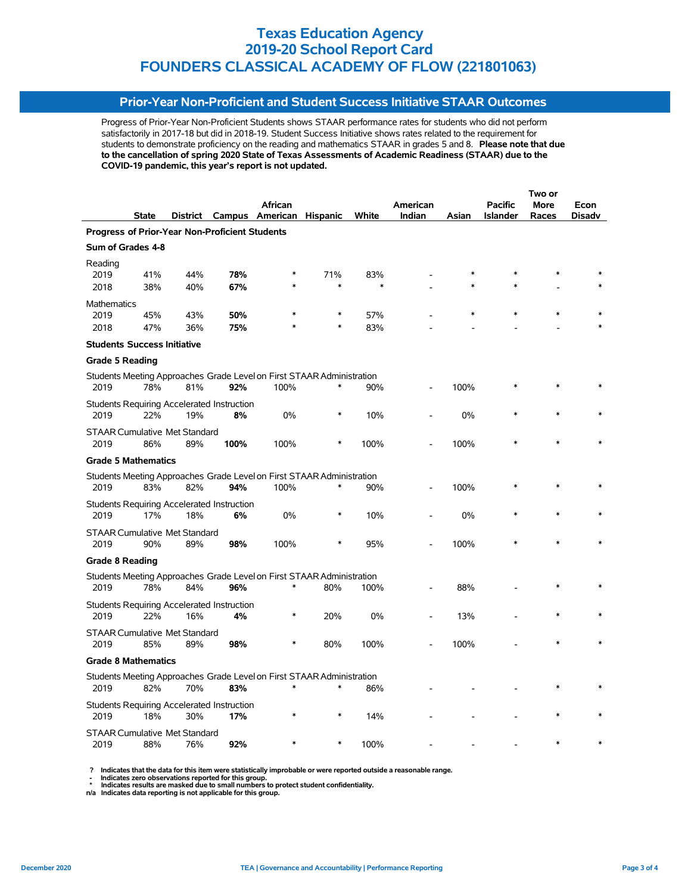# Texas Education Agency
# 2019-20 School Report Card
# FOUNDERS CLASSICAL ACADEMY OF FLOW (221801063)

## Prior-Year Non-Proficient and Student Success Initiative STAAR Outcomes

Progress of Prior-Year Non-Proficient Students shows STAAR performance rates for students who did not perform satisfactorily in 2017-18 but did in 2018-19. Student Success Initiative shows rates related to the requirement for students to demonstrate proficiency on the reading and mathematics STAAR in grades 5 and 8. **Please note that due to the cancellation of spring 2020 State of Texas Assessments of Academic Readiness (STAAR) due to the COVID-19 pandemic, this year's report is not updated.**

| | State | District | Campus | African American | Hispanic | White | American Indian | Asian | Pacific Islander | Two or More Races | Econ Disadv |
|---|---|---|---|---|---|---|---|---|---|---|---|
| **Progress of Prior-Year Non-Proficient Students** | | | | | | | | | | | |
| **Sum of Grades 4-8** | | | | | | | | | | | |
| Reading | | | | | | | | | | | |
| 2019 | 41% | 44% | **78%** | * | 71% | 83% | - | * | * | * | * |
| 2018 | 38% | 40% | **67%** | * | * | * | - | * | * | - | * |
| Mathematics | | | | | | | | | | | |
| 2019 | 45% | 43% | **50%** | * | * | 57% | - | * | * | * | * |
| 2018 | 47% | 36% | **75%** | * | * | 83% | - | - | - | - | * |
| **Students Success Initiative** | | | | | | | | | | | |
| **Grade 5 Reading** | | | | | | | | | | | |
| Students Meeting Approaches Grade Level on First STAAR Administration | | | | | | | | | | | |
| 2019 | 78% | 81% | **92%** | 100% | * | 90% | - | 100% | * | * | * |
| Students Requiring Accelerated Instruction | | | | | | | | | | | |
| 2019 | 22% | 19% | **8%** | 0% | * | 10% | - | 0% | * | * | * |
| STAAR Cumulative Met Standard | | | | | | | | | | | |
| 2019 | 86% | 89% | **100%** | 100% | * | 100% | - | 100% | * | * | * |
| **Grade 5 Mathematics** | | | | | | | | | | | |
| Students Meeting Approaches Grade Level on First STAAR Administration | | | | | | | | | | | |
| 2019 | 83% | 82% | **94%** | 100% | * | 90% | - | 100% | * | * | * |
| Students Requiring Accelerated Instruction | | | | | | | | | | | |
| 2019 | 17% | 18% | **6%** | 0% | * | 10% | - | 0% | * | * | * |
| STAAR Cumulative Met Standard | | | | | | | | | | | |
| 2019 | 90% | 89% | **98%** | 100% | * | 95% | - | 100% | * | * | * |
| **Grade 8 Reading** | | | | | | | | | | | |
| Students Meeting Approaches Grade Level on First STAAR Administration | | | | | | | | | | | |
| 2019 | 78% | 84% | **96%** | * | 80% | 100% | - | 88% | - | * | * |
| Students Requiring Accelerated Instruction | | | | | | | | | | | |
| 2019 | 22% | 16% | **4%** | * | 20% | 0% | - | 13% | - | * | * |
| STAAR Cumulative Met Standard | | | | | | | | | | | |
| 2019 | 85% | 89% | **98%** | * | 80% | 100% | - | 100% | - | * | * |
| **Grade 8 Mathematics** | | | | | | | | | | | |
| Students Meeting Approaches Grade Level on First STAAR Administration | | | | | | | | | | | |
| 2019 | 82% | 70% | **83%** | * | * | 86% | - | - | - | * | * |
| Students Requiring Accelerated Instruction | | | | | | | | | | | |
| 2019 | 18% | 30% | **17%** | * | * | 14% | - | - | - | * | * |
| STAAR Cumulative Met Standard | | | | | | | | | | | |
| 2019 | 88% | 76% | **92%** | * | * | 100% | - | - | - | * | * |

**?** Indicates that the data for this item were statistically improbable or were reported outside a reasonable range.
**-** Indicates zero observations reported for this group.
**\*** Indicates results are masked due to small numbers to protect student confidentiality.
**n/a** Indicates data reporting is not applicable for this group.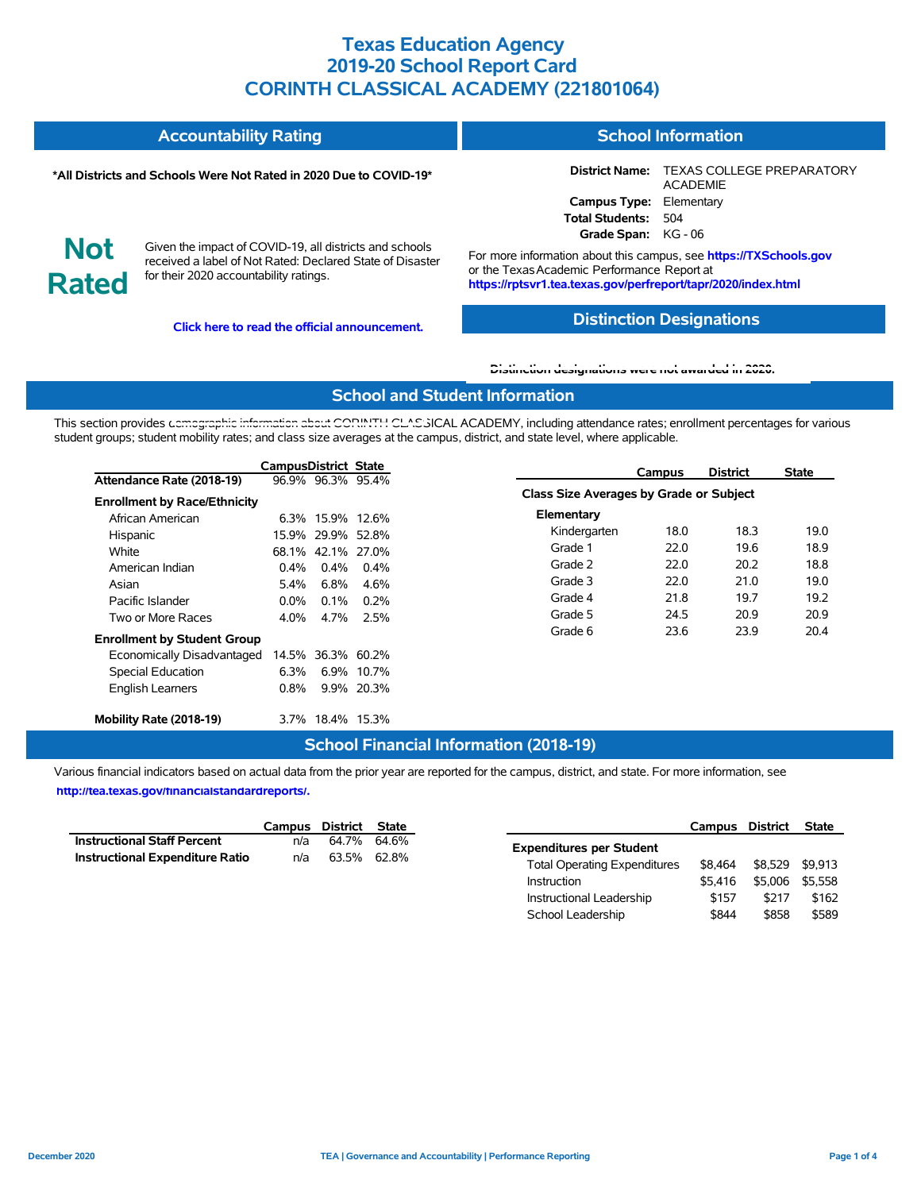# Texas Education Agency
# 2019-20 School Report Card
# CORINTH CLASSICAL ACADEMY (221801064)

## Accountability Rating

**\*All Districts and Schools Were Not Rated in 2020 Due to COVID-19\***

**Not Rated**

Given the impact of COVID-19, all districts and schools received a label of Not Rated: Declared State of Disaster for their 2020 accountability ratings.

**Click here to read the official announcement.**

## School Information

**District Name:** TEXAS COLLEGE PREPARATORY ACADEMIE
**Campus Type:** Elementary
**Total Students:** 504
**Grade Span:** KG - 06

For more information about this campus, see **https://TXSchools.gov** or the Texas Academic Performance Report at **https://rptsvr1.tea.texas.gov/perfreport/tapr/2020/index.html**

## Distinction Designations

**Distinction designations were not awarded in 2020.**

## School and Student Information

This section provides demographic information about CORINTH CLASSICAL ACADEMY, including attendance rates; enrollment percentages for various student groups; student mobility rates; and class size averages at the campus, district, and state level, where applicable.

| | Campus | District | State |
|---|---|---|---|
| **Attendance Rate (2018-19)** | 96.9% | 96.3% | 95.4% |
| **Enrollment by Race/Ethnicity** | | | |
| African American | 6.3% | 15.9% | 12.6% |
| Hispanic | 15.9% | 29.9% | 52.8% |
| White | 68.1% | 42.1% | 27.0% |
| American Indian | 0.4% | 0.4% | 0.4% |
| Asian | 5.4% | 6.8% | 4.6% |
| Pacific Islander | 0.0% | 0.1% | 0.2% |
| Two or More Races | 4.0% | 4.7% | 2.5% |
| **Enrollment by Student Group** | | | |
| Economically Disadvantaged | 14.5% | 36.3% | 60.2% |
| Special Education | 6.3% | 6.9% | 10.7% |
| English Learners | 0.8% | 9.9% | 20.3% |
| **Mobility Rate (2018-19)** | 3.7% | 18.4% | 15.3% |

| | Campus | District | State |
|---|---|---|---|
| **Class Size Averages by Grade or Subject** | | | |
| **Elementary** | | | |
| Kindergarten | 18.0 | 18.3 | 19.0 |
| Grade 1 | 22.0 | 19.6 | 18.9 |
| Grade 2 | 22.0 | 20.2 | 18.8 |
| Grade 3 | 22.0 | 21.0 | 19.0 |
| Grade 4 | 21.8 | 19.7 | 19.2 |
| Grade 5 | 24.5 | 20.9 | 20.9 |
| Grade 6 | 23.6 | 23.9 | 20.4 |

## School Financial Information (2018-19)

Various financial indicators based on actual data from the prior year are reported for the campus, district, and state. For more information, see **http://tea.texas.gov/financialstandardreports/.**

| | Campus | District | State |
|---|---|---|---|
| **Instructional Staff Percent** | n/a | 64.7% | 64.6% |
| **Instructional Expenditure Ratio** | n/a | 63.5% | 62.8% |

| | Campus | District | State |
|---|---|---|---|
| **Expenditures per Student** | | | |
| Total Operating Expenditures | $8,464 | $8,529 | $9,913 |
| Instruction | $5,416 | $5,006 | $5,558 |
| Instructional Leadership | $157 | $217 | $162 |
| School Leadership | $844 | $858 | $589 |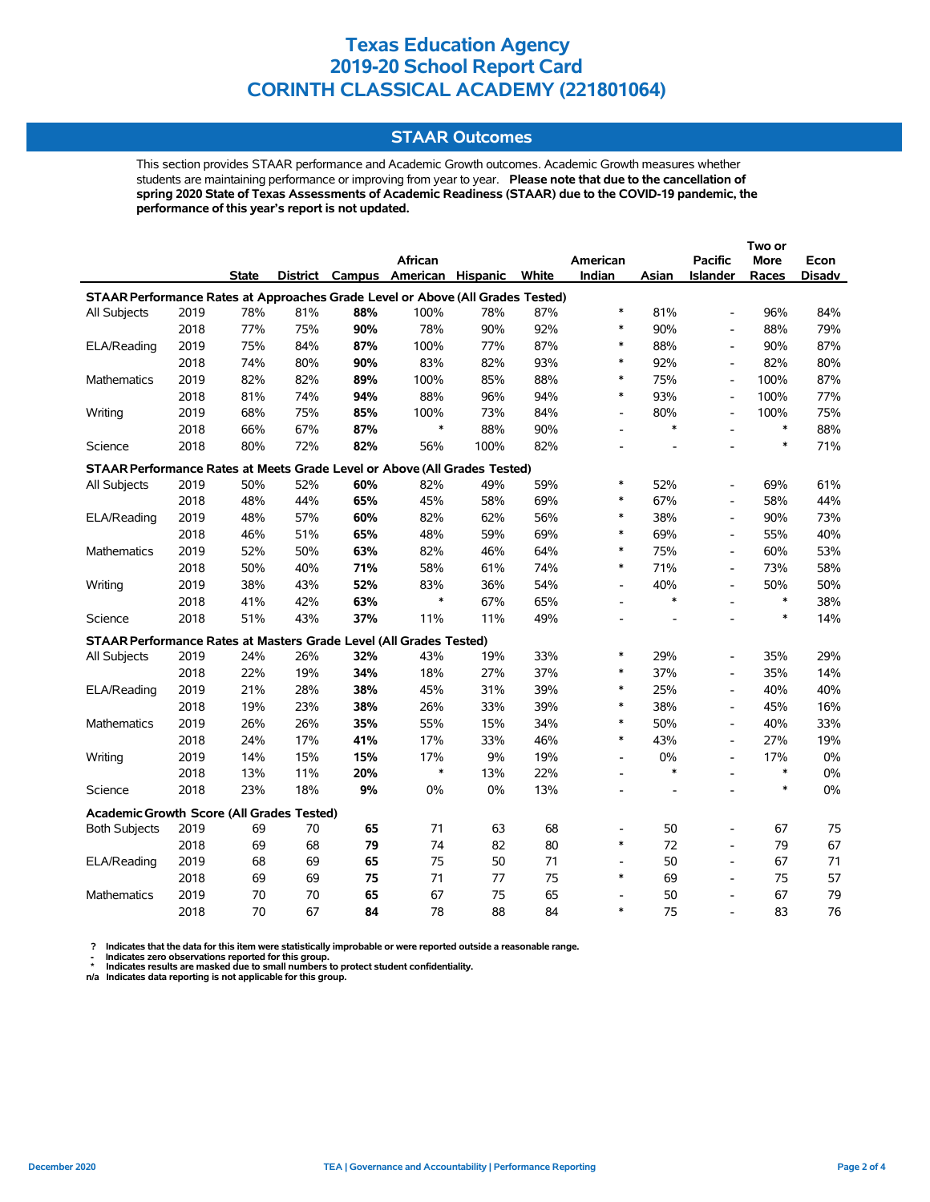# Texas Education Agency
# 2019-20 School Report Card
# CORINTH CLASSICAL ACADEMY (221801064)

## STAAR Outcomes

This section provides STAAR performance and Academic Growth outcomes. Academic Growth measures whether students are maintaining performance or improving from year to year. **Please note that due to the cancellation of spring 2020 State of Texas Assessments of Academic Readiness (STAAR) due to the COVID-19 pandemic, the performance of this year's report is not updated.**

| | | State | District | Campus | African American | Hispanic | White | American Indian | Asian | Pacific Islander | Two or More Races | Econ Disadv |
|---|---|---|---|---|---|---|---|---|---|---|---|---|
| **STAAR Performance Rates at Approaches Grade Level or Above (All Grades Tested)** | | | | | | | | | | | | |
| All Subjects | 2019 | 78% | 81% | **88%** | 100% | 78% | 87% | * | 81% | - | 96% | 84% |
| | 2018 | 77% | 75% | **90%** | 78% | 90% | 92% | * | 90% | - | 88% | 79% |
| ELA/Reading | 2019 | 75% | 84% | **87%** | 100% | 77% | 87% | * | 88% | - | 90% | 87% |
| | 2018 | 74% | 80% | **90%** | 83% | 82% | 93% | * | 92% | - | 82% | 80% |
| Mathematics | 2019 | 82% | 82% | **89%** | 100% | 85% | 88% | * | 75% | - | 100% | 87% |
| | 2018 | 81% | 74% | **94%** | 88% | 96% | 94% | * | 93% | - | 100% | 77% |
| Writing | 2019 | 68% | 75% | **85%** | 100% | 73% | 84% | - | 80% | - | 100% | 75% |
| | 2018 | 66% | 67% | **87%** | * | 88% | 90% | - | * | - | * | 88% |
| Science | 2018 | 80% | 72% | **82%** | 56% | 100% | 82% | - | - | - | * | 71% |
| **STAAR Performance Rates at Meets Grade Level or Above (All Grades Tested)** | | | | | | | | | | | | |
| All Subjects | 2019 | 50% | 52% | **60%** | 82% | 49% | 59% | * | 52% | - | 69% | 61% |
| | 2018 | 48% | 44% | **65%** | 45% | 58% | 69% | * | 67% | - | 58% | 44% |
| ELA/Reading | 2019 | 48% | 57% | **60%** | 82% | 62% | 56% | * | 38% | - | 90% | 73% |
| | 2018 | 46% | 51% | **65%** | 48% | 59% | 69% | * | 69% | - | 55% | 40% |
| Mathematics | 2019 | 52% | 50% | **63%** | 82% | 46% | 64% | * | 75% | - | 60% | 53% |
| | 2018 | 50% | 40% | **71%** | 58% | 61% | 74% | * | 71% | - | 73% | 58% |
| Writing | 2019 | 38% | 43% | **52%** | 83% | 36% | 54% | - | 40% | - | 50% | 50% |
| | 2018 | 41% | 42% | **63%** | * | 67% | 65% | - | * | - | * | 38% |
| Science | 2018 | 51% | 43% | **37%** | 11% | 11% | 49% | - | - | - | * | 14% |
| **STAAR Performance Rates at Masters Grade Level (All Grades Tested)** | | | | | | | | | | | | |
| All Subjects | 2019 | 24% | 26% | **32%** | 43% | 19% | 33% | * | 29% | - | 35% | 29% |
| | 2018 | 22% | 19% | **34%** | 18% | 27% | 37% | * | 37% | - | 35% | 14% |
| ELA/Reading | 2019 | 21% | 28% | **38%** | 45% | 31% | 39% | * | 25% | - | 40% | 40% |
| | 2018 | 19% | 23% | **38%** | 26% | 33% | 39% | * | 38% | - | 45% | 16% |
| Mathematics | 2019 | 26% | 26% | **35%** | 55% | 15% | 34% | * | 50% | - | 40% | 33% |
| | 2018 | 24% | 17% | **41%** | 17% | 33% | 46% | * | 43% | - | 27% | 19% |
| Writing | 2019 | 14% | 15% | **15%** | 17% | 9% | 19% | - | 0% | - | 17% | 0% |
| | 2018 | 13% | 11% | **20%** | * | 13% | 22% | - | * | - | * | 0% |
| Science | 2018 | 23% | 18% | **9%** | 0% | 0% | 13% | - | - | - | * | 0% |
| **Academic Growth Score (All Grades Tested)** | | | | | | | | | | | | |
| Both Subjects | 2019 | 69 | 70 | **65** | 71 | 63 | 68 | - | 50 | - | 67 | 75 |
| | 2018 | 69 | 68 | **79** | 74 | 82 | 80 | * | 72 | - | 79 | 67 |
| ELA/Reading | 2019 | 68 | 69 | **65** | 75 | 50 | 71 | - | 50 | - | 67 | 71 |
| | 2018 | 69 | 69 | **75** | 71 | 77 | 75 | * | 69 | - | 75 | 57 |
| Mathematics | 2019 | 70 | 70 | **65** | 67 | 75 | 65 | - | 50 | - | 67 | 79 |
| | 2018 | 70 | 67 | **84** | 78 | 88 | 84 | * | 75 | - | 83 | 76 |

**?** Indicates that the data for this item were statistically improbable or were reported outside a reasonable range.
**-** Indicates zero observations reported for this group.
**\*** Indicates results are masked due to small numbers to protect student confidentiality.
**n/a** Indicates data reporting is not applicable for this group.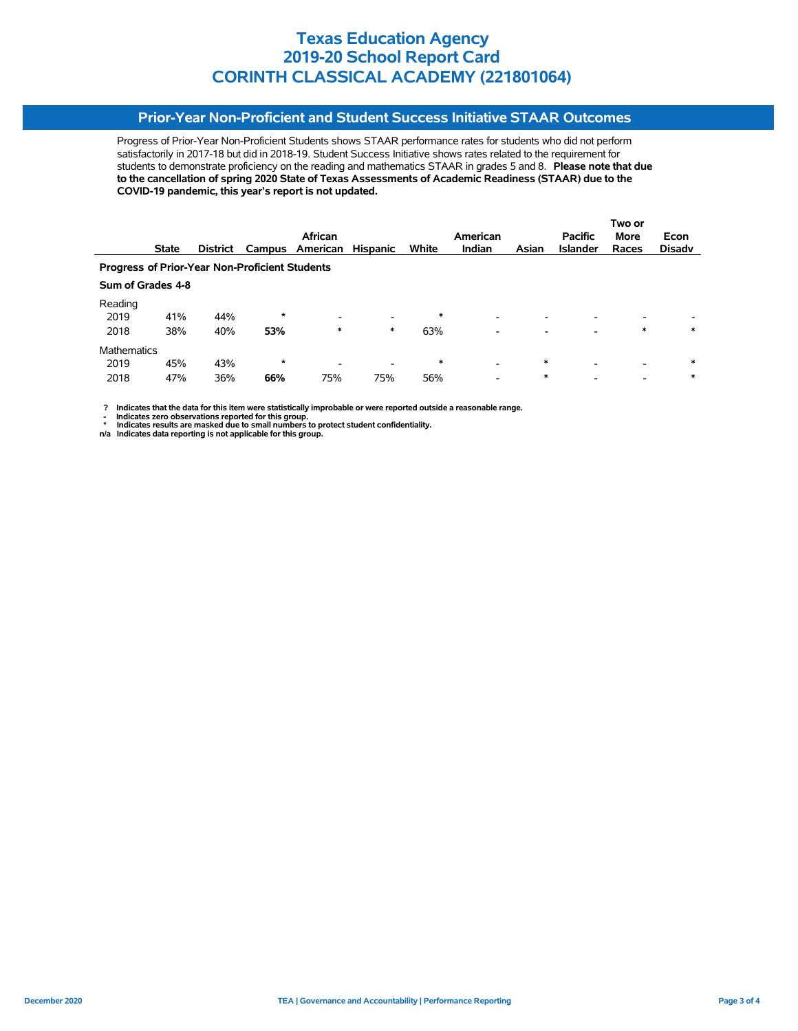# Texas Education Agency
# 2019-20 School Report Card
# CORINTH CLASSICAL ACADEMY (221801064)

## Prior-Year Non-Proficient and Student Success Initiative STAAR Outcomes

Progress of Prior-Year Non-Proficient Students shows STAAR performance rates for students who did not perform satisfactorily in 2017-18 but did in 2018-19. Student Success Initiative shows rates related to the requirement for students to demonstrate proficiency on the reading and mathematics STAAR in grades 5 and 8. **Please note that due to the cancellation of spring 2020 State of Texas Assessments of Academic Readiness (STAAR) due to the COVID-19 pandemic, this year's report is not updated.**

| | State | District | Campus | African American | Hispanic | White | American Indian | Asian | Pacific Islander | Two or More Races | Econ Disadv |
|---|---|---|---|---|---|---|---|---|---|---|---|
| **Progress of Prior-Year Non-Proficient Students** | | | | | | | | | | | |
| **Sum of Grades 4-8** | | | | | | | | | | | |
| Reading | | | | | | | | | | | |
| 2019 | 41% | 44% | * | - | - | * | - | - | - | - | - |
| 2018 | 38% | 40% | **53%** | * | * | 63% | - | - | - | * | * |
| Mathematics | | | | | | | | | | | |
| 2019 | 45% | 43% | * | - | - | * | - | * | - | - | * |
| 2018 | 47% | 36% | **66%** | 75% | 75% | 56% | - | * | - | - | * |

**?** Indicates that the data for this item were statistically improbable or were reported outside a reasonable range.
**-** Indicates zero observations reported for this group.
**\*** Indicates results are masked due to small numbers to protect student confidentiality.
**n/a** Indicates data reporting is not applicable for this group.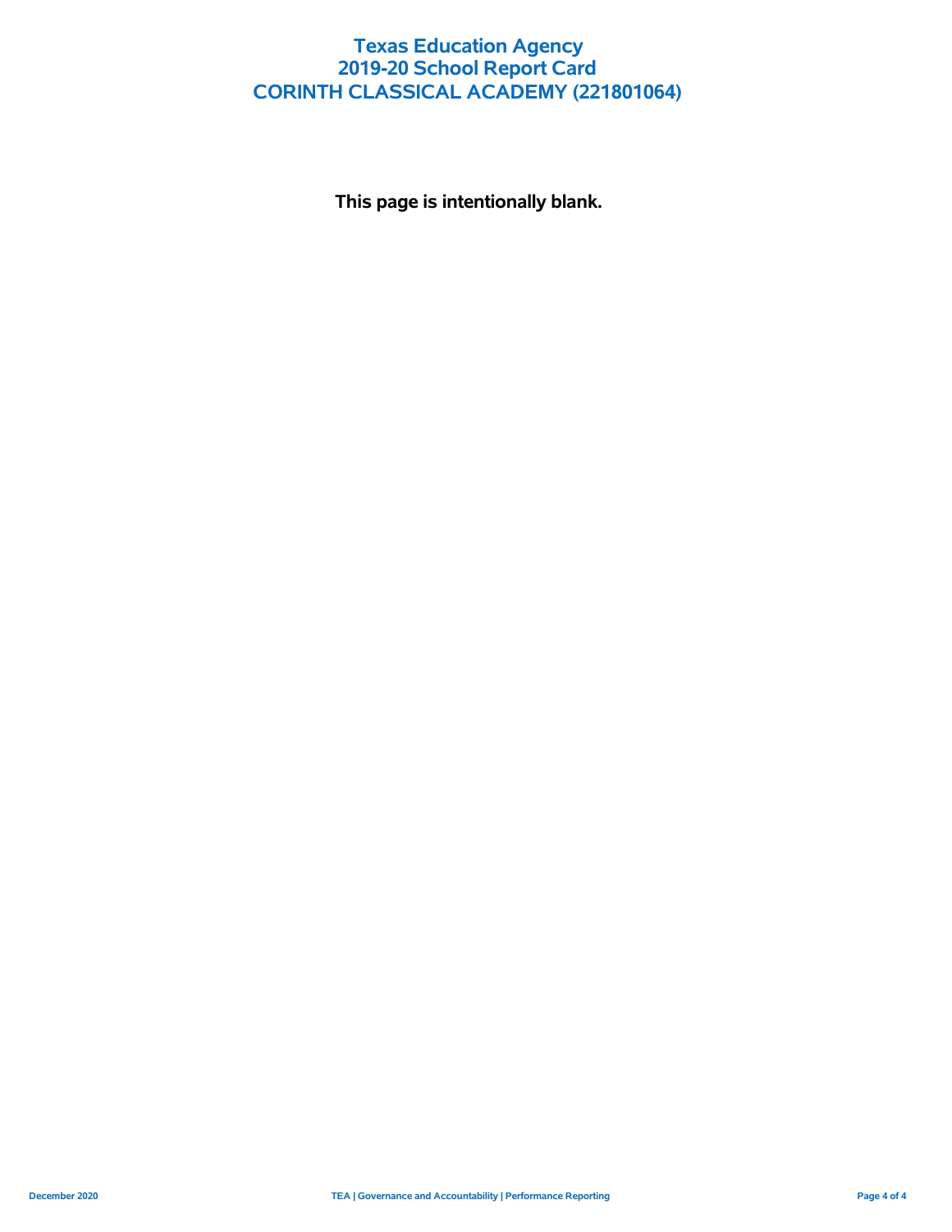# Texas Education Agency
# 2019-20 School Report Card
# CORINTH CLASSICAL ACADEMY (221801064)

**This page is intentionally blank.**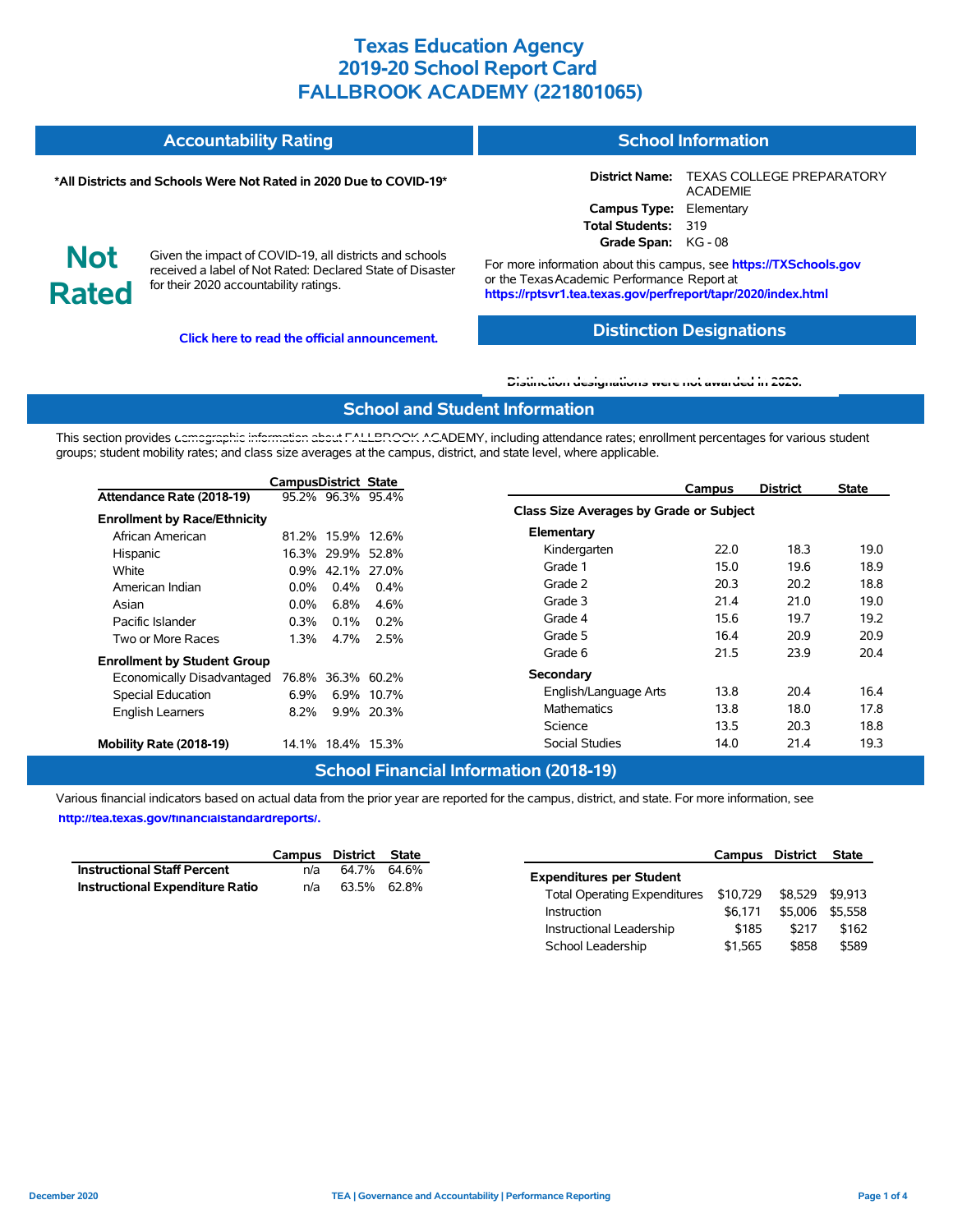# Texas Education Agency
# 2019-20 School Report Card
# FALLBROOK ACADEMY (221801065)

## Accountability Rating

**\*All Districts and Schools Were Not Rated in 2020 Due to COVID-19\***

**Not Rated**

Given the impact of COVID-19, all districts and schools received a label of Not Rated: Declared State of Disaster for their 2020 accountability ratings.

**Click here to read the official announcement.**

## School Information

**District Name:** TEXAS COLLEGE PREPARATORY ACADEMIE
**Campus Type:** Elementary
**Total Students:** 319
**Grade Span:** KG - 08

For more information about this campus, see **https://TXSchools.gov** or the Texas Academic Performance Report at **https://rptsvr1.tea.texas.gov/perfreport/tapr/2020/index.html**

## Distinction Designations

**Distinction designations were not awarded in 2020.**

## School and Student Information

This section provides demographic information about FALLBROOK ACADEMY, including attendance rates; enrollment percentages for various student groups; student mobility rates; and class size averages at the campus, district, and state level, where applicable.

| | Campus | District | State |
|---|---|---|---|
| **Attendance Rate (2018-19)** | 95.2% | 96.3% | 95.4% |
| **Enrollment by Race/Ethnicity** | | | |
| African American | 81.2% | 15.9% | 12.6% |
| Hispanic | 16.3% | 29.9% | 52.8% |
| White | 0.9% | 42.1% | 27.0% |
| American Indian | 0.0% | 0.4% | 0.4% |
| Asian | 0.0% | 6.8% | 4.6% |
| Pacific Islander | 0.3% | 0.1% | 0.2% |
| Two or More Races | 1.3% | 4.7% | 2.5% |
| **Enrollment by Student Group** | | | |
| Economically Disadvantaged | 76.8% | 36.3% | 60.2% |
| Special Education | 6.9% | 6.9% | 10.7% |
| English Learners | 8.2% | 9.9% | 20.3% |
| **Mobility Rate (2018-19)** | 14.1% | 18.4% | 15.3% |

| | Campus | District | State |
|---|---|---|---|
| **Class Size Averages by Grade or Subject** | | | |
| **Elementary** | | | |
| Kindergarten | 22.0 | 18.3 | 19.0 |
| Grade 1 | 15.0 | 19.6 | 18.9 |
| Grade 2 | 20.3 | 20.2 | 18.8 |
| Grade 3 | 21.4 | 21.0 | 19.0 |
| Grade 4 | 15.6 | 19.7 | 19.2 |
| Grade 5 | 16.4 | 20.9 | 20.9 |
| Grade 6 | 21.5 | 23.9 | 20.4 |
| **Secondary** | | | |
| English/Language Arts | 13.8 | 20.4 | 16.4 |
| Mathematics | 13.8 | 18.0 | 17.8 |
| Science | 13.5 | 20.3 | 18.8 |
| Social Studies | 14.0 | 21.4 | 19.3 |

## School Financial Information (2018-19)

Various financial indicators based on actual data from the prior year are reported for the campus, district, and state. For more information, see **http://tea.texas.gov/financialstandardreports/.**

| | Campus | District | State |
|---|---|---|---|
| **Instructional Staff Percent** | n/a | 64.7% | 64.6% |
| **Instructional Expenditure Ratio** | n/a | 63.5% | 62.8% |

| | Campus | District | State |
|---|---|---|---|
| **Expenditures per Student** | | | |
| Total Operating Expenditures | $10,729 | $8,529 | $9,913 |
| Instruction | $6,171 | $5,006 | $5,558 |
| Instructional Leadership | $185 | $217 | $162 |
| School Leadership | $1,565 | $858 | $589 |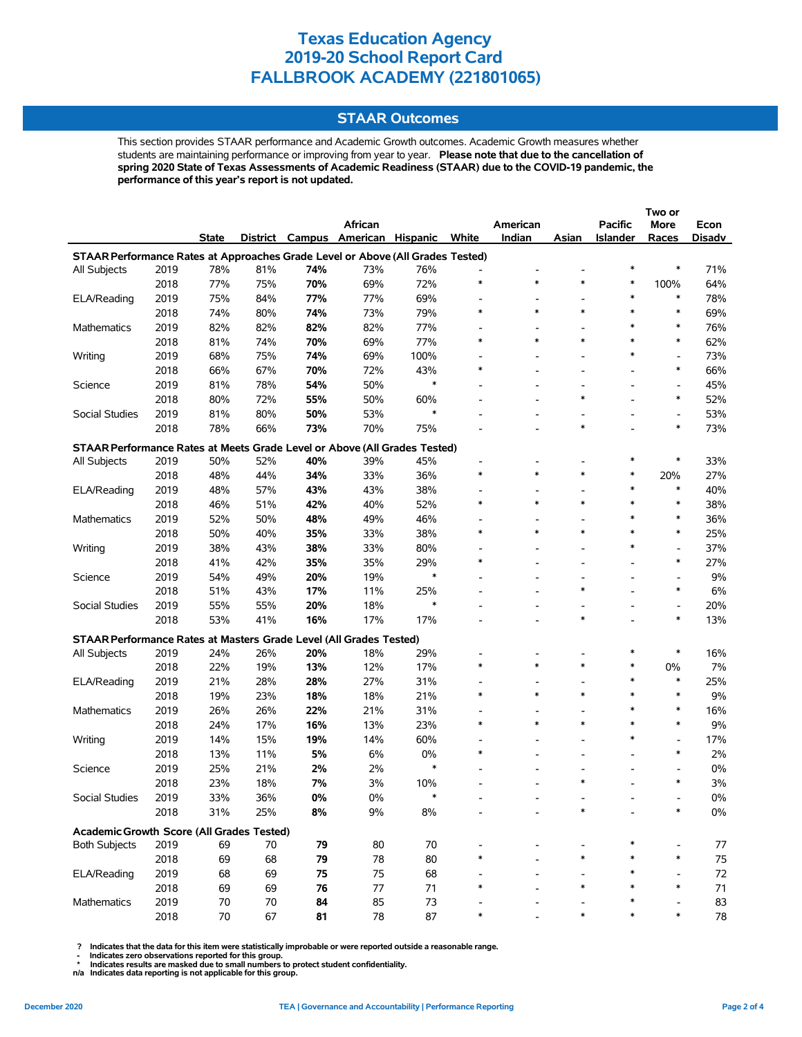# Texas Education Agency
# 2019-20 School Report Card
# FALLBROOK ACADEMY (221801065)

## STAAR Outcomes

This section provides STAAR performance and Academic Growth outcomes. Academic Growth measures whether students are maintaining performance or improving from year to year. **Please note that due to the cancellation of spring 2020 State of Texas Assessments of Academic Readiness (STAAR) due to the COVID-19 pandemic, the performance of this year's report is not updated.**

| | | State | District | Campus | African American | Hispanic | White | American Indian | Asian | Pacific Islander | Two or More Races | Econ Disadv |
|---|---|---|---|---|---|---|---|---|---|---|---|---|
| **STAAR Performance Rates at Approaches Grade Level or Above (All Grades Tested)** | | | | | | | | | | | | |
| All Subjects | 2019 | 78% | 81% | **74%** | 73% | 76% | - | - | - | * | * | 71% |
| | 2018 | 77% | 75% | **70%** | 69% | 72% | * | * | * | * | 100% | 64% |
| ELA/Reading | 2019 | 75% | 84% | **77%** | 77% | 69% | - | - | - | * | * | 78% |
| | 2018 | 74% | 80% | **74%** | 73% | 79% | * | * | * | * | * | 69% |
| Mathematics | 2019 | 82% | 82% | **82%** | 82% | 77% | - | - | - | * | * | 76% |
| | 2018 | 81% | 74% | **70%** | 69% | 77% | * | * | * | * | * | 62% |
| Writing | 2019 | 68% | 75% | **74%** | 69% | 100% | - | - | - | * | - | 73% |
| | 2018 | 66% | 67% | **70%** | 72% | 43% | * | - | - | - | * | 66% |
| Science | 2019 | 81% | 78% | **54%** | 50% | * | - | - | - | - | - | 45% |
| | 2018 | 80% | 72% | **55%** | 50% | 60% | - | - | * | - | * | 52% |
| Social Studies | 2019 | 81% | 80% | **50%** | 53% | * | - | - | - | - | - | 53% |
| | 2018 | 78% | 66% | **73%** | 70% | 75% | - | - | * | - | * | 73% |
| **STAAR Performance Rates at Meets Grade Level or Above (All Grades Tested)** | | | | | | | | | | | | |
| All Subjects | 2019 | 50% | 52% | **40%** | 39% | 45% | - | - | - | * | * | 33% |
| | 2018 | 48% | 44% | **34%** | 33% | 36% | * | * | * | * | 20% | 27% |
| ELA/Reading | 2019 | 48% | 57% | **43%** | 43% | 38% | - | - | - | * | * | 40% |
| | 2018 | 46% | 51% | **42%** | 40% | 52% | * | * | * | * | * | 38% |
| Mathematics | 2019 | 52% | 50% | **48%** | 49% | 46% | - | - | - | * | * | 36% |
| | 2018 | 50% | 40% | **35%** | 33% | 38% | * | * | * | * | * | 25% |
| Writing | 2019 | 38% | 43% | **38%** | 33% | 80% | - | - | - | * | - | 37% |
| | 2018 | 41% | 42% | **35%** | 35% | 29% | * | - | - | - | * | 27% |
| Science | 2019 | 54% | 49% | **20%** | 19% | * | - | - | - | - | - | 9% |
| | 2018 | 51% | 43% | **17%** | 11% | 25% | - | - | * | - | * | 6% |
| Social Studies | 2019 | 55% | 55% | **20%** | 18% | * | - | - | - | - | - | 20% |
| | 2018 | 53% | 41% | **16%** | 17% | 17% | - | - | * | - | * | 13% |
| **STAAR Performance Rates at Masters Grade Level (All Grades Tested)** | | | | | | | | | | | | |
| All Subjects | 2019 | 24% | 26% | **20%** | 18% | 29% | - | - | - | * | * | 16% |
| | 2018 | 22% | 19% | **13%** | 12% | 17% | * | * | * | * | 0% | 7% |
| ELA/Reading | 2019 | 21% | 28% | **28%** | 27% | 31% | - | - | - | * | * | 25% |
| | 2018 | 19% | 23% | **18%** | 18% | 21% | * | * | * | * | * | 9% |
| Mathematics | 2019 | 26% | 26% | **22%** | 21% | 31% | - | - | - | * | * | 16% |
| | 2018 | 24% | 17% | **16%** | 13% | 23% | * | * | * | * | * | 9% |
| Writing | 2019 | 14% | 15% | **19%** | 14% | 60% | - | - | - | * | - | 17% |
| | 2018 | 13% | 11% | **5%** | 6% | 0% | * | - | - | - | * | 2% |
| Science | 2019 | 25% | 21% | **2%** | 2% | * | - | - | - | - | - | 0% |
| | 2018 | 23% | 18% | **7%** | 3% | 10% | - | - | * | - | * | 3% |
| Social Studies | 2019 | 33% | 36% | **0%** | 0% | * | - | - | - | - | - | 0% |
| | 2018 | 31% | 25% | **8%** | 9% | 8% | - | - | * | - | * | 0% |
| **Academic Growth Score (All Grades Tested)** | | | | | | | | | | | | |
| Both Subjects | 2019 | 69 | 70 | **79** | 80 | 70 | - | - | - | * | - | 77 |
| | 2018 | 69 | 68 | **79** | 78 | 80 | * | - | * | * | * | 75 |
| ELA/Reading | 2019 | 68 | 69 | **75** | 75 | 68 | - | - | - | * | - | 72 |
| | 2018 | 69 | 69 | **76** | 77 | 71 | * | - | * | * | * | 71 |
| Mathematics | 2019 | 70 | 70 | **84** | 85 | 73 | - | - | - | * | - | 83 |
| | 2018 | 70 | 67 | **81** | 78 | 87 | * | - | * | * | * | 78 |

**? Indicates that the data for this item were statistically improbable or were reported outside a reasonable range.**
**- Indicates zero observations reported for this group.**
**\* Indicates results are masked due to small numbers to protect student confidentiality.**
**n/a Indicates data reporting is not applicable for this group.**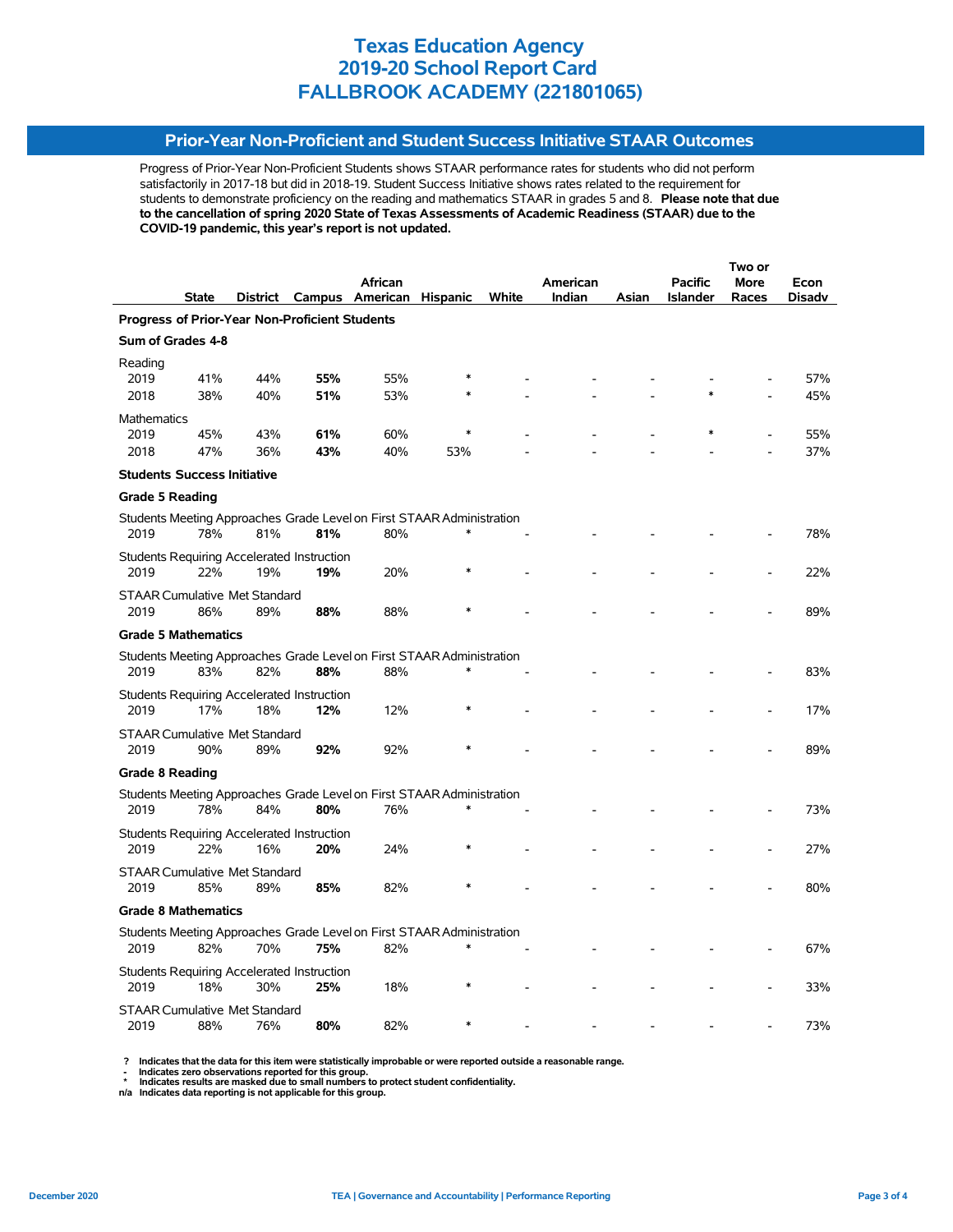# Texas Education Agency
# 2019-20 School Report Card
# FALLBROOK ACADEMY (221801065)

## Prior-Year Non-Proficient and Student Success Initiative STAAR Outcomes

Progress of Prior-Year Non-Proficient Students shows STAAR performance rates for students who did not perform satisfactorily in 2017-18 but did in 2018-19. Student Success Initiative shows rates related to the requirement for students to demonstrate proficiency on the reading and mathematics STAAR in grades 5 and 8. **Please note that due to the cancellation of spring 2020 State of Texas Assessments of Academic Readiness (STAAR) due to the COVID-19 pandemic, this year's report is not updated.**

| | State | District | Campus | African American | Hispanic | White | American Indian | Asian | Pacific Islander | Two or More Races | Econ Disadv |
|---|---|---|---|---|---|---|---|---|---|---|---|
| **Progress of Prior-Year Non-Proficient Students** | | | | | | | | | | | |
| **Sum of Grades 4-8** | | | | | | | | | | | |
| Reading | | | | | | | | | | | |
| 2019 | 41% | 44% | **55%** | 55% | * | - | - | - | - | - | 57% |
| 2018 | 38% | 40% | **51%** | 53% | * | - | - | - | * | - | 45% |
| Mathematics | | | | | | | | | | | |
| 2019 | 45% | 43% | **61%** | 60% | * | - | - | - | * | - | 55% |
| 2018 | 47% | 36% | **43%** | 40% | 53% | - | - | - | - | - | 37% |
| **Students Success Initiative** | | | | | | | | | | | |
| **Grade 5 Reading** | | | | | | | | | | | |
| Students Meeting Approaches Grade Level on First STAAR Administration | | | | | | | | | | | |
| 2019 | 78% | 81% | **81%** | 80% | * | - | - | - | - | - | 78% |
| Students Requiring Accelerated Instruction | | | | | | | | | | | |
| 2019 | 22% | 19% | **19%** | 20% | * | - | - | - | - | - | 22% |
| STAAR Cumulative Met Standard | | | | | | | | | | | |
| 2019 | 86% | 89% | **88%** | 88% | * | - | - | - | - | - | 89% |
| **Grade 5 Mathematics** | | | | | | | | | | | |
| Students Meeting Approaches Grade Level on First STAAR Administration | | | | | | | | | | | |
| 2019 | 83% | 82% | **88%** | 88% | * | - | - | - | - | - | 83% |
| Students Requiring Accelerated Instruction | | | | | | | | | | | |
| 2019 | 17% | 18% | **12%** | 12% | * | - | - | - | - | - | 17% |
| STAAR Cumulative Met Standard | | | | | | | | | | | |
| 2019 | 90% | 89% | **92%** | 92% | * | - | - | - | - | - | 89% |
| **Grade 8 Reading** | | | | | | | | | | | |
| Students Meeting Approaches Grade Level on First STAAR Administration | | | | | | | | | | | |
| 2019 | 78% | 84% | **80%** | 76% | * | - | - | - | - | - | 73% |
| Students Requiring Accelerated Instruction | | | | | | | | | | | |
| 2019 | 22% | 16% | **20%** | 24% | * | - | - | - | - | - | 27% |
| STAAR Cumulative Met Standard | | | | | | | | | | | |
| 2019 | 85% | 89% | **85%** | 82% | * | - | - | - | - | - | 80% |
| **Grade 8 Mathematics** | | | | | | | | | | | |
| Students Meeting Approaches Grade Level on First STAAR Administration | | | | | | | | | | | |
| 2019 | 82% | 70% | **75%** | 82% | * | - | - | - | - | - | 67% |
| Students Requiring Accelerated Instruction | | | | | | | | | | | |
| 2019 | 18% | 30% | **25%** | 18% | * | - | - | - | - | - | 33% |
| STAAR Cumulative Met Standard | | | | | | | | | | | |
| 2019 | 88% | 76% | **80%** | 82% | * | - | - | - | - | - | 73% |

**? Indicates that the data for this item were statistically improbable or were reported outside a reasonable range.**
**- Indicates zero observations reported for this group.**
**\* Indicates results are masked due to small numbers to protect student confidentiality.**
**n/a Indicates data reporting is not applicable for this group.**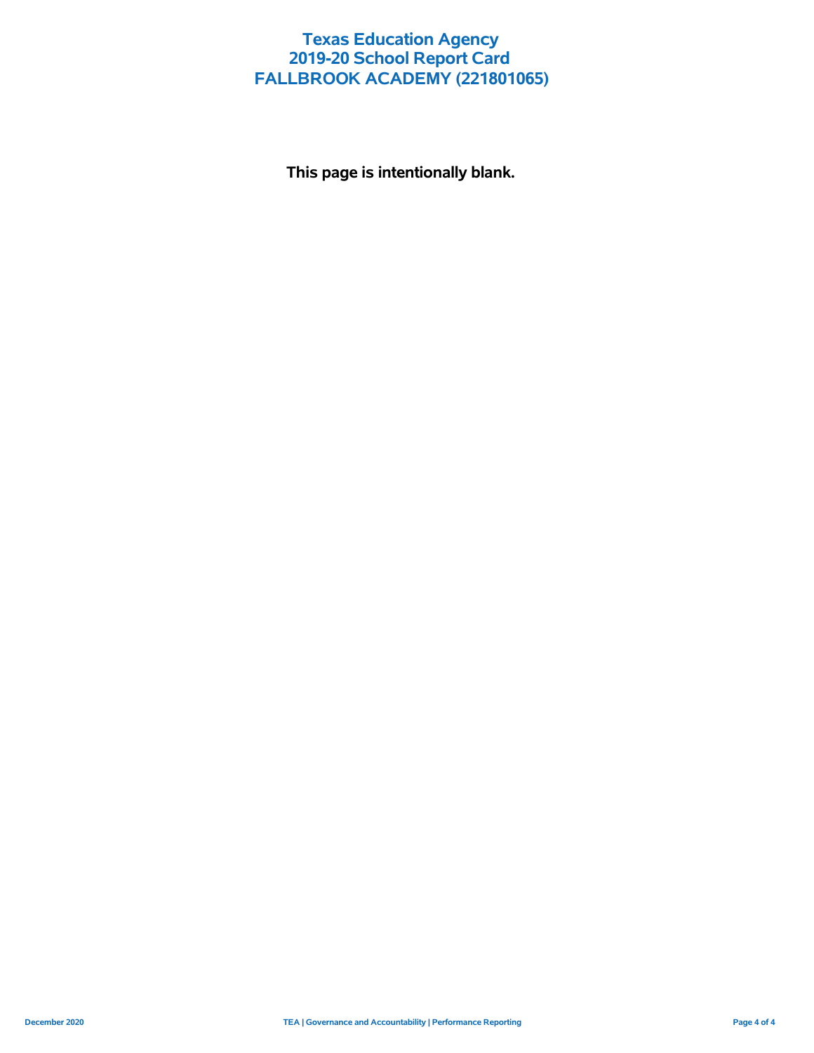# Texas Education Agency
# 2019-20 School Report Card
# FALLBROOK ACADEMY (221801065)

**This page is intentionally blank.**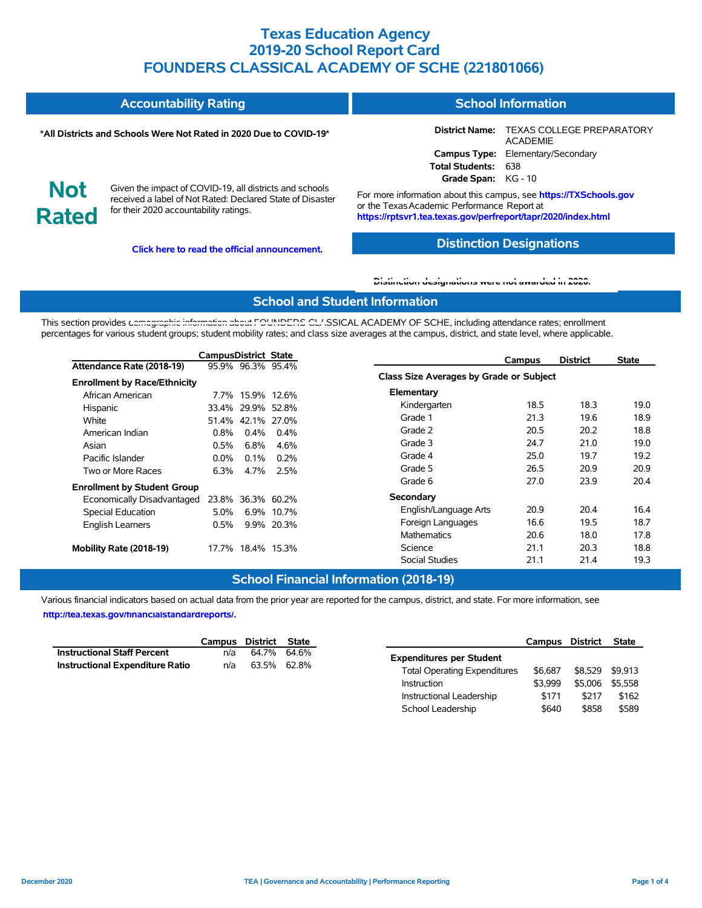# Texas Education Agency
# 2019-20 School Report Card
# FOUNDERS CLASSICAL ACADEMY OF SCHE (221801066)

## Accountability Rating

***All Districts and Schools Were Not Rated in 2020 Due to COVID-19***

**Not Rated**

Given the impact of COVID-19, all districts and schools received a label of Not Rated: Declared State of Disaster for their 2020 accountability ratings.

**Click here to read the official announcement.**

## School Information

**District Name:** TEXAS COLLEGE PREPARATORY ACADEMIE
**Campus Type:** Elementary/Secondary
**Total Students:** 638
**Grade Span:** KG - 10

For more information about this campus, see **https://TXSchools.gov** or the Texas Academic Performance Report at **https://rptsvr1.tea.texas.gov/perfreport/tapr/2020/index.html**

## Distinction Designations

**Distinction designations were not awarded in 2020.**

## School and Student Information

This section provides demographic information about FOUNDERS CLASSICAL ACADEMY OF SCHE, including attendance rates; enrollment percentages for various student groups; student mobility rates; and class size averages at the campus, district, and state level, where applicable.

| | Campus | District | State |
|---|---|---|---|
| **Attendance Rate (2018-19)** | 95.9% | 96.3% | 95.4% |
| **Enrollment by Race/Ethnicity** | | | |
| African American | 7.7% | 15.9% | 12.6% |
| Hispanic | 33.4% | 29.9% | 52.8% |
| White | 51.4% | 42.1% | 27.0% |
| American Indian | 0.8% | 0.4% | 0.4% |
| Asian | 0.5% | 6.8% | 4.6% |
| Pacific Islander | 0.0% | 0.1% | 0.2% |
| Two or More Races | 6.3% | 4.7% | 2.5% |
| **Enrollment by Student Group** | | | |
| Economically Disadvantaged | 23.8% | 36.3% | 60.2% |
| Special Education | 5.0% | 6.9% | 10.7% |
| English Learners | 0.5% | 9.9% | 20.3% |
| **Mobility Rate (2018-19)** | 17.7% | 18.4% | 15.3% |

| | Campus | District | State |
|---|---|---|---|
| **Class Size Averages by Grade or Subject** | | | |
| **Elementary** | | | |
| Kindergarten | 18.5 | 18.3 | 19.0 |
| Grade 1 | 21.3 | 19.6 | 18.9 |
| Grade 2 | 20.5 | 20.2 | 18.8 |
| Grade 3 | 24.7 | 21.0 | 19.0 |
| Grade 4 | 25.0 | 19.7 | 19.2 |
| Grade 5 | 26.5 | 20.9 | 20.9 |
| Grade 6 | 27.0 | 23.9 | 20.4 |
| **Secondary** | | | |
| English/Language Arts | 20.9 | 20.4 | 16.4 |
| Foreign Languages | 16.6 | 19.5 | 18.7 |
| Mathematics | 20.6 | 18.0 | 17.8 |
| Science | 21.1 | 20.3 | 18.8 |
| Social Studies | 21.1 | 21.4 | 19.3 |

## School Financial Information (2018-19)

Various financial indicators based on actual data from the prior year are reported for the campus, district, and state. For more information, see **http://tea.texas.gov/financialstandardreports/.**

| | Campus | District | State |
|---|---|---|---|
| **Instructional Staff Percent** | n/a | 64.7% | 64.6% |
| **Instructional Expenditure Ratio** | n/a | 63.5% | 62.8% |

| | Campus | District | State |
|---|---|---|---|
| **Expenditures per Student** | | | |
| Total Operating Expenditures | $6,687 | $8,529 | $9,913 |
| Instruction | $3,999 | $5,006 | $5,558 |
| Instructional Leadership | $171 | $217 | $162 |
| School Leadership | $640 | $858 | $589 |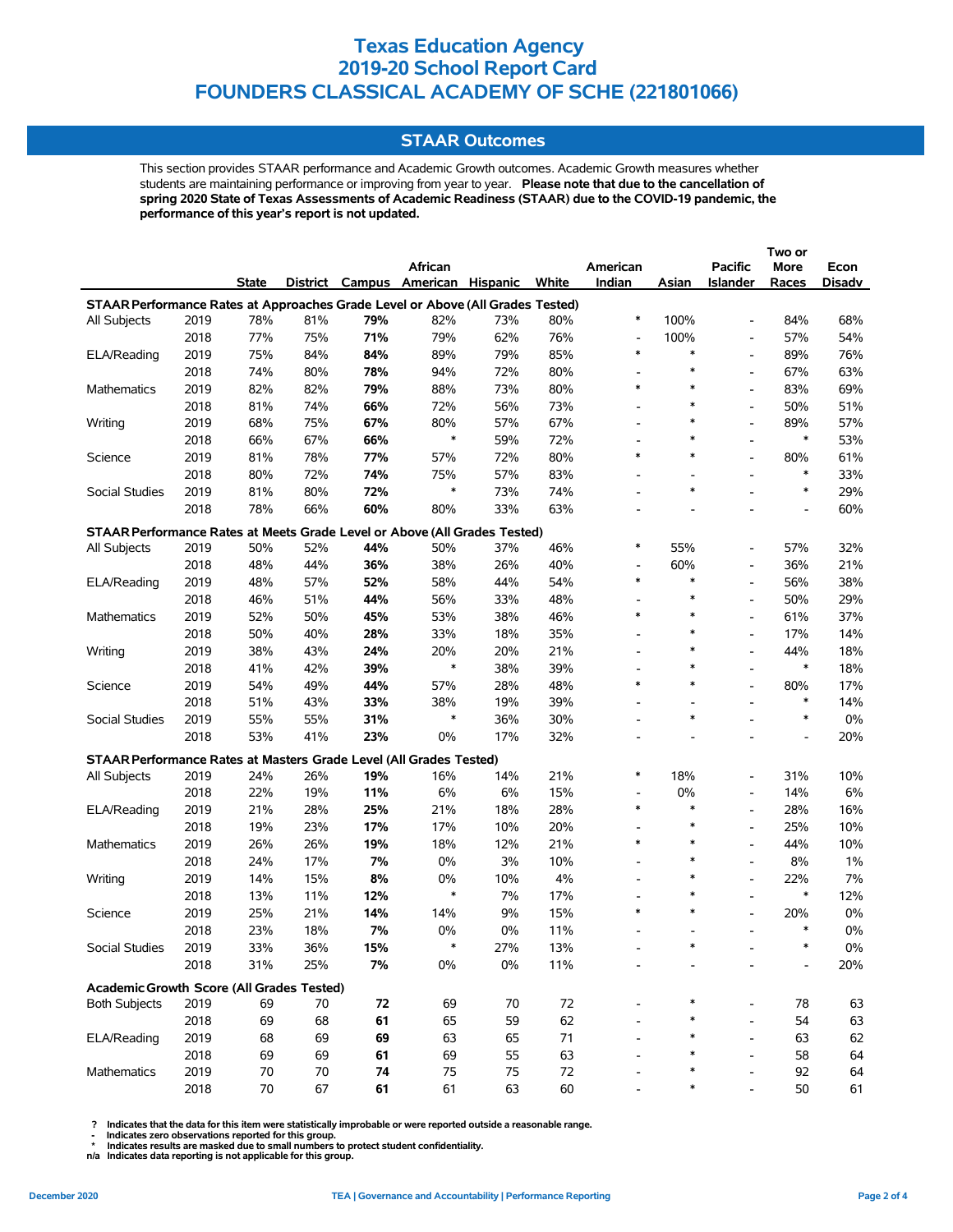# Texas Education Agency
# 2019-20 School Report Card
# FOUNDERS CLASSICAL ACADEMY OF SCHE (221801066)

## STAAR Outcomes

This section provides STAAR performance and Academic Growth outcomes. Academic Growth measures whether students are maintaining performance or improving from year to year. **Please note that due to the cancellation of spring 2020 State of Texas Assessments of Academic Readiness (STAAR) due to the COVID-19 pandemic, the performance of this year's report is not updated.**

| | | State | District | Campus | African American | Hispanic | White | American Indian | Asian | Pacific Islander | Two or More Races | Econ Disadv |
|---|---|---|---|---|---|---|---|---|---|---|---|---|
| **STAAR Performance Rates at Approaches Grade Level or Above (All Grades Tested)** | | | | | | | | | | | | |
| All Subjects | 2019 | 78% | 81% | **79%** | 82% | 73% | 80% | * | 100% | - | 84% | 68% |
| | 2018 | 77% | 75% | **71%** | 79% | 62% | 76% | - | 100% | - | 57% | 54% |
| ELA/Reading | 2019 | 75% | 84% | **84%** | 89% | 79% | 85% | * | * | - | 89% | 76% |
| | 2018 | 74% | 80% | **78%** | 94% | 72% | 80% | - | * | - | 67% | 63% |
| Mathematics | 2019 | 82% | 82% | **79%** | 88% | 73% | 80% | * | * | - | 83% | 69% |
| | 2018 | 81% | 74% | **66%** | 72% | 56% | 73% | - | * | - | 50% | 51% |
| Writing | 2019 | 68% | 75% | **67%** | 80% | 57% | 67% | - | * | - | 89% | 57% |
| | 2018 | 66% | 67% | **66%** | * | 59% | 72% | - | * | - | * | 53% |
| Science | 2019 | 81% | 78% | **77%** | 57% | 72% | 80% | * | * | - | 80% | 61% |
| | 2018 | 80% | 72% | **74%** | 75% | 57% | 83% | - | - | - | * | 33% |
| Social Studies | 2019 | 81% | 80% | **72%** | * | 73% | 74% | - | * | - | * | 29% |
| | 2018 | 78% | 66% | **60%** | 80% | 33% | 63% | - | - | - | - | 60% |
| **STAAR Performance Rates at Meets Grade Level or Above (All Grades Tested)** | | | | | | | | | | | | |
| All Subjects | 2019 | 50% | 52% | **44%** | 50% | 37% | 46% | * | 55% | - | 57% | 32% |
| | 2018 | 48% | 44% | **36%** | 38% | 26% | 40% | - | 60% | - | 36% | 21% |
| ELA/Reading | 2019 | 48% | 57% | **52%** | 58% | 44% | 54% | * | * | - | 56% | 38% |
| | 2018 | 46% | 51% | **44%** | 56% | 33% | 48% | - | * | - | 50% | 29% |
| Mathematics | 2019 | 52% | 50% | **45%** | 53% | 38% | 46% | * | * | - | 61% | 37% |
| | 2018 | 50% | 40% | **28%** | 33% | 18% | 35% | - | * | - | 17% | 14% |
| Writing | 2019 | 38% | 43% | **24%** | 20% | 20% | 21% | - | * | - | 44% | 18% |
| | 2018 | 41% | 42% | **39%** | * | 38% | 39% | - | * | - | * | 18% |
| Science | 2019 | 54% | 49% | **44%** | 57% | 28% | 48% | * | * | - | 80% | 17% |
| | 2018 | 51% | 43% | **33%** | 38% | 19% | 39% | - | - | - | * | 14% |
| Social Studies | 2019 | 55% | 55% | **31%** | * | 36% | 30% | - | * | - | * | 0% |
| | 2018 | 53% | 41% | **23%** | 0% | 17% | 32% | - | - | - | - | 20% |
| **STAAR Performance Rates at Masters Grade Level (All Grades Tested)** | | | | | | | | | | | | |
| All Subjects | 2019 | 24% | 26% | **19%** | 16% | 14% | 21% | * | 18% | - | 31% | 10% |
| | 2018 | 22% | 19% | **11%** | 6% | 6% | 15% | - | 0% | - | 14% | 6% |
| ELA/Reading | 2019 | 21% | 28% | **25%** | 21% | 18% | 28% | * | * | - | 28% | 16% |
| | 2018 | 19% | 23% | **17%** | 17% | 10% | 20% | - | * | - | 25% | 10% |
| Mathematics | 2019 | 26% | 26% | **19%** | 18% | 12% | 21% | * | * | - | 44% | 10% |
| | 2018 | 24% | 17% | **7%** | 0% | 3% | 10% | - | * | - | 8% | 1% |
| Writing | 2019 | 14% | 15% | **8%** | 0% | 10% | 4% | - | * | - | 22% | 7% |
| | 2018 | 13% | 11% | **12%** | * | 7% | 17% | - | * | - | * | 12% |
| Science | 2019 | 25% | 21% | **14%** | 14% | 9% | 15% | * | * | - | 20% | 0% |
| | 2018 | 23% | 18% | **7%** | 0% | 0% | 11% | - | - | - | * | 0% |
| Social Studies | 2019 | 33% | 36% | **15%** | * | 27% | 13% | - | * | - | * | 0% |
| | 2018 | 31% | 25% | **7%** | 0% | 0% | 11% | - | - | - | - | 20% |
| **Academic Growth Score (All Grades Tested)** | | | | | | | | | | | | |
| Both Subjects | 2019 | 69 | 70 | **72** | 69 | 70 | 72 | - | * | - | 78 | 63 |
| | 2018 | 69 | 68 | **61** | 65 | 59 | 62 | - | * | - | 54 | 63 |
| ELA/Reading | 2019 | 68 | 69 | **69** | 63 | 65 | 71 | - | * | - | 63 | 62 |
| | 2018 | 69 | 69 | **61** | 69 | 55 | 63 | - | * | - | 58 | 64 |
| Mathematics | 2019 | 70 | 70 | **74** | 75 | 75 | 72 | - | * | - | 92 | 64 |
| | 2018 | 70 | 67 | **61** | 61 | 63 | 60 | - | * | - | 50 | 61 |

**?** Indicates that the data for this item were statistically improbable or were reported outside a reasonable range.
**-** Indicates zero observations reported for this group.
**\*** Indicates results are masked due to small numbers to protect student confidentiality.
**n/a** Indicates data reporting is not applicable for this group.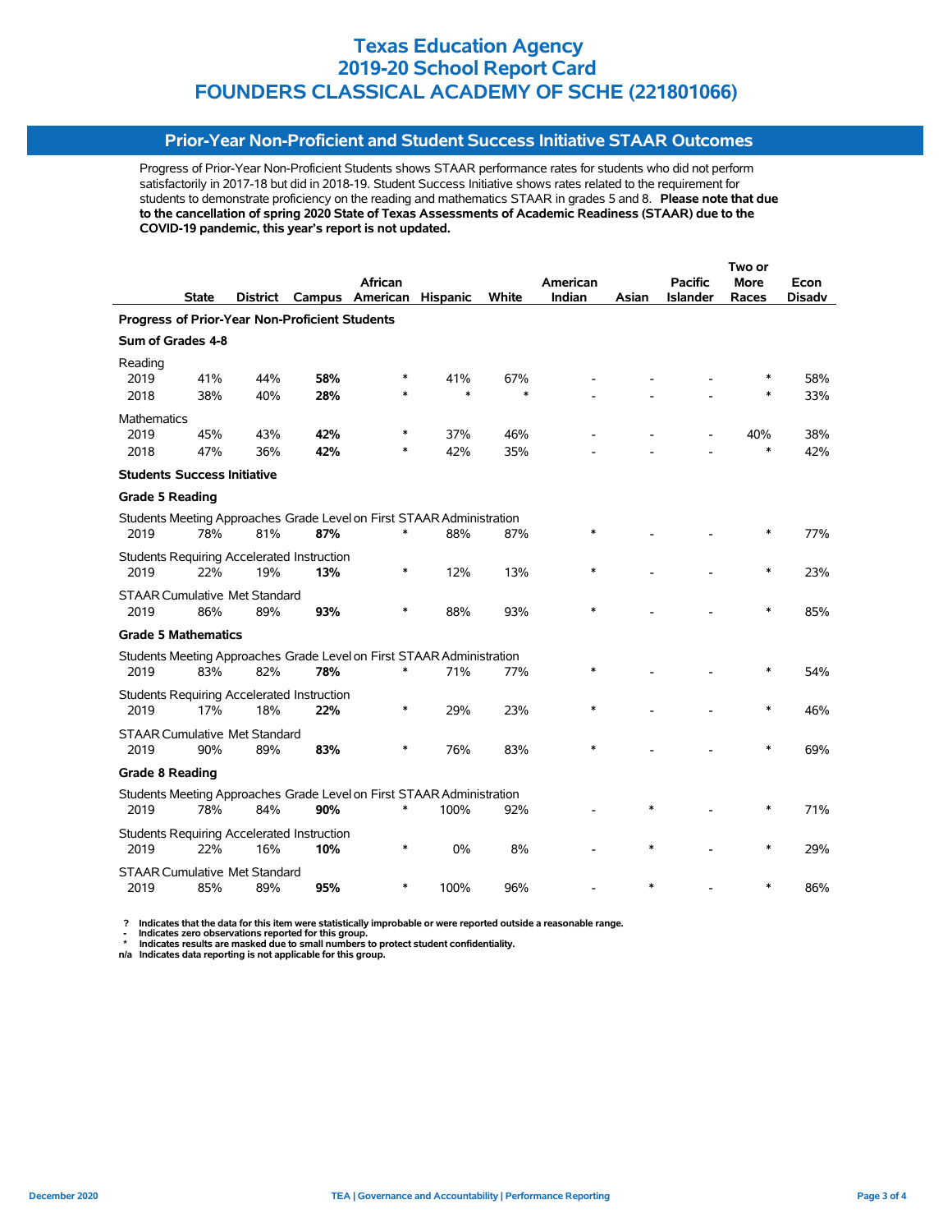# Texas Education Agency
# 2019-20 School Report Card
# FOUNDERS CLASSICAL ACADEMY OF SCHE (221801066)

## Prior-Year Non-Proficient and Student Success Initiative STAAR Outcomes

Progress of Prior-Year Non-Proficient Students shows STAAR performance rates for students who did not perform satisfactorily in 2017-18 but did in 2018-19. Student Success Initiative shows rates related to the requirement for students to demonstrate proficiency on the reading and mathematics STAAR in grades 5 and 8. **Please note that due to the cancellation of spring 2020 State of Texas Assessments of Academic Readiness (STAAR) due to the COVID-19 pandemic, this year's report is not updated.**

| | State | District | Campus | African American | Hispanic | White | American Indian | Asian | Pacific Islander | Two or More Races | Econ Disadv |
|---|---|---|---|---|---|---|---|---|---|---|---|
| **Progress of Prior-Year Non-Proficient Students** | | | | | | | | | | | |
| **Sum of Grades 4-8** | | | | | | | | | | | |
| Reading | | | | | | | | | | | |
| 2019 | 41% | 44% | **58%** | * | 41% | 67% | - | - | - | * | 58% |
| 2018 | 38% | 40% | **28%** | * | * | * | - | - | - | * | 33% |
| Mathematics | | | | | | | | | | | |
| 2019 | 45% | 43% | **42%** | * | 37% | 46% | - | - | - | 40% | 38% |
| 2018 | 47% | 36% | **42%** | * | 42% | 35% | - | - | - | * | 42% |
| **Students Success Initiative** | | | | | | | | | | | |
| **Grade 5 Reading** | | | | | | | | | | | |
| Students Meeting Approaches Grade Level on First STAAR Administration | | | | | | | | | | | |
| 2019 | 78% | 81% | **87%** | * | 88% | 87% | * | - | - | * | 77% |
| Students Requiring Accelerated Instruction | | | | | | | | | | | |
| 2019 | 22% | 19% | **13%** | * | 12% | 13% | * | - | - | * | 23% |
| STAAR Cumulative Met Standard | | | | | | | | | | | |
| 2019 | 86% | 89% | **93%** | * | 88% | 93% | * | - | - | * | 85% |
| **Grade 5 Mathematics** | | | | | | | | | | | |
| Students Meeting Approaches Grade Level on First STAAR Administration | | | | | | | | | | | |
| 2019 | 83% | 82% | **78%** | * | 71% | 77% | * | - | - | * | 54% |
| Students Requiring Accelerated Instruction | | | | | | | | | | | |
| 2019 | 17% | 18% | **22%** | * | 29% | 23% | * | - | - | * | 46% |
| STAAR Cumulative Met Standard | | | | | | | | | | | |
| 2019 | 90% | 89% | **83%** | * | 76% | 83% | * | - | - | * | 69% |
| **Grade 8 Reading** | | | | | | | | | | | |
| Students Meeting Approaches Grade Level on First STAAR Administration | | | | | | | | | | | |
| 2019 | 78% | 84% | **90%** | * | 100% | 92% | - | * | - | * | 71% |
| Students Requiring Accelerated Instruction | | | | | | | | | | | |
| 2019 | 22% | 16% | **10%** | * | 0% | 8% | - | * | - | * | 29% |
| STAAR Cumulative Met Standard | | | | | | | | | | | |
| 2019 | 85% | 89% | **95%** | * | 100% | 96% | - | * | - | * | 86% |

**?** Indicates that the data for this item were statistically improbable or were reported outside a reasonable range.
**-** Indicates zero observations reported for this group.
**\*** Indicates results are masked due to small numbers to protect student confidentiality.
**n/a** Indicates data reporting is not applicable for this group.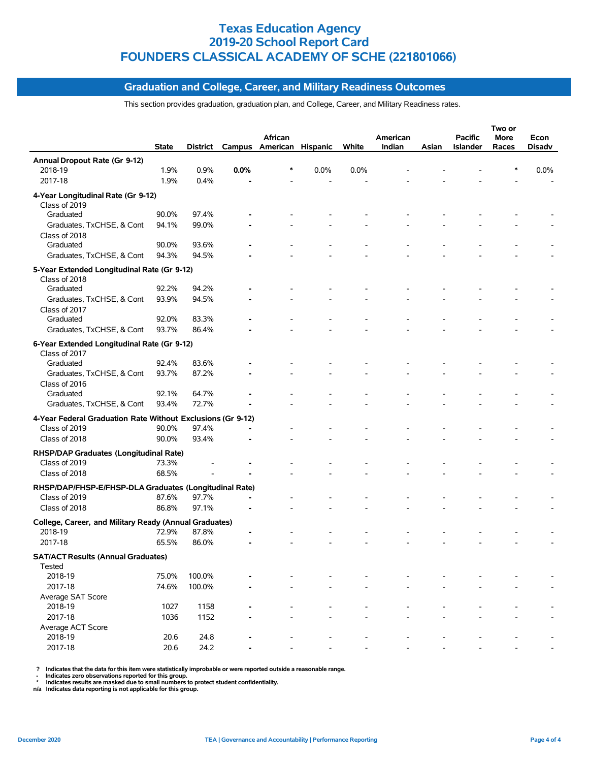# Texas Education Agency
# 2019-20 School Report Card
# FOUNDERS CLASSICAL ACADEMY OF SCHE (221801066)

## Graduation and College, Career, and Military Readiness Outcomes

This section provides graduation, graduation plan, and College, Career, and Military Readiness rates.

| | State | District | Campus | African American | Hispanic | White | American Indian | Asian | Pacific Islander | Two or More Races | Econ Disadv |
|---|---|---|---|---|---|---|---|---|---|---|---|
| **Annual Dropout Rate (Gr 9-12)** | | | | | | | | | | | |
| 2018-19 | 1.9% | 0.9% | **0.0%** | * | 0.0% | 0.0% | - | - | - | * | 0.0% |
| 2017-18 | 1.9% | 0.4% | **-** | - | - | - | - | - | - | - | - |
| **4-Year Longitudinal Rate (Gr 9-12)** | | | | | | | | | | | |
| Class of 2019 | | | | | | | | | | | |
| Graduated | 90.0% | 97.4% | **-** | - | - | - | - | - | - | - | - |
| Graduates, TxCHSE, & Cont | 94.1% | 99.0% | **-** | - | - | - | - | - | - | - | - |
| Class of 2018 | | | | | | | | | | | |
| Graduated | 90.0% | 93.6% | **-** | - | - | - | - | - | - | - | - |
| Graduates, TxCHSE, & Cont | 94.3% | 94.5% | **-** | - | - | - | - | - | - | - | - |
| **5-Year Extended Longitudinal Rate (Gr 9-12)** | | | | | | | | | | | |
| Class of 2018 | | | | | | | | | | | |
| Graduated | 92.2% | 94.2% | **-** | - | - | - | - | - | - | - | - |
| Graduates, TxCHSE, & Cont | 93.9% | 94.5% | **-** | - | - | - | - | - | - | - | - |
| Class of 2017 | | | | | | | | | | | |
| Graduated | 92.0% | 83.3% | **-** | - | - | - | - | - | - | - | - |
| Graduates, TxCHSE, & Cont | 93.7% | 86.4% | **-** | - | - | - | - | - | - | - | - |
| **6-Year Extended Longitudinal Rate (Gr 9-12)** | | | | | | | | | | | |
| Class of 2017 | | | | | | | | | | | |
| Graduated | 92.4% | 83.6% | **-** | - | - | - | - | - | - | - | - |
| Graduates, TxCHSE, & Cont | 93.7% | 87.2% | **-** | - | - | - | - | - | - | - | - |
| Class of 2016 | | | | | | | | | | | |
| Graduated | 92.1% | 64.7% | **-** | - | - | - | - | - | - | - | - |
| Graduates, TxCHSE, & Cont | 93.4% | 72.7% | **-** | - | - | - | - | - | - | - | - |
| **4-Year Federal Graduation Rate Without Exclusions (Gr 9-12)** | | | | | | | | | | | |
| Class of 2019 | 90.0% | 97.4% | **-** | - | - | - | - | - | - | - | - |
| Class of 2018 | 90.0% | 93.4% | **-** | - | - | - | - | - | - | - | - |
| **RHSP/DAP Graduates (Longitudinal Rate)** | | | | | | | | | | | |
| Class of 2019 | 73.3% | - | **-** | - | - | - | - | - | - | - | - |
| Class of 2018 | 68.5% | - | **-** | - | - | - | - | - | - | - | - |
| **RHSP/DAP/FHSP-E/FHSP-DLA Graduates (Longitudinal Rate)** | | | | | | | | | | | |
| Class of 2019 | 87.6% | 97.7% | **-** | - | - | - | - | - | - | - | - |
| Class of 2018 | 86.8% | 97.1% | **-** | - | - | - | - | - | - | - | - |
| **College, Career, and Military Ready (Annual Graduates)** | | | | | | | | | | | |
| 2018-19 | 72.9% | 87.8% | **-** | - | - | - | - | - | - | - | - |
| 2017-18 | 65.5% | 86.0% | **-** | - | - | - | - | - | - | - | - |
| **SAT/ACT Results (Annual Graduates)** | | | | | | | | | | | |
| Tested | | | | | | | | | | | |
| 2018-19 | 75.0% | 100.0% | **-** | - | - | - | - | - | - | - | - |
| 2017-18 | 74.6% | 100.0% | **-** | - | - | - | - | - | - | - | - |
| Average SAT Score | | | | | | | | | | | |
| 2018-19 | 1027 | 1158 | **-** | - | - | - | - | - | - | - | - |
| 2017-18 | 1036 | 1152 | **-** | - | - | - | - | - | - | - | - |
| Average ACT Score | | | | | | | | | | | |
| 2018-19 | 20.6 | 24.8 | **-** | - | - | - | - | - | - | - | - |
| 2017-18 | 20.6 | 24.2 | **-** | - | - | - | - | - | - | - | - |

**?** Indicates that the data for this item were statistically improbable or were reported outside a reasonable range.
**-** Indicates zero observations reported for this group.
**\*** Indicates results are masked due to small numbers to protect student confidentiality.
**n/a** Indicates data reporting is not applicable for this group.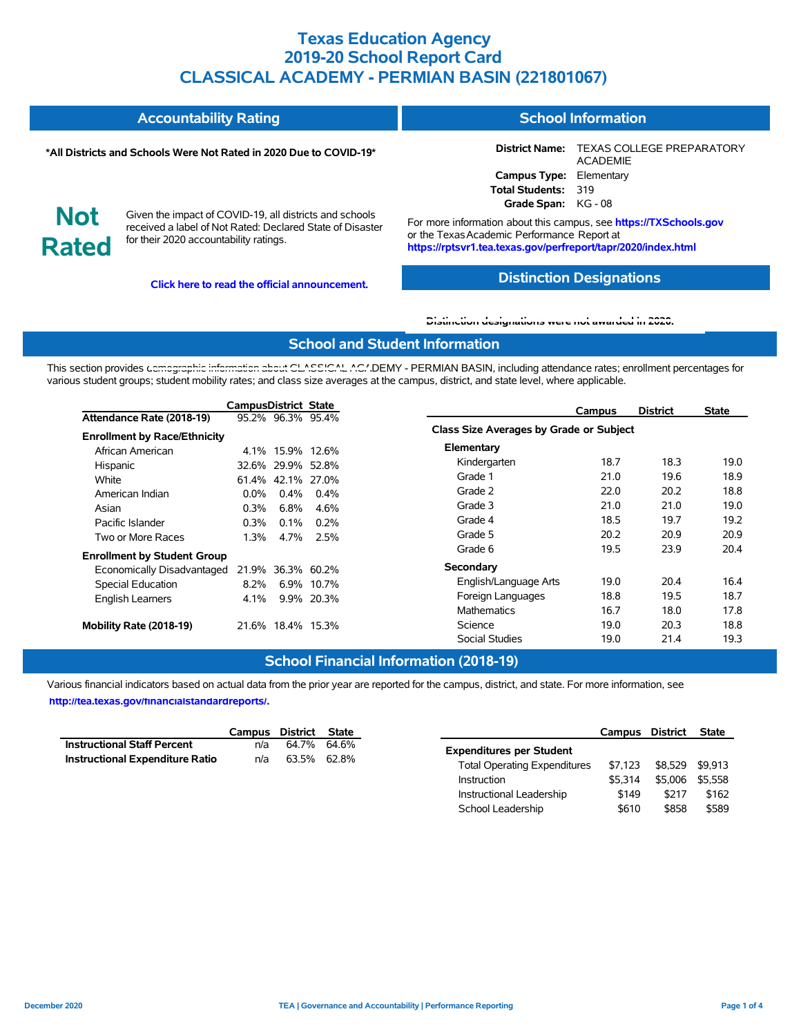# Texas Education Agency
# 2019-20 School Report Card
# CLASSICAL ACADEMY - PERMIAN BASIN (221801067)

## Accountability Rating

**\*All Districts and Schools Were Not Rated in 2020 Due to COVID-19\***

**Not Rated**

Given the impact of COVID-19, all districts and schools received a label of Not Rated: Declared State of Disaster for their 2020 accountability ratings.

**Click here to read the official announcement.**

## School Information

**District Name:** TEXAS COLLEGE PREPARATORY ACADEMIE
**Campus Type:** Elementary
**Total Students:** 319
**Grade Span:** KG - 08

For more information about this campus, see **https://TXSchools.gov** or the Texas Academic Performance Report at **https://rptsvr1.tea.texas.gov/perfreport/tapr/2020/index.html**

## Distinction Designations

Distinction designations were not awarded in 2020.

## School and Student Information

This section provides demographic information about CLASSICAL ACADEMY - PERMIAN BASIN, including attendance rates; enrollment percentages for various student groups; student mobility rates; and class size averages at the campus, district, and state level, where applicable.

| | Campus | District | State |
|---|---|---|---|
| **Attendance Rate (2018-19)** | 95.2% | 96.3% | 95.4% |
| **Enrollment by Race/Ethnicity** | | | |
| African American | 4.1% | 15.9% | 12.6% |
| Hispanic | 32.6% | 29.9% | 52.8% |
| White | 61.4% | 42.1% | 27.0% |
| American Indian | 0.0% | 0.4% | 0.4% |
| Asian | 0.3% | 6.8% | 4.6% |
| Pacific Islander | 0.3% | 0.1% | 0.2% |
| Two or More Races | 1.3% | 4.7% | 2.5% |
| **Enrollment by Student Group** | | | |
| Economically Disadvantaged | 21.9% | 36.3% | 60.2% |
| Special Education | 8.2% | 6.9% | 10.7% |
| English Learners | 4.1% | 9.9% | 20.3% |
| **Mobility Rate (2018-19)** | 21.6% | 18.4% | 15.3% |

| | Campus | District | State |
|---|---|---|---|
| **Class Size Averages by Grade or Subject** | | | |
| **Elementary** | | | |
| Kindergarten | 18.7 | 18.3 | 19.0 |
| Grade 1 | 21.0 | 19.6 | 18.9 |
| Grade 2 | 22.0 | 20.2 | 18.8 |
| Grade 3 | 21.0 | 21.0 | 19.0 |
| Grade 4 | 18.5 | 19.7 | 19.2 |
| Grade 5 | 20.2 | 20.9 | 20.9 |
| Grade 6 | 19.5 | 23.9 | 20.4 |
| **Secondary** | | | |
| English/Language Arts | 19.0 | 20.4 | 16.4 |
| Foreign Languages | 18.8 | 19.5 | 18.7 |
| Mathematics | 16.7 | 18.0 | 17.8 |
| Science | 19.0 | 20.3 | 18.8 |
| Social Studies | 19.0 | 21.4 | 19.3 |

## School Financial Information (2018-19)

Various financial indicators based on actual data from the prior year are reported for the campus, district, and state. For more information, see **http://tea.texas.gov/financialstandardreports/.**

| | Campus | District | State |
|---|---|---|---|
| **Instructional Staff Percent** | n/a | 64.7% | 64.6% |
| **Instructional Expenditure Ratio** | n/a | 63.5% | 62.8% |

| | Campus | District | State |
|---|---|---|---|
| **Expenditures per Student** | | | |
| Total Operating Expenditures | $7,123 | $8,529 | $9,913 |
| Instruction | $5,314 | $5,006 | $5,558 |
| Instructional Leadership | $149 | $217 | $162 |
| School Leadership | $610 | $858 | $589 |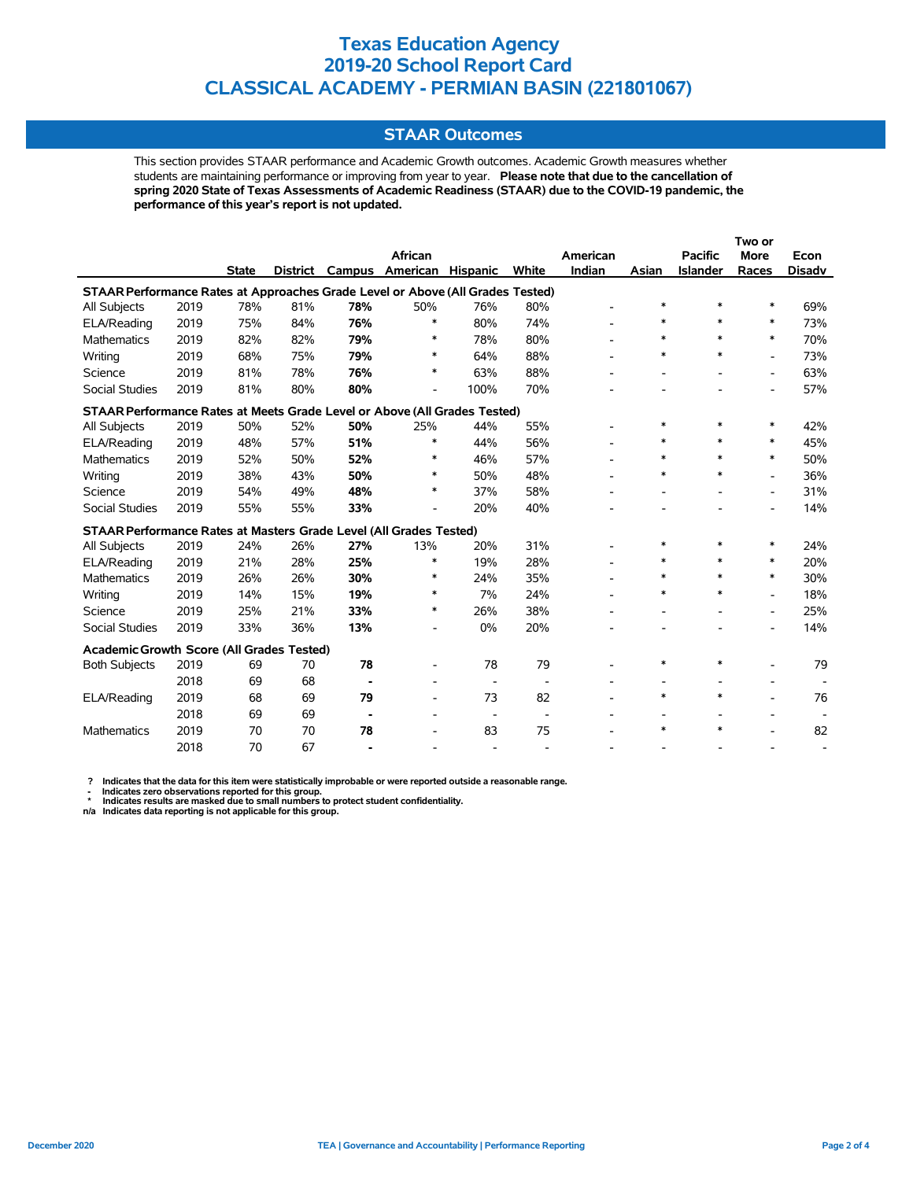# Texas Education Agency
# 2019-20 School Report Card
# CLASSICAL ACADEMY - PERMIAN BASIN (221801067)

## STAAR Outcomes

This section provides STAAR performance and Academic Growth outcomes. Academic Growth measures whether students are maintaining performance or improving from year to year. **Please note that due to the cancellation of spring 2020 State of Texas Assessments of Academic Readiness (STAAR) due to the COVID-19 pandemic, the performance of this year's report is not updated.**

| | | State | District | Campus | African American | Hispanic | White | American Indian | Asian | Pacific Islander | Two or More Races | Econ Disadv |
|---|---|---|---|---|---|---|---|---|---|---|---|---|
| **STAAR Performance Rates at Approaches Grade Level or Above (All Grades Tested)** | | | | | | | | | | | | |
| All Subjects | 2019 | 78% | 81% | **78%** | 50% | 76% | 80% | - | * | * | * | 69% |
| ELA/Reading | 2019 | 75% | 84% | **76%** | * | 80% | 74% | - | * | * | * | 73% |
| Mathematics | 2019 | 82% | 82% | **79%** | * | 78% | 80% | - | * | * | * | 70% |
| Writing | 2019 | 68% | 75% | **79%** | * | 64% | 88% | - | * | * | - | 73% |
| Science | 2019 | 81% | 78% | **76%** | * | 63% | 88% | - | - | - | - | 63% |
| Social Studies | 2019 | 81% | 80% | **80%** | - | 100% | 70% | - | - | - | - | 57% |
| **STAAR Performance Rates at Meets Grade Level or Above (All Grades Tested)** | | | | | | | | | | | | |
| All Subjects | 2019 | 50% | 52% | **50%** | 25% | 44% | 55% | - | * | * | * | 42% |
| ELA/Reading | 2019 | 48% | 57% | **51%** | * | 44% | 56% | - | * | * | * | 45% |
| Mathematics | 2019 | 52% | 50% | **52%** | * | 46% | 57% | - | * | * | * | 50% |
| Writing | 2019 | 38% | 43% | **50%** | * | 50% | 48% | - | * | * | - | 36% |
| Science | 2019 | 54% | 49% | **48%** | * | 37% | 58% | - | - | - | - | 31% |
| Social Studies | 2019 | 55% | 55% | **33%** | - | 20% | 40% | - | - | - | - | 14% |
| **STAAR Performance Rates at Masters Grade Level (All Grades Tested)** | | | | | | | | | | | | |
| All Subjects | 2019 | 24% | 26% | **27%** | 13% | 20% | 31% | - | * | * | * | 24% |
| ELA/Reading | 2019 | 21% | 28% | **25%** | * | 19% | 28% | - | * | * | * | 20% |
| Mathematics | 2019 | 26% | 26% | **30%** | * | 24% | 35% | - | * | * | * | 30% |
| Writing | 2019 | 14% | 15% | **19%** | * | 7% | 24% | - | * | * | - | 18% |
| Science | 2019 | 25% | 21% | **33%** | * | 26% | 38% | - | - | - | - | 25% |
| Social Studies | 2019 | 33% | 36% | **13%** | - | 0% | 20% | - | - | - | - | 14% |
| **Academic Growth Score (All Grades Tested)** | | | | | | | | | | | | |
| Both Subjects | 2019 | 69 | 70 | **78** | - | 78 | 79 | - | * | * | - | 79 |
| | 2018 | 69 | 68 | **-** | - | - | - | - | - | - | - | - |
| ELA/Reading | 2019 | 68 | 69 | **79** | - | 73 | 82 | - | * | * | - | 76 |
| | 2018 | 69 | 69 | **-** | - | - | - | - | - | - | - | - |
| Mathematics | 2019 | 70 | 70 | **78** | - | 83 | 75 | - | * | * | - | 82 |
| | 2018 | 70 | 67 | **-** | - | - | - | - | - | - | - | - |

**? Indicates that the data for this item were statistically improbable or were reported outside a reasonable range.**
**- Indicates zero observations reported for this group.**
**\* Indicates results are masked due to small numbers to protect student confidentiality.**
**n/a Indicates data reporting is not applicable for this group.**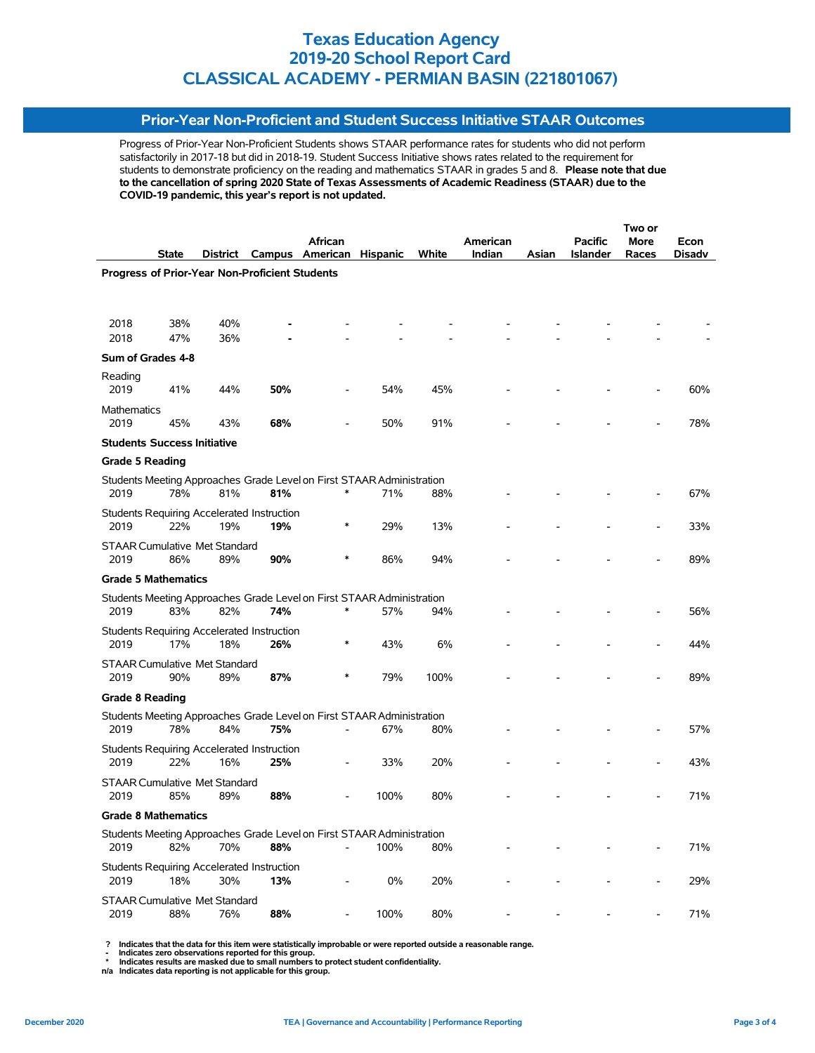# Texas Education Agency
# 2019-20 School Report Card
# CLASSICAL ACADEMY - PERMIAN BASIN (221801067)

## Prior-Year Non-Proficient and Student Success Initiative STAAR Outcomes

Progress of Prior-Year Non-Proficient Students shows STAAR performance rates for students who did not perform satisfactorily in 2017-18 but did in 2018-19. Student Success Initiative shows rates related to the requirement for students to demonstrate proficiency on the reading and mathematics STAAR in grades 5 and 8. **Please note that due to the cancellation of spring 2020 State of Texas Assessments of Academic Readiness (STAAR) due to the COVID-19 pandemic, this year's report is not updated.**

| | State | District | Campus | African American | Hispanic | White | American Indian | Asian | Pacific Islander | Two or More Races | Econ Disadv |
|---|---|---|---|---|---|---|---|---|---|---|---|
| **Progress of Prior-Year Non-Proficient Students** | | | | | | | | | | | |
| 2018 | 38% | 40% | - | - | - | - | - | - | - | - | - |
| 2018 | 47% | 36% | - | - | - | - | - | - | - | - | - |
| **Sum of Grades 4-8** | | | | | | | | | | | |
| Reading | | | | | | | | | | | |
| 2019 | 41% | 44% | **50%** | - | 54% | 45% | - | - | - | - | 60% |
| Mathematics | | | | | | | | | | | |
| 2019 | 45% | 43% | **68%** | - | 50% | 91% | - | - | - | - | 78% |
| **Students Success Initiative** | | | | | | | | | | | |
| **Grade 5 Reading** | | | | | | | | | | | |
| Students Meeting Approaches Grade Level on First STAAR Administration | | | | | | | | | | | |
| 2019 | 78% | 81% | **81%** | * | 71% | 88% | - | - | - | - | 67% |
| Students Requiring Accelerated Instruction | | | | | | | | | | | |
| 2019 | 22% | 19% | **19%** | * | 29% | 13% | - | - | - | - | 33% |
| STAAR Cumulative Met Standard | | | | | | | | | | | |
| 2019 | 86% | 89% | **90%** | * | 86% | 94% | - | - | - | - | 89% |
| **Grade 5 Mathematics** | | | | | | | | | | | |
| Students Meeting Approaches Grade Level on First STAAR Administration | | | | | | | | | | | |
| 2019 | 83% | 82% | **74%** | * | 57% | 94% | - | - | - | - | 56% |
| Students Requiring Accelerated Instruction | | | | | | | | | | | |
| 2019 | 17% | 18% | **26%** | * | 43% | 6% | - | - | - | - | 44% |
| STAAR Cumulative Met Standard | | | | | | | | | | | |
| 2019 | 90% | 89% | **87%** | * | 79% | 100% | - | - | - | - | 89% |
| **Grade 8 Reading** | | | | | | | | | | | |
| Students Meeting Approaches Grade Level on First STAAR Administration | | | | | | | | | | | |
| 2019 | 78% | 84% | **75%** | - | 67% | 80% | - | - | - | - | 57% |
| Students Requiring Accelerated Instruction | | | | | | | | | | | |
| 2019 | 22% | 16% | **25%** | - | 33% | 20% | - | - | - | - | 43% |
| STAAR Cumulative Met Standard | | | | | | | | | | | |
| 2019 | 85% | 89% | **88%** | - | 100% | 80% | - | - | - | - | 71% |
| **Grade 8 Mathematics** | | | | | | | | | | | |
| Students Meeting Approaches Grade Level on First STAAR Administration | | | | | | | | | | | |
| 2019 | 82% | 70% | **88%** | - | 100% | 80% | - | - | - | - | 71% |
| Students Requiring Accelerated Instruction | | | | | | | | | | | |
| 2019 | 18% | 30% | **13%** | - | 0% | 20% | - | - | - | - | 29% |
| STAAR Cumulative Met Standard | | | | | | | | | | | |
| 2019 | 88% | 76% | **88%** | - | 100% | 80% | - | - | - | - | 71% |

**? Indicates that the data for this item were statistically improbable or were reported outside a reasonable range.**
**- Indicates zero observations reported for this group.**
**\* Indicates results are masked due to small numbers to protect student confidentiality.**
**n/a Indicates data reporting is not applicable for this group.**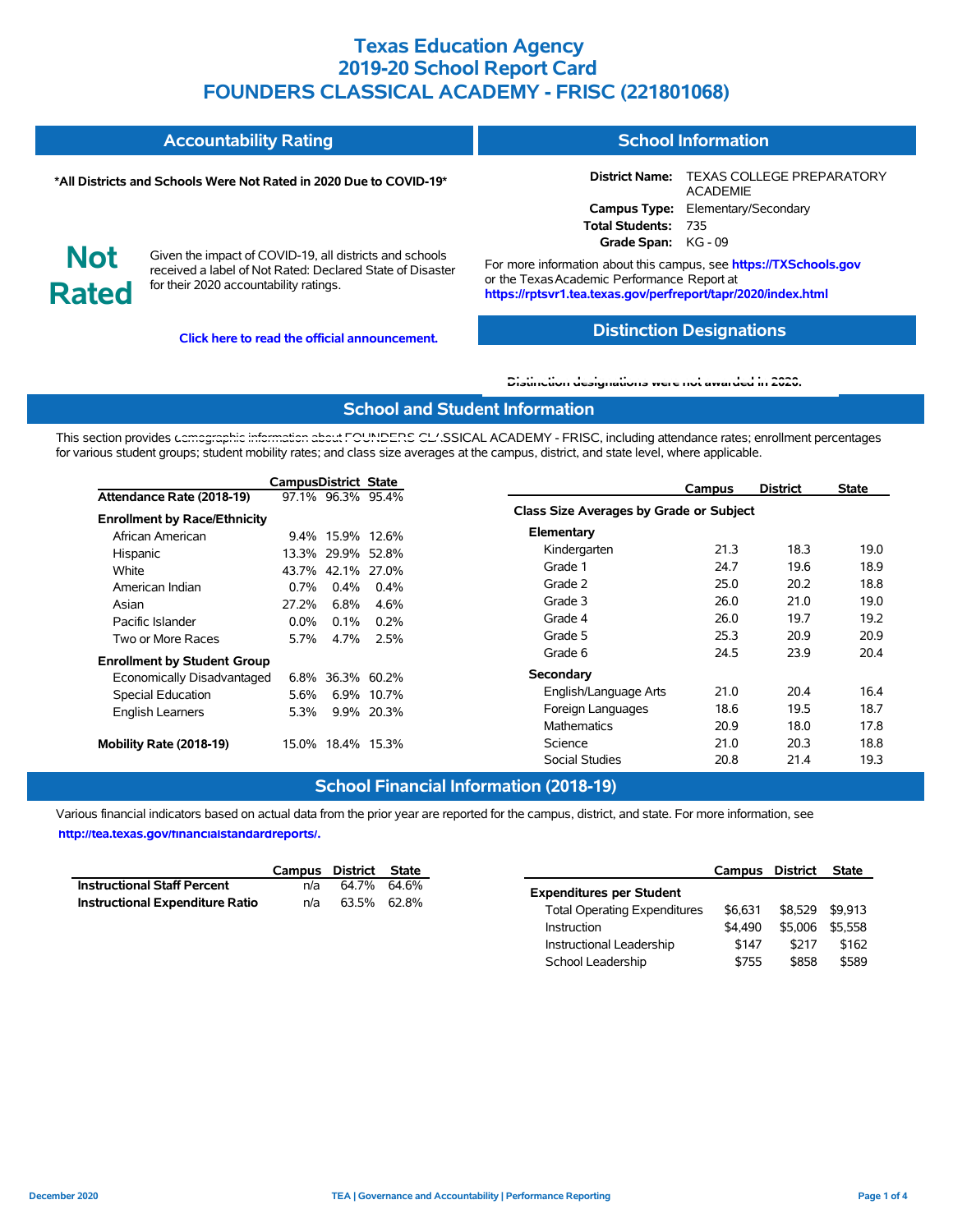# Texas Education Agency
# 2019-20 School Report Card
# FOUNDERS CLASSICAL ACADEMY - FRISC (221801068)

## Accountability Rating

**\*All Districts and Schools Were Not Rated in 2020 Due to COVID-19\***

**Not Rated**

Given the impact of COVID-19, all districts and schools received a label of Not Rated: Declared State of Disaster for their 2020 accountability ratings.

**Click here to read the official announcement.**

## School Information

**District Name:** TEXAS COLLEGE PREPARATORY ACADEMIE
**Campus Type:** Elementary/Secondary
**Total Students:** 735
**Grade Span:** KG - 09

For more information about this campus, see **https://TXSchools.gov** or the Texas Academic Performance Report at **https://rptsvr1.tea.texas.gov/perfreport/tapr/2020/index.html**

## Distinction Designations

Distinction designations were not awarded in 2020.

## School and Student Information

This section provides demographic information about FOUNDERS CLASSICAL ACADEMY - FRISC, including attendance rates; enrollment percentages for various student groups; student mobility rates; and class size averages at the campus, district, and state level, where applicable.

| | Campus | District | State |
|---|---|---|---|
| **Attendance Rate (2018-19)** | 97.1% | 96.3% | 95.4% |
| **Enrollment by Race/Ethnicity** | | | |
| African American | 9.4% | 15.9% | 12.6% |
| Hispanic | 13.3% | 29.9% | 52.8% |
| White | 43.7% | 42.1% | 27.0% |
| American Indian | 0.7% | 0.4% | 0.4% |
| Asian | 27.2% | 6.8% | 4.6% |
| Pacific Islander | 0.0% | 0.1% | 0.2% |
| Two or More Races | 5.7% | 4.7% | 2.5% |
| **Enrollment by Student Group** | | | |
| Economically Disadvantaged | 6.8% | 36.3% | 60.2% |
| Special Education | 5.6% | 6.9% | 10.7% |
| English Learners | 5.3% | 9.9% | 20.3% |
| **Mobility Rate (2018-19)** | 15.0% | 18.4% | 15.3% |

| | Campus | District | State |
|---|---|---|---|
| **Class Size Averages by Grade or Subject** | | | |
| **Elementary** | | | |
| Kindergarten | 21.3 | 18.3 | 19.0 |
| Grade 1 | 24.7 | 19.6 | 18.9 |
| Grade 2 | 25.0 | 20.2 | 18.8 |
| Grade 3 | 26.0 | 21.0 | 19.0 |
| Grade 4 | 26.0 | 19.7 | 19.2 |
| Grade 5 | 25.3 | 20.9 | 20.9 |
| Grade 6 | 24.5 | 23.9 | 20.4 |
| **Secondary** | | | |
| English/Language Arts | 21.0 | 20.4 | 16.4 |
| Foreign Languages | 18.6 | 19.5 | 18.7 |
| Mathematics | 20.9 | 18.0 | 17.8 |
| Science | 21.0 | 20.3 | 18.8 |
| Social Studies | 20.8 | 21.4 | 19.3 |

## School Financial Information (2018-19)

Various financial indicators based on actual data from the prior year are reported for the campus, district, and state. For more information, see **http://tea.texas.gov/financialstandardreports/.**

| | Campus | District | State |
|---|---|---|---|
| **Instructional Staff Percent** | n/a | 64.7% | 64.6% |
| **Instructional Expenditure Ratio** | n/a | 63.5% | 62.8% |

| | Campus | District | State |
|---|---|---|---|
| **Expenditures per Student** | | | |
| Total Operating Expenditures | $6,631 | $8,529 | $9,913 |
| Instruction | $4,490 | $5,006 | $5,558 |
| Instructional Leadership | $147 | $217 | $162 |
| School Leadership | $755 | $858 | $589 |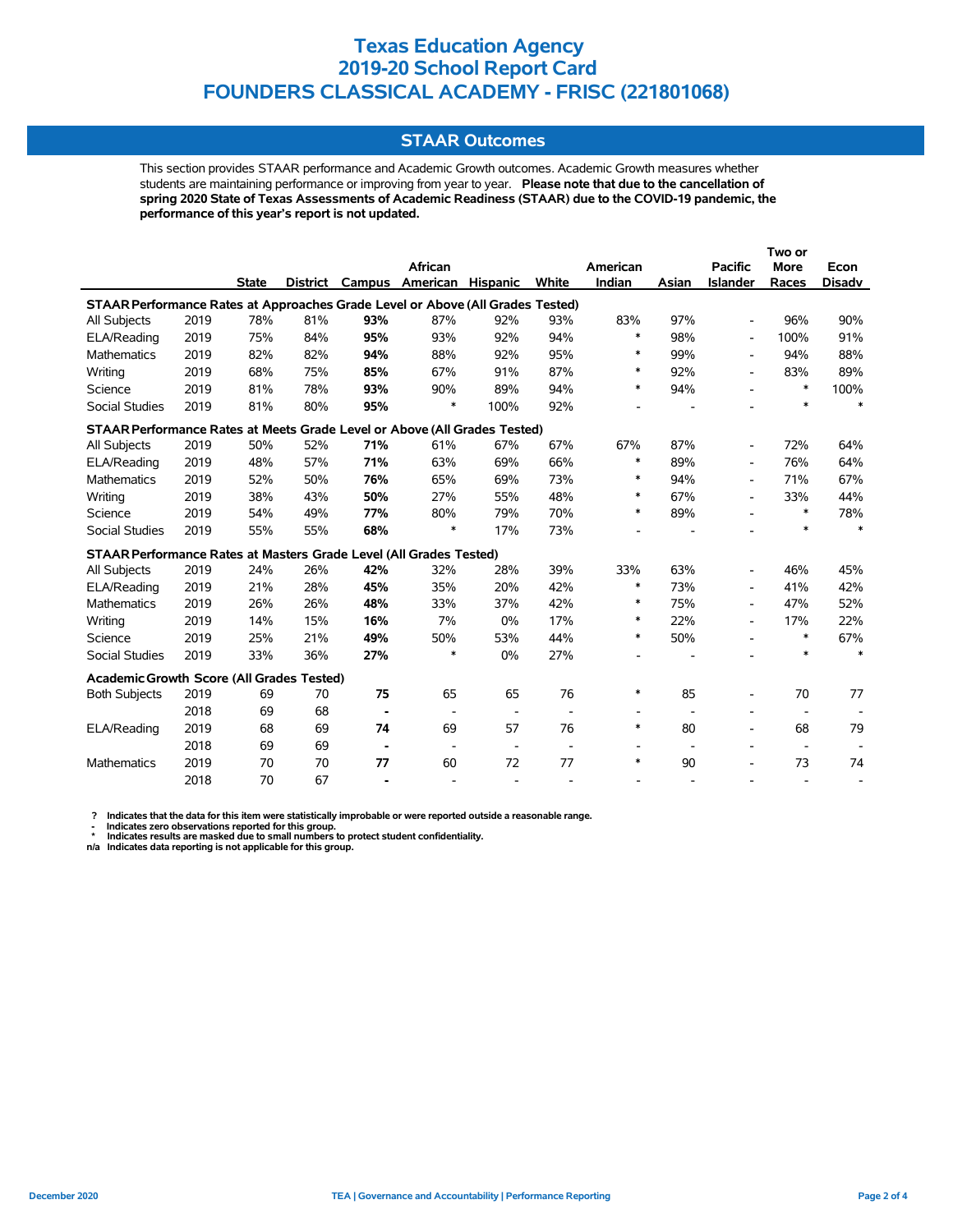# Texas Education Agency
# 2019-20 School Report Card
# FOUNDERS CLASSICAL ACADEMY - FRISC (221801068)

## STAAR Outcomes

This section provides STAAR performance and Academic Growth outcomes. Academic Growth measures whether students are maintaining performance or improving from year to year. **Please note that due to the cancellation of spring 2020 State of Texas Assessments of Academic Readiness (STAAR) due to the COVID-19 pandemic, the performance of this year's report is not updated.**

| | | State | District | Campus | African American | Hispanic | White | American Indian | Asian | Pacific Islander | Two or More Races | Econ Disadv |
|---|---|---|---|---|---|---|---|---|---|---|---|---|
| **STAAR Performance Rates at Approaches Grade Level or Above (All Grades Tested)** | | | | | | | | | | | | |
| All Subjects | 2019 | 78% | 81% | **93%** | 87% | 92% | 93% | 83% | 97% | - | 96% | 90% |
| ELA/Reading | 2019 | 75% | 84% | **95%** | 93% | 92% | 94% | * | 98% | - | 100% | 91% |
| Mathematics | 2019 | 82% | 82% | **94%** | 88% | 92% | 95% | * | 99% | - | 94% | 88% |
| Writing | 2019 | 68% | 75% | **85%** | 67% | 91% | 87% | * | 92% | - | 83% | 89% |
| Science | 2019 | 81% | 78% | **93%** | 90% | 89% | 94% | * | 94% | - | * | 100% |
| Social Studies | 2019 | 81% | 80% | **95%** | * | 100% | 92% | - | - | - | * | * |
| **STAAR Performance Rates at Meets Grade Level or Above (All Grades Tested)** | | | | | | | | | | | | |
| All Subjects | 2019 | 50% | 52% | **71%** | 61% | 67% | 67% | 67% | 87% | - | 72% | 64% |
| ELA/Reading | 2019 | 48% | 57% | **71%** | 63% | 69% | 66% | * | 89% | - | 76% | 64% |
| Mathematics | 2019 | 52% | 50% | **76%** | 65% | 69% | 73% | * | 94% | - | 71% | 67% |
| Writing | 2019 | 38% | 43% | **50%** | 27% | 55% | 48% | * | 67% | - | 33% | 44% |
| Science | 2019 | 54% | 49% | **77%** | 80% | 79% | 70% | * | 89% | - | * | 78% |
| Social Studies | 2019 | 55% | 55% | **68%** | * | 17% | 73% | - | - | - | * | * |
| **STAAR Performance Rates at Masters Grade Level (All Grades Tested)** | | | | | | | | | | | | |
| All Subjects | 2019 | 24% | 26% | **42%** | 32% | 28% | 39% | 33% | 63% | - | 46% | 45% |
| ELA/Reading | 2019 | 21% | 28% | **45%** | 35% | 20% | 42% | * | 73% | - | 41% | 42% |
| Mathematics | 2019 | 26% | 26% | **48%** | 33% | 37% | 42% | * | 75% | - | 47% | 52% |
| Writing | 2019 | 14% | 15% | **16%** | 7% | 0% | 17% | * | 22% | - | 17% | 22% |
| Science | 2019 | 25% | 21% | **49%** | 50% | 53% | 44% | * | 50% | - | * | 67% |
| Social Studies | 2019 | 33% | 36% | **27%** | * | 0% | 27% | - | - | - | * | * |
| **Academic Growth Score (All Grades Tested)** | | | | | | | | | | | | |
| Both Subjects | 2019 | 69 | 70 | **75** | 65 | 65 | 76 | * | 85 | - | 70 | 77 |
| | 2018 | 69 | 68 | **-** | - | - | - | - | - | - | - | - |
| ELA/Reading | 2019 | 68 | 69 | **74** | 69 | 57 | 76 | * | 80 | - | 68 | 79 |
| | 2018 | 69 | 69 | **-** | - | - | - | - | - | - | - | - |
| Mathematics | 2019 | 70 | 70 | **77** | 60 | 72 | 77 | * | 90 | - | 73 | 74 |
| | 2018 | 70 | 67 | **-** | - | - | - | - | - | - | - | - |

**? Indicates that the data for this item were statistically improbable or were reported outside a reasonable range.**
**- Indicates zero observations reported for this group.**
**\* Indicates results are masked due to small numbers to protect student confidentiality.**
**n/a Indicates data reporting is not applicable for this group.**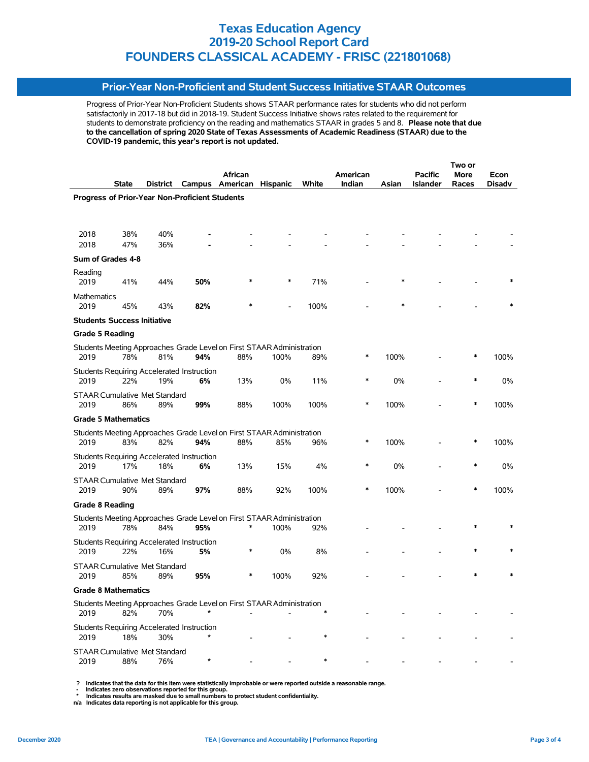# Texas Education Agency
# 2019-20 School Report Card
# FOUNDERS CLASSICAL ACADEMY - FRISC (221801068)

## Prior-Year Non-Proficient and Student Success Initiative STAAR Outcomes

Progress of Prior-Year Non-Proficient Students shows STAAR performance rates for students who did not perform satisfactorily in 2017-18 but did in 2018-19. Student Success Initiative shows rates related to the requirement for students to demonstrate proficiency on the reading and mathematics STAAR in grades 5 and 8. **Please note that due to the cancellation of spring 2020 State of Texas Assessments of Academic Readiness (STAAR) due to the COVID-19 pandemic, this year's report is not updated.**

| | State | District | Campus | African American | Hispanic | White | American Indian | Asian | Pacific Islander | Two or More Races | Econ Disadv |
|---|---|---|---|---|---|---|---|---|---|---|---|
| **Progress of Prior-Year Non-Proficient Students** | | | | | | | | | | | |
| 2018 | 38% | 40% | **-** | - | - | - | - | - | - | - | - |
| 2018 | 47% | 36% | **-** | - | - | - | - | - | - | - | - |
| **Sum of Grades 4-8** | | | | | | | | | | | |
| Reading | | | | | | | | | | | |
| 2019 | 41% | 44% | **50%** | * | * | 71% | - | * | - | - | * |
| Mathematics | | | | | | | | | | | |
| 2019 | 45% | 43% | **82%** | * | - | 100% | - | * | - | - | * |
| **Students Success Initiative** | | | | | | | | | | | |
| **Grade 5 Reading** | | | | | | | | | | | |
| Students Meeting Approaches Grade Level on First STAAR Administration | | | | | | | | | | | |
| 2019 | 78% | 81% | **94%** | 88% | 100% | 89% | * | 100% | - | * | 100% |
| Students Requiring Accelerated Instruction | | | | | | | | | | | |
| 2019 | 22% | 19% | **6%** | 13% | 0% | 11% | * | 0% | - | * | 0% |
| STAAR Cumulative Met Standard | | | | | | | | | | | |
| 2019 | 86% | 89% | **99%** | 88% | 100% | 100% | * | 100% | - | * | 100% |
| **Grade 5 Mathematics** | | | | | | | | | | | |
| Students Meeting Approaches Grade Level on First STAAR Administration | | | | | | | | | | | |
| 2019 | 83% | 82% | **94%** | 88% | 85% | 96% | * | 100% | - | * | 100% |
| Students Requiring Accelerated Instruction | | | | | | | | | | | |
| 2019 | 17% | 18% | **6%** | 13% | 15% | 4% | * | 0% | - | * | 0% |
| STAAR Cumulative Met Standard | | | | | | | | | | | |
| 2019 | 90% | 89% | **97%** | 88% | 92% | 100% | * | 100% | - | * | 100% |
| **Grade 8 Reading** | | | | | | | | | | | |
| Students Meeting Approaches Grade Level on First STAAR Administration | | | | | | | | | | | |
| 2019 | 78% | 84% | **95%** | * | 100% | 92% | - | - | - | * | * |
| Students Requiring Accelerated Instruction | | | | | | | | | | | |
| 2019 | 22% | 16% | **5%** | * | 0% | 8% | - | - | - | * | * |
| STAAR Cumulative Met Standard | | | | | | | | | | | |
| 2019 | 85% | 89% | **95%** | * | 100% | 92% | - | - | - | * | * |
| **Grade 8 Mathematics** | | | | | | | | | | | |
| Students Meeting Approaches Grade Level on First STAAR Administration | | | | | | | | | | | |
| 2019 | 82% | 70% | * | - | - | * | - | - | - | - | - |
| Students Requiring Accelerated Instruction | | | | | | | | | | | |
| 2019 | 18% | 30% | * | - | - | * | - | - | - | - | - |
| STAAR Cumulative Met Standard | | | | | | | | | | | |
| 2019 | 88% | 76% | * | - | - | * | - | - | - | - | - |

**? Indicates that the data for this item were statistically improbable or were reported outside a reasonable range.**
**- Indicates zero observations reported for this group.**
**\* Indicates results are masked due to small numbers to protect student confidentiality.**
**n/a Indicates data reporting is not applicable for this group.**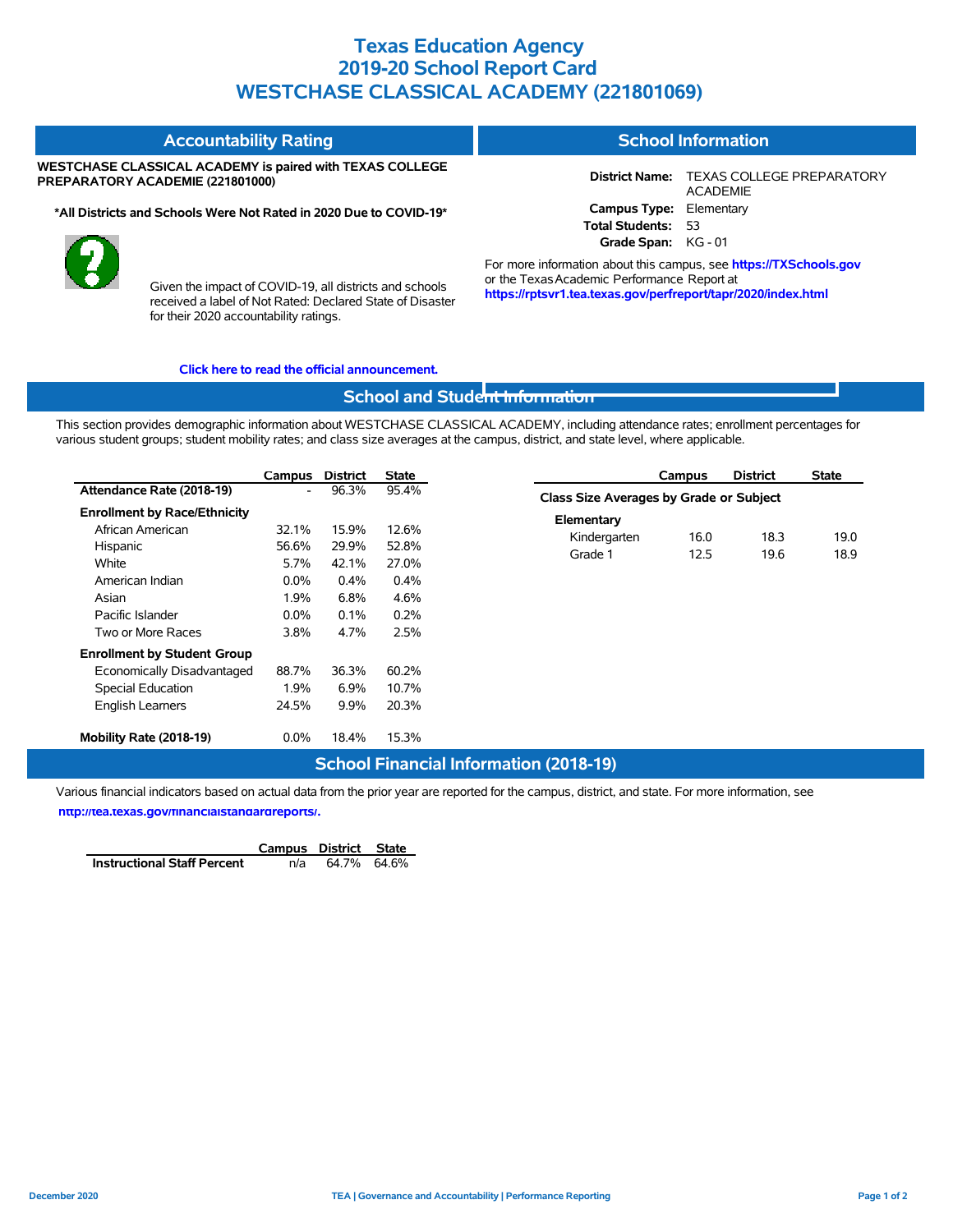# Texas Education Agency
# 2019-20 School Report Card
# WESTCHASE CLASSICAL ACADEMY (221801069)

## Accountability Rating

**WESTCHASE CLASSICAL ACADEMY is paired with TEXAS COLLEGE PREPARATORY ACADEMIE (221801000)**

**\*All Districts and Schools Were Not Rated in 2020 Due to COVID-19\***

Given the impact of COVID-19, all districts and schools received a label of Not Rated: Declared State of Disaster for their 2020 accountability ratings.

**Click here to read the official announcement.**

## School Information

**District Name:** TEXAS COLLEGE PREPARATORY ACADEMIE
**Campus Type:** Elementary
**Total Students:** 53
**Grade Span:** KG - 01

For more information about this campus, see **https://TXSchools.gov** or the Texas Academic Performance Report at **https://rptsvr1.tea.texas.gov/perfreport/tapr/2020/index.html**

## School and Student Information

This section provides demographic information about WESTCHASE CLASSICAL ACADEMY, including attendance rates; enrollment percentages for various student groups; student mobility rates; and class size averages at the campus, district, and state level, where applicable.

| | Campus | District | State |
|---|---|---|---|
| **Attendance Rate (2018-19)** | - | 96.3% | 95.4% |
| **Enrollment by Race/Ethnicity** | | | |
| African American | 32.1% | 15.9% | 12.6% |
| Hispanic | 56.6% | 29.9% | 52.8% |
| White | 5.7% | 42.1% | 27.0% |
| American Indian | 0.0% | 0.4% | 0.4% |
| Asian | 1.9% | 6.8% | 4.6% |
| Pacific Islander | 0.0% | 0.1% | 0.2% |
| Two or More Races | 3.8% | 4.7% | 2.5% |
| **Enrollment by Student Group** | | | |
| Economically Disadvantaged | 88.7% | 36.3% | 60.2% |
| Special Education | 1.9% | 6.9% | 10.7% |
| English Learners | 24.5% | 9.9% | 20.3% |
| **Mobility Rate (2018-19)** | 0.0% | 18.4% | 15.3% |

| | Campus | District | State |
|---|---|---|---|
| **Class Size Averages by Grade or Subject** | | | |
| **Elementary** | | | |
| Kindergarten | 16.0 | 18.3 | 19.0 |
| Grade 1 | 12.5 | 19.6 | 18.9 |

## School Financial Information (2018-19)

Various financial indicators based on actual data from the prior year are reported for the campus, district, and state. For more information, see **http://tea.texas.gov/financialstandardreports/.**

| | Campus | District | State |
|---|---|---|---|
| **Instructional Staff Percent** | n/a | 64.7% | 64.6% |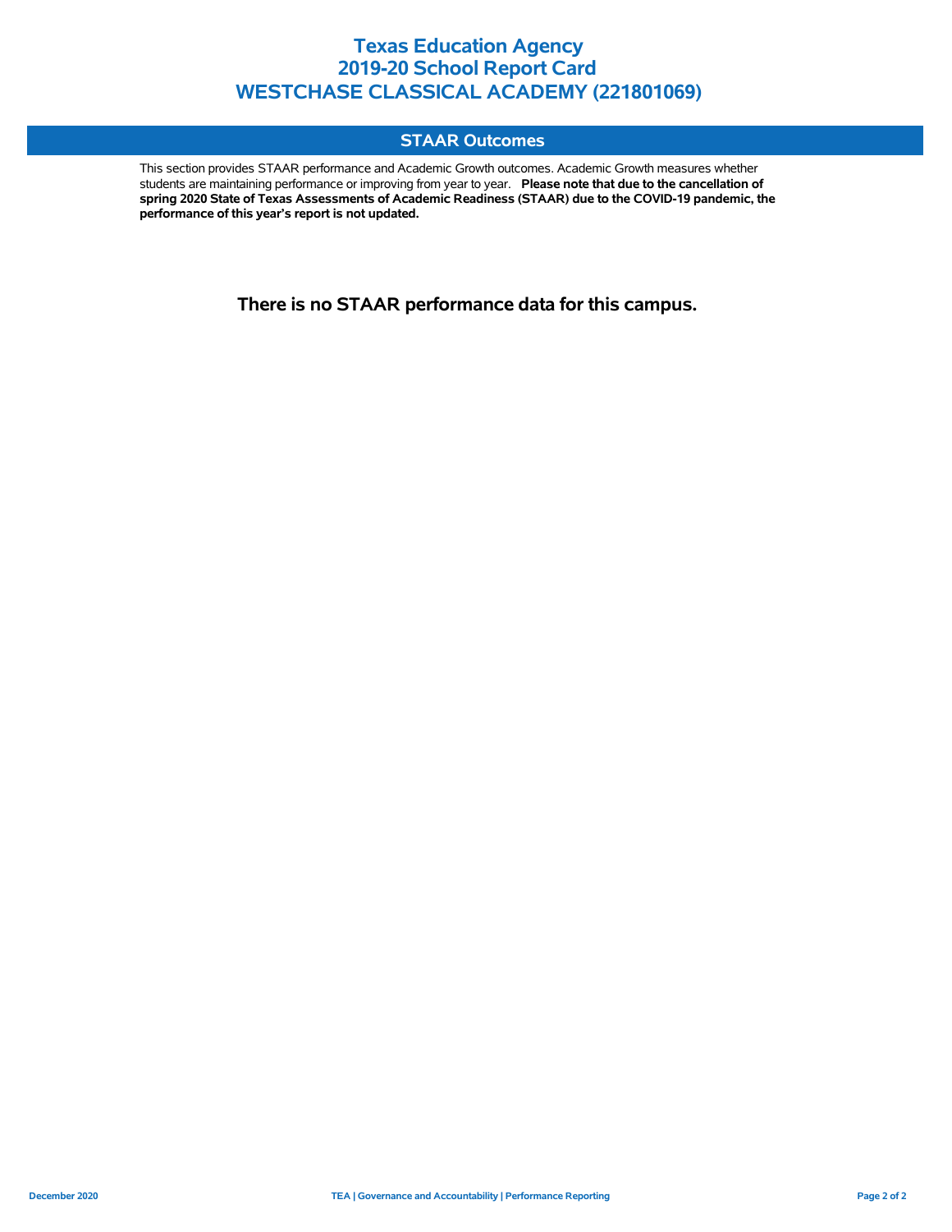# Texas Education Agency
# 2019-20 School Report Card
# WESTCHASE CLASSICAL ACADEMY (221801069)

## STAAR Outcomes

This section provides STAAR performance and Academic Growth outcomes. Academic Growth measures whether students are maintaining performance or improving from year to year. **Please note that due to the cancellation of spring 2020 State of Texas Assessments of Academic Readiness (STAAR) due to the COVID-19 pandemic, the performance of this year's report is not updated.**

**There is no STAAR performance data for this campus.**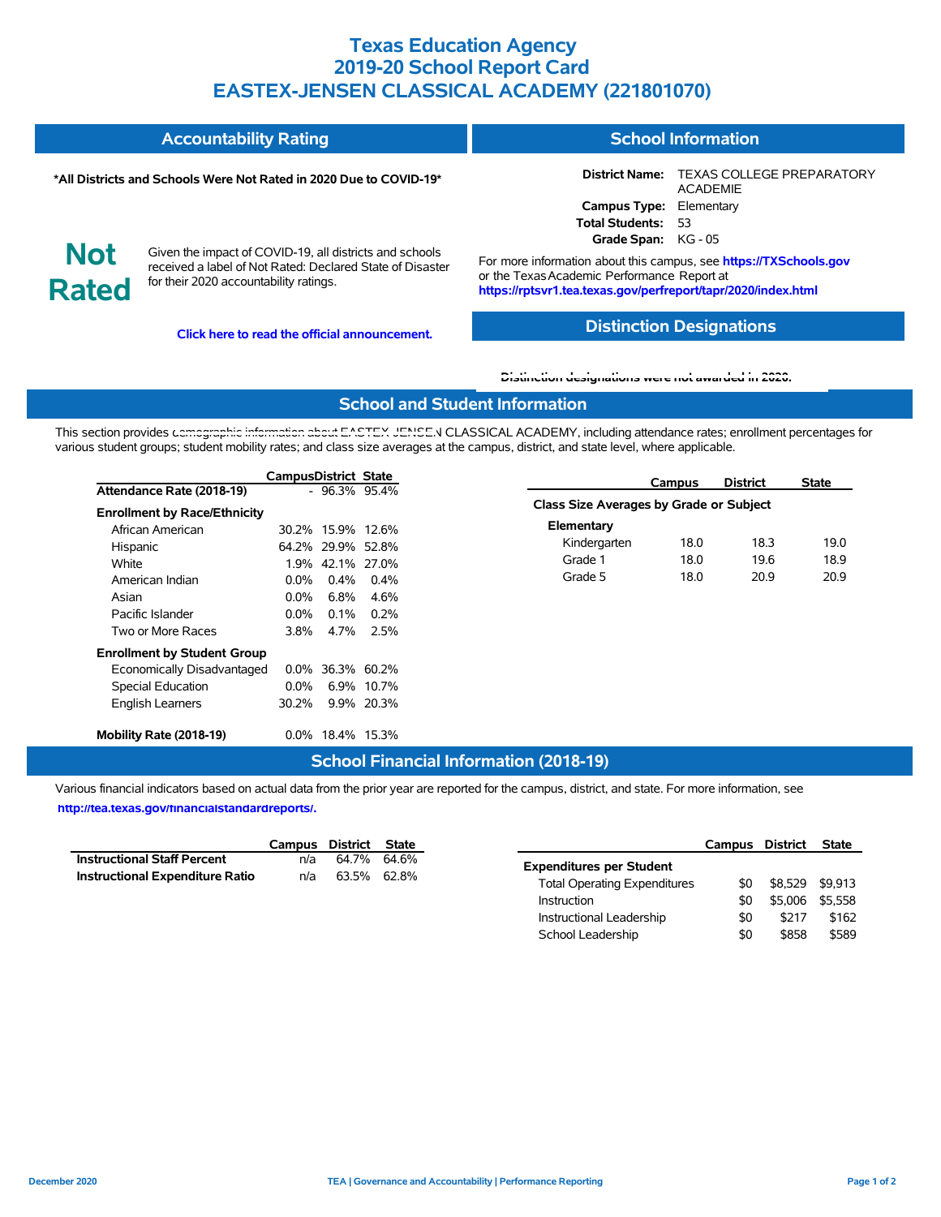# Texas Education Agency
# 2019-20 School Report Card
# EASTEX-JENSEN CLASSICAL ACADEMY (221801070)

## Accountability Rating

**\*All Districts and Schools Were Not Rated in 2020 Due to COVID-19\***

**Not Rated**

Given the impact of COVID-19, all districts and schools received a label of Not Rated: Declared State of Disaster for their 2020 accountability ratings.

**Click here to read the official announcement.**

## School Information

**District Name:** TEXAS COLLEGE PREPARATORY ACADEMIE
**Campus Type:** Elementary
**Total Students:** 53
**Grade Span:** KG - 05

For more information about this campus, see **https://TXSchools.gov** or the Texas Academic Performance Report at **https://rptsvr1.tea.texas.gov/perfreport/tapr/2020/index.html**

## Distinction Designations

**Distinction designations were not awarded in 2020.**

## School and Student Information

This section provides demographic information about EASTEX-JENSEN CLASSICAL ACADEMY, including attendance rates; enrollment percentages for various student groups; student mobility rates; and class size averages at the campus, district, and state level, where applicable.

| | Campus | District | State |
|---|---|---|---|
| **Attendance Rate (2018-19)** | - | 96.3% | 95.4% |
| **Enrollment by Race/Ethnicity** | | | |
| African American | 30.2% | 15.9% | 12.6% |
| Hispanic | 64.2% | 29.9% | 52.8% |
| White | 1.9% | 42.1% | 27.0% |
| American Indian | 0.0% | 0.4% | 0.4% |
| Asian | 0.0% | 6.8% | 4.6% |
| Pacific Islander | 0.0% | 0.1% | 0.2% |
| Two or More Races | 3.8% | 4.7% | 2.5% |
| **Enrollment by Student Group** | | | |
| Economically Disadvantaged | 0.0% | 36.3% | 60.2% |
| Special Education | 0.0% | 6.9% | 10.7% |
| English Learners | 30.2% | 9.9% | 20.3% |
| **Mobility Rate (2018-19)** | 0.0% | 18.4% | 15.3% |

| | Campus | District | State |
|---|---|---|---|
| **Class Size Averages by Grade or Subject** | | | |
| **Elementary** | | | |
| Kindergarten | 18.0 | 18.3 | 19.0 |
| Grade 1 | 18.0 | 19.6 | 18.9 |
| Grade 5 | 18.0 | 20.9 | 20.9 |

## School Financial Information (2018-19)

Various financial indicators based on actual data from the prior year are reported for the campus, district, and state. For more information, see **http://tea.texas.gov/financialstandardreports/.**

| | Campus | District | State |
|---|---|---|---|
| **Instructional Staff Percent** | n/a | 64.7% | 64.6% |
| **Instructional Expenditure Ratio** | n/a | 63.5% | 62.8% |

| | Campus | District | State |
|---|---|---|---|
| **Expenditures per Student** | | | |
| Total Operating Expenditures | $0 | $8,529 | $9,913 |
| Instruction | $0 | $5,006 | $5,558 |
| Instructional Leadership | $0 | $217 | $162 |
| School Leadership | $0 | $858 | $589 |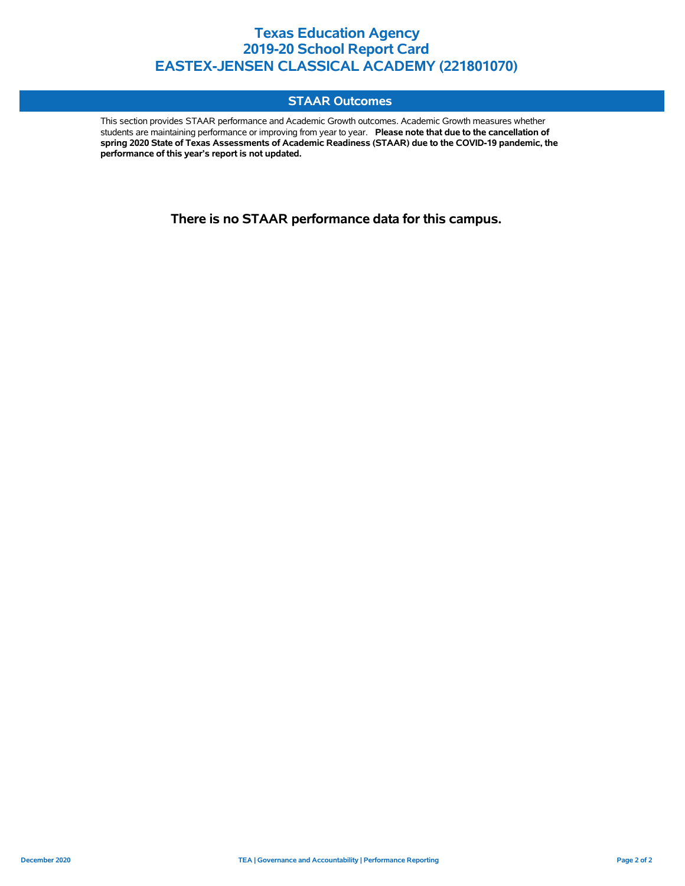# Texas Education Agency
# 2019-20 School Report Card
# EASTEX-JENSEN CLASSICAL ACADEMY (221801070)

## STAAR Outcomes

This section provides STAAR performance and Academic Growth outcomes. Academic Growth measures whether students are maintaining performance or improving from year to year. **Please note that due to the cancellation of spring 2020 State of Texas Assessments of Academic Readiness (STAAR) due to the COVID-19 pandemic, the performance of this year's report is not updated.**

**There is no STAAR performance data for this campus.**